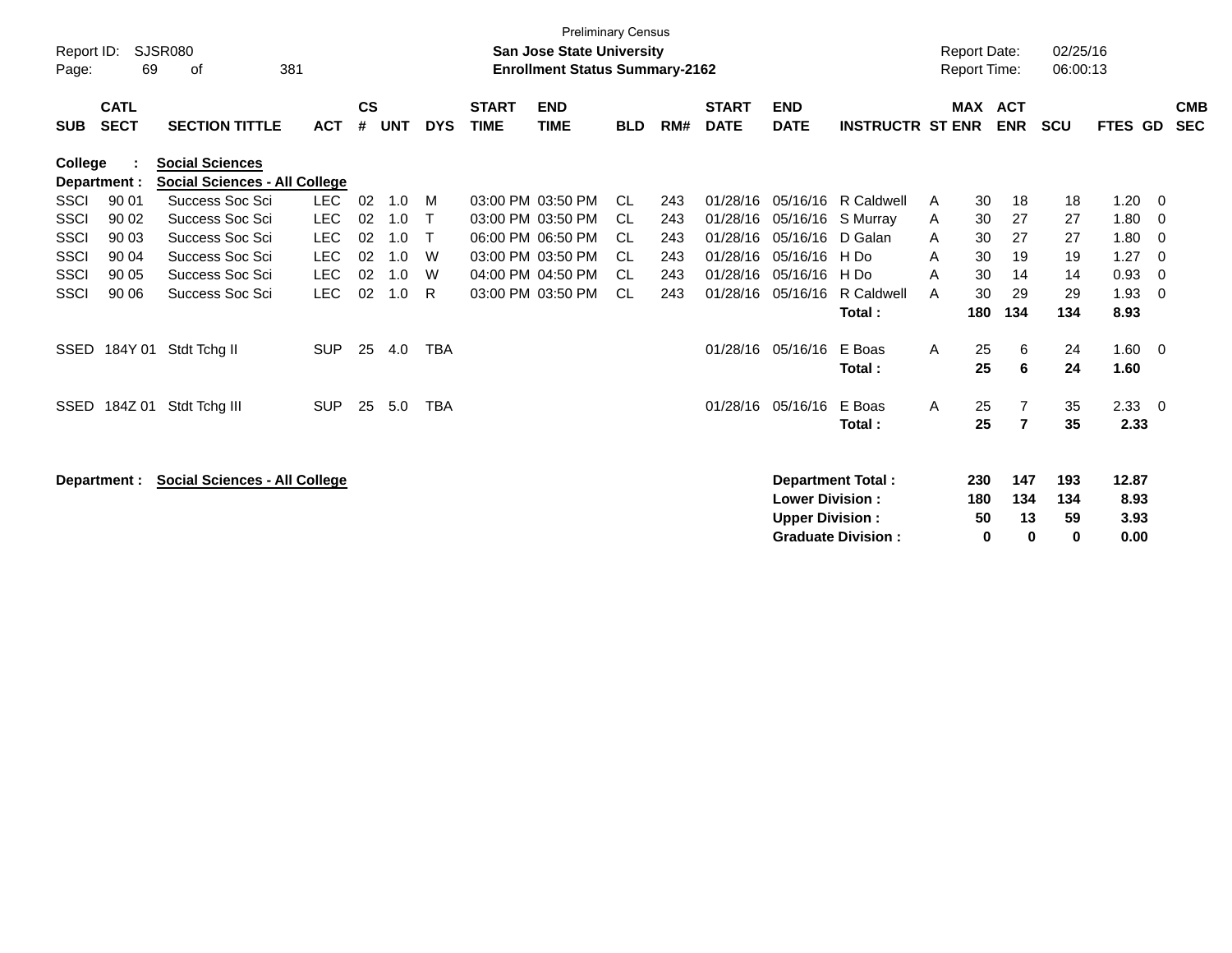Preliminary Census

**San Jose State University**
**Enrollment Status Summary-2162**

Report ID: SJSR080
Report Date: 02/25/16
Report Time: 06:00:13

| SUB | CATL SECT | SECTION TITTLE | ACT | CS # | UNT | DYS | START TIME | END TIME | BLD | RM# | START DATE | END DATE | INSTRUCTR | ST | MAX ENR | ACT ENR | SCU | FTES | GD | CMB SEC |
|---|---|---|---|---|---|---|---|---|---|---|---|---|---|---|---|---|---|---|---|---|
| **College :** | | **Social Sciences** | | | | | | | | | | | | | | | | | | |
| **Department :** | | **Social Sciences - All College** | | | | | | | | | | | | | | | | | | |
| SSCI | 90 01 | Success Soc Sci | LEC | 02 | 1.0 | M | 03:00 PM | 03:50 PM | CL | 243 | 01/28/16 | 05/16/16 | R Caldwell | A | 30 | 18 | 18 | 1.20 | 0 | |
| SSCI | 90 02 | Success Soc Sci | LEC | 02 | 1.0 | T | 03:00 PM | 03:50 PM | CL | 243 | 01/28/16 | 05/16/16 | S Murray | A | 30 | 27 | 27 | 1.80 | 0 | |
| SSCI | 90 03 | Success Soc Sci | LEC | 02 | 1.0 | T | 06:00 PM | 06:50 PM | CL | 243 | 01/28/16 | 05/16/16 | D Galan | A | 30 | 27 | 27 | 1.80 | 0 | |
| SSCI | 90 04 | Success Soc Sci | LEC | 02 | 1.0 | W | 03:00 PM | 03:50 PM | CL | 243 | 01/28/16 | 05/16/16 | H Do | A | 30 | 19 | 19 | 1.27 | 0 | |
| SSCI | 90 05 | Success Soc Sci | LEC | 02 | 1.0 | W | 04:00 PM | 04:50 PM | CL | 243 | 01/28/16 | 05/16/16 | H Do | A | 30 | 14 | 14 | 0.93 | 0 | |
| SSCI | 90 06 | Success Soc Sci | LEC | 02 | 1.0 | R | 03:00 PM | 03:50 PM | CL | 243 | 01/28/16 | 05/16/16 | R Caldwell | A | 30 | 29 | 29 | 1.93 | 0 | |
| | | | | | | | | | | | | | **Total :** | | **180** | **134** | **134** | **8.93** | | |
| SSED | 184Y 01 | Stdt Tchg II | SUP | 25 | 4.0 | TBA | | | | | 01/28/16 | 05/16/16 | E Boas | A | 25 | 6 | 24 | 1.60 | 0 | |
| | | | | | | | | | | | | | **Total :** | | **25** | **6** | **24** | **1.60** | | |
| SSED | 184Z 01 | Stdt Tchg III | SUP | 25 | 5.0 | TBA | | | | | 01/28/16 | 05/16/16 | E Boas | A | 25 | 7 | 35 | 2.33 | 0 | |
| | | | | | | | | | | | | | **Total :** | | **25** | **7** | **35** | **2.33** | | |

**Department : Social Sciences - All College**

| | MAX ENR | ACT ENR | SCU | FTES |
|---|---|---|---|---|
| **Department Total :** | **230** | **147** | **193** | **12.87** |
| **Lower Division :** | **180** | **134** | **134** | **8.93** |
| **Upper Division :** | **50** | **13** | **59** | **3.93** |
| **Graduate Division :** | **0** | **0** | **0** | **0.00** |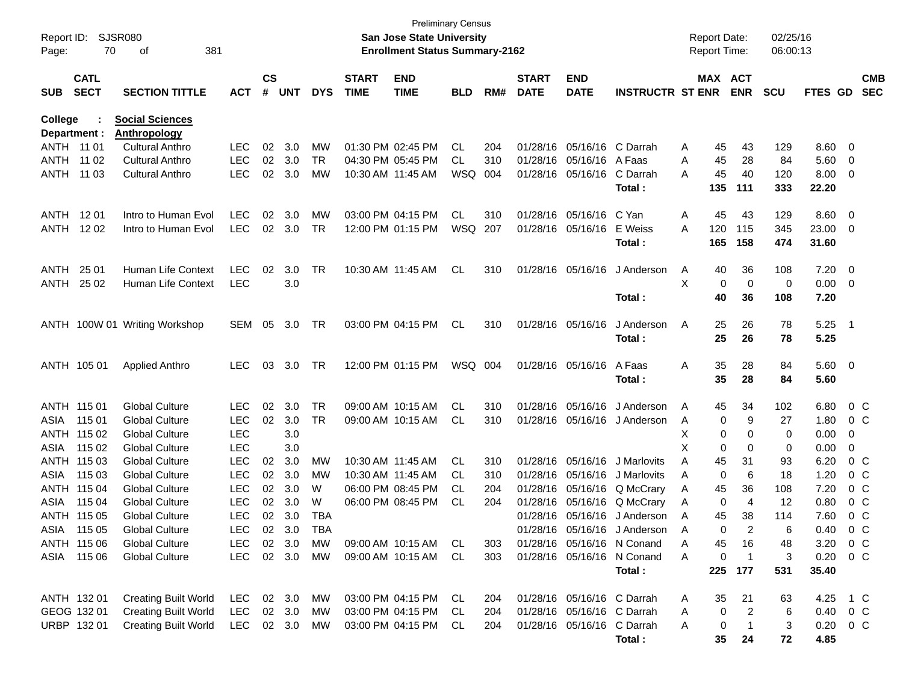Preliminary Census

**San Jose State University**

**Enrollment Status Summary-2162**

Report ID: SJSR080
Report Date: 02/25/16
Report Time: 06:00:13

| SUB | CATL SECT | SECTION TITTLE | ACT | CS # | UNT | DYS | START TIME | END TIME | BLD | RM# | START DATE | END DATE | INSTRUCTR | ST | MAX ENR | ACT ENR | SCU | FTES | GD | CMB SEC |
|---|---|---|---|---|---|---|---|---|---|---|---|---|---|---|---|---|---|---|---|---|
| **College :** | | **Social Sciences** | | | | | | | | | | | | | | | | | | |
| **Department :** | | **Anthropology** | | | | | | | | | | | | | | | | | | |
| ANTH | 11 01 | Cultural Anthro | LEC | 02 | 3.0 | MW | 01:30 PM | 02:45 PM | CL | 204 | 01/28/16 | 05/16/16 | C Darrah | A | 45 | 43 | 129 | 8.60 | 0 | |
| ANTH | 11 02 | Cultural Anthro | LEC | 02 | 3.0 | TR | 04:30 PM | 05:45 PM | CL | 310 | 01/28/16 | 05/16/16 | A Faas | A | 45 | 28 | 84 | 5.60 | 0 | |
| ANTH | 11 03 | Cultural Anthro | LEC | 02 | 3.0 | MW | 10:30 AM | 11:45 AM | WSQ | 004 | 01/28/16 | 05/16/16 | C Darrah | A | 45 | 40 | 120 | 8.00 | 0 | |
| | | | | | | | | | | | | | **Total :** | | **135** | **111** | **333** | **22.20** | | |
| ANTH | 12 01 | Intro to Human Evol | LEC | 02 | 3.0 | MW | 03:00 PM | 04:15 PM | CL | 310 | 01/28/16 | 05/16/16 | C Yan | A | 45 | 43 | 129 | 8.60 | 0 | |
| ANTH | 12 02 | Intro to Human Evol | LEC | 02 | 3.0 | TR | 12:00 PM | 01:15 PM | WSQ | 207 | 01/28/16 | 05/16/16 | E Weiss | A | 120 | 115 | 345 | 23.00 | 0 | |
| | | | | | | | | | | | | | **Total :** | | **165** | **158** | **474** | **31.60** | | |
| ANTH | 25 01 | Human Life Context | LEC | 02 | 3.0 | TR | 10:30 AM | 11:45 AM | CL | 310 | 01/28/16 | 05/16/16 | J Anderson | A | 40 | 36 | 108 | 7.20 | 0 | |
| ANTH | 25 02 | Human Life Context | LEC | | 3.0 | | | | | | | | | X | 0 | 0 | 0 | 0.00 | 0 | |
| | | | | | | | | | | | | | **Total :** | | **40** | **36** | **108** | **7.20** | | |
| ANTH | 100W 01 | Writing Workshop | SEM | 05 | 3.0 | TR | 03:00 PM | 04:15 PM | CL | 310 | 01/28/16 | 05/16/16 | J Anderson | A | 25 | 26 | 78 | 5.25 | 1 | |
| | | | | | | | | | | | | | **Total :** | | **25** | **26** | **78** | **5.25** | | |
| ANTH | 105 01 | Applied Anthro | LEC | 03 | 3.0 | TR | 12:00 PM | 01:15 PM | WSQ | 004 | 01/28/16 | 05/16/16 | A Faas | A | 35 | 28 | 84 | 5.60 | 0 | |
| | | | | | | | | | | | | | **Total :** | | **35** | **28** | **84** | **5.60** | | |
| ANTH | 115 01 | Global Culture | LEC | 02 | 3.0 | TR | 09:00 AM | 10:15 AM | CL | 310 | 01/28/16 | 05/16/16 | J Anderson | A | 45 | 34 | 102 | 6.80 | 0 | C |
| ASIA | 115 01 | Global Culture | LEC | 02 | 3.0 | TR | 09:00 AM | 10:15 AM | CL | 310 | 01/28/16 | 05/16/16 | J Anderson | A | 0 | 9 | 27 | 1.80 | 0 | C |
| ANTH | 115 02 | Global Culture | LEC | | 3.0 | | | | | | | | | X | 0 | 0 | 0 | 0.00 | 0 | |
| ASIA | 115 02 | Global Culture | LEC | | 3.0 | | | | | | | | | X | 0 | 0 | 0 | 0.00 | 0 | |
| ANTH | 115 03 | Global Culture | LEC | 02 | 3.0 | MW | 10:30 AM | 11:45 AM | CL | 310 | 01/28/16 | 05/16/16 | J Marlovits | A | 45 | 31 | 93 | 6.20 | 0 | C |
| ASIA | 115 03 | Global Culture | LEC | 02 | 3.0 | MW | 10:30 AM | 11:45 AM | CL | 310 | 01/28/16 | 05/16/16 | J Marlovits | A | 0 | 6 | 18 | 1.20 | 0 | C |
| ANTH | 115 04 | Global Culture | LEC | 02 | 3.0 | W | 06:00 PM | 08:45 PM | CL | 204 | 01/28/16 | 05/16/16 | Q McCrary | A | 45 | 36 | 108 | 7.20 | 0 | C |
| ASIA | 115 04 | Global Culture | LEC | 02 | 3.0 | W | 06:00 PM | 08:45 PM | CL | 204 | 01/28/16 | 05/16/16 | Q McCrary | A | 0 | 4 | 12 | 0.80 | 0 | C |
| ANTH | 115 05 | Global Culture | LEC | 02 | 3.0 | TBA | | | | | 01/28/16 | 05/16/16 | J Anderson | A | 45 | 38 | 114 | 7.60 | 0 | C |
| ASIA | 115 05 | Global Culture | LEC | 02 | 3.0 | TBA | | | | | 01/28/16 | 05/16/16 | J Anderson | A | 0 | 2 | 6 | 0.40 | 0 | C |
| ANTH | 115 06 | Global Culture | LEC | 02 | 3.0 | MW | 09:00 AM | 10:15 AM | CL | 303 | 01/28/16 | 05/16/16 | N Conand | A | 45 | 16 | 48 | 3.20 | 0 | C |
| ASIA | 115 06 | Global Culture | LEC | 02 | 3.0 | MW | 09:00 AM | 10:15 AM | CL | 303 | 01/28/16 | 05/16/16 | N Conand | A | 0 | 1 | 3 | 0.20 | 0 | C |
| | | | | | | | | | | | | | **Total :** | | **225** | **177** | **531** | **35.40** | | |
| ANTH | 132 01 | Creating Built World | LEC | 02 | 3.0 | MW | 03:00 PM | 04:15 PM | CL | 204 | 01/28/16 | 05/16/16 | C Darrah | A | 35 | 21 | 63 | 4.25 | 1 | C |
| GEOG | 132 01 | Creating Built World | LEC | 02 | 3.0 | MW | 03:00 PM | 04:15 PM | CL | 204 | 01/28/16 | 05/16/16 | C Darrah | A | 0 | 2 | 6 | 0.40 | 0 | C |
| URBP | 132 01 | Creating Built World | LEC | 02 | 3.0 | MW | 03:00 PM | 04:15 PM | CL | 204 | 01/28/16 | 05/16/16 | C Darrah | A | 0 | 1 | 3 | 0.20 | 0 | C |
| | | | | | | | | | | | | | **Total :** | | **35** | **24** | **72** | **4.85** | | |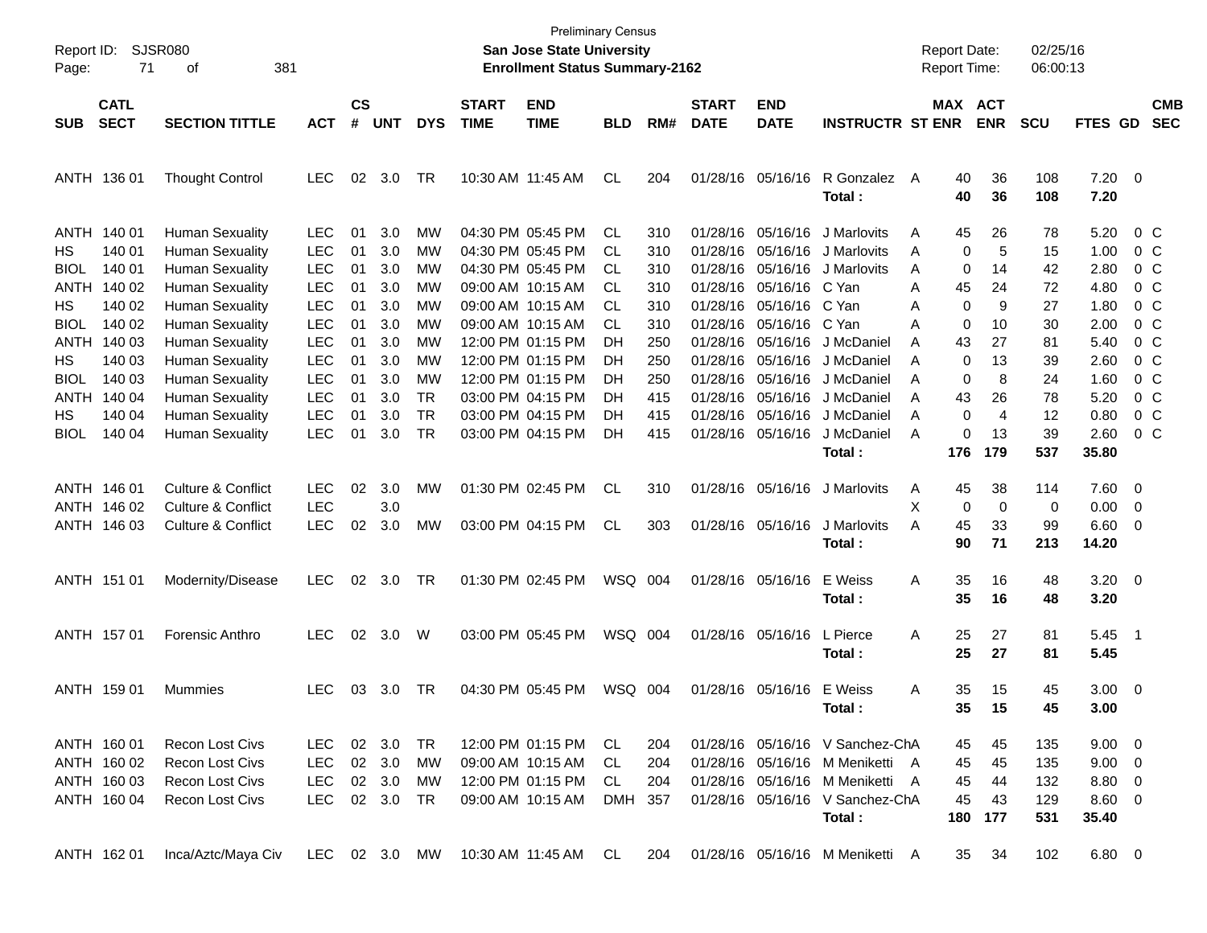Preliminary Census

**San Jose State University**

**Enrollment Status Summary-2162**

Report ID: SJSR080

Report Date: 02/25/16

Report Time: 06:00:13

| SUB | CATL SECT | SECTION TITTLE | ACT | CS # | UNT | DYS | START TIME | END TIME | BLD | RM# | START DATE | END DATE | INSTRUCTR | ST | MAX ENR | ACT ENR | SCU | FTES | GD | CMB SEC |
|---|---|---|---|---|---|---|---|---|---|---|---|---|---|---|---|---|---|---|---|---|
| ANTH | 136 01 | Thought Control | LEC | 02 | 3.0 | TR | 10:30 AM | 11:45 AM | CL | 204 | 01/28/16 | 05/16/16 | R Gonzalez | A | 40 | 36 | 108 | 7.20 | 0 | |
| | | | | | | | | | | | | | **Total :** | | **40** | **36** | **108** | **7.20** | | |
| ANTH | 140 01 | Human Sexuality | LEC | 01 | 3.0 | MW | 04:30 PM | 05:45 PM | CL | 310 | 01/28/16 | 05/16/16 | J Marlovits | A | 45 | 26 | 78 | 5.20 | 0 | C |
| HS | 140 01 | Human Sexuality | LEC | 01 | 3.0 | MW | 04:30 PM | 05:45 PM | CL | 310 | 01/28/16 | 05/16/16 | J Marlovits | A | 0 | 5 | 15 | 1.00 | 0 | C |
| BIOL | 140 01 | Human Sexuality | LEC | 01 | 3.0 | MW | 04:30 PM | 05:45 PM | CL | 310 | 01/28/16 | 05/16/16 | J Marlovits | A | 0 | 14 | 42 | 2.80 | 0 | C |
| ANTH | 140 02 | Human Sexuality | LEC | 01 | 3.0 | MW | 09:00 AM | 10:15 AM | CL | 310 | 01/28/16 | 05/16/16 | C Yan | A | 45 | 24 | 72 | 4.80 | 0 | C |
| HS | 140 02 | Human Sexuality | LEC | 01 | 3.0 | MW | 09:00 AM | 10:15 AM | CL | 310 | 01/28/16 | 05/16/16 | C Yan | A | 0 | 9 | 27 | 1.80 | 0 | C |
| BIOL | 140 02 | Human Sexuality | LEC | 01 | 3.0 | MW | 09:00 AM | 10:15 AM | CL | 310 | 01/28/16 | 05/16/16 | C Yan | A | 0 | 10 | 30 | 2.00 | 0 | C |
| ANTH | 140 03 | Human Sexuality | LEC | 01 | 3.0 | MW | 12:00 PM | 01:15 PM | DH | 250 | 01/28/16 | 05/16/16 | J McDaniel | A | 43 | 27 | 81 | 5.40 | 0 | C |
| HS | 140 03 | Human Sexuality | LEC | 01 | 3.0 | MW | 12:00 PM | 01:15 PM | DH | 250 | 01/28/16 | 05/16/16 | J McDaniel | A | 0 | 13 | 39 | 2.60 | 0 | C |
| BIOL | 140 03 | Human Sexuality | LEC | 01 | 3.0 | MW | 12:00 PM | 01:15 PM | DH | 250 | 01/28/16 | 05/16/16 | J McDaniel | A | 0 | 8 | 24 | 1.60 | 0 | C |
| ANTH | 140 04 | Human Sexuality | LEC | 01 | 3.0 | TR | 03:00 PM | 04:15 PM | DH | 415 | 01/28/16 | 05/16/16 | J McDaniel | A | 43 | 26 | 78 | 5.20 | 0 | C |
| HS | 140 04 | Human Sexuality | LEC | 01 | 3.0 | TR | 03:00 PM | 04:15 PM | DH | 415 | 01/28/16 | 05/16/16 | J McDaniel | A | 0 | 4 | 12 | 0.80 | 0 | C |
| BIOL | 140 04 | Human Sexuality | LEC | 01 | 3.0 | TR | 03:00 PM | 04:15 PM | DH | 415 | 01/28/16 | 05/16/16 | J McDaniel | A | 0 | 13 | 39 | 2.60 | 0 | C |
| | | | | | | | | | | | | | **Total :** | | **176** | **179** | **537** | **35.80** | | |
| ANTH | 146 01 | Culture & Conflict | LEC | 02 | 3.0 | MW | 01:30 PM | 02:45 PM | CL | 310 | 01/28/16 | 05/16/16 | J Marlovits | A | 45 | 38 | 114 | 7.60 | 0 | |
| ANTH | 146 02 | Culture & Conflict | LEC | | 3.0 | | | | | | | | | X | 0 | 0 | 0 | 0.00 | 0 | |
| ANTH | 146 03 | Culture & Conflict | LEC | 02 | 3.0 | MW | 03:00 PM | 04:15 PM | CL | 303 | 01/28/16 | 05/16/16 | J Marlovits | A | 45 | 33 | 99 | 6.60 | 0 | |
| | | | | | | | | | | | | | **Total :** | | **90** | **71** | **213** | **14.20** | | |
| ANTH | 151 01 | Modernity/Disease | LEC | 02 | 3.0 | TR | 01:30 PM | 02:45 PM | WSQ | 004 | 01/28/16 | 05/16/16 | E Weiss | A | 35 | 16 | 48 | 3.20 | 0 | |
| | | | | | | | | | | | | | **Total :** | | **35** | **16** | **48** | **3.20** | | |
| ANTH | 157 01 | Forensic Anthro | LEC | 02 | 3.0 | W | 03:00 PM | 05:45 PM | WSQ | 004 | 01/28/16 | 05/16/16 | L Pierce | A | 25 | 27 | 81 | 5.45 | 1 | |
| | | | | | | | | | | | | | **Total :** | | **25** | **27** | **81** | **5.45** | | |
| ANTH | 159 01 | Mummies | LEC | 03 | 3.0 | TR | 04:30 PM | 05:45 PM | WSQ | 004 | 01/28/16 | 05/16/16 | E Weiss | A | 35 | 15 | 45 | 3.00 | 0 | |
| | | | | | | | | | | | | | **Total :** | | **35** | **15** | **45** | **3.00** | | |
| ANTH | 160 01 | Recon Lost Civs | LEC | 02 | 3.0 | TR | 12:00 PM | 01:15 PM | CL | 204 | 01/28/16 | 05/16/16 | V Sanchez-Ch | A | 45 | 45 | 135 | 9.00 | 0 | |
| ANTH | 160 02 | Recon Lost Civs | LEC | 02 | 3.0 | MW | 09:00 AM | 10:15 AM | CL | 204 | 01/28/16 | 05/16/16 | M Meniketti | A | 45 | 45 | 135 | 9.00 | 0 | |
| ANTH | 160 03 | Recon Lost Civs | LEC | 02 | 3.0 | MW | 12:00 PM | 01:15 PM | CL | 204 | 01/28/16 | 05/16/16 | M Meniketti | A | 45 | 44 | 132 | 8.80 | 0 | |
| ANTH | 160 04 | Recon Lost Civs | LEC | 02 | 3.0 | TR | 09:00 AM | 10:15 AM | DMH | 357 | 01/28/16 | 05/16/16 | V Sanchez-Ch | A | 45 | 43 | 129 | 8.60 | 0 | |
| | | | | | | | | | | | | | **Total :** | | **180** | **177** | **531** | **35.40** | | |
| ANTH | 162 01 | Inca/Aztc/Maya Civ | LEC | 02 | 3.0 | MW | 10:30 AM | 11:45 AM | CL | 204 | 01/28/16 | 05/16/16 | M Meniketti | A | 35 | 34 | 102 | 6.80 | 0 | |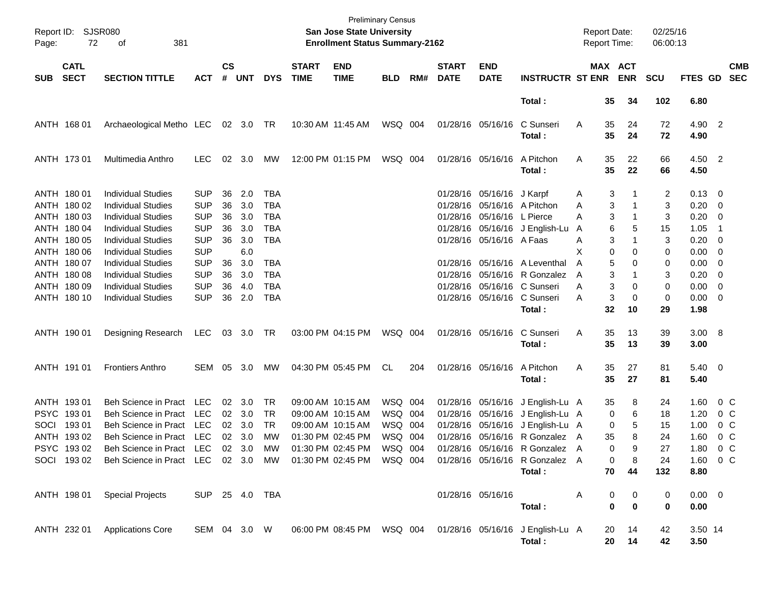Preliminary Census

**San Jose State University**

**Enrollment Status Summary-2162**

Report ID: SJSR080

Report Date: 02/25/16

Report Time: 06:00:13

| SUB | CATL SECT | SECTION TITTLE | ACT | CS # | UNT | DYS | START TIME | END TIME | BLD | RM# | START DATE | END DATE | INSTRUCTR | ST | MAX ENR | ACT ENR | SCU | FTES | GD | CMB SEC |
|---|---|---|---|---|---|---|---|---|---|---|---|---|---|---|---|---|---|---|---|---|
| | | | | | | | | | | | | | **Total :** | | **35** | **34** | **102** | **6.80** | | |
| ANTH | 168 01 | Archaeological Metho | LEC | 02 | 3.0 | TR | 10:30 AM | 11:45 AM | WSQ | 004 | 01/28/16 | 05/16/16 | C Sunseri | A | 35 | 24 | 72 | 4.90 | 2 | |
| | | | | | | | | | | | | | **Total :** | | **35** | **24** | **72** | **4.90** | | |
| ANTH | 173 01 | Multimedia Anthro | LEC | 02 | 3.0 | MW | 12:00 PM | 01:15 PM | WSQ | 004 | 01/28/16 | 05/16/16 | A Pitchon | A | 35 | 22 | 66 | 4.50 | 2 | |
| | | | | | | | | | | | | | **Total :** | | **35** | **22** | **66** | **4.50** | | |
| ANTH | 180 01 | Individual Studies | SUP | 36 | 2.0 | TBA | | | | | 01/28/16 | 05/16/16 | J Karpf | A | 3 | 1 | 2 | 0.13 | 0 | |
| ANTH | 180 02 | Individual Studies | SUP | 36 | 3.0 | TBA | | | | | 01/28/16 | 05/16/16 | A Pitchon | A | 3 | 1 | 3 | 0.20 | 0 | |
| ANTH | 180 03 | Individual Studies | SUP | 36 | 3.0 | TBA | | | | | 01/28/16 | 05/16/16 | L Pierce | A | 3 | 1 | 3 | 0.20 | 0 | |
| ANTH | 180 04 | Individual Studies | SUP | 36 | 3.0 | TBA | | | | | 01/28/16 | 05/16/16 | J English-Lu | A | 6 | 5 | 15 | 1.05 | 1 | |
| ANTH | 180 05 | Individual Studies | SUP | 36 | 3.0 | TBA | | | | | 01/28/16 | 05/16/16 | A Faas | A | 3 | 1 | 3 | 0.20 | 0 | |
| ANTH | 180 06 | Individual Studies | SUP | | 6.0 | | | | | | | | | X | 0 | 0 | 0 | 0.00 | 0 | |
| ANTH | 180 07 | Individual Studies | SUP | 36 | 3.0 | TBA | | | | | 01/28/16 | 05/16/16 | A Leventhal | A | 5 | 0 | 0 | 0.00 | 0 | |
| ANTH | 180 08 | Individual Studies | SUP | 36 | 3.0 | TBA | | | | | 01/28/16 | 05/16/16 | R Gonzalez | A | 3 | 1 | 3 | 0.20 | 0 | |
| ANTH | 180 09 | Individual Studies | SUP | 36 | 4.0 | TBA | | | | | 01/28/16 | 05/16/16 | C Sunseri | A | 3 | 0 | 0 | 0.00 | 0 | |
| ANTH | 180 10 | Individual Studies | SUP | 36 | 2.0 | TBA | | | | | 01/28/16 | 05/16/16 | C Sunseri | A | 3 | 0 | 0 | 0.00 | 0 | |
| | | | | | | | | | | | | | **Total :** | | **32** | **10** | **29** | **1.98** | | |
| ANTH | 190 01 | Designing Research | LEC | 03 | 3.0 | TR | 03:00 PM | 04:15 PM | WSQ | 004 | 01/28/16 | 05/16/16 | C Sunseri | A | 35 | 13 | 39 | 3.00 | 8 | |
| | | | | | | | | | | | | | **Total :** | | **35** | **13** | **39** | **3.00** | | |
| ANTH | 191 01 | Frontiers Anthro | SEM | 05 | 3.0 | MW | 04:30 PM | 05:45 PM | CL | 204 | 01/28/16 | 05/16/16 | A Pitchon | A | 35 | 27 | 81 | 5.40 | 0 | |
| | | | | | | | | | | | | | **Total :** | | **35** | **27** | **81** | **5.40** | | |
| ANTH | 193 01 | Beh Science in Pract | LEC | 02 | 3.0 | TR | 09:00 AM | 10:15 AM | WSQ | 004 | 01/28/16 | 05/16/16 | J English-Lu | A | 35 | 8 | 24 | 1.60 | 0 | C |
| PSYC | 193 01 | Beh Science in Pract | LEC | 02 | 3.0 | TR | 09:00 AM | 10:15 AM | WSQ | 004 | 01/28/16 | 05/16/16 | J English-Lu | A | 0 | 6 | 18 | 1.20 | 0 | C |
| SOCI | 193 01 | Beh Science in Pract | LEC | 02 | 3.0 | TR | 09:00 AM | 10:15 AM | WSQ | 004 | 01/28/16 | 05/16/16 | J English-Lu | A | 0 | 5 | 15 | 1.00 | 0 | C |
| ANTH | 193 02 | Beh Science in Pract | LEC | 02 | 3.0 | MW | 01:30 PM | 02:45 PM | WSQ | 004 | 01/28/16 | 05/16/16 | R Gonzalez | A | 35 | 8 | 24 | 1.60 | 0 | C |
| PSYC | 193 02 | Beh Science in Pract | LEC | 02 | 3.0 | MW | 01:30 PM | 02:45 PM | WSQ | 004 | 01/28/16 | 05/16/16 | R Gonzalez | A | 0 | 9 | 27 | 1.80 | 0 | C |
| SOCI | 193 02 | Beh Science in Pract | LEC | 02 | 3.0 | MW | 01:30 PM | 02:45 PM | WSQ | 004 | 01/28/16 | 05/16/16 | R Gonzalez | A | 0 | 8 | 24 | 1.60 | 0 | C |
| | | | | | | | | | | | | | **Total :** | | **70** | **44** | **132** | **8.80** | | |
| ANTH | 198 01 | Special Projects | SUP | 25 | 4.0 | TBA | | | | | 01/28/16 | 05/16/16 | | A | 0 | 0 | 0 | 0.00 | 0 | |
| | | | | | | | | | | | | | **Total :** | | **0** | **0** | **0** | **0.00** | | |
| ANTH | 232 01 | Applications Core | SEM | 04 | 3.0 | W | 06:00 PM | 08:45 PM | WSQ | 004 | 01/28/16 | 05/16/16 | J English-Lu | A | 20 | 14 | 42 | 3.50 | 14 | |
| | | | | | | | | | | | | | **Total :** | | **20** | **14** | **42** | **3.50** | | |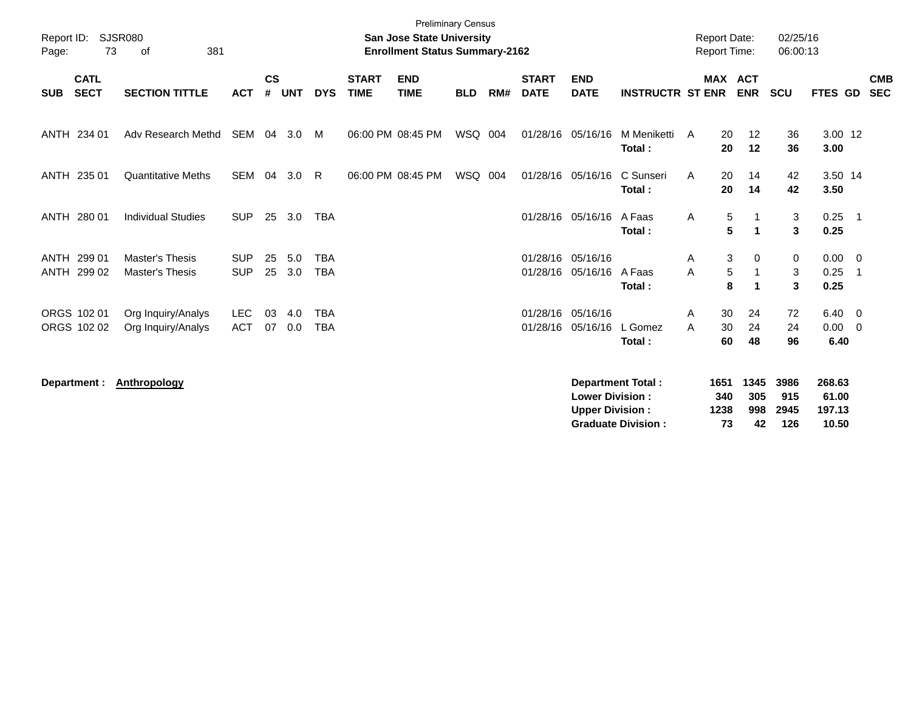Preliminary Census

**San Jose State University**

**Enrollment Status Summary-2162**

Report ID: SJSR080

Report Date: 02/25/16

Report Time: 06:00:13

| SUB | CATL SECT | SECTION TITTLE | ACT | CS # | UNT | DYS | START TIME | END TIME | BLD | RM# | START DATE | END DATE | INSTRUCTR | ST | MAX ENR | ACT ENR | SCU | FTES | GD | CMB SEC |
|---|---|---|---|---|---|---|---|---|---|---|---|---|---|---|---|---|---|---|---|---|
| ANTH | 234 01 | Adv Research Methd | SEM | 04 | 3.0 | M | 06:00 PM | 08:45 PM | WSQ | 004 | 01/28/16 | 05/16/16 | M Meniketti | A | 20 | 12 | 36 | 3.00 | 12 | |
| | | | | | | | | | | | | | **Total :** | | **20** | **12** | **36** | **3.00** | | |
| ANTH | 235 01 | Quantitative Meths | SEM | 04 | 3.0 | R | 06:00 PM | 08:45 PM | WSQ | 004 | 01/28/16 | 05/16/16 | C Sunseri | A | 20 | 14 | 42 | 3.50 | 14 | |
| | | | | | | | | | | | | | **Total :** | | **20** | **14** | **42** | **3.50** | | |
| ANTH | 280 01 | Individual Studies | SUP | 25 | 3.0 | TBA | | | | | 01/28/16 | 05/16/16 | A Faas | A | 5 | 1 | 3 | 0.25 | 1 | |
| | | | | | | | | | | | | | **Total :** | | **5** | **1** | **3** | **0.25** | | |
| ANTH | 299 01 | Master's Thesis | SUP | 25 | 5.0 | TBA | | | | | 01/28/16 | 05/16/16 | | A | 3 | 0 | 0 | 0.00 | 0 | |
| ANTH | 299 02 | Master's Thesis | SUP | 25 | 3.0 | TBA | | | | | 01/28/16 | 05/16/16 | A Faas | A | 5 | 1 | 3 | 0.25 | 1 | |
| | | | | | | | | | | | | | **Total :** | | **8** | **1** | **3** | **0.25** | | |
| ORGS | 102 01 | Org Inquiry/Analys | LEC | 03 | 4.0 | TBA | | | | | 01/28/16 | 05/16/16 | | A | 30 | 24 | 72 | 6.40 | 0 | |
| ORGS | 102 02 | Org Inquiry/Analys | ACT | 07 | 0.0 | TBA | | | | | 01/28/16 | 05/16/16 | L Gomez | A | 30 | 24 | 24 | 0.00 | 0 | |
| | | | | | | | | | | | | | **Total :** | | **60** | **48** | **96** | **6.40** | | |

**Department :** **Anthropology**

| | MAX ENR | ACT ENR | SCU | FTES |
|---|---|---|---|---|
| **Department Total :** | **1651** | **1345** | **3986** | **268.63** |
| **Lower Division :** | **340** | **305** | **915** | **61.00** |
| **Upper Division :** | **1238** | **998** | **2945** | **197.13** |
| **Graduate Division :** | **73** | **42** | **126** | **10.50** |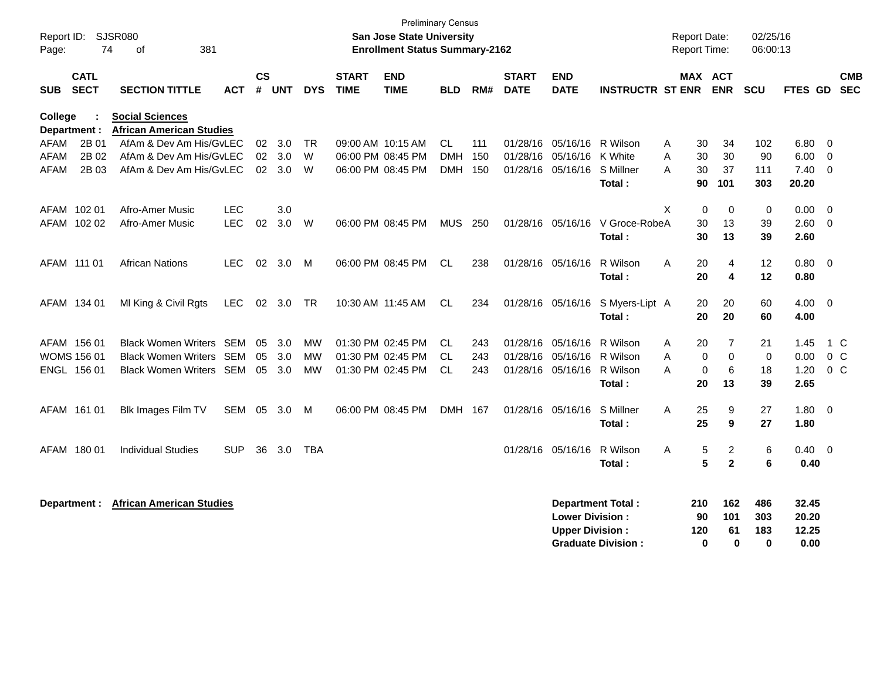Preliminary Census

**San Jose State University**
**Enrollment Status Summary-2162**

Report ID: SJSR080
Report Date: 02/25/16
Report Time: 06:00:13

| SUB | CATL SECT | SECTION TITTLE | ACT | CS # | UNT | DYS | START TIME | END TIME | BLD | RM# | START DATE | END DATE | INSTRUCTR | ST | MAX ENR | ACT ENR | SCU | FTES | GD | CMB SEC |
|---|---|---|---|---|---|---|---|---|---|---|---|---|---|---|---|---|---|---|---|---|
| **College :** | | **Social Sciences** | | | | | | | | | | | | | | | | | | |
| **Department :** | | **African American Studies** | | | | | | | | | | | | | | | | | | |
| AFAM | 2B 01 | AfAm & Dev Am His/Gv | LEC | 02 | 3.0 | TR | 09:00 AM | 10:15 AM | CL | 111 | 01/28/16 | 05/16/16 | R Wilson | A | 30 | 34 | 102 | 6.80 | 0 | |
| AFAM | 2B 02 | AfAm & Dev Am His/Gv | LEC | 02 | 3.0 | W | 06:00 PM | 08:45 PM | DMH | 150 | 01/28/16 | 05/16/16 | K White | A | 30 | 30 | 90 | 6.00 | 0 | |
| AFAM | 2B 03 | AfAm & Dev Am His/Gv | LEC | 02 | 3.0 | W | 06:00 PM | 08:45 PM | DMH | 150 | 01/28/16 | 05/16/16 | S Millner | A | 30 | 37 | 111 | 7.40 | 0 | |
| | | | | | | | | | | | | | **Total :** | | **90** | **101** | **303** | **20.20** | | |
| AFAM | 102 01 | Afro-Amer Music | LEC | | 3.0 | | | | | | | | | X | 0 | 0 | 0 | 0.00 | 0 | |
| AFAM | 102 02 | Afro-Amer Music | LEC | 02 | 3.0 | W | 06:00 PM | 08:45 PM | MUS | 250 | 01/28/16 | 05/16/16 | V Groce-Robe | A | 30 | 13 | 39 | 2.60 | 0 | |
| | | | | | | | | | | | | | **Total :** | | **30** | **13** | **39** | **2.60** | | |
| AFAM | 111 01 | African Nations | LEC | 02 | 3.0 | M | 06:00 PM | 08:45 PM | CL | 238 | 01/28/16 | 05/16/16 | R Wilson | A | 20 | 4 | 12 | 0.80 | 0 | |
| | | | | | | | | | | | | | **Total :** | | **20** | **4** | **12** | **0.80** | | |
| AFAM | 134 01 | Ml King & Civil Rgts | LEC | 02 | 3.0 | TR | 10:30 AM | 11:45 AM | CL | 234 | 01/28/16 | 05/16/16 | S Myers-Lipt | A | 20 | 20 | 60 | 4.00 | 0 | |
| | | | | | | | | | | | | | **Total :** | | **20** | **20** | **60** | **4.00** | | |
| AFAM | 156 01 | Black Women Writers | SEM | 05 | 3.0 | MW | 01:30 PM | 02:45 PM | CL | 243 | 01/28/16 | 05/16/16 | R Wilson | A | 20 | 7 | 21 | 1.45 | 1 | C |
| WOMS | 156 01 | Black Women Writers | SEM | 05 | 3.0 | MW | 01:30 PM | 02:45 PM | CL | 243 | 01/28/16 | 05/16/16 | R Wilson | A | 0 | 0 | 0 | 0.00 | 0 | C |
| ENGL | 156 01 | Black Women Writers | SEM | 05 | 3.0 | MW | 01:30 PM | 02:45 PM | CL | 243 | 01/28/16 | 05/16/16 | R Wilson | A | 0 | 6 | 18 | 1.20 | 0 | C |
| | | | | | | | | | | | | | **Total :** | | **20** | **13** | **39** | **2.65** | | |
| AFAM | 161 01 | Blk Images Film TV | SEM | 05 | 3.0 | M | 06:00 PM | 08:45 PM | DMH | 167 | 01/28/16 | 05/16/16 | S Millner | A | 25 | 9 | 27 | 1.80 | 0 | |
| | | | | | | | | | | | | | **Total :** | | **25** | **9** | **27** | **1.80** | | |
| AFAM | 180 01 | Individual Studies | SUP | 36 | 3.0 | TBA | | | | | 01/28/16 | 05/16/16 | R Wilson | A | 5 | 2 | 6 | 0.40 | 0 | |
| | | | | | | | | | | | | | **Total :** | | **5** | **2** | **6** | **0.40** | | |

**Department : African American Studies**

| | MAX ENR | ACT ENR | SCU | FTES |
|---|---|---|---|---|
| **Department Total :** | **210** | **162** | **486** | **32.45** |
| **Lower Division :** | **90** | **101** | **303** | **20.20** |
| **Upper Division :** | **120** | **61** | **183** | **12.25** |
| **Graduate Division :** | **0** | **0** | **0** | **0.00** |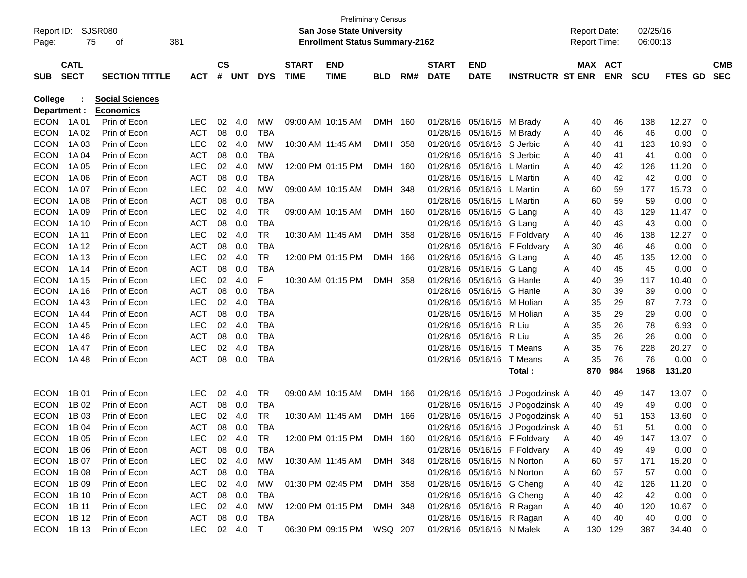Preliminary Census

Report ID: SJSR080

**San Jose State University**

**Enrollment Status Summary-2162**

Report Date: 02/25/16

Report Time: 06:00:13

**College : Social Sciences**

**Department : Economics**

| SUB | CATL SECT | SECTION TITTLE | ACT | CS # | UNT | DYS | START TIME | END TIME | BLD | RM# | START DATE | END DATE | INSTRUCTR | ST | MAX ENR | ACT ENR | SCU | FTES | GD | CMB SEC |
|---|---|---|---|---|---|---|---|---|---|---|---|---|---|---|---|---|---|---|---|---|
| ECON | 1A 01 | Prin of Econ | LEC | 02 | 4.0 | MW | 09:00 AM | 10:15 AM | DMH | 160 | 01/28/16 | 05/16/16 | M Brady | A | 40 | 46 | 138 | 12.27 | 0 | |
| ECON | 1A 02 | Prin of Econ | ACT | 08 | 0.0 | TBA | | | | | 01/28/16 | 05/16/16 | M Brady | A | 40 | 46 | 46 | 0.00 | 0 | |
| ECON | 1A 03 | Prin of Econ | LEC | 02 | 4.0 | MW | 10:30 AM | 11:45 AM | DMH | 358 | 01/28/16 | 05/16/16 | S Jerbic | A | 40 | 41 | 123 | 10.93 | 0 | |
| ECON | 1A 04 | Prin of Econ | ACT | 08 | 0.0 | TBA | | | | | 01/28/16 | 05/16/16 | S Jerbic | A | 40 | 41 | 41 | 0.00 | 0 | |
| ECON | 1A 05 | Prin of Econ | LEC | 02 | 4.0 | MW | 12:00 PM | 01:15 PM | DMH | 160 | 01/28/16 | 05/16/16 | L Martin | A | 40 | 42 | 126 | 11.20 | 0 | |
| ECON | 1A 06 | Prin of Econ | ACT | 08 | 0.0 | TBA | | | | | 01/28/16 | 05/16/16 | L Martin | A | 40 | 42 | 42 | 0.00 | 0 | |
| ECON | 1A 07 | Prin of Econ | LEC | 02 | 4.0 | MW | 09:00 AM | 10:15 AM | DMH | 348 | 01/28/16 | 05/16/16 | L Martin | A | 60 | 59 | 177 | 15.73 | 0 | |
| ECON | 1A 08 | Prin of Econ | ACT | 08 | 0.0 | TBA | | | | | 01/28/16 | 05/16/16 | L Martin | A | 60 | 59 | 59 | 0.00 | 0 | |
| ECON | 1A 09 | Prin of Econ | LEC | 02 | 4.0 | TR | 09:00 AM | 10:15 AM | DMH | 160 | 01/28/16 | 05/16/16 | G Lang | A | 40 | 43 | 129 | 11.47 | 0 | |
| ECON | 1A 10 | Prin of Econ | ACT | 08 | 0.0 | TBA | | | | | 01/28/16 | 05/16/16 | G Lang | A | 40 | 43 | 43 | 0.00 | 0 | |
| ECON | 1A 11 | Prin of Econ | LEC | 02 | 4.0 | TR | 10:30 AM | 11:45 AM | DMH | 358 | 01/28/16 | 05/16/16 | F Foldvary | A | 40 | 46 | 138 | 12.27 | 0 | |
| ECON | 1A 12 | Prin of Econ | ACT | 08 | 0.0 | TBA | | | | | 01/28/16 | 05/16/16 | F Foldvary | A | 30 | 46 | 46 | 0.00 | 0 | |
| ECON | 1A 13 | Prin of Econ | LEC | 02 | 4.0 | TR | 12:00 PM | 01:15 PM | DMH | 166 | 01/28/16 | 05/16/16 | G Lang | A | 40 | 45 | 135 | 12.00 | 0 | |
| ECON | 1A 14 | Prin of Econ | ACT | 08 | 0.0 | TBA | | | | | 01/28/16 | 05/16/16 | G Lang | A | 40 | 45 | 45 | 0.00 | 0 | |
| ECON | 1A 15 | Prin of Econ | LEC | 02 | 4.0 | F | 10:30 AM | 01:15 PM | DMH | 358 | 01/28/16 | 05/16/16 | G Hanle | A | 40 | 39 | 117 | 10.40 | 0 | |
| ECON | 1A 16 | Prin of Econ | ACT | 08 | 0.0 | TBA | | | | | 01/28/16 | 05/16/16 | G Hanle | A | 30 | 39 | 39 | 0.00 | 0 | |
| ECON | 1A 43 | Prin of Econ | LEC | 02 | 4.0 | TBA | | | | | 01/28/16 | 05/16/16 | M Holian | A | 35 | 29 | 87 | 7.73 | 0 | |
| ECON | 1A 44 | Prin of Econ | ACT | 08 | 0.0 | TBA | | | | | 01/28/16 | 05/16/16 | M Holian | A | 35 | 29 | 29 | 0.00 | 0 | |
| ECON | 1A 45 | Prin of Econ | LEC | 02 | 4.0 | TBA | | | | | 01/28/16 | 05/16/16 | R Liu | A | 35 | 26 | 78 | 6.93 | 0 | |
| ECON | 1A 46 | Prin of Econ | ACT | 08 | 0.0 | TBA | | | | | 01/28/16 | 05/16/16 | R Liu | A | 35 | 26 | 26 | 0.00 | 0 | |
| ECON | 1A 47 | Prin of Econ | LEC | 02 | 4.0 | TBA | | | | | 01/28/16 | 05/16/16 | T Means | A | 35 | 76 | 228 | 20.27 | 0 | |
| ECON | 1A 48 | Prin of Econ | ACT | 08 | 0.0 | TBA | | | | | 01/28/16 | 05/16/16 | T Means | A | 35 | 76 | 76 | 0.00 | 0 | |
| | | | | | | | | | | | | | **Total :** | | **870** | **984** | **1968** | **131.20** | | |
| ECON | 1B 01 | Prin of Econ | LEC | 02 | 4.0 | TR | 09:00 AM | 10:15 AM | DMH | 166 | 01/28/16 | 05/16/16 | J Pogodzinsk | A | 40 | 49 | 147 | 13.07 | 0 | |
| ECON | 1B 02 | Prin of Econ | ACT | 08 | 0.0 | TBA | | | | | 01/28/16 | 05/16/16 | J Pogodzinsk | A | 40 | 49 | 49 | 0.00 | 0 | |
| ECON | 1B 03 | Prin of Econ | LEC | 02 | 4.0 | TR | 10:30 AM | 11:45 AM | DMH | 166 | 01/28/16 | 05/16/16 | J Pogodzinsk | A | 40 | 51 | 153 | 13.60 | 0 | |
| ECON | 1B 04 | Prin of Econ | ACT | 08 | 0.0 | TBA | | | | | 01/28/16 | 05/16/16 | J Pogodzinsk | A | 40 | 51 | 51 | 0.00 | 0 | |
| ECON | 1B 05 | Prin of Econ | LEC | 02 | 4.0 | TR | 12:00 PM | 01:15 PM | DMH | 160 | 01/28/16 | 05/16/16 | F Foldvary | A | 40 | 49 | 147 | 13.07 | 0 | |
| ECON | 1B 06 | Prin of Econ | ACT | 08 | 0.0 | TBA | | | | | 01/28/16 | 05/16/16 | F Foldvary | A | 40 | 49 | 49 | 0.00 | 0 | |
| ECON | 1B 07 | Prin of Econ | LEC | 02 | 4.0 | MW | 10:30 AM | 11:45 AM | DMH | 348 | 01/28/16 | 05/16/16 | N Norton | A | 60 | 57 | 171 | 15.20 | 0 | |
| ECON | 1B 08 | Prin of Econ | ACT | 08 | 0.0 | TBA | | | | | 01/28/16 | 05/16/16 | N Norton | A | 60 | 57 | 57 | 0.00 | 0 | |
| ECON | 1B 09 | Prin of Econ | LEC | 02 | 4.0 | MW | 01:30 PM | 02:45 PM | DMH | 358 | 01/28/16 | 05/16/16 | G Cheng | A | 40 | 42 | 126 | 11.20 | 0 | |
| ECON | 1B 10 | Prin of Econ | ACT | 08 | 0.0 | TBA | | | | | 01/28/16 | 05/16/16 | G Cheng | A | 40 | 42 | 42 | 0.00 | 0 | |
| ECON | 1B 11 | Prin of Econ | LEC | 02 | 4.0 | MW | 12:00 PM | 01:15 PM | DMH | 348 | 01/28/16 | 05/16/16 | R Ragan | A | 40 | 40 | 120 | 10.67 | 0 | |
| ECON | 1B 12 | Prin of Econ | ACT | 08 | 0.0 | TBA | | | | | 01/28/16 | 05/16/16 | R Ragan | A | 40 | 40 | 40 | 0.00 | 0 | |
| ECON | 1B 13 | Prin of Econ | LEC | 02 | 4.0 | T | 06:30 PM | 09:15 PM | WSQ | 207 | 01/28/16 | 05/16/16 | N Malek | A | 130 | 129 | 387 | 34.40 | 0 | |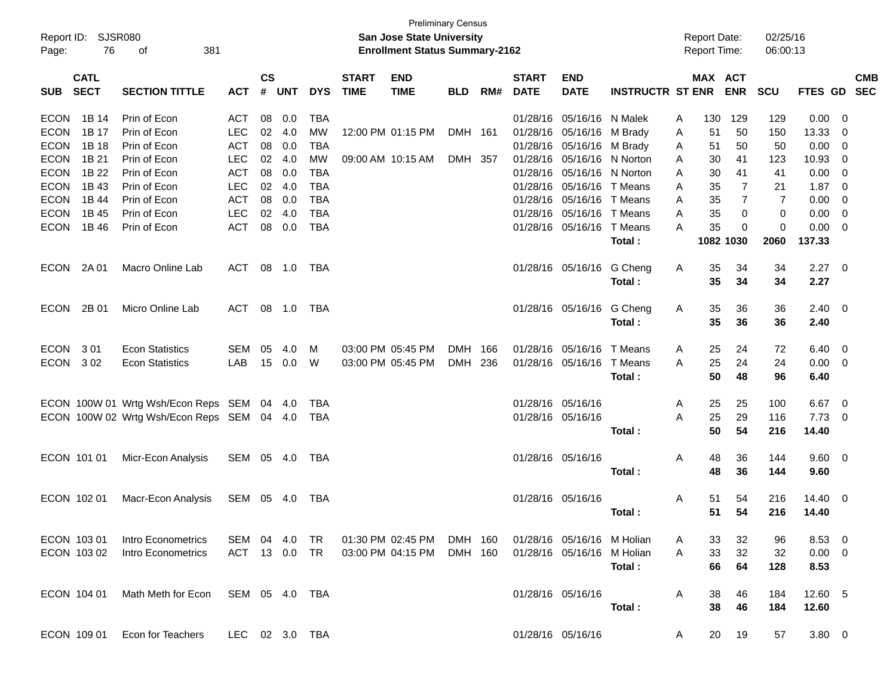Preliminary Census

**San Jose State University**

**Enrollment Status Summary-2162**

Report ID: SJSR080

Report Date: 02/25/16

Report Time: 06:00:13

| SUB | CATL SECT | SECTION TITTLE | ACT | CS # | UNT | DYS | START TIME | END TIME | BLD | RM# | START DATE | END DATE | INSTRUCTR | ST | MAX ENR | ACT ENR | SCU | FTES | GD | CMB SEC |
|---|---|---|---|---|---|---|---|---|---|---|---|---|---|---|---|---|---|---|---|---|
| ECON | 1B 14 | Prin of Econ | ACT | 08 | 0.0 | TBA | | | | | 01/28/16 | 05/16/16 | N Malek | A | 130 | 129 | 129 | 0.00 | 0 | |
| ECON | 1B 17 | Prin of Econ | LEC | 02 | 4.0 | MW | 12:00 PM | 01:15 PM | DMH | 161 | 01/28/16 | 05/16/16 | M Brady | A | 51 | 50 | 150 | 13.33 | 0 | |
| ECON | 1B 18 | Prin of Econ | ACT | 08 | 0.0 | TBA | | | | | 01/28/16 | 05/16/16 | M Brady | A | 51 | 50 | 50 | 0.00 | 0 | |
| ECON | 1B 21 | Prin of Econ | LEC | 02 | 4.0 | MW | 09:00 AM | 10:15 AM | DMH | 357 | 01/28/16 | 05/16/16 | N Norton | A | 30 | 41 | 123 | 10.93 | 0 | |
| ECON | 1B 22 | Prin of Econ | ACT | 08 | 0.0 | TBA | | | | | 01/28/16 | 05/16/16 | N Norton | A | 30 | 41 | 41 | 0.00 | 0 | |
| ECON | 1B 43 | Prin of Econ | LEC | 02 | 4.0 | TBA | | | | | 01/28/16 | 05/16/16 | T Means | A | 35 | 7 | 21 | 1.87 | 0 | |
| ECON | 1B 44 | Prin of Econ | ACT | 08 | 0.0 | TBA | | | | | 01/28/16 | 05/16/16 | T Means | A | 35 | 7 | 7 | 0.00 | 0 | |
| ECON | 1B 45 | Prin of Econ | LEC | 02 | 4.0 | TBA | | | | | 01/28/16 | 05/16/16 | T Means | A | 35 | 0 | 0 | 0.00 | 0 | |
| ECON | 1B 46 | Prin of Econ | ACT | 08 | 0.0 | TBA | | | | | 01/28/16 | 05/16/16 | T Means | A | 35 | 0 | 0 | 0.00 | 0 | |
| | | | | | | | | | | | | | **Total :** | | **1082** | **1030** | **2060** | **137.33** | | |
| ECON | 2A 01 | Macro Online Lab | ACT | 08 | 1.0 | TBA | | | | | 01/28/16 | 05/16/16 | G Cheng | A | 35 | 34 | 34 | 2.27 | 0 | |
| | | | | | | | | | | | | | **Total :** | | **35** | **34** | **34** | **2.27** | | |
| ECON | 2B 01 | Micro Online Lab | ACT | 08 | 1.0 | TBA | | | | | 01/28/16 | 05/16/16 | G Cheng | A | 35 | 36 | 36 | 2.40 | 0 | |
| | | | | | | | | | | | | | **Total :** | | **35** | **36** | **36** | **2.40** | | |
| ECON | 3 01 | Econ Statistics | SEM | 05 | 4.0 | M | 03:00 PM | 05:45 PM | DMH | 166 | 01/28/16 | 05/16/16 | T Means | A | 25 | 24 | 72 | 6.40 | 0 | |
| ECON | 3 02 | Econ Statistics | LAB | 15 | 0.0 | W | 03:00 PM | 05:45 PM | DMH | 236 | 01/28/16 | 05/16/16 | T Means | A | 25 | 24 | 24 | 0.00 | 0 | |
| | | | | | | | | | | | | | **Total :** | | **50** | **48** | **96** | **6.40** | | |
| ECON | 100W 01 | Wrtg Wsh/Econ Reps | SEM | 04 | 4.0 | TBA | | | | | 01/28/16 | 05/16/16 | | A | 25 | 25 | 100 | 6.67 | 0 | |
| ECON | 100W 02 | Wrtg Wsh/Econ Reps | SEM | 04 | 4.0 | TBA | | | | | 01/28/16 | 05/16/16 | | A | 25 | 29 | 116 | 7.73 | 0 | |
| | | | | | | | | | | | | | **Total :** | | **50** | **54** | **216** | **14.40** | | |
| ECON | 101 01 | Micr-Econ Analysis | SEM | 05 | 4.0 | TBA | | | | | 01/28/16 | 05/16/16 | | A | 48 | 36 | 144 | 9.60 | 0 | |
| | | | | | | | | | | | | | **Total :** | | **48** | **36** | **144** | **9.60** | | |
| ECON | 102 01 | Macr-Econ Analysis | SEM | 05 | 4.0 | TBA | | | | | 01/28/16 | 05/16/16 | | A | 51 | 54 | 216 | 14.40 | 0 | |
| | | | | | | | | | | | | | **Total :** | | **51** | **54** | **216** | **14.40** | | |
| ECON | 103 01 | Intro Econometrics | SEM | 04 | 4.0 | TR | 01:30 PM | 02:45 PM | DMH | 160 | 01/28/16 | 05/16/16 | M Holian | A | 33 | 32 | 96 | 8.53 | 0 | |
| ECON | 103 02 | Intro Econometrics | ACT | 13 | 0.0 | TR | 03:00 PM | 04:15 PM | DMH | 160 | 01/28/16 | 05/16/16 | M Holian | A | 33 | 32 | 32 | 0.00 | 0 | |
| | | | | | | | | | | | | | **Total :** | | **66** | **64** | **128** | **8.53** | | |
| ECON | 104 01 | Math Meth for Econ | SEM | 05 | 4.0 | TBA | | | | | 01/28/16 | 05/16/16 | | A | 38 | 46 | 184 | 12.60 | 5 | |
| | | | | | | | | | | | | | **Total :** | | **38** | **46** | **184** | **12.60** | | |
| ECON | 109 01 | Econ for Teachers | LEC | 02 | 3.0 | TBA | | | | | 01/28/16 | 05/16/16 | | A | 20 | 19 | 57 | 3.80 | 0 | |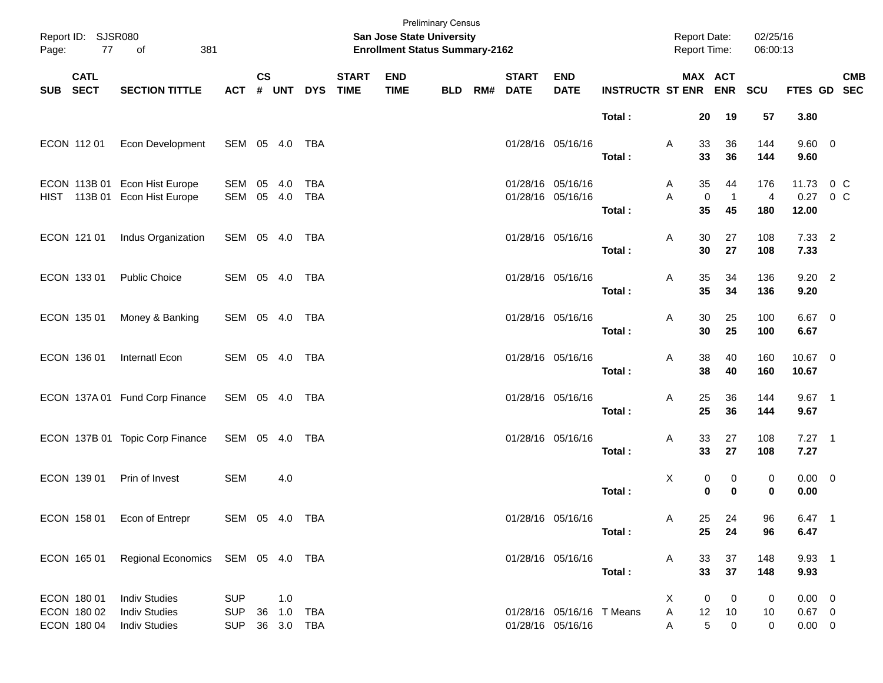Preliminary Census

**San Jose State University**

**Enrollment Status Summary-2162**

Report ID: SJSR080
Report Date: 02/25/16
Report Time: 06:00:13

| SUB | CATL SECT | SECTION TITTLE | ACT | CS # | UNT | DYS | START TIME | END TIME | BLD | RM# | START DATE | END DATE | INSTRUCTR | ST | MAX ENR | ACT ENR | SCU | FTES | GD | CMB SEC |
|---|---|---|---|---|---|---|---|---|---|---|---|---|---|---|---|---|---|---|---|---|
| | | | | | | | | | | | | | **Total :** | | **20** | **19** | **57** | **3.80** | | |
| ECON | 112 01 | Econ Development | SEM | 05 | 4.0 | TBA | | | | | 01/28/16 | 05/16/16 | | A | 33 | 36 | 144 | 9.60 | 0 | |
| | | | | | | | | | | | | | **Total :** | | **33** | **36** | **144** | **9.60** | | |
| ECON | 113B 01 | Econ Hist Europe | SEM | 05 | 4.0 | TBA | | | | | 01/28/16 | 05/16/16 | | A | 35 | 44 | 176 | 11.73 | 0 | C |
| HIST | 113B 01 | Econ Hist Europe | SEM | 05 | 4.0 | TBA | | | | | 01/28/16 | 05/16/16 | | A | 0 | 1 | 4 | 0.27 | 0 | C |
| | | | | | | | | | | | | | **Total :** | | **35** | **45** | **180** | **12.00** | | |
| ECON | 121 01 | Indus Organization | SEM | 05 | 4.0 | TBA | | | | | 01/28/16 | 05/16/16 | | A | 30 | 27 | 108 | 7.33 | 2 | |
| | | | | | | | | | | | | | **Total :** | | **30** | **27** | **108** | **7.33** | | |
| ECON | 133 01 | Public Choice | SEM | 05 | 4.0 | TBA | | | | | 01/28/16 | 05/16/16 | | A | 35 | 34 | 136 | 9.20 | 2 | |
| | | | | | | | | | | | | | **Total :** | | **35** | **34** | **136** | **9.20** | | |
| ECON | 135 01 | Money & Banking | SEM | 05 | 4.0 | TBA | | | | | 01/28/16 | 05/16/16 | | A | 30 | 25 | 100 | 6.67 | 0 | |
| | | | | | | | | | | | | | **Total :** | | **30** | **25** | **100** | **6.67** | | |
| ECON | 136 01 | Internatl Econ | SEM | 05 | 4.0 | TBA | | | | | 01/28/16 | 05/16/16 | | A | 38 | 40 | 160 | 10.67 | 0 | |
| | | | | | | | | | | | | | **Total :** | | **38** | **40** | **160** | **10.67** | | |
| ECON | 137A 01 | Fund Corp Finance | SEM | 05 | 4.0 | TBA | | | | | 01/28/16 | 05/16/16 | | A | 25 | 36 | 144 | 9.67 | 1 | |
| | | | | | | | | | | | | | **Total :** | | **25** | **36** | **144** | **9.67** | | |
| ECON | 137B 01 | Topic Corp Finance | SEM | 05 | 4.0 | TBA | | | | | 01/28/16 | 05/16/16 | | A | 33 | 27 | 108 | 7.27 | 1 | |
| | | | | | | | | | | | | | **Total :** | | **33** | **27** | **108** | **7.27** | | |
| ECON | 139 01 | Prin of Invest | SEM | | 4.0 | | | | | | | | | X | 0 | 0 | 0 | 0.00 | 0 | |
| | | | | | | | | | | | | | **Total :** | | **0** | **0** | **0** | **0.00** | | |
| ECON | 158 01 | Econ of Entrepr | SEM | 05 | 4.0 | TBA | | | | | 01/28/16 | 05/16/16 | | A | 25 | 24 | 96 | 6.47 | 1 | |
| | | | | | | | | | | | | | **Total :** | | **25** | **24** | **96** | **6.47** | | |
| ECON | 165 01 | Regional Economics | SEM | 05 | 4.0 | TBA | | | | | 01/28/16 | 05/16/16 | | A | 33 | 37 | 148 | 9.93 | 1 | |
| | | | | | | | | | | | | | **Total :** | | **33** | **37** | **148** | **9.93** | | |
| ECON | 180 01 | Indiv Studies | SUP | | 1.0 | | | | | | | | | X | 0 | 0 | 0 | 0.00 | 0 | |
| ECON | 180 02 | Indiv Studies | SUP | 36 | 1.0 | TBA | | | | | 01/28/16 | 05/16/16 | T Means | A | 12 | 10 | 10 | 0.67 | 0 | |
| ECON | 180 04 | Indiv Studies | SUP | 36 | 3.0 | TBA | | | | | 01/28/16 | 05/16/16 | | A | 5 | 0 | 0 | 0.00 | 0 | |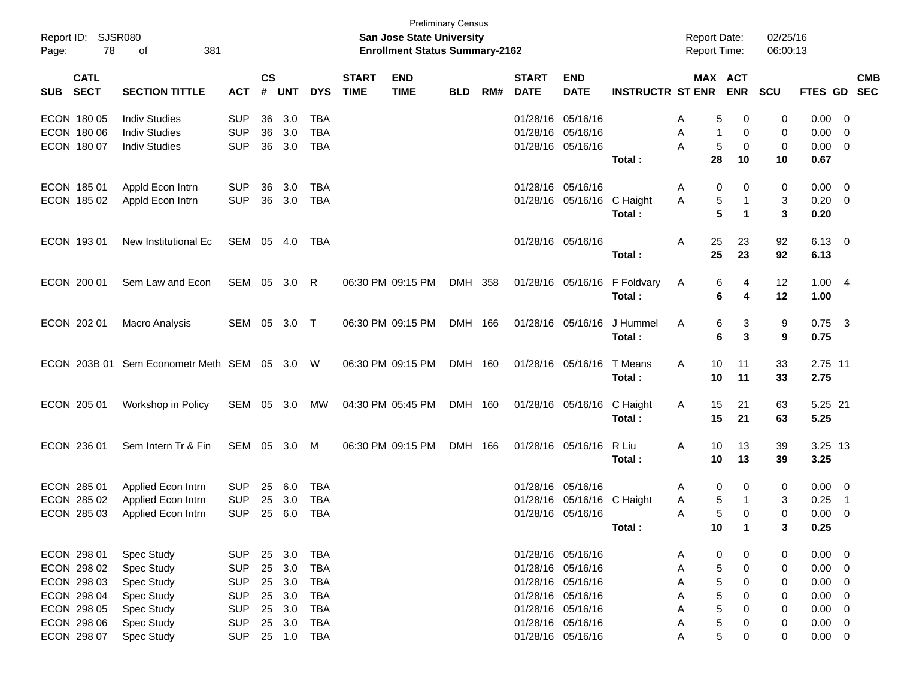Preliminary Census

**San Jose State University**

**Enrollment Status Summary-2162**

Report ID: SJSR080

Report Date: 02/25/16

Report Time: 06:00:13

| SUB | CATL SECT | SECTION TITTLE | ACT | CS # | UNT | DYS | START TIME | END TIME | BLD | RM# | START DATE | END DATE | INSTRUCTR | ST | MAX ENR | ACT ENR | SCU | FTES | GD | CMB SEC |
|---|---|---|---|---|---|---|---|---|---|---|---|---|---|---|---|---|---|---|---|---|
| ECON | 180 05 | Indiv Studies | SUP | 36 | 3.0 | TBA | | | | | 01/28/16 | 05/16/16 | | A | 5 | 0 | 0 | 0.00 | 0 | |
| ECON | 180 06 | Indiv Studies | SUP | 36 | 3.0 | TBA | | | | | 01/28/16 | 05/16/16 | | A | 1 | 0 | 0 | 0.00 | 0 | |
| ECON | 180 07 | Indiv Studies | SUP | 36 | 3.0 | TBA | | | | | 01/28/16 | 05/16/16 | | A | 5 | 0 | 0 | 0.00 | 0 | |
| | | | | | | | | | | | | | **Total :** | | **28** | **10** | **10** | **0.67** | | |
| ECON | 185 01 | Appld Econ Intrn | SUP | 36 | 3.0 | TBA | | | | | 01/28/16 | 05/16/16 | | A | 0 | 0 | 0 | 0.00 | 0 | |
| ECON | 185 02 | Appld Econ Intrn | SUP | 36 | 3.0 | TBA | | | | | 01/28/16 | 05/16/16 | C Haight | A | 5 | 1 | 3 | 0.20 | 0 | |
| | | | | | | | | | | | | | **Total :** | | **5** | **1** | **3** | **0.20** | | |
| ECON | 193 01 | New Institutional Ec | SEM | 05 | 4.0 | TBA | | | | | 01/28/16 | 05/16/16 | | A | 25 | 23 | 92 | 6.13 | 0 | |
| | | | | | | | | | | | | | **Total :** | | **25** | **23** | **92** | **6.13** | | |
| ECON | 200 01 | Sem Law and Econ | SEM | 05 | 3.0 | R | 06:30 PM | 09:15 PM | DMH | 358 | 01/28/16 | 05/16/16 | F Foldvary | A | 6 | 4 | 12 | 1.00 | 4 | |
| | | | | | | | | | | | | | **Total :** | | **6** | **4** | **12** | **1.00** | | |
| ECON | 202 01 | Macro Analysis | SEM | 05 | 3.0 | T | 06:30 PM | 09:15 PM | DMH | 166 | 01/28/16 | 05/16/16 | J Hummel | A | 6 | 3 | 9 | 0.75 | 3 | |
| | | | | | | | | | | | | | **Total :** | | **6** | **3** | **9** | **0.75** | | |
| ECON | 203B 01 | Sem Econometr Meth | SEM | 05 | 3.0 | W | 06:30 PM | 09:15 PM | DMH | 160 | 01/28/16 | 05/16/16 | T Means | A | 10 | 11 | 33 | 2.75 | 11 | |
| | | | | | | | | | | | | | **Total :** | | **10** | **11** | **33** | **2.75** | | |
| ECON | 205 01 | Workshop in Policy | SEM | 05 | 3.0 | MW | 04:30 PM | 05:45 PM | DMH | 160 | 01/28/16 | 05/16/16 | C Haight | A | 15 | 21 | 63 | 5.25 | 21 | |
| | | | | | | | | | | | | | **Total :** | | **15** | **21** | **63** | **5.25** | | |
| ECON | 236 01 | Sem Intern Tr & Fin | SEM | 05 | 3.0 | M | 06:30 PM | 09:15 PM | DMH | 166 | 01/28/16 | 05/16/16 | R Liu | A | 10 | 13 | 39 | 3.25 | 13 | |
| | | | | | | | | | | | | | **Total :** | | **10** | **13** | **39** | **3.25** | | |
| ECON | 285 01 | Applied Econ Intrn | SUP | 25 | 6.0 | TBA | | | | | 01/28/16 | 05/16/16 | | A | 0 | 0 | 0 | 0.00 | 0 | |
| ECON | 285 02 | Applied Econ Intrn | SUP | 25 | 3.0 | TBA | | | | | 01/28/16 | 05/16/16 | C Haight | A | 5 | 1 | 3 | 0.25 | 1 | |
| ECON | 285 03 | Applied Econ Intrn | SUP | 25 | 6.0 | TBA | | | | | 01/28/16 | 05/16/16 | | A | 5 | 0 | 0 | 0.00 | 0 | |
| | | | | | | | | | | | | | **Total :** | | **10** | **1** | **3** | **0.25** | | |
| ECON | 298 01 | Spec Study | SUP | 25 | 3.0 | TBA | | | | | 01/28/16 | 05/16/16 | | A | 0 | 0 | 0 | 0.00 | 0 | |
| ECON | 298 02 | Spec Study | SUP | 25 | 3.0 | TBA | | | | | 01/28/16 | 05/16/16 | | A | 5 | 0 | 0 | 0.00 | 0 | |
| ECON | 298 03 | Spec Study | SUP | 25 | 3.0 | TBA | | | | | 01/28/16 | 05/16/16 | | A | 5 | 0 | 0 | 0.00 | 0 | |
| ECON | 298 04 | Spec Study | SUP | 25 | 3.0 | TBA | | | | | 01/28/16 | 05/16/16 | | A | 5 | 0 | 0 | 0.00 | 0 | |
| ECON | 298 05 | Spec Study | SUP | 25 | 3.0 | TBA | | | | | 01/28/16 | 05/16/16 | | A | 5 | 0 | 0 | 0.00 | 0 | |
| ECON | 298 06 | Spec Study | SUP | 25 | 3.0 | TBA | | | | | 01/28/16 | 05/16/16 | | A | 5 | 0 | 0 | 0.00 | 0 | |
| ECON | 298 07 | Spec Study | SUP | 25 | 1.0 | TBA | | | | | 01/28/16 | 05/16/16 | | A | 5 | 0 | 0 | 0.00 | 0 | |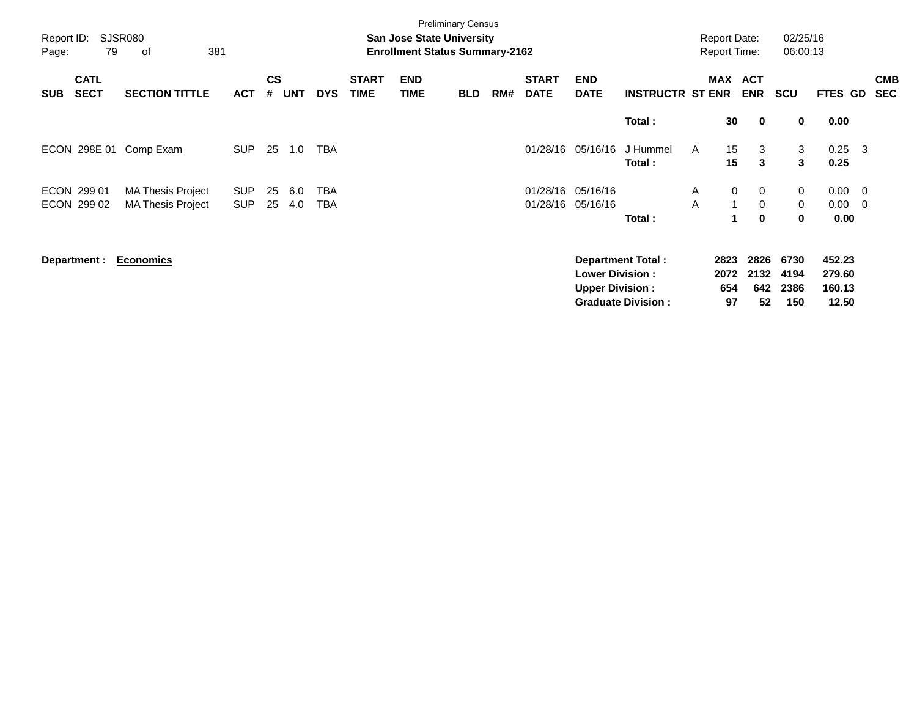Preliminary Census

**San Jose State University**
**Enrollment Status Summary-2162**

Report ID: SJSR080
Report Date: 02/25/16
Report Time: 06:00:13

| SUB | CATL SECT | SECTION TITTLE | ACT | CS # | UNT | DYS | START TIME | END TIME | BLD | RM# | START DATE | END DATE | INSTRUCTR | ST | MAX ENR | ACT ENR | SCU | FTES | GD | CMB SEC |
|---|---|---|---|---|---|---|---|---|---|---|---|---|---|---|---|---|---|---|---|---|
| | | | | | | | | | | | | | **Total :** | | **30** | **0** | **0** | **0.00** | | |
| ECON | 298E 01 | Comp Exam | SUP | 25 | 1.0 | TBA | | | | | 01/28/16 | 05/16/16 | J Hummel | A | 15 | 3 | 3 | 0.25 | 3 | |
| | | | | | | | | | | | | | **Total :** | | **15** | **3** | **3** | **0.25** | | |
| ECON | 299 01 | MA Thesis Project | SUP | 25 | 6.0 | TBA | | | | | 01/28/16 | 05/16/16 | | A | 0 | 0 | 0 | 0.00 | 0 | |
| ECON | 299 02 | MA Thesis Project | SUP | 25 | 4.0 | TBA | | | | | 01/28/16 | 05/16/16 | | A | 1 | 0 | 0 | 0.00 | 0 | |
| | | | | | | | | | | | | | **Total :** | | **1** | **0** | **0** | **0.00** | | |

**Department : Economics**

| | MAX ENR | ACT ENR | SCU | FTES |
|---|---|---|---|---|
| **Department Total :** | **2823** | **2826** | **6730** | **452.23** |
| **Lower Division :** | **2072** | **2132** | **4194** | **279.60** |
| **Upper Division :** | **654** | **642** | **2386** | **160.13** |
| **Graduate Division :** | **97** | **52** | **150** | **12.50** |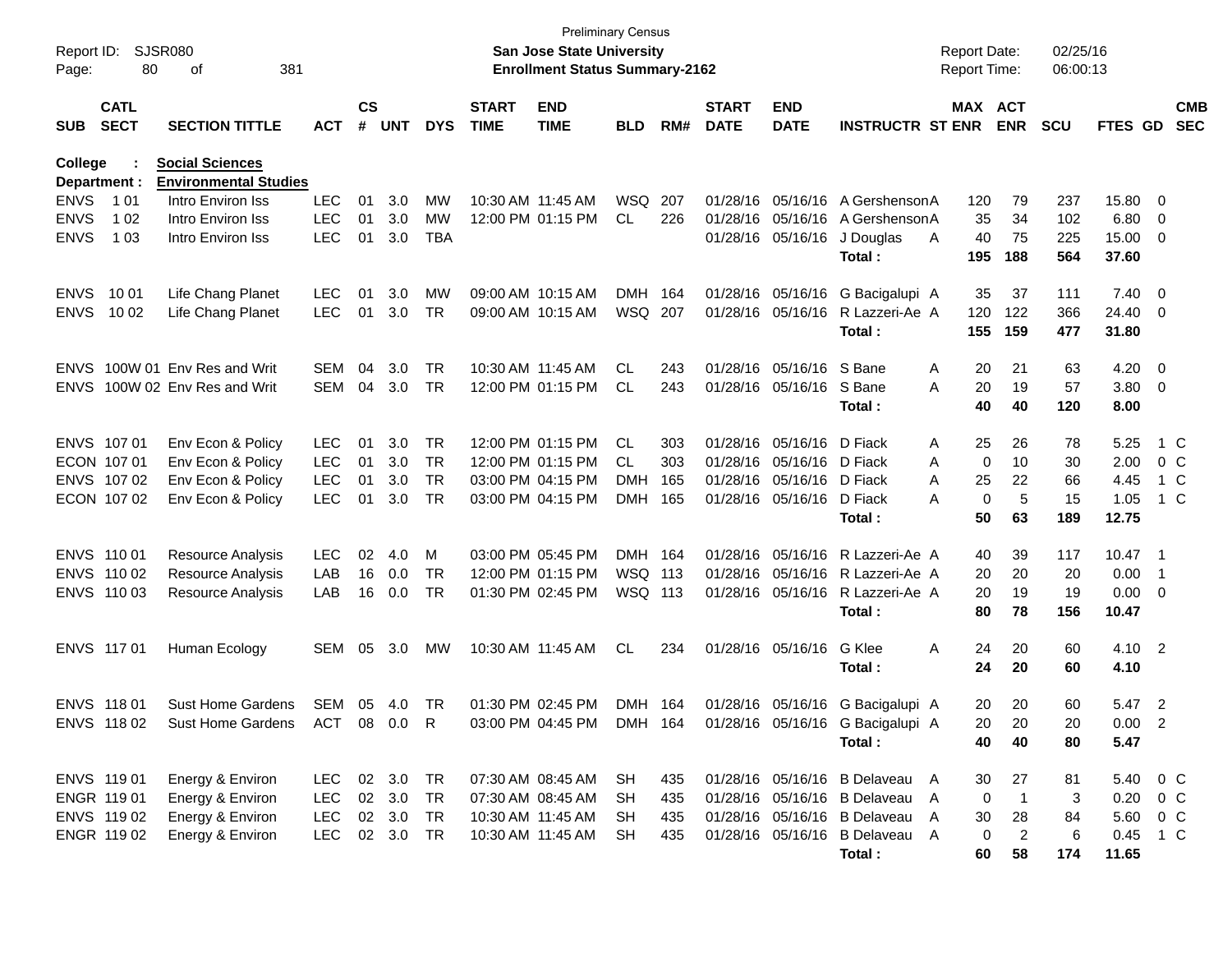Preliminary Census
**San Jose State University**
**Enrollment Status Summary-2162**

Report ID: SJSR080
Report Date: 02/25/16
Report Time: 06:00:13

**College : Social Sciences**
**Department : Environmental Studies**

| SUB | CATL SECT | SECTION TITTLE | ACT | CS # | UNT | DYS | START TIME | END TIME | BLD | RM# | START DATE | END DATE | INSTRUCTR | ST | MAX ENR | ACT ENR | SCU | FTES | GD | CMB SEC |
|---|---|---|---|---|---|---|---|---|---|---|---|---|---|---|---|---|---|---|---|---|
| ENVS | 1 01 | Intro Environ Iss | LEC | 01 | 3.0 | MW | 10:30 AM | 11:45 AM | WSQ | 207 | 01/28/16 | 05/16/16 | A Gershenson | A | 120 | 79 | 237 | 15.80 | 0 | |
| ENVS | 1 02 | Intro Environ Iss | LEC | 01 | 3.0 | MW | 12:00 PM | 01:15 PM | CL | 226 | 01/28/16 | 05/16/16 | A Gershenson | A | 35 | 34 | 102 | 6.80 | 0 | |
| ENVS | 1 03 | Intro Environ Iss | LEC | 01 | 3.0 | TBA | | | | | 01/28/16 | 05/16/16 | J Douglas | A | 40 | 75 | 225 | 15.00 | 0 | |
| | | | | | | | | | | | | | **Total :** | | **195** | **188** | **564** | **37.60** | | |
| ENVS | 10 01 | Life Chang Planet | LEC | 01 | 3.0 | MW | 09:00 AM | 10:15 AM | DMH | 164 | 01/28/16 | 05/16/16 | G Bacigalupi | A | 35 | 37 | 111 | 7.40 | 0 | |
| ENVS | 10 02 | Life Chang Planet | LEC | 01 | 3.0 | TR | 09:00 AM | 10:15 AM | WSQ | 207 | 01/28/16 | 05/16/16 | R Lazzeri-Ae | A | 120 | 122 | 366 | 24.40 | 0 | |
| | | | | | | | | | | | | | **Total :** | | **155** | **159** | **477** | **31.80** | | |
| ENVS | 100W 01 | Env Res and Writ | SEM | 04 | 3.0 | TR | 10:30 AM | 11:45 AM | CL | 243 | 01/28/16 | 05/16/16 | S Bane | A | 20 | 21 | 63 | 4.20 | 0 | |
| ENVS | 100W 02 | Env Res and Writ | SEM | 04 | 3.0 | TR | 12:00 PM | 01:15 PM | CL | 243 | 01/28/16 | 05/16/16 | S Bane | A | 20 | 19 | 57 | 3.80 | 0 | |
| | | | | | | | | | | | | | **Total :** | | **40** | **40** | **120** | **8.00** | | |
| ENVS | 107 01 | Env Econ & Policy | LEC | 01 | 3.0 | TR | 12:00 PM | 01:15 PM | CL | 303 | 01/28/16 | 05/16/16 | D Fiack | A | 25 | 26 | 78 | 5.25 | 1 | C |
| ECON | 107 01 | Env Econ & Policy | LEC | 01 | 3.0 | TR | 12:00 PM | 01:15 PM | CL | 303 | 01/28/16 | 05/16/16 | D Fiack | A | 0 | 10 | 30 | 2.00 | 0 | C |
| ENVS | 107 02 | Env Econ & Policy | LEC | 01 | 3.0 | TR | 03:00 PM | 04:15 PM | DMH | 165 | 01/28/16 | 05/16/16 | D Fiack | A | 25 | 22 | 66 | 4.45 | 1 | C |
| ECON | 107 02 | Env Econ & Policy | LEC | 01 | 3.0 | TR | 03:00 PM | 04:15 PM | DMH | 165 | 01/28/16 | 05/16/16 | D Fiack | A | 0 | 5 | 15 | 1.05 | 1 | C |
| | | | | | | | | | | | | | **Total :** | | **50** | **63** | **189** | **12.75** | | |
| ENVS | 110 01 | Resource Analysis | LEC | 02 | 4.0 | M | 03:00 PM | 05:45 PM | DMH | 164 | 01/28/16 | 05/16/16 | R Lazzeri-Ae | A | 40 | 39 | 117 | 10.47 | 1 | |
| ENVS | 110 02 | Resource Analysis | LAB | 16 | 0.0 | TR | 12:00 PM | 01:15 PM | WSQ | 113 | 01/28/16 | 05/16/16 | R Lazzeri-Ae | A | 20 | 20 | 20 | 0.00 | 1 | |
| ENVS | 110 03 | Resource Analysis | LAB | 16 | 0.0 | TR | 01:30 PM | 02:45 PM | WSQ | 113 | 01/28/16 | 05/16/16 | R Lazzeri-Ae | A | 20 | 19 | 19 | 0.00 | 0 | |
| | | | | | | | | | | | | | **Total :** | | **80** | **78** | **156** | **10.47** | | |
| ENVS | 117 01 | Human Ecology | SEM | 05 | 3.0 | MW | 10:30 AM | 11:45 AM | CL | 234 | 01/28/16 | 05/16/16 | G Klee | A | 24 | 20 | 60 | 4.10 | 2 | |
| | | | | | | | | | | | | | **Total :** | | **24** | **20** | **60** | **4.10** | | |
| ENVS | 118 01 | Sust Home Gardens | SEM | 05 | 4.0 | TR | 01:30 PM | 02:45 PM | DMH | 164 | 01/28/16 | 05/16/16 | G Bacigalupi | A | 20 | 20 | 60 | 5.47 | 2 | |
| ENVS | 118 02 | Sust Home Gardens | ACT | 08 | 0.0 | R | 03:00 PM | 04:45 PM | DMH | 164 | 01/28/16 | 05/16/16 | G Bacigalupi | A | 20 | 20 | 20 | 0.00 | 2 | |
| | | | | | | | | | | | | | **Total :** | | **40** | **40** | **80** | **5.47** | | |
| ENVS | 119 01 | Energy & Environ | LEC | 02 | 3.0 | TR | 07:30 AM | 08:45 AM | SH | 435 | 01/28/16 | 05/16/16 | B Delaveau | A | 30 | 27 | 81 | 5.40 | 0 | C |
| ENGR | 119 01 | Energy & Environ | LEC | 02 | 3.0 | TR | 07:30 AM | 08:45 AM | SH | 435 | 01/28/16 | 05/16/16 | B Delaveau | A | 0 | 1 | 3 | 0.20 | 0 | C |
| ENVS | 119 02 | Energy & Environ | LEC | 02 | 3.0 | TR | 10:30 AM | 11:45 AM | SH | 435 | 01/28/16 | 05/16/16 | B Delaveau | A | 30 | 28 | 84 | 5.60 | 0 | C |
| ENGR | 119 02 | Energy & Environ | LEC | 02 | 3.0 | TR | 10:30 AM | 11:45 AM | SH | 435 | 01/28/16 | 05/16/16 | B Delaveau | A | 0 | 2 | 6 | 0.45 | 1 | C |
| | | | | | | | | | | | | | **Total :** | | **60** | **58** | **174** | **11.65** | | |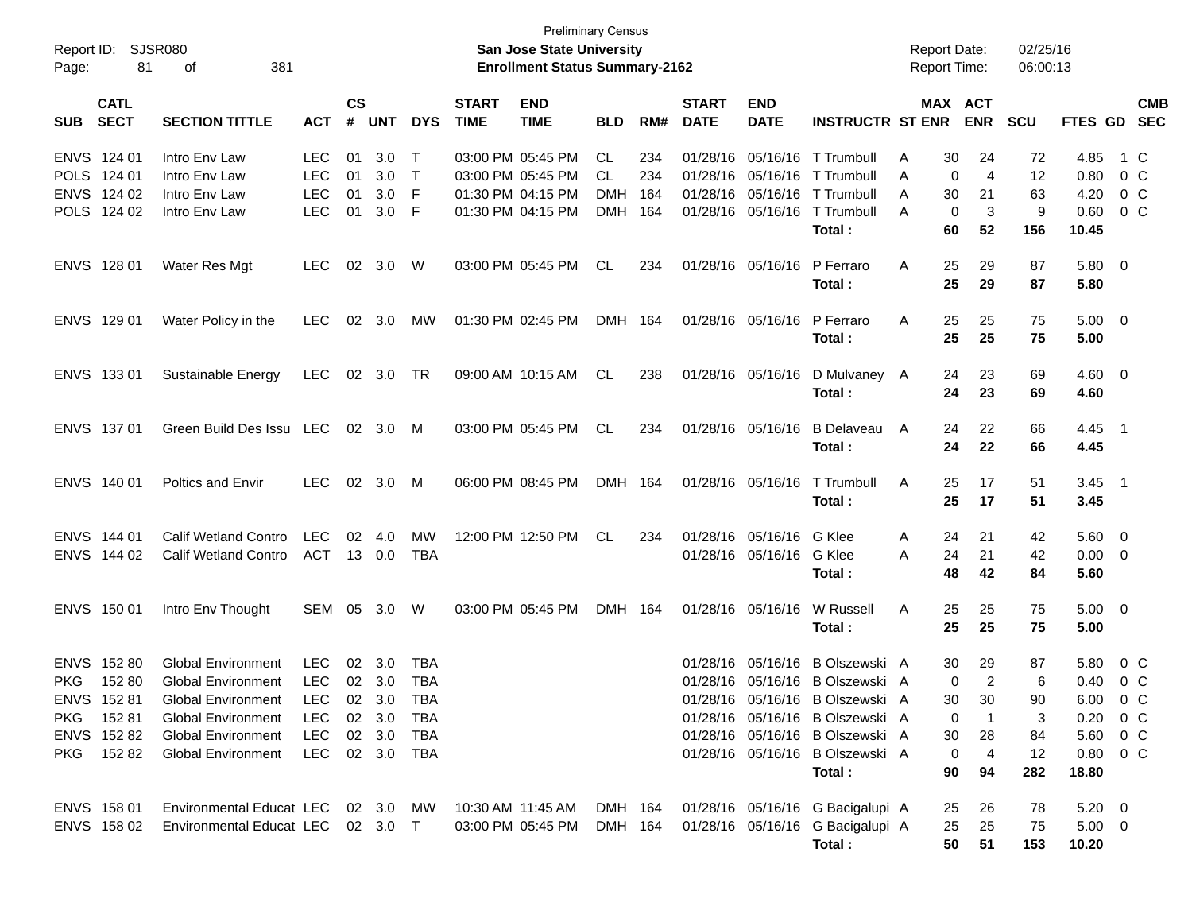Preliminary Census
**San Jose State University**
**Enrollment Status Summary-2162**

Report ID: SJSR080
Report Date: 02/25/16
Report Time: 06:00:13

| SUB | CATL SECT | SECTION TITTLE | ACT | CS # | UNT | DYS | START TIME | END TIME | BLD | RM# | START DATE | END DATE | INSTRUCTR | ST | MAX ENR | ACT ENR | SCU | FTES | GD | CMB SEC |
|---|---|---|---|---|---|---|---|---|---|---|---|---|---|---|---|---|---|---|---|---|
| ENVS | 124 01 | Intro Env Law | LEC | 01 | 3.0 | T | 03:00 PM | 05:45 PM | CL | 234 | 01/28/16 | 05/16/16 | T Trumbull | A | 30 | 24 | 72 | 4.85 | 1 | C |
| POLS | 124 01 | Intro Env Law | LEC | 01 | 3.0 | T | 03:00 PM | 05:45 PM | CL | 234 | 01/28/16 | 05/16/16 | T Trumbull | A | 0 | 4 | 12 | 0.80 | 0 | C |
| ENVS | 124 02 | Intro Env Law | LEC | 01 | 3.0 | F | 01:30 PM | 04:15 PM | DMH | 164 | 01/28/16 | 05/16/16 | T Trumbull | A | 30 | 21 | 63 | 4.20 | 0 | C |
| POLS | 124 02 | Intro Env Law | LEC | 01 | 3.0 | F | 01:30 PM | 04:15 PM | DMH | 164 | 01/28/16 | 05/16/16 | T Trumbull | A | 0 | 3 | 9 | 0.60 | 0 | C |
| | | | | | | | | | | | | | **Total :** | | **60** | **52** | **156** | **10.45** | | |
| ENVS | 128 01 | Water Res Mgt | LEC | 02 | 3.0 | W | 03:00 PM | 05:45 PM | CL | 234 | 01/28/16 | 05/16/16 | P Ferraro | A | 25 | 29 | 87 | 5.80 | 0 | |
| | | | | | | | | | | | | | **Total :** | | **25** | **29** | **87** | **5.80** | | |
| ENVS | 129 01 | Water Policy in the | LEC | 02 | 3.0 | MW | 01:30 PM | 02:45 PM | DMH | 164 | 01/28/16 | 05/16/16 | P Ferraro | A | 25 | 25 | 75 | 5.00 | 0 | |
| | | | | | | | | | | | | | **Total :** | | **25** | **25** | **75** | **5.00** | | |
| ENVS | 133 01 | Sustainable Energy | LEC | 02 | 3.0 | TR | 09:00 AM | 10:15 AM | CL | 238 | 01/28/16 | 05/16/16 | D Mulvaney | A | 24 | 23 | 69 | 4.60 | 0 | |
| | | | | | | | | | | | | | **Total :** | | **24** | **23** | **69** | **4.60** | | |
| ENVS | 137 01 | Green Build Des Issu | LEC | 02 | 3.0 | M | 03:00 PM | 05:45 PM | CL | 234 | 01/28/16 | 05/16/16 | B Delaveau | A | 24 | 22 | 66 | 4.45 | 1 | |
| | | | | | | | | | | | | | **Total :** | | **24** | **22** | **66** | **4.45** | | |
| ENVS | 140 01 | Poltics and Envir | LEC | 02 | 3.0 | M | 06:00 PM | 08:45 PM | DMH | 164 | 01/28/16 | 05/16/16 | T Trumbull | A | 25 | 17 | 51 | 3.45 | 1 | |
| | | | | | | | | | | | | | **Total :** | | **25** | **17** | **51** | **3.45** | | |
| ENVS | 144 01 | Calif Wetland Contro | LEC | 02 | 4.0 | MW | 12:00 PM | 12:50 PM | CL | 234 | 01/28/16 | 05/16/16 | G Klee | A | 24 | 21 | 42 | 5.60 | 0 | |
| ENVS | 144 02 | Calif Wetland Contro | ACT | 13 | 0.0 | TBA | | | | | 01/28/16 | 05/16/16 | G Klee | A | 24 | 21 | 42 | 0.00 | 0 | |
| | | | | | | | | | | | | | **Total :** | | **48** | **42** | **84** | **5.60** | | |
| ENVS | 150 01 | Intro Env Thought | SEM | 05 | 3.0 | W | 03:00 PM | 05:45 PM | DMH | 164 | 01/28/16 | 05/16/16 | W Russell | A | 25 | 25 | 75 | 5.00 | 0 | |
| | | | | | | | | | | | | | **Total :** | | **25** | **25** | **75** | **5.00** | | |
| ENVS | 152 80 | Global Environment | LEC | 02 | 3.0 | TBA | | | | | 01/28/16 | 05/16/16 | B Olszewski | A | 30 | 29 | 87 | 5.80 | 0 | C |
| PKG | 152 80 | Global Environment | LEC | 02 | 3.0 | TBA | | | | | 01/28/16 | 05/16/16 | B Olszewski | A | 0 | 2 | 6 | 0.40 | 0 | C |
| ENVS | 152 81 | Global Environment | LEC | 02 | 3.0 | TBA | | | | | 01/28/16 | 05/16/16 | B Olszewski | A | 30 | 30 | 90 | 6.00 | 0 | C |
| PKG | 152 81 | Global Environment | LEC | 02 | 3.0 | TBA | | | | | 01/28/16 | 05/16/16 | B Olszewski | A | 0 | 1 | 3 | 0.20 | 0 | C |
| ENVS | 152 82 | Global Environment | LEC | 02 | 3.0 | TBA | | | | | 01/28/16 | 05/16/16 | B Olszewski | A | 30 | 28 | 84 | 5.60 | 0 | C |
| PKG | 152 82 | Global Environment | LEC | 02 | 3.0 | TBA | | | | | 01/28/16 | 05/16/16 | B Olszewski | A | 0 | 4 | 12 | 0.80 | 0 | C |
| | | | | | | | | | | | | | **Total :** | | **90** | **94** | **282** | **18.80** | | |
| ENVS | 158 01 | Environmental Educat | LEC | 02 | 3.0 | MW | 10:30 AM | 11:45 AM | DMH | 164 | 01/28/16 | 05/16/16 | G Bacigalupi | A | 25 | 26 | 78 | 5.20 | 0 | |
| ENVS | 158 02 | Environmental Educat | LEC | 02 | 3.0 | T | 03:00 PM | 05:45 PM | DMH | 164 | 01/28/16 | 05/16/16 | G Bacigalupi | A | 25 | 25 | 75 | 5.00 | 0 | |
| | | | | | | | | | | | | | **Total :** | | **50** | **51** | **153** | **10.20** | | |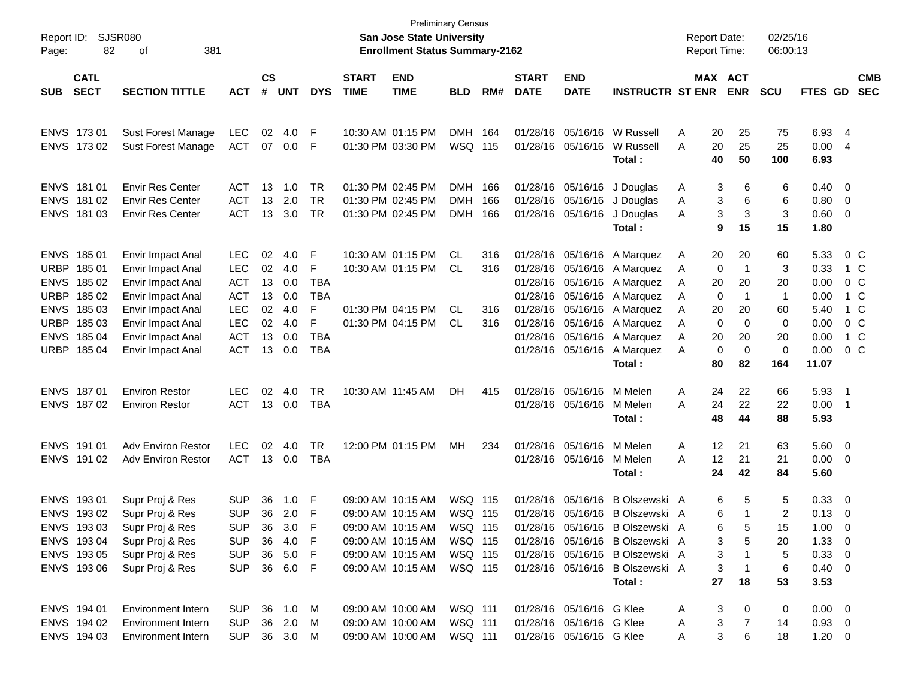Preliminary Census

Report ID: SJSR080
**San Jose State University**
**Enrollment Status Summary-2162**

Report Date: 02/25/16
Report Time: 06:00:13

| SUB | CATL SECT | SECTION TITTLE | ACT | CS # | UNT | DYS | START TIME | END TIME | BLD | RM# | START DATE | END DATE | INSTRUCTR | ST | MAX ENR | ACT ENR | SCU | FTES | GD | CMB SEC |
|---|---|---|---|---|---|---|---|---|---|---|---|---|---|---|---|---|---|---|---|---|
| ENVS | 173 01 | Sust Forest Manage | LEC | 02 | 4.0 | F | 10:30 AM | 01:15 PM | DMH | 164 | 01/28/16 | 05/16/16 | W Russell | A | 20 | 25 | 75 | 6.93 | 4 | |
| ENVS | 173 02 | Sust Forest Manage | ACT | 07 | 0.0 | F | 01:30 PM | 03:30 PM | WSQ | 115 | 01/28/16 | 05/16/16 | W Russell | A | 20 | 25 | 25 | 0.00 | 4 | |
| | | | | | | | | | | | | | **Total :** | | **40** | **50** | **100** | **6.93** | | |
| ENVS | 181 01 | Envir Res Center | ACT | 13 | 1.0 | TR | 01:30 PM | 02:45 PM | DMH | 166 | 01/28/16 | 05/16/16 | J Douglas | A | 3 | 6 | 6 | 0.40 | 0 | |
| ENVS | 181 02 | Envir Res Center | ACT | 13 | 2.0 | TR | 01:30 PM | 02:45 PM | DMH | 166 | 01/28/16 | 05/16/16 | J Douglas | A | 3 | 6 | 6 | 0.80 | 0 | |
| ENVS | 181 03 | Envir Res Center | ACT | 13 | 3.0 | TR | 01:30 PM | 02:45 PM | DMH | 166 | 01/28/16 | 05/16/16 | J Douglas | A | 3 | 3 | 3 | 0.60 | 0 | |
| | | | | | | | | | | | | | **Total :** | | **9** | **15** | **15** | **1.80** | | |
| ENVS | 185 01 | Envir Impact Anal | LEC | 02 | 4.0 | F | 10:30 AM | 01:15 PM | CL | 316 | 01/28/16 | 05/16/16 | A Marquez | A | 20 | 20 | 60 | 5.33 | 0 | C |
| URBP | 185 01 | Envir Impact Anal | LEC | 02 | 4.0 | F | 10:30 AM | 01:15 PM | CL | 316 | 01/28/16 | 05/16/16 | A Marquez | A | 0 | 1 | 3 | 0.33 | 1 | C |
| ENVS | 185 02 | Envir Impact Anal | ACT | 13 | 0.0 | TBA | | | | | 01/28/16 | 05/16/16 | A Marquez | A | 20 | 20 | 20 | 0.00 | 0 | C |
| URBP | 185 02 | Envir Impact Anal | ACT | 13 | 0.0 | TBA | | | | | 01/28/16 | 05/16/16 | A Marquez | A | 0 | 1 | 1 | 0.00 | 1 | C |
| ENVS | 185 03 | Envir Impact Anal | LEC | 02 | 4.0 | F | 01:30 PM | 04:15 PM | CL | 316 | 01/28/16 | 05/16/16 | A Marquez | A | 20 | 20 | 60 | 5.40 | 1 | C |
| URBP | 185 03 | Envir Impact Anal | LEC | 02 | 4.0 | F | 01:30 PM | 04:15 PM | CL | 316 | 01/28/16 | 05/16/16 | A Marquez | A | 0 | 0 | 0 | 0.00 | 0 | C |
| ENVS | 185 04 | Envir Impact Anal | ACT | 13 | 0.0 | TBA | | | | | 01/28/16 | 05/16/16 | A Marquez | A | 20 | 20 | 20 | 0.00 | 1 | C |
| URBP | 185 04 | Envir Impact Anal | ACT | 13 | 0.0 | TBA | | | | | 01/28/16 | 05/16/16 | A Marquez | A | 0 | 0 | 0 | 0.00 | 0 | C |
| | | | | | | | | | | | | | **Total :** | | **80** | **82** | **164** | **11.07** | | |
| ENVS | 187 01 | Environ Restor | LEC | 02 | 4.0 | TR | 10:30 AM | 11:45 AM | DH | 415 | 01/28/16 | 05/16/16 | M Melen | A | 24 | 22 | 66 | 5.93 | 1 | |
| ENVS | 187 02 | Environ Restor | ACT | 13 | 0.0 | TBA | | | | | 01/28/16 | 05/16/16 | M Melen | A | 24 | 22 | 22 | 0.00 | 1 | |
| | | | | | | | | | | | | | **Total :** | | **48** | **44** | **88** | **5.93** | | |
| ENVS | 191 01 | Adv Environ Restor | LEC | 02 | 4.0 | TR | 12:00 PM | 01:15 PM | MH | 234 | 01/28/16 | 05/16/16 | M Melen | A | 12 | 21 | 63 | 5.60 | 0 | |
| ENVS | 191 02 | Adv Environ Restor | ACT | 13 | 0.0 | TBA | | | | | 01/28/16 | 05/16/16 | M Melen | A | 12 | 21 | 21 | 0.00 | 0 | |
| | | | | | | | | | | | | | **Total :** | | **24** | **42** | **84** | **5.60** | | |
| ENVS | 193 01 | Supr Proj & Res | SUP | 36 | 1.0 | F | 09:00 AM | 10:15 AM | WSQ | 115 | 01/28/16 | 05/16/16 | B Olszewski | A | 6 | 5 | 5 | 0.33 | 0 | |
| ENVS | 193 02 | Supr Proj & Res | SUP | 36 | 2.0 | F | 09:00 AM | 10:15 AM | WSQ | 115 | 01/28/16 | 05/16/16 | B Olszewski | A | 6 | 1 | 2 | 0.13 | 0 | |
| ENVS | 193 03 | Supr Proj & Res | SUP | 36 | 3.0 | F | 09:00 AM | 10:15 AM | WSQ | 115 | 01/28/16 | 05/16/16 | B Olszewski | A | 6 | 5 | 15 | 1.00 | 0 | |
| ENVS | 193 04 | Supr Proj & Res | SUP | 36 | 4.0 | F | 09:00 AM | 10:15 AM | WSQ | 115 | 01/28/16 | 05/16/16 | B Olszewski | A | 3 | 5 | 20 | 1.33 | 0 | |
| ENVS | 193 05 | Supr Proj & Res | SUP | 36 | 5.0 | F | 09:00 AM | 10:15 AM | WSQ | 115 | 01/28/16 | 05/16/16 | B Olszewski | A | 3 | 1 | 5 | 0.33 | 0 | |
| ENVS | 193 06 | Supr Proj & Res | SUP | 36 | 6.0 | F | 09:00 AM | 10:15 AM | WSQ | 115 | 01/28/16 | 05/16/16 | B Olszewski | A | 3 | 1 | 6 | 0.40 | 0 | |
| | | | | | | | | | | | | | **Total :** | | **27** | **18** | **53** | **3.53** | | |
| ENVS | 194 01 | Environment Intern | SUP | 36 | 1.0 | M | 09:00 AM | 10:00 AM | WSQ | 111 | 01/28/16 | 05/16/16 | G Klee | A | 3 | 0 | 0 | 0.00 | 0 | |
| ENVS | 194 02 | Environment Intern | SUP | 36 | 2.0 | M | 09:00 AM | 10:00 AM | WSQ | 111 | 01/28/16 | 05/16/16 | G Klee | A | 3 | 7 | 14 | 0.93 | 0 | |
| ENVS | 194 03 | Environment Intern | SUP | 36 | 3.0 | M | 09:00 AM | 10:00 AM | WSQ | 111 | 01/28/16 | 05/16/16 | G Klee | A | 3 | 6 | 18 | 1.20 | 0 | |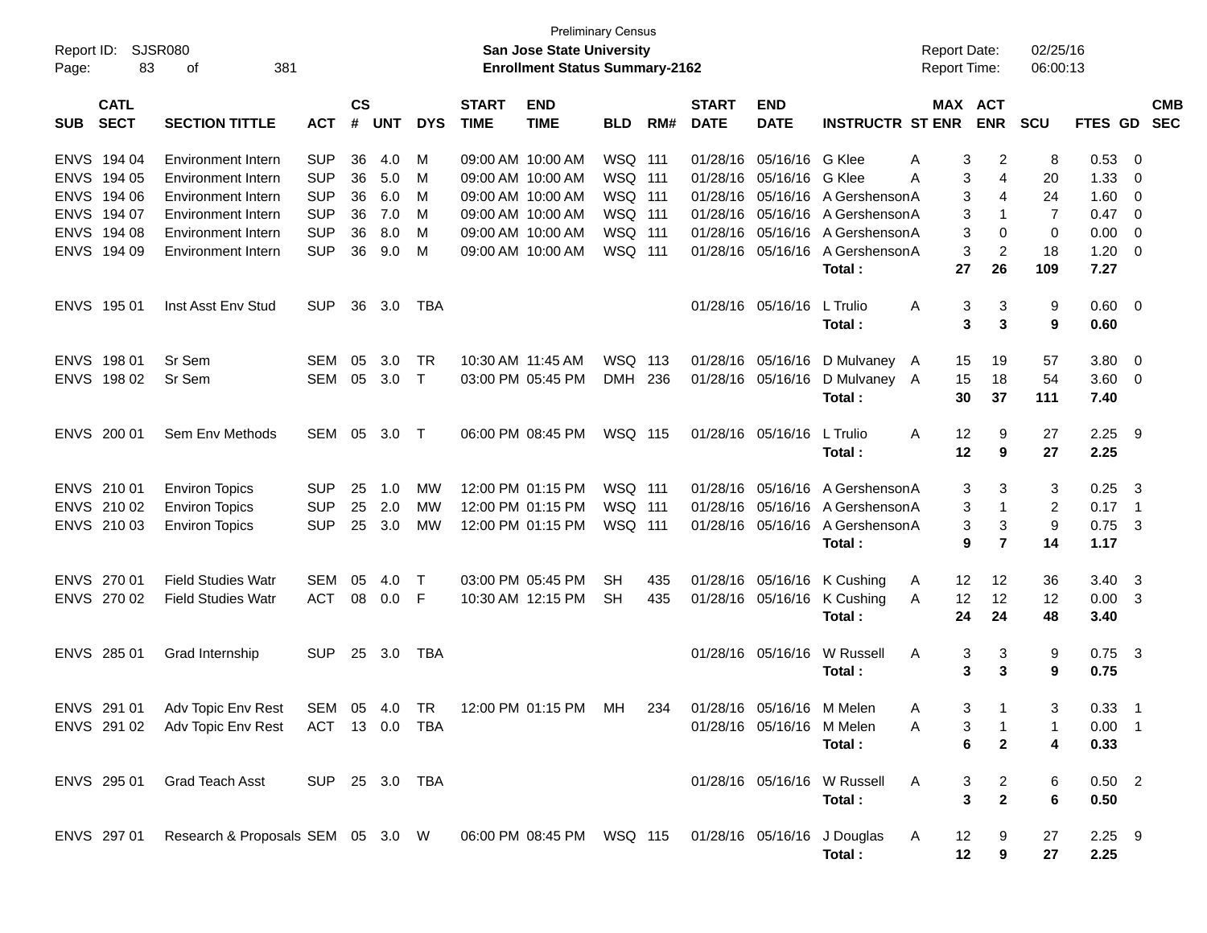Preliminary Census

**San Jose State University**

**Enrollment Status Summary-2162**

Report ID: SJSR080

Report Date: 02/25/16

Report Time: 06:00:13

| SUB | CATL SECT | SECTION TITTLE | ACT | CS # | UNT | DYS | START TIME | END TIME | BLD | RM# | START DATE | END DATE | INSTRUCTR | ST | MAX ENR | ACT ENR | SCU | FTES | GD | CMB SEC |
|---|---|---|---|---|---|---|---|---|---|---|---|---|---|---|---|---|---|---|---|---|
| ENVS | 194 04 | Environment Intern | SUP | 36 | 4.0 | M | 09:00 AM | 10:00 AM | WSQ | 111 | 01/28/16 | 05/16/16 | G Klee | A | 3 | 2 | 8 | 0.53 | 0 | |
| ENVS | 194 05 | Environment Intern | SUP | 36 | 5.0 | M | 09:00 AM | 10:00 AM | WSQ | 111 | 01/28/16 | 05/16/16 | G Klee | A | 3 | 4 | 20 | 1.33 | 0 | |
| ENVS | 194 06 | Environment Intern | SUP | 36 | 6.0 | M | 09:00 AM | 10:00 AM | WSQ | 111 | 01/28/16 | 05/16/16 | A Gershenson | A | 3 | 4 | 24 | 1.60 | 0 | |
| ENVS | 194 07 | Environment Intern | SUP | 36 | 7.0 | M | 09:00 AM | 10:00 AM | WSQ | 111 | 01/28/16 | 05/16/16 | A Gershenson | A | 3 | 1 | 7 | 0.47 | 0 | |
| ENVS | 194 08 | Environment Intern | SUP | 36 | 8.0 | M | 09:00 AM | 10:00 AM | WSQ | 111 | 01/28/16 | 05/16/16 | A Gershenson | A | 3 | 0 | 0 | 0.00 | 0 | |
| ENVS | 194 09 | Environment Intern | SUP | 36 | 9.0 | M | 09:00 AM | 10:00 AM | WSQ | 111 | 01/28/16 | 05/16/16 | A Gershenson | A | 3 | 2 | 18 | 1.20 | 0 | |
| | | | | | | | | | | | | | **Total :** | | **27** | **26** | **109** | **7.27** | | |
| ENVS | 195 01 | Inst Asst Env Stud | SUP | 36 | 3.0 | TBA | | | | | 01/28/16 | 05/16/16 | L Trulio | A | 3 | 3 | 9 | 0.60 | 0 | |
| | | | | | | | | | | | | | **Total :** | | **3** | **3** | **9** | **0.60** | | |
| ENVS | 198 01 | Sr Sem | SEM | 05 | 3.0 | TR | 10:30 AM | 11:45 AM | WSQ | 113 | 01/28/16 | 05/16/16 | D Mulvaney | A | 15 | 19 | 57 | 3.80 | 0 | |
| ENVS | 198 02 | Sr Sem | SEM | 05 | 3.0 | T | 03:00 PM | 05:45 PM | DMH | 236 | 01/28/16 | 05/16/16 | D Mulvaney | A | 15 | 18 | 54 | 3.60 | 0 | |
| | | | | | | | | | | | | | **Total :** | | **30** | **37** | **111** | **7.40** | | |
| ENVS | 200 01 | Sem Env Methods | SEM | 05 | 3.0 | T | 06:00 PM | 08:45 PM | WSQ | 115 | 01/28/16 | 05/16/16 | L Trulio | A | 12 | 9 | 27 | 2.25 | 9 | |
| | | | | | | | | | | | | | **Total :** | | **12** | **9** | **27** | **2.25** | | |
| ENVS | 210 01 | Environ Topics | SUP | 25 | 1.0 | MW | 12:00 PM | 01:15 PM | WSQ | 111 | 01/28/16 | 05/16/16 | A Gershenson | A | 3 | 3 | 3 | 0.25 | 3 | |
| ENVS | 210 02 | Environ Topics | SUP | 25 | 2.0 | MW | 12:00 PM | 01:15 PM | WSQ | 111 | 01/28/16 | 05/16/16 | A Gershenson | A | 3 | 1 | 2 | 0.17 | 1 | |
| ENVS | 210 03 | Environ Topics | SUP | 25 | 3.0 | MW | 12:00 PM | 01:15 PM | WSQ | 111 | 01/28/16 | 05/16/16 | A Gershenson | A | 3 | 3 | 9 | 0.75 | 3 | |
| | | | | | | | | | | | | | **Total :** | | **9** | **7** | **14** | **1.17** | | |
| ENVS | 270 01 | Field Studies Watr | SEM | 05 | 4.0 | T | 03:00 PM | 05:45 PM | SH | 435 | 01/28/16 | 05/16/16 | K Cushing | A | 12 | 12 | 36 | 3.40 | 3 | |
| ENVS | 270 02 | Field Studies Watr | ACT | 08 | 0.0 | F | 10:30 AM | 12:15 PM | SH | 435 | 01/28/16 | 05/16/16 | K Cushing | A | 12 | 12 | 12 | 0.00 | 3 | |
| | | | | | | | | | | | | | **Total :** | | **24** | **24** | **48** | **3.40** | | |
| ENVS | 285 01 | Grad Internship | SUP | 25 | 3.0 | TBA | | | | | 01/28/16 | 05/16/16 | W Russell | A | 3 | 3 | 9 | 0.75 | 3 | |
| | | | | | | | | | | | | | **Total :** | | **3** | **3** | **9** | **0.75** | | |
| ENVS | 291 01 | Adv Topic Env Rest | SEM | 05 | 4.0 | TR | 12:00 PM | 01:15 PM | MH | 234 | 01/28/16 | 05/16/16 | M Melen | A | 3 | 1 | 3 | 0.33 | 1 | |
| ENVS | 291 02 | Adv Topic Env Rest | ACT | 13 | 0.0 | TBA | | | | | 01/28/16 | 05/16/16 | M Melen | A | 3 | 1 | 1 | 0.00 | 1 | |
| | | | | | | | | | | | | | **Total :** | | **6** | **2** | **4** | **0.33** | | |
| ENVS | 295 01 | Grad Teach Asst | SUP | 25 | 3.0 | TBA | | | | | 01/28/16 | 05/16/16 | W Russell | A | 3 | 2 | 6 | 0.50 | 2 | |
| | | | | | | | | | | | | | **Total :** | | **3** | **2** | **6** | **0.50** | | |
| ENVS | 297 01 | Research & Proposals | SEM | 05 | 3.0 | W | 06:00 PM | 08:45 PM | WSQ | 115 | 01/28/16 | 05/16/16 | J Douglas | A | 12 | 9 | 27 | 2.25 | 9 | |
| | | | | | | | | | | | | | **Total :** | | **12** | **9** | **27** | **2.25** | | |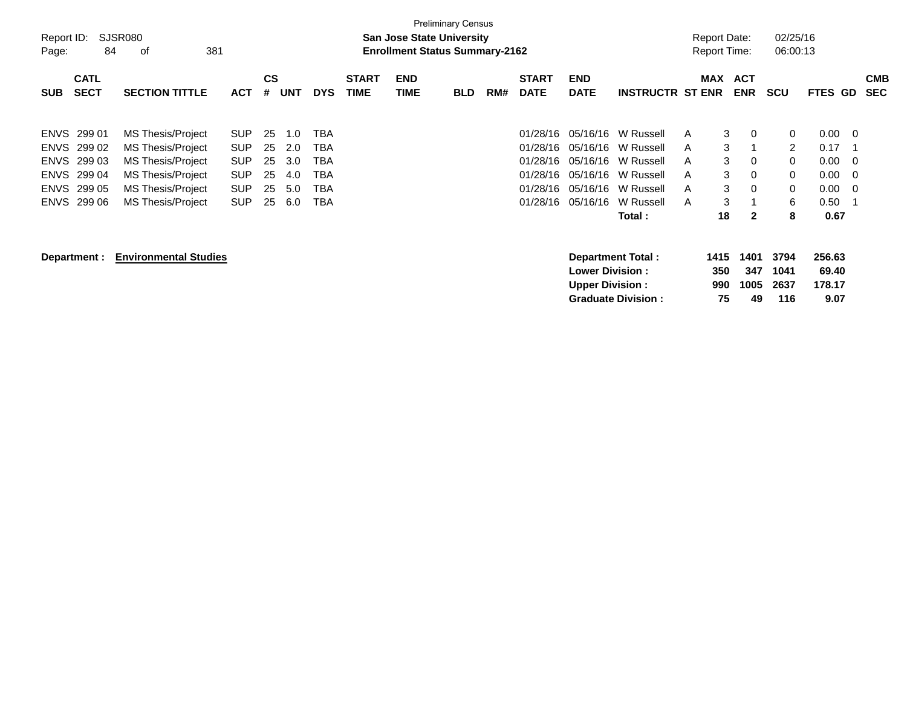Preliminary Census

Report ID: SJSR080

**San Jose State University**

**Enrollment Status Summary-2162**

Report Date: 02/25/16

Report Time: 06:00:13

| SUB | CATL SECT | SECTION TITTLE | ACT | CS # | UNT | DYS | START TIME | END TIME | BLD | RM# | START DATE | END DATE | INSTRUCTR | ST | MAX ENR | ACT ENR | SCU | FTES | GD | CMB SEC |
|---|---|---|---|---|---|---|---|---|---|---|---|---|---|---|---|---|---|---|---|---|
| ENVS | 299 01 | MS Thesis/Project | SUP | 25 | 1.0 | TBA | | | | | 01/28/16 | 05/16/16 | W Russell | A | 3 | 0 | 0 | 0.00 | 0 | |
| ENVS | 299 02 | MS Thesis/Project | SUP | 25 | 2.0 | TBA | | | | | 01/28/16 | 05/16/16 | W Russell | A | 3 | 1 | 2 | 0.17 | 1 | |
| ENVS | 299 03 | MS Thesis/Project | SUP | 25 | 3.0 | TBA | | | | | 01/28/16 | 05/16/16 | W Russell | A | 3 | 0 | 0 | 0.00 | 0 | |
| ENVS | 299 04 | MS Thesis/Project | SUP | 25 | 4.0 | TBA | | | | | 01/28/16 | 05/16/16 | W Russell | A | 3 | 0 | 0 | 0.00 | 0 | |
| ENVS | 299 05 | MS Thesis/Project | SUP | 25 | 5.0 | TBA | | | | | 01/28/16 | 05/16/16 | W Russell | A | 3 | 0 | 0 | 0.00 | 0 | |
| ENVS | 299 06 | MS Thesis/Project | SUP | 25 | 6.0 | TBA | | | | | 01/28/16 | 05/16/16 | W Russell | A | 3 | 1 | 6 | 0.50 | 1 | |
| | | | | | | | | | | | | | **Total :** | | **18** | **2** | **8** | **0.67** | | |

**Department :** **Environmental Studies**

| | MAX ENR | ACT ENR | SCU | FTES |
|---|---|---|---|---|
| **Department Total :** | **1415** | **1401** | **3794** | **256.63** |
| **Lower Division :** | **350** | **347** | **1041** | **69.40** |
| **Upper Division :** | **990** | **1005** | **2637** | **178.17** |
| **Graduate Division :** | **75** | **49** | **116** | **9.07** |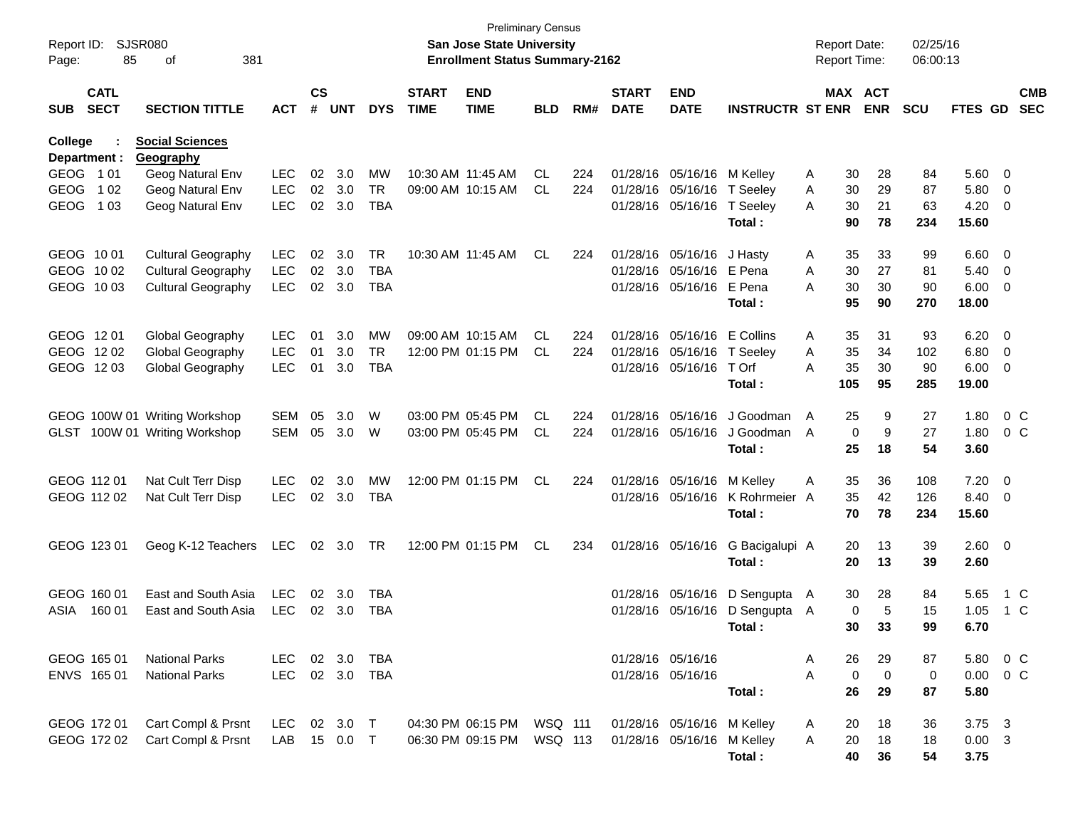Preliminary Census

**San Jose State University**

**Enrollment Status Summary-2162**

Report ID: SJSR080

Report Date: 02/25/16

Report Time: 06:00:13

| SUB | CATL SECT | SECTION TITTLE | ACT | CS # | UNT | DYS | START TIME | END TIME | BLD | RM# | START DATE | END DATE | INSTRUCTR | ST | MAX ENR | ACT ENR | SCU | FTES | GD | CMB SEC |
|---|---|---|---|---|---|---|---|---|---|---|---|---|---|---|---|---|---|---|---|---|
| **College :** | | **Social Sciences** | | | | | | | | | | | | | | | | | | |
| **Department :** | | **Geography** | | | | | | | | | | | | | | | | | | |
| GEOG | 1 01 | Geog Natural Env | LEC | 02 | 3.0 | MW | 10:30 AM | 11:45 AM | CL | 224 | 01/28/16 | 05/16/16 | M Kelley | A | 30 | 28 | 84 | 5.60 | 0 | |
| GEOG | 1 02 | Geog Natural Env | LEC | 02 | 3.0 | TR | 09:00 AM | 10:15 AM | CL | 224 | 01/28/16 | 05/16/16 | T Seeley | A | 30 | 29 | 87 | 5.80 | 0 | |
| GEOG | 1 03 | Geog Natural Env | LEC | 02 | 3.0 | TBA | | | | | 01/28/16 | 05/16/16 | T Seeley | A | 30 | 21 | 63 | 4.20 | 0 | |
| | | | | | | | | | | | | | **Total :** | | **90** | **78** | **234** | **15.60** | | |
| GEOG | 10 01 | Cultural Geography | LEC | 02 | 3.0 | TR | 10:30 AM | 11:45 AM | CL | 224 | 01/28/16 | 05/16/16 | J Hasty | A | 35 | 33 | 99 | 6.60 | 0 | |
| GEOG | 10 02 | Cultural Geography | LEC | 02 | 3.0 | TBA | | | | | 01/28/16 | 05/16/16 | E Pena | A | 30 | 27 | 81 | 5.40 | 0 | |
| GEOG | 10 03 | Cultural Geography | LEC | 02 | 3.0 | TBA | | | | | 01/28/16 | 05/16/16 | E Pena | A | 30 | 30 | 90 | 6.00 | 0 | |
| | | | | | | | | | | | | | **Total :** | | **95** | **90** | **270** | **18.00** | | |
| GEOG | 12 01 | Global Geography | LEC | 01 | 3.0 | MW | 09:00 AM | 10:15 AM | CL | 224 | 01/28/16 | 05/16/16 | E Collins | A | 35 | 31 | 93 | 6.20 | 0 | |
| GEOG | 12 02 | Global Geography | LEC | 01 | 3.0 | TR | 12:00 PM | 01:15 PM | CL | 224 | 01/28/16 | 05/16/16 | T Seeley | A | 35 | 34 | 102 | 6.80 | 0 | |
| GEOG | 12 03 | Global Geography | LEC | 01 | 3.0 | TBA | | | | | 01/28/16 | 05/16/16 | T Orf | A | 35 | 30 | 90 | 6.00 | 0 | |
| | | | | | | | | | | | | | **Total :** | | **105** | **95** | **285** | **19.00** | | |
| GEOG | 100W 01 | Writing Workshop | SEM | 05 | 3.0 | W | 03:00 PM | 05:45 PM | CL | 224 | 01/28/16 | 05/16/16 | J Goodman | A | 25 | 9 | 27 | 1.80 | 0 | C |
| GLST | 100W 01 | Writing Workshop | SEM | 05 | 3.0 | W | 03:00 PM | 05:45 PM | CL | 224 | 01/28/16 | 05/16/16 | J Goodman | A | 0 | 9 | 27 | 1.80 | 0 | C |
| | | | | | | | | | | | | | **Total :** | | **25** | **18** | **54** | **3.60** | | |
| GEOG | 112 01 | Nat Cult Terr Disp | LEC | 02 | 3.0 | MW | 12:00 PM | 01:15 PM | CL | 224 | 01/28/16 | 05/16/16 | M Kelley | A | 35 | 36 | 108 | 7.20 | 0 | |
| GEOG | 112 02 | Nat Cult Terr Disp | LEC | 02 | 3.0 | TBA | | | | | 01/28/16 | 05/16/16 | K Rohrmeier | A | 35 | 42 | 126 | 8.40 | 0 | |
| | | | | | | | | | | | | | **Total :** | | **70** | **78** | **234** | **15.60** | | |
| GEOG | 123 01 | Geog K-12 Teachers | LEC | 02 | 3.0 | TR | 12:00 PM | 01:15 PM | CL | 234 | 01/28/16 | 05/16/16 | G Bacigalupi | A | 20 | 13 | 39 | 2.60 | 0 | |
| | | | | | | | | | | | | | **Total :** | | **20** | **13** | **39** | **2.60** | | |
| GEOG | 160 01 | East and South Asia | LEC | 02 | 3.0 | TBA | | | | | 01/28/16 | 05/16/16 | D Sengupta | A | 30 | 28 | 84 | 5.65 | 1 | C |
| ASIA | 160 01 | East and South Asia | LEC | 02 | 3.0 | TBA | | | | | 01/28/16 | 05/16/16 | D Sengupta | A | 0 | 5 | 15 | 1.05 | 1 | C |
| | | | | | | | | | | | | | **Total :** | | **30** | **33** | **99** | **6.70** | | |
| GEOG | 165 01 | National Parks | LEC | 02 | 3.0 | TBA | | | | | 01/28/16 | 05/16/16 | | A | 26 | 29 | 87 | 5.80 | 0 | C |
| ENVS | 165 01 | National Parks | LEC | 02 | 3.0 | TBA | | | | | 01/28/16 | 05/16/16 | | A | 0 | 0 | 0 | 0.00 | 0 | C |
| | | | | | | | | | | | | | **Total :** | | **26** | **29** | **87** | **5.80** | | |
| GEOG | 172 01 | Cart Compl & Prsnt | LEC | 02 | 3.0 | T | 04:30 PM | 06:15 PM | WSQ | 111 | 01/28/16 | 05/16/16 | M Kelley | A | 20 | 18 | 36 | 3.75 | 3 | |
| GEOG | 172 02 | Cart Compl & Prsnt | LAB | 15 | 0.0 | T | 06:30 PM | 09:15 PM | WSQ | 113 | 01/28/16 | 05/16/16 | M Kelley | A | 20 | 18 | 18 | 0.00 | 3 | |
| | | | | | | | | | | | | | **Total :** | | **40** | **36** | **54** | **3.75** | | |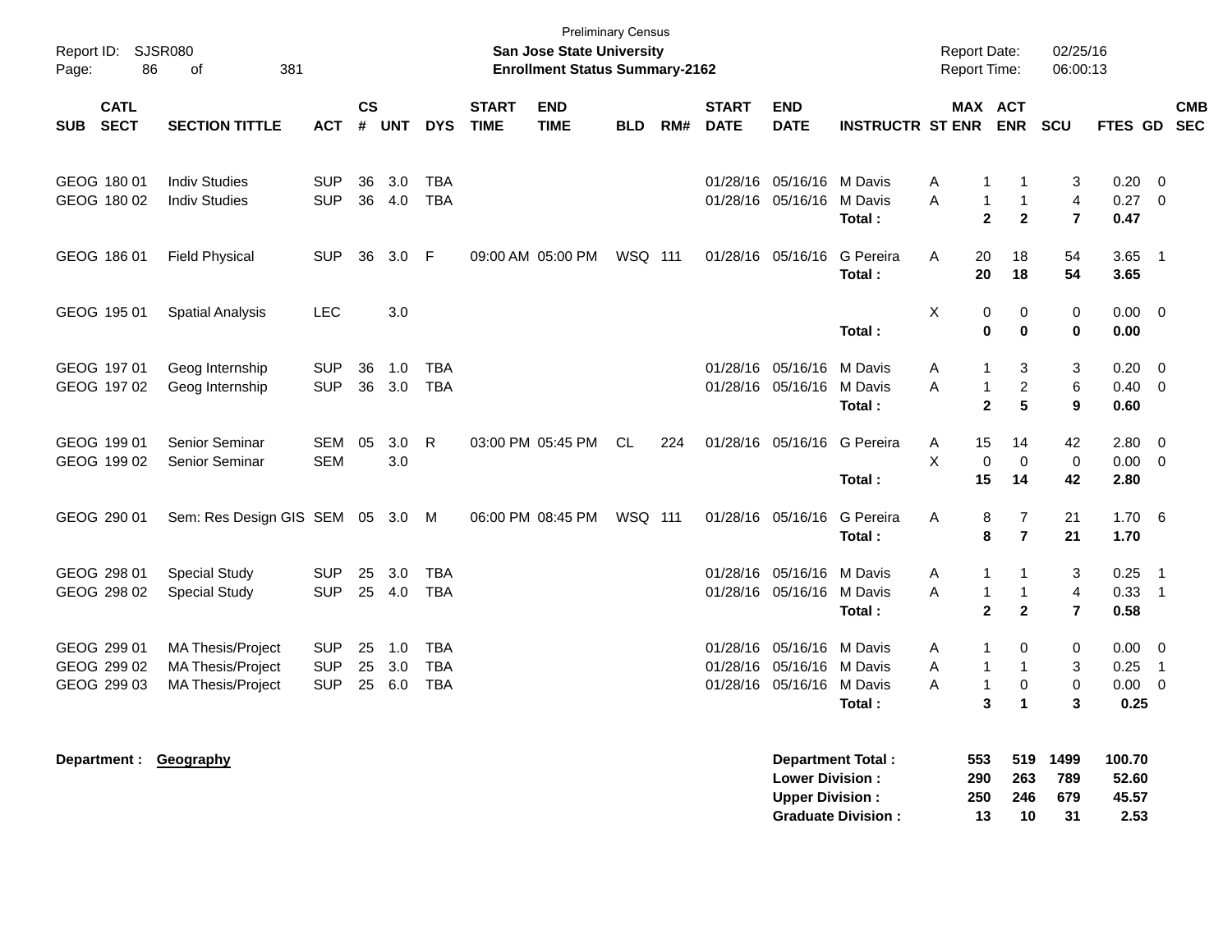Preliminary Census
**San Jose State University**
**Enrollment Status Summary-2162**

Report ID: SJSR080
Report Date: 02/25/16
Report Time: 06:00:13

| SUB | CATL SECT | SECTION TITTLE | ACT | CS # | UNT | DYS | START TIME | END TIME | BLD | RM# | START DATE | END DATE | INSTRUCTR | ST | MAX ENR | ACT ENR | SCU | FTES | GD | CMB SEC |
|---|---|---|---|---|---|---|---|---|---|---|---|---|---|---|---|---|---|---|---|---|
| GEOG | 180 01 | Indiv Studies | SUP | 36 | 3.0 | TBA | | | | | 01/28/16 | 05/16/16 | M Davis | A | 1 | 1 | 3 | 0.20 | 0 | |
| GEOG | 180 02 | Indiv Studies | SUP | 36 | 4.0 | TBA | | | | | 01/28/16 | 05/16/16 | M Davis | A | 1 | 1 | 4 | 0.27 | 0 | |
| | | | | | | | | | | | | | **Total :** | | **2** | **2** | **7** | **0.47** | | |
| GEOG | 186 01 | Field Physical | SUP | 36 | 3.0 | F | 09:00 AM | 05:00 PM | WSQ | 111 | 01/28/16 | 05/16/16 | G Pereira | A | 20 | 18 | 54 | 3.65 | 1 | |
| | | | | | | | | | | | | | **Total :** | | **20** | **18** | **54** | **3.65** | | |
| GEOG | 195 01 | Spatial Analysis | LEC | | 3.0 | | | | | | | | | X | 0 | 0 | 0 | 0.00 | 0 | |
| | | | | | | | | | | | | | **Total :** | | **0** | **0** | **0** | **0.00** | | |
| GEOG | 197 01 | Geog Internship | SUP | 36 | 1.0 | TBA | | | | | 01/28/16 | 05/16/16 | M Davis | A | 1 | 3 | 3 | 0.20 | 0 | |
| GEOG | 197 02 | Geog Internship | SUP | 36 | 3.0 | TBA | | | | | 01/28/16 | 05/16/16 | M Davis | A | 1 | 2 | 6 | 0.40 | 0 | |
| | | | | | | | | | | | | | **Total :** | | **2** | **5** | **9** | **0.60** | | |
| GEOG | 199 01 | Senior Seminar | SEM | 05 | 3.0 | R | 03:00 PM | 05:45 PM | CL | 224 | 01/28/16 | 05/16/16 | G Pereira | A | 15 | 14 | 42 | 2.80 | 0 | |
| GEOG | 199 02 | Senior Seminar | SEM | | 3.0 | | | | | | | | | X | 0 | 0 | 0 | 0.00 | 0 | |
| | | | | | | | | | | | | | **Total :** | | **15** | **14** | **42** | **2.80** | | |
| GEOG | 290 01 | Sem: Res Design GIS | SEM | 05 | 3.0 | M | 06:00 PM | 08:45 PM | WSQ | 111 | 01/28/16 | 05/16/16 | G Pereira | A | 8 | 7 | 21 | 1.70 | 6 | |
| | | | | | | | | | | | | | **Total :** | | **8** | **7** | **21** | **1.70** | | |
| GEOG | 298 01 | Special Study | SUP | 25 | 3.0 | TBA | | | | | 01/28/16 | 05/16/16 | M Davis | A | 1 | 1 | 3 | 0.25 | 1 | |
| GEOG | 298 02 | Special Study | SUP | 25 | 4.0 | TBA | | | | | 01/28/16 | 05/16/16 | M Davis | A | 1 | 1 | 4 | 0.33 | 1 | |
| | | | | | | | | | | | | | **Total :** | | **2** | **2** | **7** | **0.58** | | |
| GEOG | 299 01 | MA Thesis/Project | SUP | 25 | 1.0 | TBA | | | | | 01/28/16 | 05/16/16 | M Davis | A | 1 | 0 | 0 | 0.00 | 0 | |
| GEOG | 299 02 | MA Thesis/Project | SUP | 25 | 3.0 | TBA | | | | | 01/28/16 | 05/16/16 | M Davis | A | 1 | 1 | 3 | 0.25 | 1 | |
| GEOG | 299 03 | MA Thesis/Project | SUP | 25 | 6.0 | TBA | | | | | 01/28/16 | 05/16/16 | M Davis | A | 1 | 0 | 0 | 0.00 | 0 | |
| | | | | | | | | | | | | | **Total :** | | **3** | **1** | **3** | **0.25** | | |

**Department :** **Geography**

| | MAX ENR | ACT ENR | SCU | FTES |
|---|---|---|---|---|
| **Department Total :** | **553** | **519** | **1499** | **100.70** |
| **Lower Division :** | **290** | **263** | **789** | **52.60** |
| **Upper Division :** | **250** | **246** | **679** | **45.57** |
| **Graduate Division :** | **13** | **10** | **31** | **2.53** |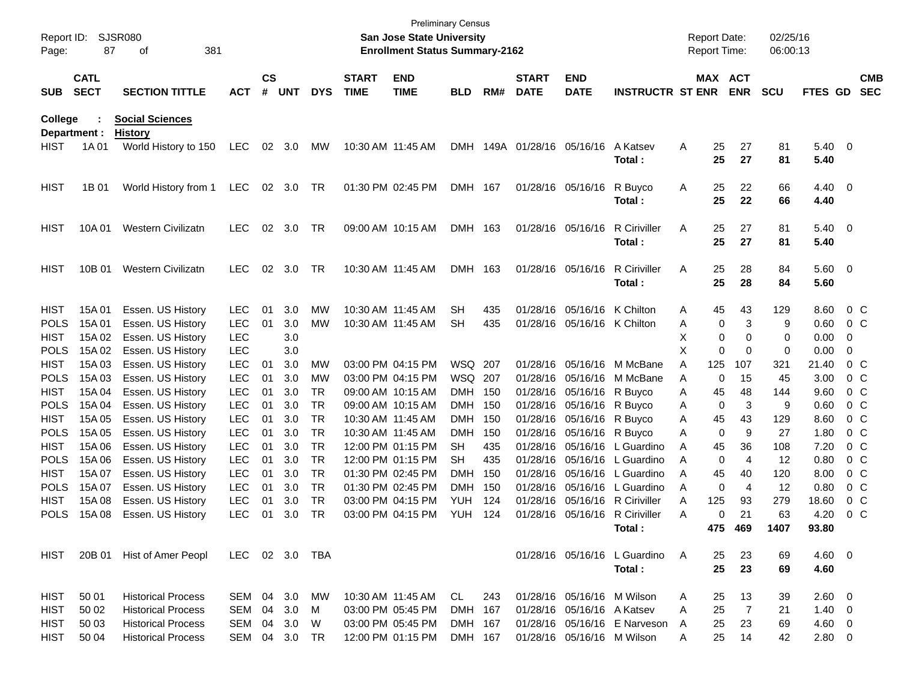Preliminary Census

**San Jose State University**

**Enrollment Status Summary-2162**

Report ID: SJSR080
Report Date: 02/25/16
Report Time: 06:00:13

**College : Social Sciences**

**Department : History**

| SUB | CATL SECT | SECTION TITTLE | ACT | CS # | UNT | DYS | START TIME | END TIME | BLD | RM# | START DATE | END DATE | INSTRUCTR | ST | MAX ENR | ACT ENR | SCU | FTES | GD | CMB SEC |
|---|---|---|---|---|---|---|---|---|---|---|---|---|---|---|---|---|---|---|---|---|
| HIST | 1A 01 | World History to 150 | LEC | 02 | 3.0 | MW | 10:30 AM | 11:45 AM | DMH | 149A | 01/28/16 | 05/16/16 | A Katsev | A | 25 | 27 | 81 | 5.40 | 0 | |
| | | | | | | | | | | | | | **Total :** | | **25** | **27** | **81** | **5.40** | | |
| HIST | 1B 01 | World History from 1 | LEC | 02 | 3.0 | TR | 01:30 PM | 02:45 PM | DMH | 167 | 01/28/16 | 05/16/16 | R Buyco | A | 25 | 22 | 66 | 4.40 | 0 | |
| | | | | | | | | | | | | | **Total :** | | **25** | **22** | **66** | **4.40** | | |
| HIST | 10A 01 | Western Civilizatn | LEC | 02 | 3.0 | TR | 09:00 AM | 10:15 AM | DMH | 163 | 01/28/16 | 05/16/16 | R Ciriviller | A | 25 | 27 | 81 | 5.40 | 0 | |
| | | | | | | | | | | | | | **Total :** | | **25** | **27** | **81** | **5.40** | | |
| HIST | 10B 01 | Western Civilizatn | LEC | 02 | 3.0 | TR | 10:30 AM | 11:45 AM | DMH | 163 | 01/28/16 | 05/16/16 | R Ciriviller | A | 25 | 28 | 84 | 5.60 | 0 | |
| | | | | | | | | | | | | | **Total :** | | **25** | **28** | **84** | **5.60** | | |
| HIST | 15A 01 | Essen. US History | LEC | 01 | 3.0 | MW | 10:30 AM | 11:45 AM | SH | 435 | 01/28/16 | 05/16/16 | K Chilton | A | 45 | 43 | 129 | 8.60 | 0 | C |
| POLS | 15A 01 | Essen. US History | LEC | 01 | 3.0 | MW | 10:30 AM | 11:45 AM | SH | 435 | 01/28/16 | 05/16/16 | K Chilton | A | 0 | 3 | 9 | 0.60 | 0 | C |
| HIST | 15A 02 | Essen. US History | LEC | | 3.0 | | | | | | | | | X | 0 | 0 | 0 | 0.00 | 0 | |
| POLS | 15A 02 | Essen. US History | LEC | | 3.0 | | | | | | | | | X | 0 | 0 | 0 | 0.00 | 0 | |
| HIST | 15A 03 | Essen. US History | LEC | 01 | 3.0 | MW | 03:00 PM | 04:15 PM | WSQ | 207 | 01/28/16 | 05/16/16 | M McBane | A | 125 | 107 | 321 | 21.40 | 0 | C |
| POLS | 15A 03 | Essen. US History | LEC | 01 | 3.0 | MW | 03:00 PM | 04:15 PM | WSQ | 207 | 01/28/16 | 05/16/16 | M McBane | A | 0 | 15 | 45 | 3.00 | 0 | C |
| HIST | 15A 04 | Essen. US History | LEC | 01 | 3.0 | TR | 09:00 AM | 10:15 AM | DMH | 150 | 01/28/16 | 05/16/16 | R Buyco | A | 45 | 48 | 144 | 9.60 | 0 | C |
| POLS | 15A 04 | Essen. US History | LEC | 01 | 3.0 | TR | 09:00 AM | 10:15 AM | DMH | 150 | 01/28/16 | 05/16/16 | R Buyco | A | 0 | 3 | 9 | 0.60 | 0 | C |
| HIST | 15A 05 | Essen. US History | LEC | 01 | 3.0 | TR | 10:30 AM | 11:45 AM | DMH | 150 | 01/28/16 | 05/16/16 | R Buyco | A | 45 | 43 | 129 | 8.60 | 0 | C |
| POLS | 15A 05 | Essen. US History | LEC | 01 | 3.0 | TR | 10:30 AM | 11:45 AM | DMH | 150 | 01/28/16 | 05/16/16 | R Buyco | A | 0 | 9 | 27 | 1.80 | 0 | C |
| HIST | 15A 06 | Essen. US History | LEC | 01 | 3.0 | TR | 12:00 PM | 01:15 PM | SH | 435 | 01/28/16 | 05/16/16 | L Guardino | A | 45 | 36 | 108 | 7.20 | 0 | C |
| POLS | 15A 06 | Essen. US History | LEC | 01 | 3.0 | TR | 12:00 PM | 01:15 PM | SH | 435 | 01/28/16 | 05/16/16 | L Guardino | A | 0 | 4 | 12 | 0.80 | 0 | C |
| HIST | 15A 07 | Essen. US History | LEC | 01 | 3.0 | TR | 01:30 PM | 02:45 PM | DMH | 150 | 01/28/16 | 05/16/16 | L Guardino | A | 45 | 40 | 120 | 8.00 | 0 | C |
| POLS | 15A 07 | Essen. US History | LEC | 01 | 3.0 | TR | 01:30 PM | 02:45 PM | DMH | 150 | 01/28/16 | 05/16/16 | L Guardino | A | 0 | 4 | 12 | 0.80 | 0 | C |
| HIST | 15A 08 | Essen. US History | LEC | 01 | 3.0 | TR | 03:00 PM | 04:15 PM | YUH | 124 | 01/28/16 | 05/16/16 | R Ciriviller | A | 125 | 93 | 279 | 18.60 | 0 | C |
| POLS | 15A 08 | Essen. US History | LEC | 01 | 3.0 | TR | 03:00 PM | 04:15 PM | YUH | 124 | 01/28/16 | 05/16/16 | R Ciriviller | A | 0 | 21 | 63 | 4.20 | 0 | C |
| | | | | | | | | | | | | | **Total :** | | **475** | **469** | **1407** | **93.80** | | |
| HIST | 20B 01 | Hist of Amer Peopl | LEC | 02 | 3.0 | TBA | | | | | 01/28/16 | 05/16/16 | L Guardino | A | 25 | 23 | 69 | 4.60 | 0 | |
| | | | | | | | | | | | | | **Total :** | | **25** | **23** | **69** | **4.60** | | |
| HIST | 50 01 | Historical Process | SEM | 04 | 3.0 | MW | 10:30 AM | 11:45 AM | CL | 243 | 01/28/16 | 05/16/16 | M Wilson | A | 25 | 13 | 39 | 2.60 | 0 | |
| HIST | 50 02 | Historical Process | SEM | 04 | 3.0 | M | 03:00 PM | 05:45 PM | DMH | 167 | 01/28/16 | 05/16/16 | A Katsev | A | 25 | 7 | 21 | 1.40 | 0 | |
| HIST | 50 03 | Historical Process | SEM | 04 | 3.0 | W | 03:00 PM | 05:45 PM | DMH | 167 | 01/28/16 | 05/16/16 | E Narveson | A | 25 | 23 | 69 | 4.60 | 0 | |
| HIST | 50 04 | Historical Process | SEM | 04 | 3.0 | TR | 12:00 PM | 01:15 PM | DMH | 167 | 01/28/16 | 05/16/16 | M Wilson | A | 25 | 14 | 42 | 2.80 | 0 | |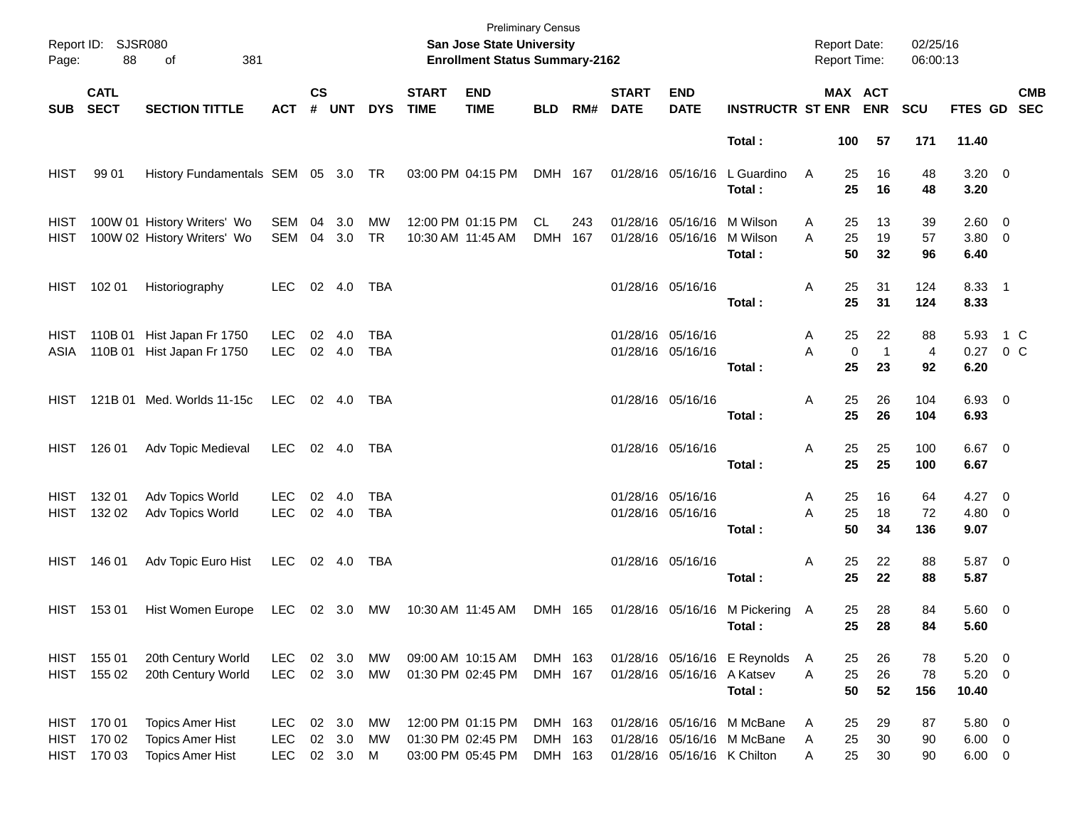Preliminary Census

**San Jose State University**

**Enrollment Status Summary-2162**

Report ID: SJSR080

Report Date: 02/25/16

Report Time: 06:00:13

| SUB | CATL SECT | SECTION TITTLE | ACT | CS # | UNT | DYS | START TIME | END TIME | BLD | RM# | START DATE | END DATE | INSTRUCTR | ST | MAX ENR | ACT ENR | SCU | FTES | GD | CMB SEC |
|---|---|---|---|---|---|---|---|---|---|---|---|---|---|---|---|---|---|---|---|---|
| | | | | | | | | | | | | | **Total :** | | **100** | **57** | **171** | **11.40** | | |
| HIST | 99 01 | History Fundamentals | SEM | 05 | 3.0 | TR | 03:00 PM | 04:15 PM | DMH | 167 | 01/28/16 | 05/16/16 | L Guardino | A | 25 | 16 | 48 | 3.20 | 0 | |
| | | | | | | | | | | | | | **Total :** | | **25** | **16** | **48** | **3.20** | | |
| HIST | 100W 01 | History Writers' Wo | SEM | 04 | 3.0 | MW | 12:00 PM | 01:15 PM | CL | 243 | 01/28/16 | 05/16/16 | M Wilson | A | 25 | 13 | 39 | 2.60 | 0 | |
| HIST | 100W 02 | History Writers' Wo | SEM | 04 | 3.0 | TR | 10:30 AM | 11:45 AM | DMH | 167 | 01/28/16 | 05/16/16 | M Wilson | A | 25 | 19 | 57 | 3.80 | 0 | |
| | | | | | | | | | | | | | **Total :** | | **50** | **32** | **96** | **6.40** | | |
| HIST | 102 01 | Historiography | LEC | 02 | 4.0 | TBA | | | | | 01/28/16 | 05/16/16 | | A | 25 | 31 | 124 | 8.33 | 1 | |
| | | | | | | | | | | | | | **Total :** | | **25** | **31** | **124** | **8.33** | | |
| HIST | 110B 01 | Hist Japan Fr 1750 | LEC | 02 | 4.0 | TBA | | | | | 01/28/16 | 05/16/16 | | A | 25 | 22 | 88 | 5.93 | 1 | C |
| ASIA | 110B 01 | Hist Japan Fr 1750 | LEC | 02 | 4.0 | TBA | | | | | 01/28/16 | 05/16/16 | | A | 0 | 1 | 4 | 0.27 | 0 | C |
| | | | | | | | | | | | | | **Total :** | | **25** | **23** | **92** | **6.20** | | |
| HIST | 121B 01 | Med. Worlds 11-15c | LEC | 02 | 4.0 | TBA | | | | | 01/28/16 | 05/16/16 | | A | 25 | 26 | 104 | 6.93 | 0 | |
| | | | | | | | | | | | | | **Total :** | | **25** | **26** | **104** | **6.93** | | |
| HIST | 126 01 | Adv Topic Medieval | LEC | 02 | 4.0 | TBA | | | | | 01/28/16 | 05/16/16 | | A | 25 | 25 | 100 | 6.67 | 0 | |
| | | | | | | | | | | | | | **Total :** | | **25** | **25** | **100** | **6.67** | | |
| HIST | 132 01 | Adv Topics World | LEC | 02 | 4.0 | TBA | | | | | 01/28/16 | 05/16/16 | | A | 25 | 16 | 64 | 4.27 | 0 | |
| HIST | 132 02 | Adv Topics World | LEC | 02 | 4.0 | TBA | | | | | 01/28/16 | 05/16/16 | | A | 25 | 18 | 72 | 4.80 | 0 | |
| | | | | | | | | | | | | | **Total :** | | **50** | **34** | **136** | **9.07** | | |
| HIST | 146 01 | Adv Topic Euro Hist | LEC | 02 | 4.0 | TBA | | | | | 01/28/16 | 05/16/16 | | A | 25 | 22 | 88 | 5.87 | 0 | |
| | | | | | | | | | | | | | **Total :** | | **25** | **22** | **88** | **5.87** | | |
| HIST | 153 01 | Hist Women Europe | LEC | 02 | 3.0 | MW | 10:30 AM | 11:45 AM | DMH | 165 | 01/28/16 | 05/16/16 | M Pickering | A | 25 | 28 | 84 | 5.60 | 0 | |
| | | | | | | | | | | | | | **Total :** | | **25** | **28** | **84** | **5.60** | | |
| HIST | 155 01 | 20th Century World | LEC | 02 | 3.0 | MW | 09:00 AM | 10:15 AM | DMH | 163 | 01/28/16 | 05/16/16 | E Reynolds | A | 25 | 26 | 78 | 5.20 | 0 | |
| HIST | 155 02 | 20th Century World | LEC | 02 | 3.0 | MW | 01:30 PM | 02:45 PM | DMH | 167 | 01/28/16 | 05/16/16 | A Katsev | A | 25 | 26 | 78 | 5.20 | 0 | |
| | | | | | | | | | | | | | **Total :** | | **50** | **52** | **156** | **10.40** | | |
| HIST | 170 01 | Topics Amer Hist | LEC | 02 | 3.0 | MW | 12:00 PM | 01:15 PM | DMH | 163 | 01/28/16 | 05/16/16 | M McBane | A | 25 | 29 | 87 | 5.80 | 0 | |
| HIST | 170 02 | Topics Amer Hist | LEC | 02 | 3.0 | MW | 01:30 PM | 02:45 PM | DMH | 163 | 01/28/16 | 05/16/16 | M McBane | A | 25 | 30 | 90 | 6.00 | 0 | |
| HIST | 170 03 | Topics Amer Hist | LEC | 02 | 3.0 | M | 03:00 PM | 05:45 PM | DMH | 163 | 01/28/16 | 05/16/16 | K Chilton | A | 25 | 30 | 90 | 6.00 | 0 | |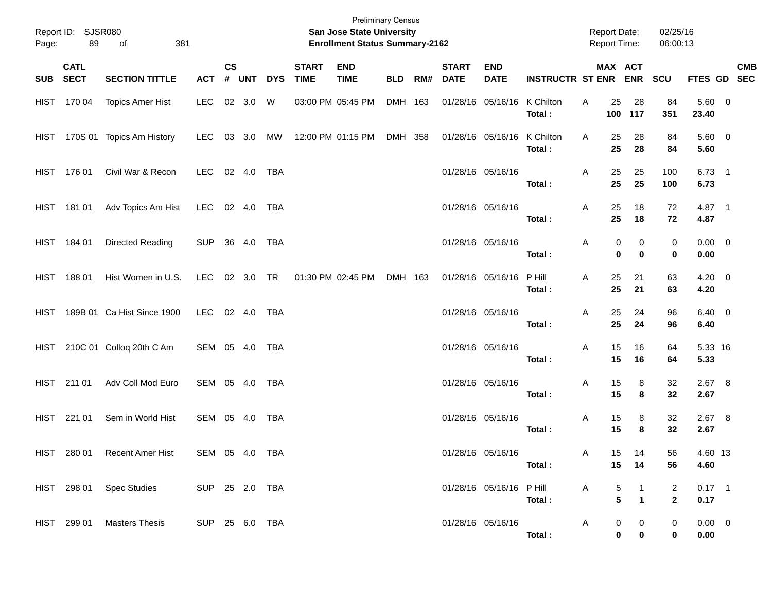Preliminary Census

**San Jose State University**

**Enrollment Status Summary-2162**

Report ID: SJSR080

Report Date: 02/25/16

Report Time: 06:00:13

| SUB | CATL SECT | SECTION TITTLE | ACT | CS # | UNT | DYS | START TIME | END TIME | BLD | RM# | START DATE | END DATE | INSTRUCTR | ST | MAX ENR | ACT ENR | SCU | FTES | GD | CMB SEC |
|---|---|---|---|---|---|---|---|---|---|---|---|---|---|---|---|---|---|---|---|---|
| HIST | 170 04 | Topics Amer Hist | LEC | 02 | 3.0 | W | 03:00 PM | 05:45 PM | DMH | 163 | 01/28/16 | 05/16/16 | K Chilton | A | 25 | 28 | 84 | 5.60 | 0 | |
| | | | | | | | | | | | | | **Total :** | | **100** | **117** | **351** | **23.40** | | |
| HIST | 170S 01 | Topics Am History | LEC | 03 | 3.0 | MW | 12:00 PM | 01:15 PM | DMH | 358 | 01/28/16 | 05/16/16 | K Chilton | A | 25 | 28 | 84 | 5.60 | 0 | |
| | | | | | | | | | | | | | **Total :** | | **25** | **28** | **84** | **5.60** | | |
| HIST | 176 01 | Civil War & Recon | LEC | 02 | 4.0 | TBA | | | | | 01/28/16 | 05/16/16 | | A | 25 | 25 | 100 | 6.73 | 1 | |
| | | | | | | | | | | | | | **Total :** | | **25** | **25** | **100** | **6.73** | | |
| HIST | 181 01 | Adv Topics Am Hist | LEC | 02 | 4.0 | TBA | | | | | 01/28/16 | 05/16/16 | | A | 25 | 18 | 72 | 4.87 | 1 | |
| | | | | | | | | | | | | | **Total :** | | **25** | **18** | **72** | **4.87** | | |
| HIST | 184 01 | Directed Reading | SUP | 36 | 4.0 | TBA | | | | | 01/28/16 | 05/16/16 | | A | 0 | 0 | 0 | 0.00 | 0 | |
| | | | | | | | | | | | | | **Total :** | | **0** | **0** | **0** | **0.00** | | |
| HIST | 188 01 | Hist Women in U.S. | LEC | 02 | 3.0 | TR | 01:30 PM | 02:45 PM | DMH | 163 | 01/28/16 | 05/16/16 | P Hill | A | 25 | 21 | 63 | 4.20 | 0 | |
| | | | | | | | | | | | | | **Total :** | | **25** | **21** | **63** | **4.20** | | |
| HIST | 189B 01 | Ca Hist Since 1900 | LEC | 02 | 4.0 | TBA | | | | | 01/28/16 | 05/16/16 | | A | 25 | 24 | 96 | 6.40 | 0 | |
| | | | | | | | | | | | | | **Total :** | | **25** | **24** | **96** | **6.40** | | |
| HIST | 210C 01 | Colloq 20th C Am | SEM | 05 | 4.0 | TBA | | | | | 01/28/16 | 05/16/16 | | A | 15 | 16 | 64 | 5.33 | 16 | |
| | | | | | | | | | | | | | **Total :** | | **15** | **16** | **64** | **5.33** | | |
| HIST | 211 01 | Adv Coll Mod Euro | SEM | 05 | 4.0 | TBA | | | | | 01/28/16 | 05/16/16 | | A | 15 | 8 | 32 | 2.67 | 8 | |
| | | | | | | | | | | | | | **Total :** | | **15** | **8** | **32** | **2.67** | | |
| HIST | 221 01 | Sem in World Hist | SEM | 05 | 4.0 | TBA | | | | | 01/28/16 | 05/16/16 | | A | 15 | 8 | 32 | 2.67 | 8 | |
| | | | | | | | | | | | | | **Total :** | | **15** | **8** | **32** | **2.67** | | |
| HIST | 280 01 | Recent Amer Hist | SEM | 05 | 4.0 | TBA | | | | | 01/28/16 | 05/16/16 | | A | 15 | 14 | 56 | 4.60 | 13 | |
| | | | | | | | | | | | | | **Total :** | | **15** | **14** | **56** | **4.60** | | |
| HIST | 298 01 | Spec Studies | SUP | 25 | 2.0 | TBA | | | | | 01/28/16 | 05/16/16 | P Hill | A | 5 | 1 | 2 | 0.17 | 1 | |
| | | | | | | | | | | | | | **Total :** | | **5** | **1** | **2** | **0.17** | | |
| HIST | 299 01 | Masters Thesis | SUP | 25 | 6.0 | TBA | | | | | 01/28/16 | 05/16/16 | | A | 0 | 0 | 0 | 0.00 | 0 | |
| | | | | | | | | | | | | | **Total :** | | **0** | **0** | **0** | **0.00** | | |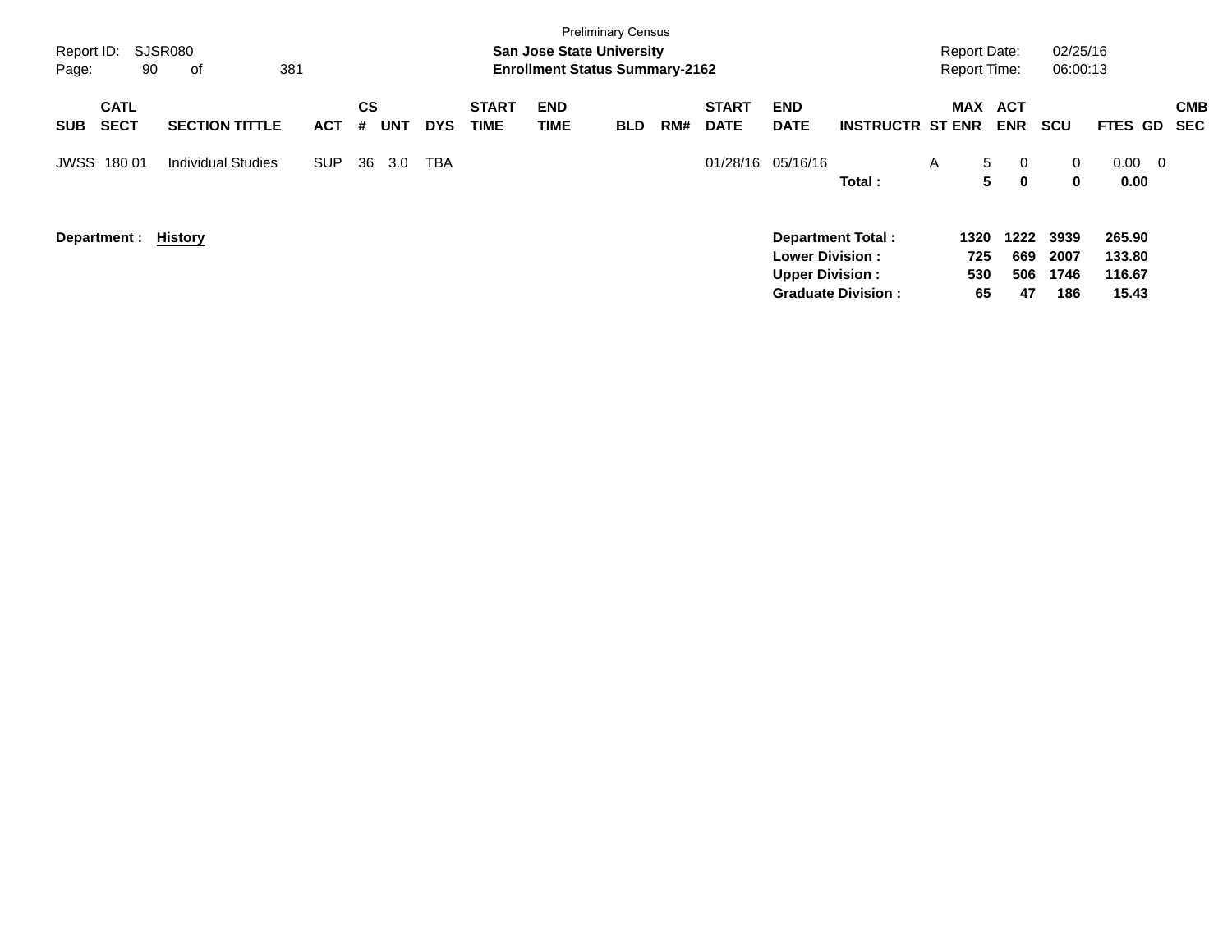Preliminary Census

**San Jose State University**

**Enrollment Status Summary-2162**

Report ID: SJSR080

Report Date: 02/25/16

Report Time: 06:00:13

| SUB | CATL SECT | SECTION TITTLE | ACT | CS # | UNT | DYS | START TIME | END TIME | BLD | RM# | START DATE | END DATE | INSTRUCTR | ST | MAX ENR | ACT ENR | SCU | FTES | GD | CMB SEC |
|---|---|---|---|---|---|---|---|---|---|---|---|---|---|---|---|---|---|---|---|---|
| JWSS | 180 01 | Individual Studies | SUP | 36 | 3.0 | TBA | | | | | 01/28/16 | 05/16/16 | | A | 5 | 0 | 0 | 0.00 | 0 | |
| | | | | | | | | | | | | | **Total :** | | **5** | **0** | **0** | **0.00** | | |

**Department :** **History**

| | MAX ENR | ACT ENR | SCU | FTES |
|---|---|---|---|---|
| **Department Total :** | **1320** | **1222** | **3939** | **265.90** |
| **Lower Division :** | **725** | **669** | **2007** | **133.80** |
| **Upper Division :** | **530** | **506** | **1746** | **116.67** |
| **Graduate Division :** | **65** | **47** | **186** | **15.43** |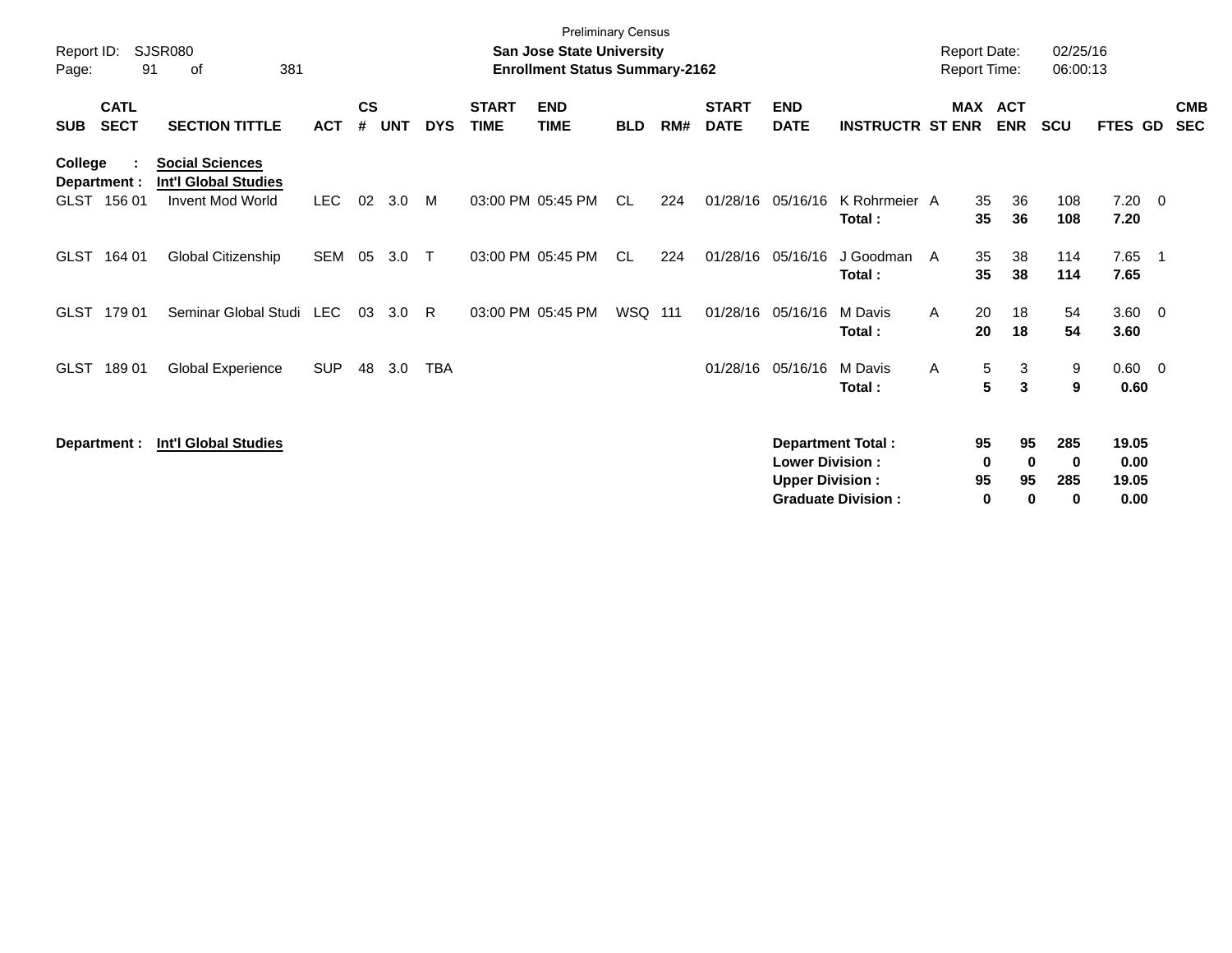Preliminary Census

**San Jose State University**
**Enrollment Status Summary-2162**

Report ID: SJSR080
Report Date: 02/25/16
Report Time: 06:00:13

| SUB | CATL SECT | SECTION TITTLE | ACT | CS # | UNT | DYS | START TIME | END TIME | BLD | RM# | START DATE | END DATE | INSTRUCTR | ST | MAX ENR | ACT ENR | SCU | FTES | GD | CMB SEC |
|---|---|---|---|---|---|---|---|---|---|---|---|---|---|---|---|---|---|---|---|---|
| **College : Social Sciences** | | | | | | | | | | | | | | | | | | | | |
| **Department : Int'l Global Studies** | | | | | | | | | | | | | | | | | | | | |
| GLST | 156 01 | Invent Mod World | LEC | 02 | 3.0 | M | 03:00 PM | 05:45 PM | CL | 224 | 01/28/16 | 05/16/16 | K Rohrmeier | A | 35 | 36 | 108 | 7.20 | 0 | |
| | | | | | | | | | | | | | **Total :** | | **35** | **36** | **108** | **7.20** | | |
| GLST | 164 01 | Global Citizenship | SEM | 05 | 3.0 | T | 03:00 PM | 05:45 PM | CL | 224 | 01/28/16 | 05/16/16 | J Goodman | A | 35 | 38 | 114 | 7.65 | 1 | |
| | | | | | | | | | | | | | **Total :** | | **35** | **38** | **114** | **7.65** | | |
| GLST | 179 01 | Seminar Global Studi | LEC | 03 | 3.0 | R | 03:00 PM | 05:45 PM | WSQ | 111 | 01/28/16 | 05/16/16 | M Davis | A | 20 | 18 | 54 | 3.60 | 0 | |
| | | | | | | | | | | | | | **Total :** | | **20** | **18** | **54** | **3.60** | | |
| GLST | 189 01 | Global Experience | SUP | 48 | 3.0 | TBA | | | | | 01/28/16 | 05/16/16 | M Davis | A | 5 | 3 | 9 | 0.60 | 0 | |
| | | | | | | | | | | | | | **Total :** | | **5** | **3** | **9** | **0.60** | | |

**Department : Int'l Global Studies**

| | MAX ENR | ACT ENR | SCU | FTES |
|---|---|---|---|---|
| **Department Total :** | **95** | **95** | **285** | **19.05** |
| **Lower Division :** | **0** | **0** | **0** | **0.00** |
| **Upper Division :** | **95** | **95** | **285** | **19.05** |
| **Graduate Division :** | **0** | **0** | **0** | **0.00** |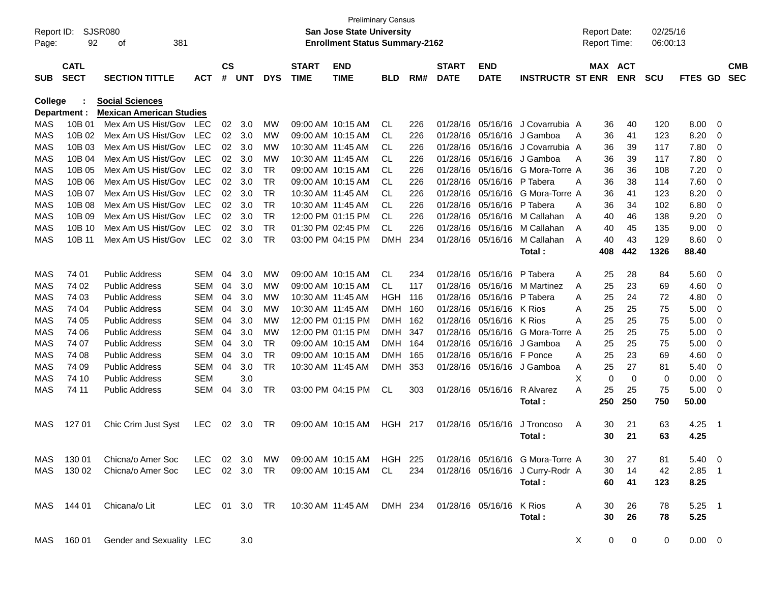Preliminary Census

Report ID: SJSR080 **San Jose State University** Report Date: 02/25/16

**Enrollment Status Summary-2162** Report Time: 06:00:13

**College : Social Sciences**

**Department : Mexican American Studies**

| SUB | CATL SECT | SECTION TITTLE | ACT | CS # | UNT | DYS | START TIME | END TIME | BLD | RM# | START DATE | END DATE | INSTRUCTR | ST | MAX ENR | ACT ENR | SCU | FTES | GD | CMB SEC |
|---|---|---|---|---|---|---|---|---|---|---|---|---|---|---|---|---|---|---|---|---|
| MAS | 10B 01 | Mex Am US Hist/Gov | LEC | 02 | 3.0 | MW | 09:00 AM | 10:15 AM | CL | 226 | 01/28/16 | 05/16/16 | J Covarrubia | A | 36 | 40 | 120 | 8.00 | 0 | |
| MAS | 10B 02 | Mex Am US Hist/Gov | LEC | 02 | 3.0 | MW | 09:00 AM | 10:15 AM | CL | 226 | 01/28/16 | 05/16/16 | J Gamboa | A | 36 | 41 | 123 | 8.20 | 0 | |
| MAS | 10B 03 | Mex Am US Hist/Gov | LEC | 02 | 3.0 | MW | 10:30 AM | 11:45 AM | CL | 226 | 01/28/16 | 05/16/16 | J Covarrubia | A | 36 | 39 | 117 | 7.80 | 0 | |
| MAS | 10B 04 | Mex Am US Hist/Gov | LEC | 02 | 3.0 | MW | 10:30 AM | 11:45 AM | CL | 226 | 01/28/16 | 05/16/16 | J Gamboa | A | 36 | 39 | 117 | 7.80 | 0 | |
| MAS | 10B 05 | Mex Am US Hist/Gov | LEC | 02 | 3.0 | TR | 09:00 AM | 10:15 AM | CL | 226 | 01/28/16 | 05/16/16 | G Mora-Torre | A | 36 | 36 | 108 | 7.20 | 0 | |
| MAS | 10B 06 | Mex Am US Hist/Gov | LEC | 02 | 3.0 | TR | 09:00 AM | 10:15 AM | CL | 226 | 01/28/16 | 05/16/16 | P Tabera | A | 36 | 38 | 114 | 7.60 | 0 | |
| MAS | 10B 07 | Mex Am US Hist/Gov | LEC | 02 | 3.0 | TR | 10:30 AM | 11:45 AM | CL | 226 | 01/28/16 | 05/16/16 | G Mora-Torre | A | 36 | 41 | 123 | 8.20 | 0 | |
| MAS | 10B 08 | Mex Am US Hist/Gov | LEC | 02 | 3.0 | TR | 10:30 AM | 11:45 AM | CL | 226 | 01/28/16 | 05/16/16 | P Tabera | A | 36 | 34 | 102 | 6.80 | 0 | |
| MAS | 10B 09 | Mex Am US Hist/Gov | LEC | 02 | 3.0 | TR | 12:00 PM | 01:15 PM | CL | 226 | 01/28/16 | 05/16/16 | M Callahan | A | 40 | 46 | 138 | 9.20 | 0 | |
| MAS | 10B 10 | Mex Am US Hist/Gov | LEC | 02 | 3.0 | TR | 01:30 PM | 02:45 PM | CL | 226 | 01/28/16 | 05/16/16 | M Callahan | A | 40 | 45 | 135 | 9.00 | 0 | |
| MAS | 10B 11 | Mex Am US Hist/Gov | LEC | 02 | 3.0 | TR | 03:00 PM | 04:15 PM | DMH | 234 | 01/28/16 | 05/16/16 | M Callahan | A | 40 | 43 | 129 | 8.60 | 0 | |
| | | | | | | | | | | | | | **Total :** | | **408** | **442** | **1326** | **88.40** | | |
| MAS | 74 01 | Public Address | SEM | 04 | 3.0 | MW | 09:00 AM | 10:15 AM | CL | 234 | 01/28/16 | 05/16/16 | P Tabera | A | 25 | 28 | 84 | 5.60 | 0 | |
| MAS | 74 02 | Public Address | SEM | 04 | 3.0 | MW | 09:00 AM | 10:15 AM | CL | 117 | 01/28/16 | 05/16/16 | M Martinez | A | 25 | 23 | 69 | 4.60 | 0 | |
| MAS | 74 03 | Public Address | SEM | 04 | 3.0 | MW | 10:30 AM | 11:45 AM | HGH | 116 | 01/28/16 | 05/16/16 | P Tabera | A | 25 | 24 | 72 | 4.80 | 0 | |
| MAS | 74 04 | Public Address | SEM | 04 | 3.0 | MW | 10:30 AM | 11:45 AM | DMH | 160 | 01/28/16 | 05/16/16 | K Rios | A | 25 | 25 | 75 | 5.00 | 0 | |
| MAS | 74 05 | Public Address | SEM | 04 | 3.0 | MW | 12:00 PM | 01:15 PM | DMH | 162 | 01/28/16 | 05/16/16 | K Rios | A | 25 | 25 | 75 | 5.00 | 0 | |
| MAS | 74 06 | Public Address | SEM | 04 | 3.0 | MW | 12:00 PM | 01:15 PM | DMH | 347 | 01/28/16 | 05/16/16 | G Mora-Torre | A | 25 | 25 | 75 | 5.00 | 0 | |
| MAS | 74 07 | Public Address | SEM | 04 | 3.0 | TR | 09:00 AM | 10:15 AM | DMH | 164 | 01/28/16 | 05/16/16 | J Gamboa | A | 25 | 25 | 75 | 5.00 | 0 | |
| MAS | 74 08 | Public Address | SEM | 04 | 3.0 | TR | 09:00 AM | 10:15 AM | DMH | 165 | 01/28/16 | 05/16/16 | F Ponce | A | 25 | 23 | 69 | 4.60 | 0 | |
| MAS | 74 09 | Public Address | SEM | 04 | 3.0 | TR | 10:30 AM | 11:45 AM | DMH | 353 | 01/28/16 | 05/16/16 | J Gamboa | A | 25 | 27 | 81 | 5.40 | 0 | |
| MAS | 74 10 | Public Address | SEM | | 3.0 | | | | | | | | | X | 0 | 0 | 0 | 0.00 | 0 | |
| MAS | 74 11 | Public Address | SEM | 04 | 3.0 | TR | 03:00 PM | 04:15 PM | CL | 303 | 01/28/16 | 05/16/16 | R Alvarez | A | 25 | 25 | 75 | 5.00 | 0 | |
| | | | | | | | | | | | | | **Total :** | | **250** | **250** | **750** | **50.00** | | |
| MAS | 127 01 | Chic Crim Just Syst | LEC | 02 | 3.0 | TR | 09:00 AM | 10:15 AM | HGH | 217 | 01/28/16 | 05/16/16 | J Troncoso | A | 30 | 21 | 63 | 4.25 | 1 | |
| | | | | | | | | | | | | | **Total :** | | **30** | **21** | **63** | **4.25** | | |
| MAS | 130 01 | Chicna/o Amer Soc | LEC | 02 | 3.0 | MW | 09:00 AM | 10:15 AM | HGH | 225 | 01/28/16 | 05/16/16 | G Mora-Torre | A | 30 | 27 | 81 | 5.40 | 0 | |
| MAS | 130 02 | Chicna/o Amer Soc | LEC | 02 | 3.0 | TR | 09:00 AM | 10:15 AM | CL | 234 | 01/28/16 | 05/16/16 | J Curry-Rodr | A | 30 | 14 | 42 | 2.85 | 1 | |
| | | | | | | | | | | | | | **Total :** | | **60** | **41** | **123** | **8.25** | | |
| MAS | 144 01 | Chicana/o Lit | LEC | 01 | 3.0 | TR | 10:30 AM | 11:45 AM | DMH | 234 | 01/28/16 | 05/16/16 | K Rios | A | 30 | 26 | 78 | 5.25 | 1 | |
| | | | | | | | | | | | | | **Total :** | | **30** | **26** | **78** | **5.25** | | |
| MAS | 160 01 | Gender and Sexuality | LEC | | 3.0 | | | | | | | | | X | 0 | 0 | 0 | 0.00 | 0 | |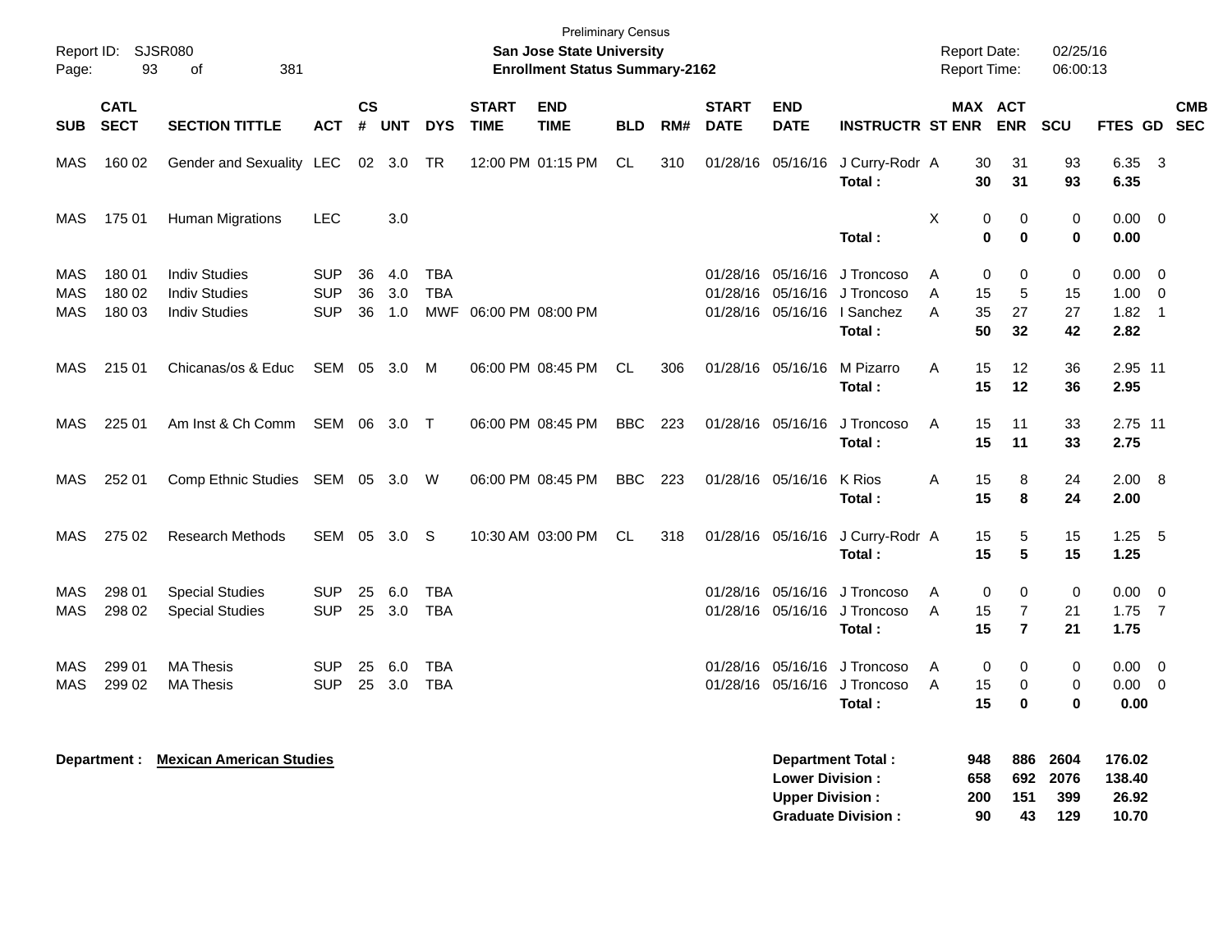Preliminary Census

**San Jose State University**

**Enrollment Status Summary-2162**

Report ID: SJSR080

Report Date: 02/25/16

Report Time: 06:00:13

| SUB | CATL SECT | SECTION TITTLE | ACT | CS # | UNT | DYS | START TIME | END TIME | BLD | RM# | START DATE | END DATE | INSTRUCTR | ST | MAX ENR | ACT ENR | SCU | FTES | GD | CMB SEC |
|---|---|---|---|---|---|---|---|---|---|---|---|---|---|---|---|---|---|---|---|---|
| MAS | 160 02 | Gender and Sexuality | LEC | 02 | 3.0 | TR | 12:00 PM | 01:15 PM | CL | 310 | 01/28/16 | 05/16/16 | J Curry-Rodr | A | 30 | 31 | 93 | 6.35 | 3 | |
| | | | | | | | | | | | | | **Total :** | | **30** | **31** | **93** | **6.35** | | |
| MAS | 175 01 | Human Migrations | LEC | | 3.0 | | | | | | | | | X | 0 | 0 | 0 | 0.00 | 0 | |
| | | | | | | | | | | | | | **Total :** | | **0** | **0** | **0** | **0.00** | | |
| MAS | 180 01 | Indiv Studies | SUP | 36 | 4.0 | TBA | | | | | 01/28/16 | 05/16/16 | J Troncoso | A | 0 | 0 | 0 | 0.00 | 0 | |
| MAS | 180 02 | Indiv Studies | SUP | 36 | 3.0 | TBA | | | | | 01/28/16 | 05/16/16 | J Troncoso | A | 15 | 5 | 15 | 1.00 | 0 | |
| MAS | 180 03 | Indiv Studies | SUP | 36 | 1.0 | MWF | 06:00 PM | 08:00 PM | | | 01/28/16 | 05/16/16 | I Sanchez | A | 35 | 27 | 27 | 1.82 | 1 | |
| | | | | | | | | | | | | | **Total :** | | **50** | **32** | **42** | **2.82** | | |
| MAS | 215 01 | Chicanas/os & Educ | SEM | 05 | 3.0 | M | 06:00 PM | 08:45 PM | CL | 306 | 01/28/16 | 05/16/16 | M Pizarro | A | 15 | 12 | 36 | 2.95 | 11 | |
| | | | | | | | | | | | | | **Total :** | | **15** | **12** | **36** | **2.95** | | |
| MAS | 225 01 | Am Inst & Ch Comm | SEM | 06 | 3.0 | T | 06:00 PM | 08:45 PM | BBC | 223 | 01/28/16 | 05/16/16 | J Troncoso | A | 15 | 11 | 33 | 2.75 | 11 | |
| | | | | | | | | | | | | | **Total :** | | **15** | **11** | **33** | **2.75** | | |
| MAS | 252 01 | Comp Ethnic Studies | SEM | 05 | 3.0 | W | 06:00 PM | 08:45 PM | BBC | 223 | 01/28/16 | 05/16/16 | K Rios | A | 15 | 8 | 24 | 2.00 | 8 | |
| | | | | | | | | | | | | | **Total :** | | **15** | **8** | **24** | **2.00** | | |
| MAS | 275 02 | Research Methods | SEM | 05 | 3.0 | S | 10:30 AM | 03:00 PM | CL | 318 | 01/28/16 | 05/16/16 | J Curry-Rodr | A | 15 | 5 | 15 | 1.25 | 5 | |
| | | | | | | | | | | | | | **Total :** | | **15** | **5** | **15** | **1.25** | | |
| MAS | 298 01 | Special Studies | SUP | 25 | 6.0 | TBA | | | | | 01/28/16 | 05/16/16 | J Troncoso | A | 0 | 0 | 0 | 0.00 | 0 | |
| MAS | 298 02 | Special Studies | SUP | 25 | 3.0 | TBA | | | | | 01/28/16 | 05/16/16 | J Troncoso | A | 15 | 7 | 21 | 1.75 | 7 | |
| | | | | | | | | | | | | | **Total :** | | **15** | **7** | **21** | **1.75** | | |
| MAS | 299 01 | MA Thesis | SUP | 25 | 6.0 | TBA | | | | | 01/28/16 | 05/16/16 | J Troncoso | A | 0 | 0 | 0 | 0.00 | 0 | |
| MAS | 299 02 | MA Thesis | SUP | 25 | 3.0 | TBA | | | | | 01/28/16 | 05/16/16 | J Troncoso | A | 15 | 0 | 0 | 0.00 | 0 | |
| | | | | | | | | | | | | | **Total :** | | **15** | **0** | **0** | **0.00** | | |

**Department : Mexican American Studies**

| | MAX ENR | ACT ENR | SCU | FTES |
|---|---|---|---|---|
| **Department Total :** | **948** | **886** | **2604** | **176.02** |
| **Lower Division :** | **658** | **692** | **2076** | **138.40** |
| **Upper Division :** | **200** | **151** | **399** | **26.92** |
| **Graduate Division :** | **90** | **43** | **129** | **10.70** |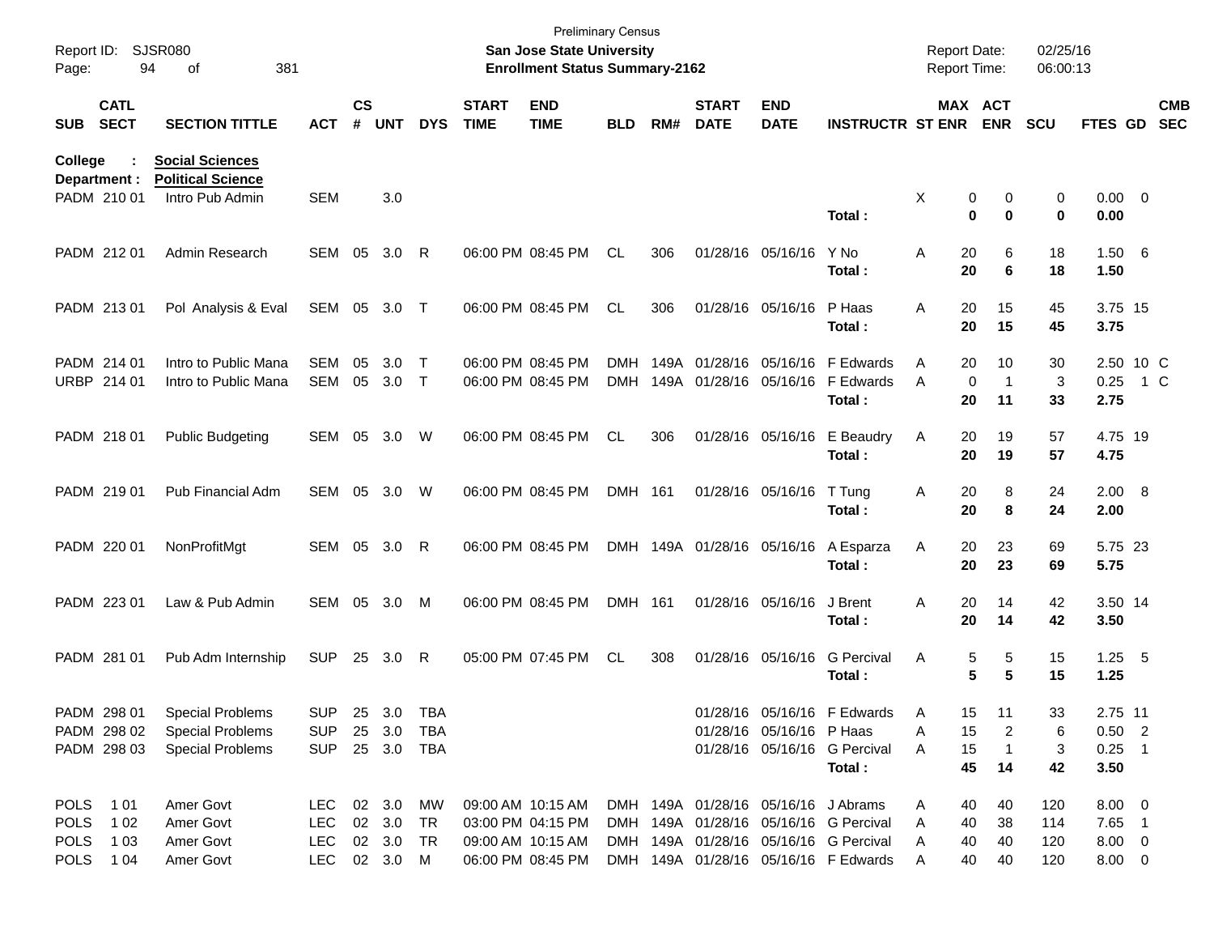Preliminary Census
**San Jose State University**
**Enrollment Status Summary-2162**

Report ID: SJSR080
Report Date: 02/25/16
Report Time: 06:00:13

| SUB | CATL SECT | SECTION TITTLE | ACT | CS # | UNT | DYS | START TIME | END TIME | BLD | RM# | START DATE | END DATE | INSTRUCTR | ST | MAX ENR | ACT ENR | SCU | FTES | GD | CMB SEC |
|---|---|---|---|---|---|---|---|---|---|---|---|---|---|---|---|---|---|---|---|---|
| **College :** | | **Social Sciences** | | | | | | | | | | | | | | | | | | |
| **Department :** | | **Political Science** | | | | | | | | | | | | | | | | | | |
| PADM | 210 01 | Intro Pub Admin | SEM | | 3.0 | | | | | | | | | X | 0 | 0 | 0 | 0.00 | 0 | |
| | | | | | | | | | | | | | Total : | | **0** | **0** | **0** | **0.00** | | |
| PADM | 212 01 | Admin Research | SEM | 05 | 3.0 | R | 06:00 PM | 08:45 PM | CL | 306 | 01/28/16 | 05/16/16 | Y No | A | 20 | 6 | 18 | 1.50 | 6 | |
| | | | | | | | | | | | | | Total : | | **20** | **6** | **18** | **1.50** | | |
| PADM | 213 01 | Pol Analysis & Eval | SEM | 05 | 3.0 | T | 06:00 PM | 08:45 PM | CL | 306 | 01/28/16 | 05/16/16 | P Haas | A | 20 | 15 | 45 | 3.75 | 15 | |
| | | | | | | | | | | | | | Total : | | **20** | **15** | **45** | **3.75** | | |
| PADM | 214 01 | Intro to Public Mana | SEM | 05 | 3.0 | T | 06:00 PM | 08:45 PM | DMH | 149A | 01/28/16 | 05/16/16 | F Edwards | A | 20 | 10 | 30 | 2.50 | 10 | C |
| URBP | 214 01 | Intro to Public Mana | SEM | 05 | 3.0 | T | 06:00 PM | 08:45 PM | DMH | 149A | 01/28/16 | 05/16/16 | F Edwards | A | 0 | 1 | 3 | 0.25 | 1 | C |
| | | | | | | | | | | | | | Total : | | **20** | **11** | **33** | **2.75** | | |
| PADM | 218 01 | Public Budgeting | SEM | 05 | 3.0 | W | 06:00 PM | 08:45 PM | CL | 306 | 01/28/16 | 05/16/16 | E Beaudry | A | 20 | 19 | 57 | 4.75 | 19 | |
| | | | | | | | | | | | | | Total : | | **20** | **19** | **57** | **4.75** | | |
| PADM | 219 01 | Pub Financial Adm | SEM | 05 | 3.0 | W | 06:00 PM | 08:45 PM | DMH | 161 | 01/28/16 | 05/16/16 | T Tung | A | 20 | 8 | 24 | 2.00 | 8 | |
| | | | | | | | | | | | | | Total : | | **20** | **8** | **24** | **2.00** | | |
| PADM | 220 01 | NonProfitMgt | SEM | 05 | 3.0 | R | 06:00 PM | 08:45 PM | DMH | 149A | 01/28/16 | 05/16/16 | A Esparza | A | 20 | 23 | 69 | 5.75 | 23 | |
| | | | | | | | | | | | | | Total : | | **20** | **23** | **69** | **5.75** | | |
| PADM | 223 01 | Law & Pub Admin | SEM | 05 | 3.0 | M | 06:00 PM | 08:45 PM | DMH | 161 | 01/28/16 | 05/16/16 | J Brent | A | 20 | 14 | 42 | 3.50 | 14 | |
| | | | | | | | | | | | | | Total : | | **20** | **14** | **42** | **3.50** | | |
| PADM | 281 01 | Pub Adm Internship | SUP | 25 | 3.0 | R | 05:00 PM | 07:45 PM | CL | 308 | 01/28/16 | 05/16/16 | G Percival | A | 5 | 5 | 15 | 1.25 | 5 | |
| | | | | | | | | | | | | | Total : | | **5** | **5** | **15** | **1.25** | | |
| PADM | 298 01 | Special Problems | SUP | 25 | 3.0 | TBA | | | | | 01/28/16 | 05/16/16 | F Edwards | A | 15 | 11 | 33 | 2.75 | 11 | |
| PADM | 298 02 | Special Problems | SUP | 25 | 3.0 | TBA | | | | | 01/28/16 | 05/16/16 | P Haas | A | 15 | 2 | 6 | 0.50 | 2 | |
| PADM | 298 03 | Special Problems | SUP | 25 | 3.0 | TBA | | | | | 01/28/16 | 05/16/16 | G Percival | A | 15 | 1 | 3 | 0.25 | 1 | |
| | | | | | | | | | | | | | Total : | | **45** | **14** | **42** | **3.50** | | |
| POLS | 1 01 | Amer Govt | LEC | 02 | 3.0 | MW | 09:00 AM | 10:15 AM | DMH | 149A | 01/28/16 | 05/16/16 | J Abrams | A | 40 | 40 | 120 | 8.00 | 0 | |
| POLS | 1 02 | Amer Govt | LEC | 02 | 3.0 | TR | 03:00 PM | 04:15 PM | DMH | 149A | 01/28/16 | 05/16/16 | G Percival | A | 40 | 38 | 114 | 7.65 | 1 | |
| POLS | 1 03 | Amer Govt | LEC | 02 | 3.0 | TR | 09:00 AM | 10:15 AM | DMH | 149A | 01/28/16 | 05/16/16 | G Percival | A | 40 | 40 | 120 | 8.00 | 0 | |
| POLS | 1 04 | Amer Govt | LEC | 02 | 3.0 | M | 06:00 PM | 08:45 PM | DMH | 149A | 01/28/16 | 05/16/16 | F Edwards | A | 40 | 40 | 120 | 8.00 | 0 | |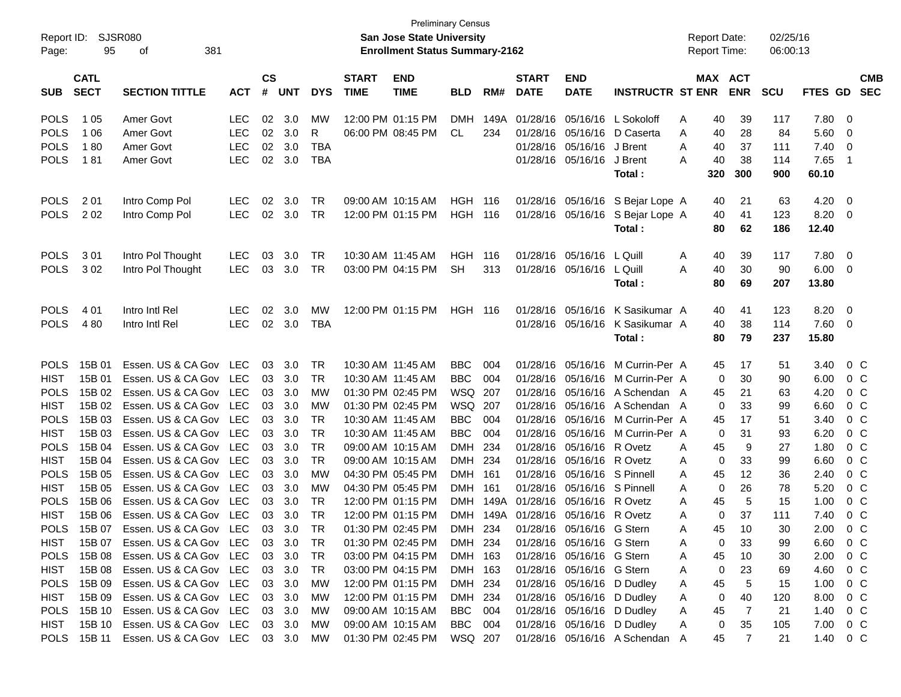Preliminary Census

**San Jose State University**

**Enrollment Status Summary-2162**

Report ID: SJSR080

Report Date: 02/25/16

Report Time: 06:00:13

| SUB | CATL SECT | SECTION TITTLE | ACT | CS # | UNT | DYS | START TIME | END TIME | BLD | RM# | START DATE | END DATE | INSTRUCTR | ST | MAX ENR | ACT ENR | SCU | FTES | GD | CMB SEC |
|---|---|---|---|---|---|---|---|---|---|---|---|---|---|---|---|---|---|---|---|---|
| POLS | 1 05 | Amer Govt | LEC | 02 | 3.0 | MW | 12:00 PM | 01:15 PM | DMH | 149A | 01/28/16 | 05/16/16 | L Sokoloff | A | 40 | 39 | 117 | 7.80 | 0 | |
| POLS | 1 06 | Amer Govt | LEC | 02 | 3.0 | R | 06:00 PM | 08:45 PM | CL | 234 | 01/28/16 | 05/16/16 | D Caserta | A | 40 | 28 | 84 | 5.60 | 0 | |
| POLS | 1 80 | Amer Govt | LEC | 02 | 3.0 | TBA | | | | | 01/28/16 | 05/16/16 | J Brent | A | 40 | 37 | 111 | 7.40 | 0 | |
| POLS | 1 81 | Amer Govt | LEC | 02 | 3.0 | TBA | | | | | 01/28/16 | 05/16/16 | J Brent | A | 40 | 38 | 114 | 7.65 | 1 | |
| | | | | | | | | | | | | | **Total :** | | **320** | **300** | **900** | **60.10** | | |
| POLS | 2 01 | Intro Comp Pol | LEC | 02 | 3.0 | TR | 09:00 AM | 10:15 AM | HGH | 116 | 01/28/16 | 05/16/16 | S Bejar Lope | A | 40 | 21 | 63 | 4.20 | 0 | |
| POLS | 2 02 | Intro Comp Pol | LEC | 02 | 3.0 | TR | 12:00 PM | 01:15 PM | HGH | 116 | 01/28/16 | 05/16/16 | S Bejar Lope | A | 40 | 41 | 123 | 8.20 | 0 | |
| | | | | | | | | | | | | | **Total :** | | **80** | **62** | **186** | **12.40** | | |
| POLS | 3 01 | Intro Pol Thought | LEC | 03 | 3.0 | TR | 10:30 AM | 11:45 AM | HGH | 116 | 01/28/16 | 05/16/16 | L Quill | A | 40 | 39 | 117 | 7.80 | 0 | |
| POLS | 3 02 | Intro Pol Thought | LEC | 03 | 3.0 | TR | 03:00 PM | 04:15 PM | SH | 313 | 01/28/16 | 05/16/16 | L Quill | A | 40 | 30 | 90 | 6.00 | 0 | |
| | | | | | | | | | | | | | **Total :** | | **80** | **69** | **207** | **13.80** | | |
| POLS | 4 01 | Intro Intl Rel | LEC | 02 | 3.0 | MW | 12:00 PM | 01:15 PM | HGH | 116 | 01/28/16 | 05/16/16 | K Sasikumar | A | 40 | 41 | 123 | 8.20 | 0 | |
| POLS | 4 80 | Intro Intl Rel | LEC | 02 | 3.0 | TBA | | | | | 01/28/16 | 05/16/16 | K Sasikumar | A | 40 | 38 | 114 | 7.60 | 0 | |
| | | | | | | | | | | | | | **Total :** | | **80** | **79** | **237** | **15.80** | | |
| POLS | 15B 01 | Essen. US & CA Gov | LEC | 03 | 3.0 | TR | 10:30 AM | 11:45 AM | BBC | 004 | 01/28/16 | 05/16/16 | M Currin-Per | A | 45 | 17 | 51 | 3.40 | 0 | C |
| HIST | 15B 01 | Essen. US & CA Gov | LEC | 03 | 3.0 | TR | 10:30 AM | 11:45 AM | BBC | 004 | 01/28/16 | 05/16/16 | M Currin-Per | A | 0 | 30 | 90 | 6.00 | 0 | C |
| POLS | 15B 02 | Essen. US & CA Gov | LEC | 03 | 3.0 | MW | 01:30 PM | 02:45 PM | WSQ | 207 | 01/28/16 | 05/16/16 | A Schendan | A | 45 | 21 | 63 | 4.20 | 0 | C |
| HIST | 15B 02 | Essen. US & CA Gov | LEC | 03 | 3.0 | MW | 01:30 PM | 02:45 PM | WSQ | 207 | 01/28/16 | 05/16/16 | A Schendan | A | 0 | 33 | 99 | 6.60 | 0 | C |
| POLS | 15B 03 | Essen. US & CA Gov | LEC | 03 | 3.0 | TR | 10:30 AM | 11:45 AM | BBC | 004 | 01/28/16 | 05/16/16 | M Currin-Per | A | 45 | 17 | 51 | 3.40 | 0 | C |
| HIST | 15B 03 | Essen. US & CA Gov | LEC | 03 | 3.0 | TR | 10:30 AM | 11:45 AM | BBC | 004 | 01/28/16 | 05/16/16 | M Currin-Per | A | 0 | 31 | 93 | 6.20 | 0 | C |
| POLS | 15B 04 | Essen. US & CA Gov | LEC | 03 | 3.0 | TR | 09:00 AM | 10:15 AM | DMH | 234 | 01/28/16 | 05/16/16 | R Ovetz | A | 45 | 9 | 27 | 1.80 | 0 | C |
| HIST | 15B 04 | Essen. US & CA Gov | LEC | 03 | 3.0 | TR | 09:00 AM | 10:15 AM | DMH | 234 | 01/28/16 | 05/16/16 | R Ovetz | A | 0 | 33 | 99 | 6.60 | 0 | C |
| POLS | 15B 05 | Essen. US & CA Gov | LEC | 03 | 3.0 | MW | 04:30 PM | 05:45 PM | DMH | 161 | 01/28/16 | 05/16/16 | S Pinnell | A | 45 | 12 | 36 | 2.40 | 0 | C |
| HIST | 15B 05 | Essen. US & CA Gov | LEC | 03 | 3.0 | MW | 04:30 PM | 05:45 PM | DMH | 161 | 01/28/16 | 05/16/16 | S Pinnell | A | 0 | 26 | 78 | 5.20 | 0 | C |
| POLS | 15B 06 | Essen. US & CA Gov | LEC | 03 | 3.0 | TR | 12:00 PM | 01:15 PM | DMH | 149A | 01/28/16 | 05/16/16 | R Ovetz | A | 45 | 5 | 15 | 1.00 | 0 | C |
| HIST | 15B 06 | Essen. US & CA Gov | LEC | 03 | 3.0 | TR | 12:00 PM | 01:15 PM | DMH | 149A | 01/28/16 | 05/16/16 | R Ovetz | A | 0 | 37 | 111 | 7.40 | 0 | C |
| POLS | 15B 07 | Essen. US & CA Gov | LEC | 03 | 3.0 | TR | 01:30 PM | 02:45 PM | DMH | 234 | 01/28/16 | 05/16/16 | G Stern | A | 45 | 10 | 30 | 2.00 | 0 | C |
| HIST | 15B 07 | Essen. US & CA Gov | LEC | 03 | 3.0 | TR | 01:30 PM | 02:45 PM | DMH | 234 | 01/28/16 | 05/16/16 | G Stern | A | 0 | 33 | 99 | 6.60 | 0 | C |
| POLS | 15B 08 | Essen. US & CA Gov | LEC | 03 | 3.0 | TR | 03:00 PM | 04:15 PM | DMH | 163 | 01/28/16 | 05/16/16 | G Stern | A | 45 | 10 | 30 | 2.00 | 0 | C |
| HIST | 15B 08 | Essen. US & CA Gov | LEC | 03 | 3.0 | TR | 03:00 PM | 04:15 PM | DMH | 163 | 01/28/16 | 05/16/16 | G Stern | A | 0 | 23 | 69 | 4.60 | 0 | C |
| POLS | 15B 09 | Essen. US & CA Gov | LEC | 03 | 3.0 | MW | 12:00 PM | 01:15 PM | DMH | 234 | 01/28/16 | 05/16/16 | D Dudley | A | 45 | 5 | 15 | 1.00 | 0 | C |
| HIST | 15B 09 | Essen. US & CA Gov | LEC | 03 | 3.0 | MW | 12:00 PM | 01:15 PM | DMH | 234 | 01/28/16 | 05/16/16 | D Dudley | A | 0 | 40 | 120 | 8.00 | 0 | C |
| POLS | 15B 10 | Essen. US & CA Gov | LEC | 03 | 3.0 | MW | 09:00 AM | 10:15 AM | BBC | 004 | 01/28/16 | 05/16/16 | D Dudley | A | 45 | 7 | 21 | 1.40 | 0 | C |
| HIST | 15B 10 | Essen. US & CA Gov | LEC | 03 | 3.0 | MW | 09:00 AM | 10:15 AM | BBC | 004 | 01/28/16 | 05/16/16 | D Dudley | A | 0 | 35 | 105 | 7.00 | 0 | C |
| POLS | 15B 11 | Essen. US & CA Gov | LEC | 03 | 3.0 | MW | 01:30 PM | 02:45 PM | WSQ | 207 | 01/28/16 | 05/16/16 | A Schendan | A | 45 | 7 | 21 | 1.40 | 0 | C |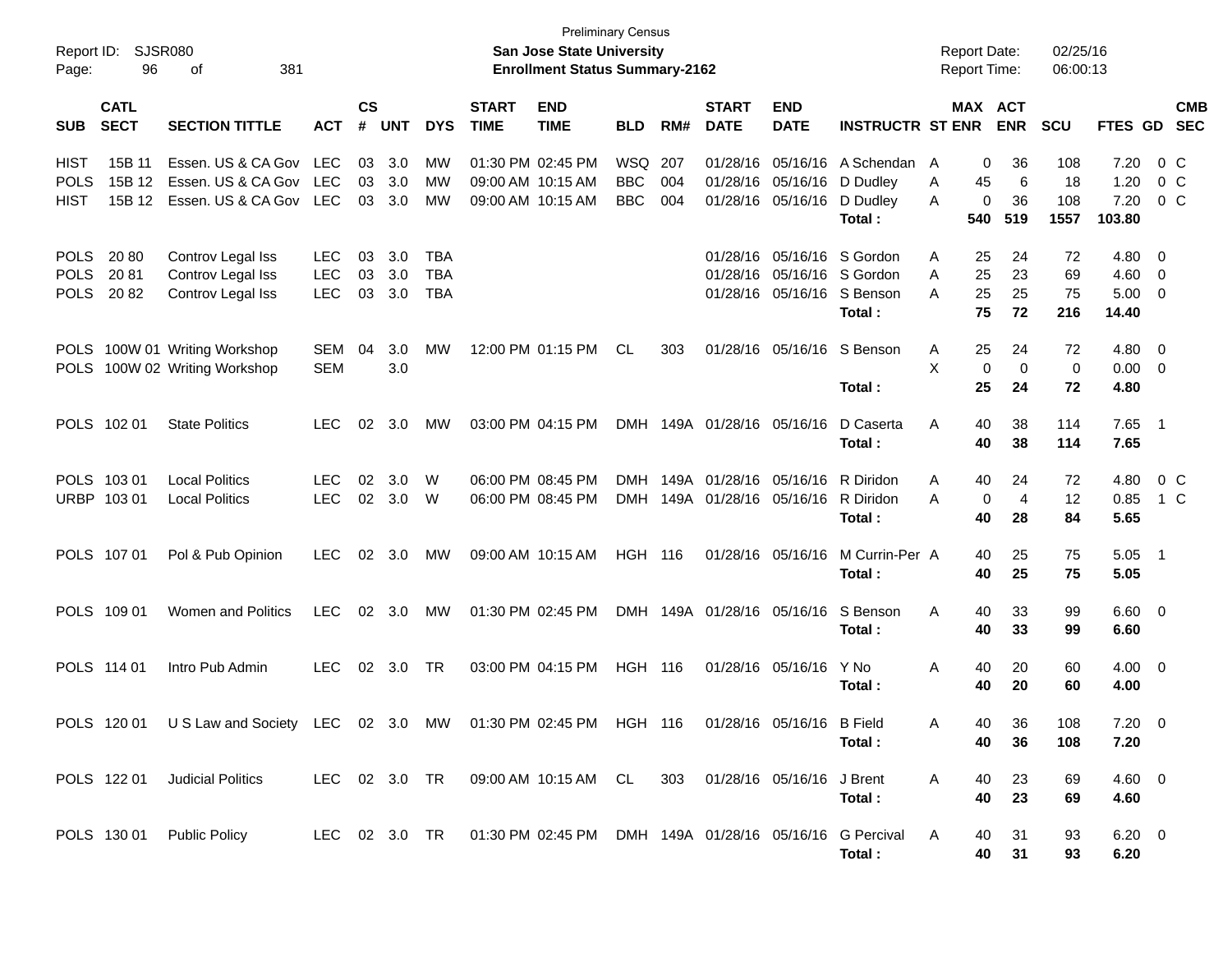Preliminary Census

Report ID: SJSR080 | **San Jose State University** | Report Date: 02/25/16

**Enrollment Status Summary-2162** | Report Time: 06:00:13

| SUB | CATL SECT | SECTION TITTLE | ACT | CS # | UNT | DYS | START TIME | END TIME | BLD | RM# | START DATE | END DATE | INSTRUCTR | ST | MAX ENR | ACT ENR | SCU | FTES | GD | CMB SEC |
|---|---|---|---|---|---|---|---|---|---|---|---|---|---|---|---|---|---|---|---|---|
| HIST | 15B 11 | Essen. US & CA Gov | LEC | 03 | 3.0 | MW | 01:30 PM | 02:45 PM | WSQ | 207 | 01/28/16 | 05/16/16 | A Schendan | A | 0 | 36 | 108 | 7.20 | 0 | C |
| POLS | 15B 12 | Essen. US & CA Gov | LEC | 03 | 3.0 | MW | 09:00 AM | 10:15 AM | BBC | 004 | 01/28/16 | 05/16/16 | D Dudley | A | 45 | 6 | 18 | 1.20 | 0 | C |
| HIST | 15B 12 | Essen. US & CA Gov | LEC | 03 | 3.0 | MW | 09:00 AM | 10:15 AM | BBC | 004 | 01/28/16 | 05/16/16 | D Dudley | A | 0 | 36 | 108 | 7.20 | 0 | C |
| | | | | | | | | | | | | | **Total :** | | **540** | **519** | **1557** | **103.80** | | |
| POLS | 20 80 | Controv Legal Iss | LEC | 03 | 3.0 | TBA | | | | | 01/28/16 | 05/16/16 | S Gordon | A | 25 | 24 | 72 | 4.80 | 0 | |
| POLS | 20 81 | Controv Legal Iss | LEC | 03 | 3.0 | TBA | | | | | 01/28/16 | 05/16/16 | S Gordon | A | 25 | 23 | 69 | 4.60 | 0 | |
| POLS | 20 82 | Controv Legal Iss | LEC | 03 | 3.0 | TBA | | | | | 01/28/16 | 05/16/16 | S Benson | A | 25 | 25 | 75 | 5.00 | 0 | |
| | | | | | | | | | | | | | **Total :** | | **75** | **72** | **216** | **14.40** | | |
| POLS | 100W 01 | Writing Workshop | SEM | 04 | 3.0 | MW | 12:00 PM | 01:15 PM | CL | 303 | 01/28/16 | 05/16/16 | S Benson | A | 25 | 24 | 72 | 4.80 | 0 | |
| POLS | 100W 02 | Writing Workshop | SEM | | 3.0 | | | | | | | | | X | 0 | 0 | 0 | 0.00 | 0 | |
| | | | | | | | | | | | | | **Total :** | | **25** | **24** | **72** | **4.80** | | |
| POLS | 102 01 | State Politics | LEC | 02 | 3.0 | MW | 03:00 PM | 04:15 PM | DMH | 149A | 01/28/16 | 05/16/16 | D Caserta | A | 40 | 38 | 114 | 7.65 | 1 | |
| | | | | | | | | | | | | | **Total :** | | **40** | **38** | **114** | **7.65** | | |
| POLS | 103 01 | Local Politics | LEC | 02 | 3.0 | W | 06:00 PM | 08:45 PM | DMH | 149A | 01/28/16 | 05/16/16 | R Diridon | A | 40 | 24 | 72 | 4.80 | 0 | C |
| URBP | 103 01 | Local Politics | LEC | 02 | 3.0 | W | 06:00 PM | 08:45 PM | DMH | 149A | 01/28/16 | 05/16/16 | R Diridon | A | 0 | 4 | 12 | 0.85 | 1 | C |
| | | | | | | | | | | | | | **Total :** | | **40** | **28** | **84** | **5.65** | | |
| POLS | 107 01 | Pol & Pub Opinion | LEC | 02 | 3.0 | MW | 09:00 AM | 10:15 AM | HGH | 116 | 01/28/16 | 05/16/16 | M Currin-Per | A | 40 | 25 | 75 | 5.05 | 1 | |
| | | | | | | | | | | | | | **Total :** | | **40** | **25** | **75** | **5.05** | | |
| POLS | 109 01 | Women and Politics | LEC | 02 | 3.0 | MW | 01:30 PM | 02:45 PM | DMH | 149A | 01/28/16 | 05/16/16 | S Benson | A | 40 | 33 | 99 | 6.60 | 0 | |
| | | | | | | | | | | | | | **Total :** | | **40** | **33** | **99** | **6.60** | | |
| POLS | 114 01 | Intro Pub Admin | LEC | 02 | 3.0 | TR | 03:00 PM | 04:15 PM | HGH | 116 | 01/28/16 | 05/16/16 | Y No | A | 40 | 20 | 60 | 4.00 | 0 | |
| | | | | | | | | | | | | | **Total :** | | **40** | **20** | **60** | **4.00** | | |
| POLS | 120 01 | U S Law and Society | LEC | 02 | 3.0 | MW | 01:30 PM | 02:45 PM | HGH | 116 | 01/28/16 | 05/16/16 | B Field | A | 40 | 36 | 108 | 7.20 | 0 | |
| | | | | | | | | | | | | | **Total :** | | **40** | **36** | **108** | **7.20** | | |
| POLS | 122 01 | Judicial Politics | LEC | 02 | 3.0 | TR | 09:00 AM | 10:15 AM | CL | 303 | 01/28/16 | 05/16/16 | J Brent | A | 40 | 23 | 69 | 4.60 | 0 | |
| | | | | | | | | | | | | | **Total :** | | **40** | **23** | **69** | **4.60** | | |
| POLS | 130 01 | Public Policy | LEC | 02 | 3.0 | TR | 01:30 PM | 02:45 PM | DMH | 149A | 01/28/16 | 05/16/16 | G Percival | A | 40 | 31 | 93 | 6.20 | 0 | |
| | | | | | | | | | | | | | **Total :** | | **40** | **31** | **93** | **6.20** | | |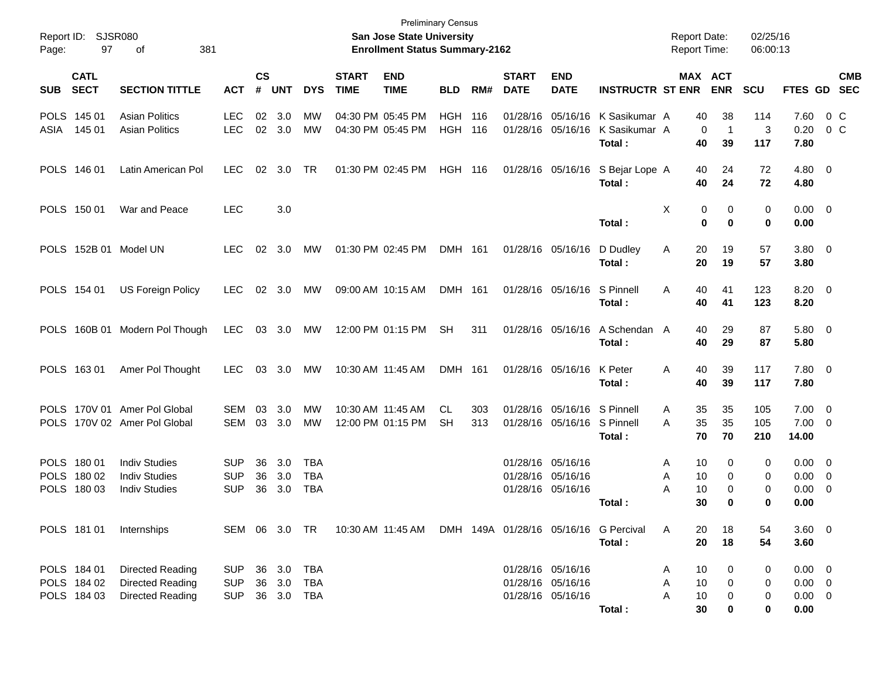Preliminary Census

**San Jose State University**

**Enrollment Status Summary-2162**

Report ID: SJSR080

Report Date: 02/25/16

Report Time: 06:00:13

| SUB | CATL SECT | SECTION TITTLE | ACT | CS # | UNT | DYS | START TIME | END TIME | BLD | RM# | START DATE | END DATE | INSTRUCTR | ST | MAX ENR | ACT ENR | SCU | FTES | GD | CMB SEC |
|---|---|---|---|---|---|---|---|---|---|---|---|---|---|---|---|---|---|---|---|---|
| POLS | 145 01 | Asian Politics | LEC | 02 | 3.0 | MW | 04:30 PM | 05:45 PM | HGH | 116 | 01/28/16 | 05/16/16 | K Sasikumar | A | 40 | 38 | 114 | 7.60 | 0 | C |
| ASIA | 145 01 | Asian Politics | LEC | 02 | 3.0 | MW | 04:30 PM | 05:45 PM | HGH | 116 | 01/28/16 | 05/16/16 | K Sasikumar | A | 0 | 1 | 3 | 0.20 | 0 | C |
| | | | | | | | | | | | | | **Total :** | | **40** | **39** | **117** | **7.80** | | |
| POLS | 146 01 | Latin American Pol | LEC | 02 | 3.0 | TR | 01:30 PM | 02:45 PM | HGH | 116 | 01/28/16 | 05/16/16 | S Bejar Lope | A | 40 | 24 | 72 | 4.80 | 0 | |
| | | | | | | | | | | | | | **Total :** | | **40** | **24** | **72** | **4.80** | | |
| POLS | 150 01 | War and Peace | LEC | | 3.0 | | | | | | | | | X | 0 | 0 | 0 | 0.00 | 0 | |
| | | | | | | | | | | | | | **Total :** | | **0** | **0** | **0** | **0.00** | | |
| POLS | 152B 01 | Model UN | LEC | 02 | 3.0 | MW | 01:30 PM | 02:45 PM | DMH | 161 | 01/28/16 | 05/16/16 | D Dudley | A | 20 | 19 | 57 | 3.80 | 0 | |
| | | | | | | | | | | | | | **Total :** | | **20** | **19** | **57** | **3.80** | | |
| POLS | 154 01 | US Foreign Policy | LEC | 02 | 3.0 | MW | 09:00 AM | 10:15 AM | DMH | 161 | 01/28/16 | 05/16/16 | S Pinnell | A | 40 | 41 | 123 | 8.20 | 0 | |
| | | | | | | | | | | | | | **Total :** | | **40** | **41** | **123** | **8.20** | | |
| POLS | 160B 01 | Modern Pol Though | LEC | 03 | 3.0 | MW | 12:00 PM | 01:15 PM | SH | 311 | 01/28/16 | 05/16/16 | A Schendan | A | 40 | 29 | 87 | 5.80 | 0 | |
| | | | | | | | | | | | | | **Total :** | | **40** | **29** | **87** | **5.80** | | |
| POLS | 163 01 | Amer Pol Thought | LEC | 03 | 3.0 | MW | 10:30 AM | 11:45 AM | DMH | 161 | 01/28/16 | 05/16/16 | K Peter | A | 40 | 39 | 117 | 7.80 | 0 | |
| | | | | | | | | | | | | | **Total :** | | **40** | **39** | **117** | **7.80** | | |
| POLS | 170V 01 | Amer Pol Global | SEM | 03 | 3.0 | MW | 10:30 AM | 11:45 AM | CL | 303 | 01/28/16 | 05/16/16 | S Pinnell | A | 35 | 35 | 105 | 7.00 | 0 | |
| POLS | 170V 02 | Amer Pol Global | SEM | 03 | 3.0 | MW | 12:00 PM | 01:15 PM | SH | 313 | 01/28/16 | 05/16/16 | S Pinnell | A | 35 | 35 | 105 | 7.00 | 0 | |
| | | | | | | | | | | | | | **Total :** | | **70** | **70** | **210** | **14.00** | | |
| POLS | 180 01 | Indiv Studies | SUP | 36 | 3.0 | TBA | | | | | 01/28/16 | 05/16/16 | | A | 10 | 0 | 0 | 0.00 | 0 | |
| POLS | 180 02 | Indiv Studies | SUP | 36 | 3.0 | TBA | | | | | 01/28/16 | 05/16/16 | | A | 10 | 0 | 0 | 0.00 | 0 | |
| POLS | 180 03 | Indiv Studies | SUP | 36 | 3.0 | TBA | | | | | 01/28/16 | 05/16/16 | | A | 10 | 0 | 0 | 0.00 | 0 | |
| | | | | | | | | | | | | | **Total :** | | **30** | **0** | **0** | **0.00** | | |
| POLS | 181 01 | Internships | SEM | 06 | 3.0 | TR | 10:30 AM | 11:45 AM | DMH | 149A | 01/28/16 | 05/16/16 | G Percival | A | 20 | 18 | 54 | 3.60 | 0 | |
| | | | | | | | | | | | | | **Total :** | | **20** | **18** | **54** | **3.60** | | |
| POLS | 184 01 | Directed Reading | SUP | 36 | 3.0 | TBA | | | | | 01/28/16 | 05/16/16 | | A | 10 | 0 | 0 | 0.00 | 0 | |
| POLS | 184 02 | Directed Reading | SUP | 36 | 3.0 | TBA | | | | | 01/28/16 | 05/16/16 | | A | 10 | 0 | 0 | 0.00 | 0 | |
| POLS | 184 03 | Directed Reading | SUP | 36 | 3.0 | TBA | | | | | 01/28/16 | 05/16/16 | | A | 10 | 0 | 0 | 0.00 | 0 | |
| | | | | | | | | | | | | | **Total :** | | **30** | **0** | **0** | **0.00** | | |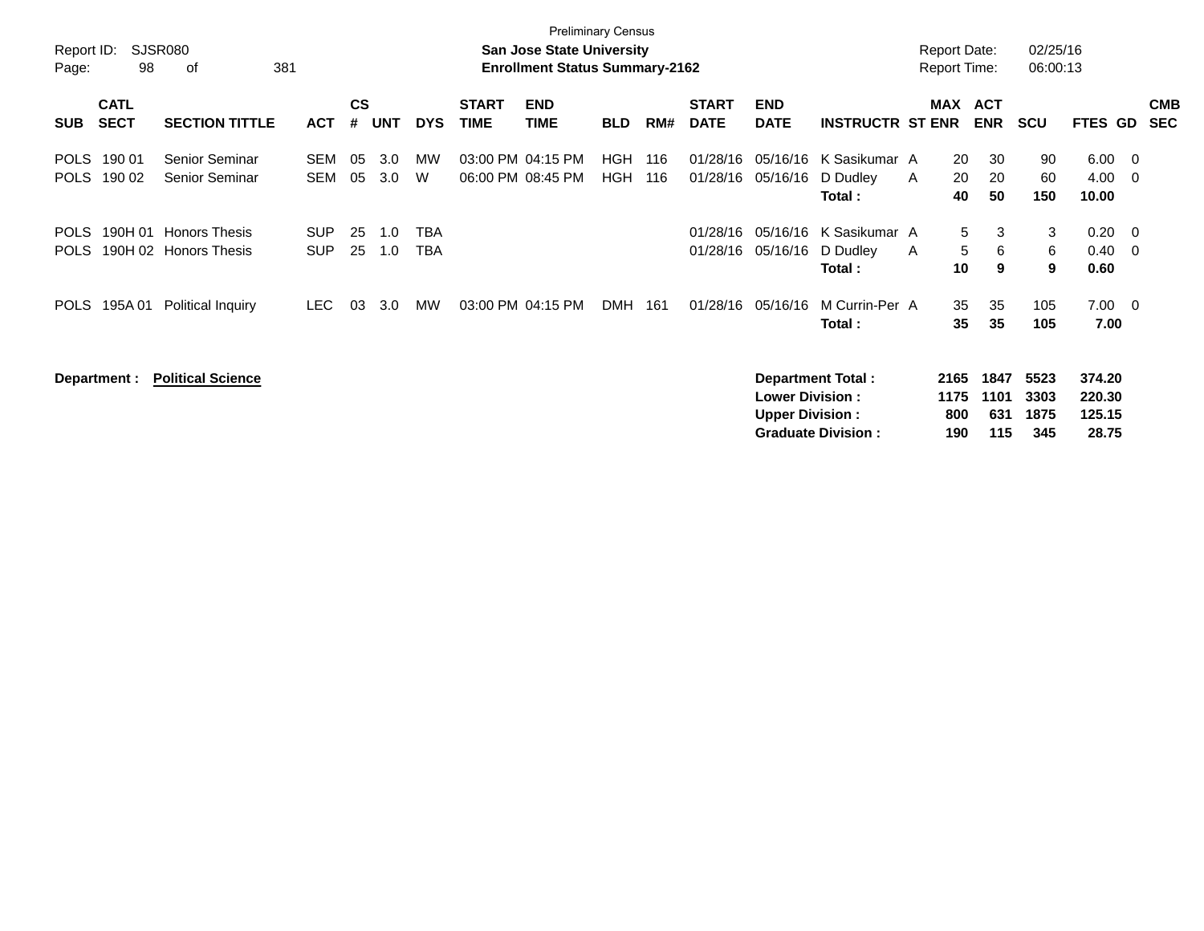Preliminary Census

**San Jose State University**

**Enrollment Status Summary-2162**

Report ID: SJSR080

Report Date: 02/25/16

Report Time: 06:00:13

| SUB | CATL SECT | SECTION TITTLE | ACT | CS # | UNT | DYS | START TIME | END TIME | BLD | RM# | START DATE | END DATE | INSTRUCTR | ST | MAX ENR | ACT ENR | SCU | FTES | GD | CMB SEC |
|---|---|---|---|---|---|---|---|---|---|---|---|---|---|---|---|---|---|---|---|---|
| POLS | 190 01 | Senior Seminar | SEM | 05 | 3.0 | MW | 03:00 PM | 04:15 PM | HGH | 116 | 01/28/16 | 05/16/16 | K Sasikumar | A | 20 | 30 | 90 | 6.00 | 0 | |
| POLS | 190 02 | Senior Seminar | SEM | 05 | 3.0 | W | 06:00 PM | 08:45 PM | HGH | 116 | 01/28/16 | 05/16/16 | D Dudley | A | 20 | 20 | 60 | 4.00 | 0 | |
| | | | | | | | | | | | | | **Total :** | | **40** | **50** | **150** | **10.00** | | |
| POLS | 190H 01 | Honors Thesis | SUP | 25 | 1.0 | TBA | | | | | 01/28/16 | 05/16/16 | K Sasikumar | A | 5 | 3 | 3 | 0.20 | 0 | |
| POLS | 190H 02 | Honors Thesis | SUP | 25 | 1.0 | TBA | | | | | 01/28/16 | 05/16/16 | D Dudley | A | 5 | 6 | 6 | 0.40 | 0 | |
| | | | | | | | | | | | | | **Total :** | | **10** | **9** | **9** | **0.60** | | |
| POLS | 195A 01 | Political Inquiry | LEC | 03 | 3.0 | MW | 03:00 PM | 04:15 PM | DMH | 161 | 01/28/16 | 05/16/16 | M Currin-Per | A | 35 | 35 | 105 | 7.00 | 0 | |
| | | | | | | | | | | | | | **Total :** | | **35** | **35** | **105** | **7.00** | | |

**Department : Political Science**

| | MAX ENR | ACT ENR | SCU | FTES |
|---|---|---|---|---|
| **Department Total :** | **2165** | **1847** | **5523** | **374.20** |
| **Lower Division :** | **1175** | **1101** | **3303** | **220.30** |
| **Upper Division :** | **800** | **631** | **1875** | **125.15** |
| **Graduate Division :** | **190** | **115** | **345** | **28.75** |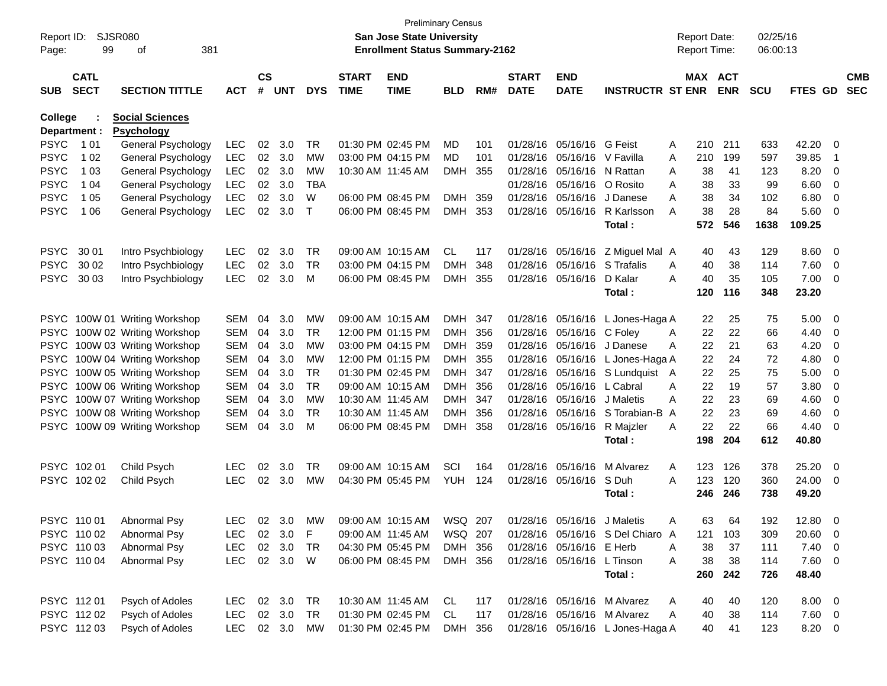Preliminary Census

**San Jose State University**

**Enrollment Status Summary-2162**

Report ID: SJSR080
Report Date: 02/25/16
Report Time: 06:00:13

College : **Social Sciences**
Department : **Psychology**

| SUB | CATL SECT | SECTION TITTLE | ACT | CS # | UNT | DYS | START TIME | END TIME | BLD | RM# | START DATE | END DATE | INSTRUCTR | ST | MAX ENR | ACT ENR | SCU | FTES | GD | CMB SEC |
|---|---|---|---|---|---|---|---|---|---|---|---|---|---|---|---|---|---|---|---|---|
| PSYC | 1 01 | General Psychology | LEC | 02 | 3.0 | TR | 01:30 PM | 02:45 PM | MD | 101 | 01/28/16 | 05/16/16 | G Feist | A | 210 | 211 | 633 | 42.20 | 0 | |
| PSYC | 1 02 | General Psychology | LEC | 02 | 3.0 | MW | 03:00 PM | 04:15 PM | MD | 101 | 01/28/16 | 05/16/16 | V Favilla | A | 210 | 199 | 597 | 39.85 | 1 | |
| PSYC | 1 03 | General Psychology | LEC | 02 | 3.0 | MW | 10:30 AM | 11:45 AM | DMH | 355 | 01/28/16 | 05/16/16 | N Rattan | A | 38 | 41 | 123 | 8.20 | 0 | |
| PSYC | 1 04 | General Psychology | LEC | 02 | 3.0 | TBA | | | | | 01/28/16 | 05/16/16 | O Rosito | A | 38 | 33 | 99 | 6.60 | 0 | |
| PSYC | 1 05 | General Psychology | LEC | 02 | 3.0 | W | 06:00 PM | 08:45 PM | DMH | 359 | 01/28/16 | 05/16/16 | J Danese | A | 38 | 34 | 102 | 6.80 | 0 | |
| PSYC | 1 06 | General Psychology | LEC | 02 | 3.0 | T | 06:00 PM | 08:45 PM | DMH | 353 | 01/28/16 | 05/16/16 | R Karlsson | A | 38 | 28 | 84 | 5.60 | 0 | |
| | | | | | | | | | | | | | **Total :** | | **572** | **546** | **1638** | **109.25** | | |
| PSYC | 30 01 | Intro Psychbiology | LEC | 02 | 3.0 | TR | 09:00 AM | 10:15 AM | CL | 117 | 01/28/16 | 05/16/16 | Z Miguel Mal | A | 40 | 43 | 129 | 8.60 | 0 | |
| PSYC | 30 02 | Intro Psychbiology | LEC | 02 | 3.0 | TR | 03:00 PM | 04:15 PM | DMH | 348 | 01/28/16 | 05/16/16 | S Trafalis | A | 40 | 38 | 114 | 7.60 | 0 | |
| PSYC | 30 03 | Intro Psychbiology | LEC | 02 | 3.0 | M | 06:00 PM | 08:45 PM | DMH | 355 | 01/28/16 | 05/16/16 | D Kalar | A | 40 | 35 | 105 | 7.00 | 0 | |
| | | | | | | | | | | | | | **Total :** | | **120** | **116** | **348** | **23.20** | | |
| PSYC | 100W 01 | Writing Workshop | SEM | 04 | 3.0 | MW | 09:00 AM | 10:15 AM | DMH | 347 | 01/28/16 | 05/16/16 | L Jones-Haga | A | 22 | 25 | 75 | 5.00 | 0 | |
| PSYC | 100W 02 | Writing Workshop | SEM | 04 | 3.0 | TR | 12:00 PM | 01:15 PM | DMH | 356 | 01/28/16 | 05/16/16 | C Foley | A | 22 | 22 | 66 | 4.40 | 0 | |
| PSYC | 100W 03 | Writing Workshop | SEM | 04 | 3.0 | MW | 03:00 PM | 04:15 PM | DMH | 359 | 01/28/16 | 05/16/16 | J Danese | A | 22 | 21 | 63 | 4.20 | 0 | |
| PSYC | 100W 04 | Writing Workshop | SEM | 04 | 3.0 | MW | 12:00 PM | 01:15 PM | DMH | 355 | 01/28/16 | 05/16/16 | L Jones-Haga | A | 22 | 24 | 72 | 4.80 | 0 | |
| PSYC | 100W 05 | Writing Workshop | SEM | 04 | 3.0 | TR | 01:30 PM | 02:45 PM | DMH | 347 | 01/28/16 | 05/16/16 | S Lundquist | A | 22 | 25 | 75 | 5.00 | 0 | |
| PSYC | 100W 06 | Writing Workshop | SEM | 04 | 3.0 | TR | 09:00 AM | 10:15 AM | DMH | 356 | 01/28/16 | 05/16/16 | L Cabral | A | 22 | 19 | 57 | 3.80 | 0 | |
| PSYC | 100W 07 | Writing Workshop | SEM | 04 | 3.0 | MW | 10:30 AM | 11:45 AM | DMH | 347 | 01/28/16 | 05/16/16 | J Maletis | A | 22 | 23 | 69 | 4.60 | 0 | |
| PSYC | 100W 08 | Writing Workshop | SEM | 04 | 3.0 | TR | 10:30 AM | 11:45 AM | DMH | 356 | 01/28/16 | 05/16/16 | S Torabian-B | A | 22 | 23 | 69 | 4.60 | 0 | |
| PSYC | 100W 09 | Writing Workshop | SEM | 04 | 3.0 | M | 06:00 PM | 08:45 PM | DMH | 358 | 01/28/16 | 05/16/16 | R Majzler | A | 22 | 22 | 66 | 4.40 | 0 | |
| | | | | | | | | | | | | | **Total :** | | **198** | **204** | **612** | **40.80** | | |
| PSYC | 102 01 | Child Psych | LEC | 02 | 3.0 | TR | 09:00 AM | 10:15 AM | SCI | 164 | 01/28/16 | 05/16/16 | M Alvarez | A | 123 | 126 | 378 | 25.20 | 0 | |
| PSYC | 102 02 | Child Psych | LEC | 02 | 3.0 | MW | 04:30 PM | 05:45 PM | YUH | 124 | 01/28/16 | 05/16/16 | S Duh | A | 123 | 120 | 360 | 24.00 | 0 | |
| | | | | | | | | | | | | | **Total :** | | **246** | **246** | **738** | **49.20** | | |
| PSYC | 110 01 | Abnormal Psy | LEC | 02 | 3.0 | MW | 09:00 AM | 10:15 AM | WSQ | 207 | 01/28/16 | 05/16/16 | J Maletis | A | 63 | 64 | 192 | 12.80 | 0 | |
| PSYC | 110 02 | Abnormal Psy | LEC | 02 | 3.0 | F | 09:00 AM | 11:45 AM | WSQ | 207 | 01/28/16 | 05/16/16 | S Del Chiaro | A | 121 | 103 | 309 | 20.60 | 0 | |
| PSYC | 110 03 | Abnormal Psy | LEC | 02 | 3.0 | TR | 04:30 PM | 05:45 PM | DMH | 356 | 01/28/16 | 05/16/16 | E Herb | A | 38 | 37 | 111 | 7.40 | 0 | |
| PSYC | 110 04 | Abnormal Psy | LEC | 02 | 3.0 | W | 06:00 PM | 08:45 PM | DMH | 356 | 01/28/16 | 05/16/16 | L Tinson | A | 38 | 38 | 114 | 7.60 | 0 | |
| | | | | | | | | | | | | | **Total :** | | **260** | **242** | **726** | **48.40** | | |
| PSYC | 112 01 | Psych of Adoles | LEC | 02 | 3.0 | TR | 10:30 AM | 11:45 AM | CL | 117 | 01/28/16 | 05/16/16 | M Alvarez | A | 40 | 40 | 120 | 8.00 | 0 | |
| PSYC | 112 02 | Psych of Adoles | LEC | 02 | 3.0 | TR | 01:30 PM | 02:45 PM | CL | 117 | 01/28/16 | 05/16/16 | M Alvarez | A | 40 | 38 | 114 | 7.60 | 0 | |
| PSYC | 112 03 | Psych of Adoles | LEC | 02 | 3.0 | MW | 01:30 PM | 02:45 PM | DMH | 356 | 01/28/16 | 05/16/16 | L Jones-Haga | A | 40 | 41 | 123 | 8.20 | 0 | |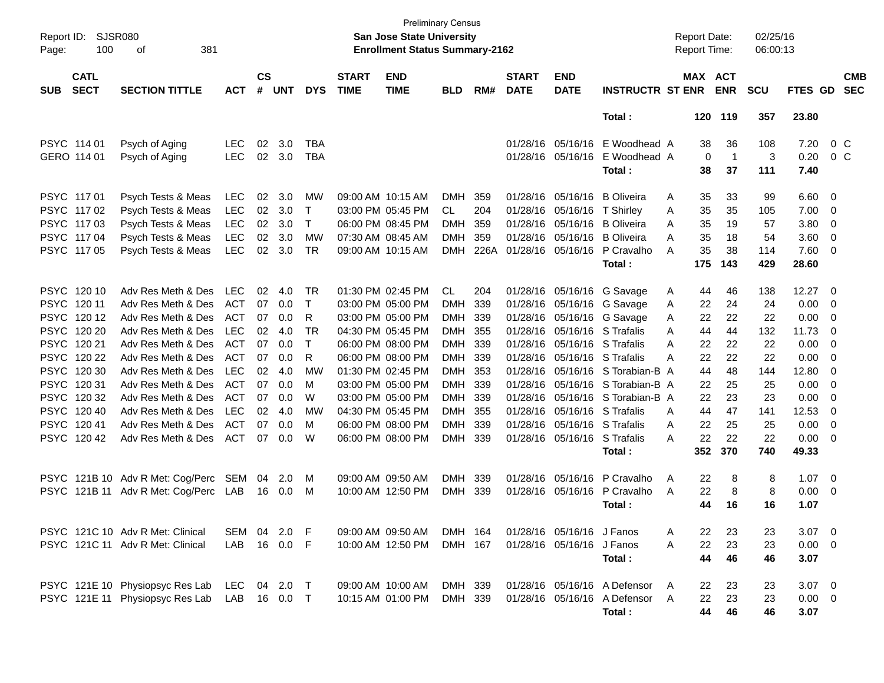Preliminary Census

**San Jose State University**

**Enrollment Status Summary-2162**

Report ID: SJSR080

Report Date: 02/25/16

Report Time: 06:00:13

| SUB | CATL SECT | SECTION TITTLE | ACT | CS # | UNT | DYS | START TIME | END TIME | BLD | RM# | START DATE | END DATE | INSTRUCTR | ST | MAX ENR | ACT ENR | SCU | FTES | GD | CMB SEC |
|---|---|---|---|---|---|---|---|---|---|---|---|---|---|---|---|---|---|---|---|---|
| | | | | | | | | | | | | | **Total :** | | **120** | **119** | **357** | **23.80** | | |
| PSYC | 114 01 | Psych of Aging | LEC | 02 | 3.0 | TBA | | | | | 01/28/16 | 05/16/16 | E Woodhead | A | 38 | 36 | 108 | 7.20 | 0 | C |
| GERO | 114 01 | Psych of Aging | LEC | 02 | 3.0 | TBA | | | | | 01/28/16 | 05/16/16 | E Woodhead | A | 0 | 1 | 3 | 0.20 | 0 | C |
| | | | | | | | | | | | | | **Total :** | | **38** | **37** | **111** | **7.40** | | |
| PSYC | 117 01 | Psych Tests & Meas | LEC | 02 | 3.0 | MW | 09:00 AM | 10:15 AM | DMH | 359 | 01/28/16 | 05/16/16 | B Oliveira | A | 35 | 33 | 99 | 6.60 | 0 | |
| PSYC | 117 02 | Psych Tests & Meas | LEC | 02 | 3.0 | T | 03:00 PM | 05:45 PM | CL | 204 | 01/28/16 | 05/16/16 | T Shirley | A | 35 | 35 | 105 | 7.00 | 0 | |
| PSYC | 117 03 | Psych Tests & Meas | LEC | 02 | 3.0 | T | 06:00 PM | 08:45 PM | DMH | 359 | 01/28/16 | 05/16/16 | B Oliveira | A | 35 | 19 | 57 | 3.80 | 0 | |
| PSYC | 117 04 | Psych Tests & Meas | LEC | 02 | 3.0 | MW | 07:30 AM | 08:45 AM | DMH | 359 | 01/28/16 | 05/16/16 | B Oliveira | A | 35 | 18 | 54 | 3.60 | 0 | |
| PSYC | 117 05 | Psych Tests & Meas | LEC | 02 | 3.0 | TR | 09:00 AM | 10:15 AM | DMH | 226A | 01/28/16 | 05/16/16 | P Cravalho | A | 35 | 38 | 114 | 7.60 | 0 | |
| | | | | | | | | | | | | | **Total :** | | **175** | **143** | **429** | **28.60** | | |
| PSYC | 120 10 | Adv Res Meth & Des | LEC | 02 | 4.0 | TR | 01:30 PM | 02:45 PM | CL | 204 | 01/28/16 | 05/16/16 | G Savage | A | 44 | 46 | 138 | 12.27 | 0 | |
| PSYC | 120 11 | Adv Res Meth & Des | ACT | 07 | 0.0 | T | 03:00 PM | 05:00 PM | DMH | 339 | 01/28/16 | 05/16/16 | G Savage | A | 22 | 24 | 24 | 0.00 | 0 | |
| PSYC | 120 12 | Adv Res Meth & Des | ACT | 07 | 0.0 | R | 03:00 PM | 05:00 PM | DMH | 339 | 01/28/16 | 05/16/16 | G Savage | A | 22 | 22 | 22 | 0.00 | 0 | |
| PSYC | 120 20 | Adv Res Meth & Des | LEC | 02 | 4.0 | TR | 04:30 PM | 05:45 PM | DMH | 355 | 01/28/16 | 05/16/16 | S Trafalis | A | 44 | 44 | 132 | 11.73 | 0 | |
| PSYC | 120 21 | Adv Res Meth & Des | ACT | 07 | 0.0 | T | 06:00 PM | 08:00 PM | DMH | 339 | 01/28/16 | 05/16/16 | S Trafalis | A | 22 | 22 | 22 | 0.00 | 0 | |
| PSYC | 120 22 | Adv Res Meth & Des | ACT | 07 | 0.0 | R | 06:00 PM | 08:00 PM | DMH | 339 | 01/28/16 | 05/16/16 | S Trafalis | A | 22 | 22 | 22 | 0.00 | 0 | |
| PSYC | 120 30 | Adv Res Meth & Des | LEC | 02 | 4.0 | MW | 01:30 PM | 02:45 PM | DMH | 353 | 01/28/16 | 05/16/16 | S Torabian-B | A | 44 | 48 | 144 | 12.80 | 0 | |
| PSYC | 120 31 | Adv Res Meth & Des | ACT | 07 | 0.0 | M | 03:00 PM | 05:00 PM | DMH | 339 | 01/28/16 | 05/16/16 | S Torabian-B | A | 22 | 25 | 25 | 0.00 | 0 | |
| PSYC | 120 32 | Adv Res Meth & Des | ACT | 07 | 0.0 | W | 03:00 PM | 05:00 PM | DMH | 339 | 01/28/16 | 05/16/16 | S Torabian-B | A | 22 | 23 | 23 | 0.00 | 0 | |
| PSYC | 120 40 | Adv Res Meth & Des | LEC | 02 | 4.0 | MW | 04:30 PM | 05:45 PM | DMH | 355 | 01/28/16 | 05/16/16 | S Trafalis | A | 44 | 47 | 141 | 12.53 | 0 | |
| PSYC | 120 41 | Adv Res Meth & Des | ACT | 07 | 0.0 | M | 06:00 PM | 08:00 PM | DMH | 339 | 01/28/16 | 05/16/16 | S Trafalis | A | 22 | 25 | 25 | 0.00 | 0 | |
| PSYC | 120 42 | Adv Res Meth & Des | ACT | 07 | 0.0 | W | 06:00 PM | 08:00 PM | DMH | 339 | 01/28/16 | 05/16/16 | S Trafalis | A | 22 | 22 | 22 | 0.00 | 0 | |
| | | | | | | | | | | | | | **Total :** | | **352** | **370** | **740** | **49.33** | | |
| PSYC | 121B 10 | Adv R Met: Cog/Perc | SEM | 04 | 2.0 | M | 09:00 AM | 09:50 AM | DMH | 339 | 01/28/16 | 05/16/16 | P Cravalho | A | 22 | 8 | 8 | 1.07 | 0 | |
| PSYC | 121B 11 | Adv R Met: Cog/Perc | LAB | 16 | 0.0 | M | 10:00 AM | 12:50 PM | DMH | 339 | 01/28/16 | 05/16/16 | P Cravalho | A | 22 | 8 | 8 | 0.00 | 0 | |
| | | | | | | | | | | | | | **Total :** | | **44** | **16** | **16** | **1.07** | | |
| PSYC | 121C 10 | Adv R Met: Clinical | SEM | 04 | 2.0 | F | 09:00 AM | 09:50 AM | DMH | 164 | 01/28/16 | 05/16/16 | J Fanos | A | 22 | 23 | 23 | 3.07 | 0 | |
| PSYC | 121C 11 | Adv R Met: Clinical | LAB | 16 | 0.0 | F | 10:00 AM | 12:50 PM | DMH | 167 | 01/28/16 | 05/16/16 | J Fanos | A | 22 | 23 | 23 | 0.00 | 0 | |
| | | | | | | | | | | | | | **Total :** | | **44** | **46** | **46** | **3.07** | | |
| PSYC | 121E 10 | Physiopsyc Res Lab | LEC | 04 | 2.0 | T | 09:00 AM | 10:00 AM | DMH | 339 | 01/28/16 | 05/16/16 | A Defensor | A | 22 | 23 | 23 | 3.07 | 0 | |
| PSYC | 121E 11 | Physiopsyc Res Lab | LAB | 16 | 0.0 | T | 10:15 AM | 01:00 PM | DMH | 339 | 01/28/16 | 05/16/16 | A Defensor | A | 22 | 23 | 23 | 0.00 | 0 | |
| | | | | | | | | | | | | | **Total :** | | **44** | **46** | **46** | **3.07** | | |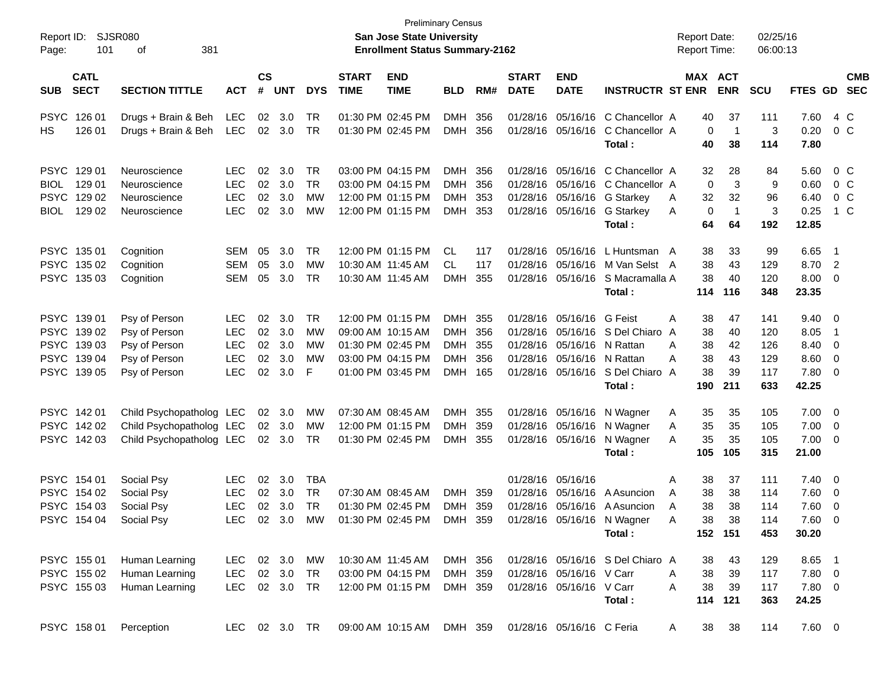Preliminary Census

**San Jose State University**

**Enrollment Status Summary-2162**

Report ID: SJSR080
Report Date: 02/25/16
Report Time: 06:00:13

| SUB | CATL SECT | SECTION TITTLE | ACT | CS # | UNT | DYS | START TIME | END TIME | BLD | RM# | START DATE | END DATE | INSTRUCTR | ST | MAX ENR | ACT ENR | SCU | FTES | GD | CMB SEC |
|---|---|---|---|---|---|---|---|---|---|---|---|---|---|---|---|---|---|---|---|---|
| PSYC | 126 01 | Drugs + Brain & Beh | LEC | 02 | 3.0 | TR | 01:30 PM | 02:45 PM | DMH | 356 | 01/28/16 | 05/16/16 | C Chancellor | A | 40 | 37 | 111 | 7.60 | 4 | C |
| HS | 126 01 | Drugs + Brain & Beh | LEC | 02 | 3.0 | TR | 01:30 PM | 02:45 PM | DMH | 356 | 01/28/16 | 05/16/16 | C Chancellor | A | 0 | 1 | 3 | 0.20 | 0 | C |
| | | | | | | | | | | | | | **Total :** | | **40** | **38** | **114** | **7.80** | | |
| PSYC | 129 01 | Neuroscience | LEC | 02 | 3.0 | TR | 03:00 PM | 04:15 PM | DMH | 356 | 01/28/16 | 05/16/16 | C Chancellor | A | 32 | 28 | 84 | 5.60 | 0 | C |
| BIOL | 129 01 | Neuroscience | LEC | 02 | 3.0 | TR | 03:00 PM | 04:15 PM | DMH | 356 | 01/28/16 | 05/16/16 | C Chancellor | A | 0 | 3 | 9 | 0.60 | 0 | C |
| PSYC | 129 02 | Neuroscience | LEC | 02 | 3.0 | MW | 12:00 PM | 01:15 PM | DMH | 353 | 01/28/16 | 05/16/16 | G Starkey | A | 32 | 32 | 96 | 6.40 | 0 | C |
| BIOL | 129 02 | Neuroscience | LEC | 02 | 3.0 | MW | 12:00 PM | 01:15 PM | DMH | 353 | 01/28/16 | 05/16/16 | G Starkey | A | 0 | 1 | 3 | 0.25 | 1 | C |
| | | | | | | | | | | | | | **Total :** | | **64** | **64** | **192** | **12.85** | | |
| PSYC | 135 01 | Cognition | SEM | 05 | 3.0 | TR | 12:00 PM | 01:15 PM | CL | 117 | 01/28/16 | 05/16/16 | L Huntsman | A | 38 | 33 | 99 | 6.65 | 1 | |
| PSYC | 135 02 | Cognition | SEM | 05 | 3.0 | MW | 10:30 AM | 11:45 AM | CL | 117 | 01/28/16 | 05/16/16 | M Van Selst | A | 38 | 43 | 129 | 8.70 | 2 | |
| PSYC | 135 03 | Cognition | SEM | 05 | 3.0 | TR | 10:30 AM | 11:45 AM | DMH | 355 | 01/28/16 | 05/16/16 | S Macramalla | A | 38 | 40 | 120 | 8.00 | 0 | |
| | | | | | | | | | | | | | **Total :** | | **114** | **116** | **348** | **23.35** | | |
| PSYC | 139 01 | Psy of Person | LEC | 02 | 3.0 | TR | 12:00 PM | 01:15 PM | DMH | 355 | 01/28/16 | 05/16/16 | G Feist | A | 38 | 47 | 141 | 9.40 | 0 | |
| PSYC | 139 02 | Psy of Person | LEC | 02 | 3.0 | MW | 09:00 AM | 10:15 AM | DMH | 356 | 01/28/16 | 05/16/16 | S Del Chiaro | A | 38 | 40 | 120 | 8.05 | 1 | |
| PSYC | 139 03 | Psy of Person | LEC | 02 | 3.0 | MW | 01:30 PM | 02:45 PM | DMH | 355 | 01/28/16 | 05/16/16 | N Rattan | A | 38 | 42 | 126 | 8.40 | 0 | |
| PSYC | 139 04 | Psy of Person | LEC | 02 | 3.0 | MW | 03:00 PM | 04:15 PM | DMH | 356 | 01/28/16 | 05/16/16 | N Rattan | A | 38 | 43 | 129 | 8.60 | 0 | |
| PSYC | 139 05 | Psy of Person | LEC | 02 | 3.0 | F | 01:00 PM | 03:45 PM | DMH | 165 | 01/28/16 | 05/16/16 | S Del Chiaro | A | 38 | 39 | 117 | 7.80 | 0 | |
| | | | | | | | | | | | | | **Total :** | | **190** | **211** | **633** | **42.25** | | |
| PSYC | 142 01 | Child Psychopatholog | LEC | 02 | 3.0 | MW | 07:30 AM | 08:45 AM | DMH | 355 | 01/28/16 | 05/16/16 | N Wagner | A | 35 | 35 | 105 | 7.00 | 0 | |
| PSYC | 142 02 | Child Psychopatholog | LEC | 02 | 3.0 | MW | 12:00 PM | 01:15 PM | DMH | 359 | 01/28/16 | 05/16/16 | N Wagner | A | 35 | 35 | 105 | 7.00 | 0 | |
| PSYC | 142 03 | Child Psychopatholog | LEC | 02 | 3.0 | TR | 01:30 PM | 02:45 PM | DMH | 355 | 01/28/16 | 05/16/16 | N Wagner | A | 35 | 35 | 105 | 7.00 | 0 | |
| | | | | | | | | | | | | | **Total :** | | **105** | **105** | **315** | **21.00** | | |
| PSYC | 154 01 | Social Psy | LEC | 02 | 3.0 | TBA | | | | | 01/28/16 | 05/16/16 | | A | 38 | 37 | 111 | 7.40 | 0 | |
| PSYC | 154 02 | Social Psy | LEC | 02 | 3.0 | TR | 07:30 AM | 08:45 AM | DMH | 359 | 01/28/16 | 05/16/16 | A Asuncion | A | 38 | 38 | 114 | 7.60 | 0 | |
| PSYC | 154 03 | Social Psy | LEC | 02 | 3.0 | TR | 01:30 PM | 02:45 PM | DMH | 359 | 01/28/16 | 05/16/16 | A Asuncion | A | 38 | 38 | 114 | 7.60 | 0 | |
| PSYC | 154 04 | Social Psy | LEC | 02 | 3.0 | MW | 01:30 PM | 02:45 PM | DMH | 359 | 01/28/16 | 05/16/16 | N Wagner | A | 38 | 38 | 114 | 7.60 | 0 | |
| | | | | | | | | | | | | | **Total :** | | **152** | **151** | **453** | **30.20** | | |
| PSYC | 155 01 | Human Learning | LEC | 02 | 3.0 | MW | 10:30 AM | 11:45 AM | DMH | 356 | 01/28/16 | 05/16/16 | S Del Chiaro | A | 38 | 43 | 129 | 8.65 | 1 | |
| PSYC | 155 02 | Human Learning | LEC | 02 | 3.0 | TR | 03:00 PM | 04:15 PM | DMH | 359 | 01/28/16 | 05/16/16 | V Carr | A | 38 | 39 | 117 | 7.80 | 0 | |
| PSYC | 155 03 | Human Learning | LEC | 02 | 3.0 | TR | 12:00 PM | 01:15 PM | DMH | 359 | 01/28/16 | 05/16/16 | V Carr | A | 38 | 39 | 117 | 7.80 | 0 | |
| | | | | | | | | | | | | | **Total :** | | **114** | **121** | **363** | **24.25** | | |
| PSYC | 158 01 | Perception | LEC | 02 | 3.0 | TR | 09:00 AM | 10:15 AM | DMH | 359 | 01/28/16 | 05/16/16 | C Feria | A | 38 | 38 | 114 | 7.60 | 0 | |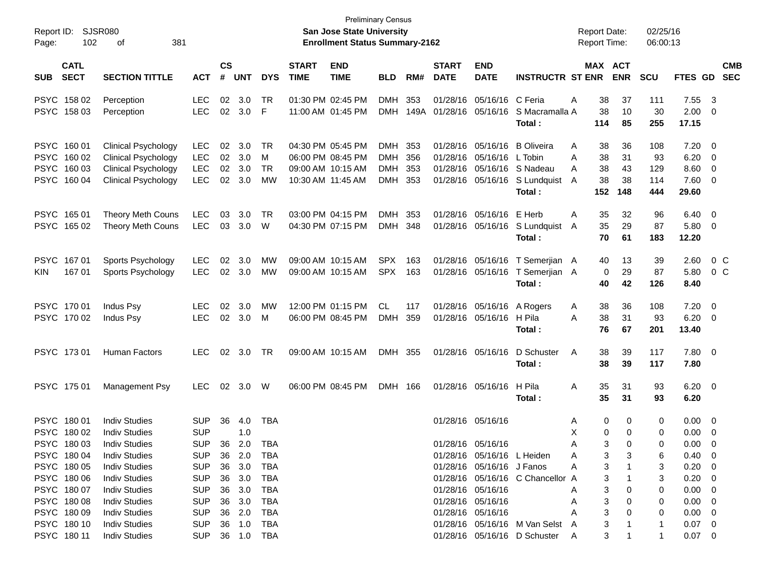Preliminary Census

**San Jose State University**

**Enrollment Status Summary-2162**

Report ID: SJSR080 
Report Date: 02/25/16 
Report Time: 06:00:13

| SUB | CATL SECT | SECTION TITTLE | ACT | CS # | UNT | DYS | START TIME | END TIME | BLD | RM# | START DATE | END DATE | INSTRUCTR | ST | MAX ENR | ACT ENR | SCU | FTES | GD | CMB SEC |
|---|---|---|---|---|---|---|---|---|---|---|---|---|---|---|---|---|---|---|---|---|
| PSYC | 158 02 | Perception | LEC | 02 | 3.0 | TR | 01:30 PM | 02:45 PM | DMH | 353 | 01/28/16 | 05/16/16 | C Feria | A | 38 | 37 | 111 | 7.55 | 3 | |
| PSYC | 158 03 | Perception | LEC | 02 | 3.0 | F | 11:00 AM | 01:45 PM | DMH | 149A | 01/28/16 | 05/16/16 | S Macramalla | A | 38 | 10 | 30 | 2.00 | 0 | |
| | | | | | | | | | | | | | **Total :** | | **114** | **85** | **255** | **17.15** | | |
| PSYC | 160 01 | Clinical Psychology | LEC | 02 | 3.0 | TR | 04:30 PM | 05:45 PM | DMH | 353 | 01/28/16 | 05/16/16 | B Oliveira | A | 38 | 36 | 108 | 7.20 | 0 | |
| PSYC | 160 02 | Clinical Psychology | LEC | 02 | 3.0 | M | 06:00 PM | 08:45 PM | DMH | 356 | 01/28/16 | 05/16/16 | L Tobin | A | 38 | 31 | 93 | 6.20 | 0 | |
| PSYC | 160 03 | Clinical Psychology | LEC | 02 | 3.0 | TR | 09:00 AM | 10:15 AM | DMH | 353 | 01/28/16 | 05/16/16 | S Nadeau | A | 38 | 43 | 129 | 8.60 | 0 | |
| PSYC | 160 04 | Clinical Psychology | LEC | 02 | 3.0 | MW | 10:30 AM | 11:45 AM | DMH | 353 | 01/28/16 | 05/16/16 | S Lundquist | A | 38 | 38 | 114 | 7.60 | 0 | |
| | | | | | | | | | | | | | **Total :** | | **152** | **148** | **444** | **29.60** | | |
| PSYC | 165 01 | Theory Meth Couns | LEC | 03 | 3.0 | TR | 03:00 PM | 04:15 PM | DMH | 353 | 01/28/16 | 05/16/16 | E Herb | A | 35 | 32 | 96 | 6.40 | 0 | |
| PSYC | 165 02 | Theory Meth Couns | LEC | 03 | 3.0 | W | 04:30 PM | 07:15 PM | DMH | 348 | 01/28/16 | 05/16/16 | S Lundquist | A | 35 | 29 | 87 | 5.80 | 0 | |
| | | | | | | | | | | | | | **Total :** | | **70** | **61** | **183** | **12.20** | | |
| PSYC | 167 01 | Sports Psychology | LEC | 02 | 3.0 | MW | 09:00 AM | 10:15 AM | SPX | 163 | 01/28/16 | 05/16/16 | T Semerjian | A | 40 | 13 | 39 | 2.60 | 0 | C |
| KIN | 167 01 | Sports Psychology | LEC | 02 | 3.0 | MW | 09:00 AM | 10:15 AM | SPX | 163 | 01/28/16 | 05/16/16 | T Semerjian | A | 0 | 29 | 87 | 5.80 | 0 | C |
| | | | | | | | | | | | | | **Total :** | | **40** | **42** | **126** | **8.40** | | |
| PSYC | 170 01 | Indus Psy | LEC | 02 | 3.0 | MW | 12:00 PM | 01:15 PM | CL | 117 | 01/28/16 | 05/16/16 | A Rogers | A | 38 | 36 | 108 | 7.20 | 0 | |
| PSYC | 170 02 | Indus Psy | LEC | 02 | 3.0 | M | 06:00 PM | 08:45 PM | DMH | 359 | 01/28/16 | 05/16/16 | H Pila | A | 38 | 31 | 93 | 6.20 | 0 | |
| | | | | | | | | | | | | | **Total :** | | **76** | **67** | **201** | **13.40** | | |
| PSYC | 173 01 | Human Factors | LEC | 02 | 3.0 | TR | 09:00 AM | 10:15 AM | DMH | 355 | 01/28/16 | 05/16/16 | D Schuster | A | 38 | 39 | 117 | 7.80 | 0 | |
| | | | | | | | | | | | | | **Total :** | | **38** | **39** | **117** | **7.80** | | |
| PSYC | 175 01 | Management Psy | LEC | 02 | 3.0 | W | 06:00 PM | 08:45 PM | DMH | 166 | 01/28/16 | 05/16/16 | H Pila | A | 35 | 31 | 93 | 6.20 | 0 | |
| | | | | | | | | | | | | | **Total :** | | **35** | **31** | **93** | **6.20** | | |
| PSYC | 180 01 | Indiv Studies | SUP | 36 | 4.0 | TBA | | | | | 01/28/16 | 05/16/16 | | A | 0 | 0 | 0 | 0.00 | 0 | |
| PSYC | 180 02 | Indiv Studies | SUP | | 1.0 | | | | | | | | | X | 0 | 0 | 0 | 0.00 | 0 | |
| PSYC | 180 03 | Indiv Studies | SUP | 36 | 2.0 | TBA | | | | | 01/28/16 | 05/16/16 | | A | 3 | 0 | 0 | 0.00 | 0 | |
| PSYC | 180 04 | Indiv Studies | SUP | 36 | 2.0 | TBA | | | | | 01/28/16 | 05/16/16 | L Heiden | A | 3 | 3 | 6 | 0.40 | 0 | |
| PSYC | 180 05 | Indiv Studies | SUP | 36 | 3.0 | TBA | | | | | 01/28/16 | 05/16/16 | J Fanos | A | 3 | 1 | 3 | 0.20 | 0 | |
| PSYC | 180 06 | Indiv Studies | SUP | 36 | 3.0 | TBA | | | | | 01/28/16 | 05/16/16 | C Chancellor | A | 3 | 1 | 3 | 0.20 | 0 | |
| PSYC | 180 07 | Indiv Studies | SUP | 36 | 3.0 | TBA | | | | | 01/28/16 | 05/16/16 | | A | 3 | 0 | 0 | 0.00 | 0 | |
| PSYC | 180 08 | Indiv Studies | SUP | 36 | 3.0 | TBA | | | | | 01/28/16 | 05/16/16 | | A | 3 | 0 | 0 | 0.00 | 0 | |
| PSYC | 180 09 | Indiv Studies | SUP | 36 | 2.0 | TBA | | | | | 01/28/16 | 05/16/16 | | A | 3 | 0 | 0 | 0.00 | 0 | |
| PSYC | 180 10 | Indiv Studies | SUP | 36 | 1.0 | TBA | | | | | 01/28/16 | 05/16/16 | M Van Selst | A | 3 | 1 | 1 | 0.07 | 0 | |
| PSYC | 180 11 | Indiv Studies | SUP | 36 | 1.0 | TBA | | | | | 01/28/16 | 05/16/16 | D Schuster | A | 3 | 1 | 1 | 0.07 | 0 | |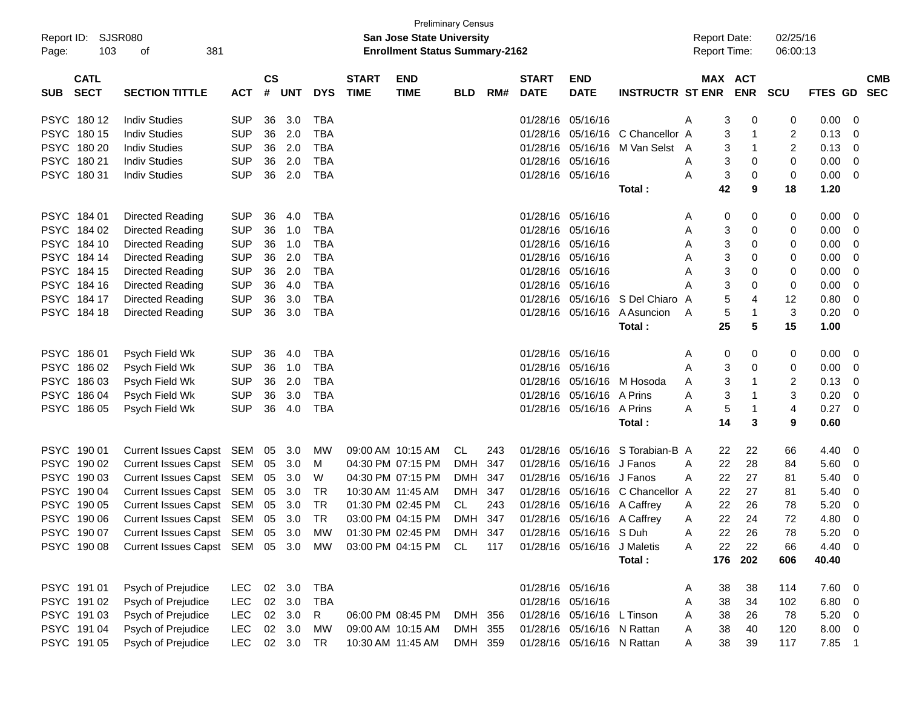Preliminary Census

**San Jose State University**

**Enrollment Status Summary-2162**

Report ID: SJSR080
Report Date: 02/25/16
Report Time: 06:00:13

| SUB | CATL SECT | SECTION TITTLE | ACT | CS # | UNT | DYS | START TIME | END TIME | BLD | RM# | START DATE | END DATE | INSTRUCTR | ST | MAX ENR | ACT ENR | SCU | FTES | GD | CMB SEC |
|---|---|---|---|---|---|---|---|---|---|---|---|---|---|---|---|---|---|---|---|---|
| PSYC | 180 12 | Indiv Studies | SUP | 36 | 3.0 | TBA | | | | | 01/28/16 | 05/16/16 | | A | 3 | 0 | 0 | 0.00 | 0 | |
| PSYC | 180 15 | Indiv Studies | SUP | 36 | 2.0 | TBA | | | | | 01/28/16 | 05/16/16 | C Chancellor | A | 3 | 1 | 2 | 0.13 | 0 | |
| PSYC | 180 20 | Indiv Studies | SUP | 36 | 2.0 | TBA | | | | | 01/28/16 | 05/16/16 | M Van Selst | A | 3 | 1 | 2 | 0.13 | 0 | |
| PSYC | 180 21 | Indiv Studies | SUP | 36 | 2.0 | TBA | | | | | 01/28/16 | 05/16/16 | | A | 3 | 0 | 0 | 0.00 | 0 | |
| PSYC | 180 31 | Indiv Studies | SUP | 36 | 2.0 | TBA | | | | | 01/28/16 | 05/16/16 | | A | 3 | 0 | 0 | 0.00 | 0 | |
| | | | | | | | | | | | | | **Total :** | | **42** | **9** | **18** | **1.20** | | |
| PSYC | 184 01 | Directed Reading | SUP | 36 | 4.0 | TBA | | | | | 01/28/16 | 05/16/16 | | A | 0 | 0 | 0 | 0.00 | 0 | |
| PSYC | 184 02 | Directed Reading | SUP | 36 | 1.0 | TBA | | | | | 01/28/16 | 05/16/16 | | A | 3 | 0 | 0 | 0.00 | 0 | |
| PSYC | 184 10 | Directed Reading | SUP | 36 | 1.0 | TBA | | | | | 01/28/16 | 05/16/16 | | A | 3 | 0 | 0 | 0.00 | 0 | |
| PSYC | 184 14 | Directed Reading | SUP | 36 | 2.0 | TBA | | | | | 01/28/16 | 05/16/16 | | A | 3 | 0 | 0 | 0.00 | 0 | |
| PSYC | 184 15 | Directed Reading | SUP | 36 | 2.0 | TBA | | | | | 01/28/16 | 05/16/16 | | A | 3 | 0 | 0 | 0.00 | 0 | |
| PSYC | 184 16 | Directed Reading | SUP | 36 | 4.0 | TBA | | | | | 01/28/16 | 05/16/16 | | A | 3 | 0 | 0 | 0.00 | 0 | |
| PSYC | 184 17 | Directed Reading | SUP | 36 | 3.0 | TBA | | | | | 01/28/16 | 05/16/16 | S Del Chiaro | A | 5 | 4 | 12 | 0.80 | 0 | |
| PSYC | 184 18 | Directed Reading | SUP | 36 | 3.0 | TBA | | | | | 01/28/16 | 05/16/16 | A Asuncion | A | 5 | 1 | 3 | 0.20 | 0 | |
| | | | | | | | | | | | | | **Total :** | | **25** | **5** | **15** | **1.00** | | |
| PSYC | 186 01 | Psych Field Wk | SUP | 36 | 4.0 | TBA | | | | | 01/28/16 | 05/16/16 | | A | 0 | 0 | 0 | 0.00 | 0 | |
| PSYC | 186 02 | Psych Field Wk | SUP | 36 | 1.0 | TBA | | | | | 01/28/16 | 05/16/16 | | A | 3 | 0 | 0 | 0.00 | 0 | |
| PSYC | 186 03 | Psych Field Wk | SUP | 36 | 2.0 | TBA | | | | | 01/28/16 | 05/16/16 | M Hosoda | A | 3 | 1 | 2 | 0.13 | 0 | |
| PSYC | 186 04 | Psych Field Wk | SUP | 36 | 3.0 | TBA | | | | | 01/28/16 | 05/16/16 | A Prins | A | 3 | 1 | 3 | 0.20 | 0 | |
| PSYC | 186 05 | Psych Field Wk | SUP | 36 | 4.0 | TBA | | | | | 01/28/16 | 05/16/16 | A Prins | A | 5 | 1 | 4 | 0.27 | 0 | |
| | | | | | | | | | | | | | **Total :** | | **14** | **3** | **9** | **0.60** | | |
| PSYC | 190 01 | Current Issues Capst | SEM | 05 | 3.0 | MW | 09:00 AM | 10:15 AM | CL | 243 | 01/28/16 | 05/16/16 | S Torabian-B | A | 22 | 22 | 66 | 4.40 | 0 | |
| PSYC | 190 02 | Current Issues Capst | SEM | 05 | 3.0 | M | 04:30 PM | 07:15 PM | DMH | 347 | 01/28/16 | 05/16/16 | J Fanos | A | 22 | 28 | 84 | 5.60 | 0 | |
| PSYC | 190 03 | Current Issues Capst | SEM | 05 | 3.0 | W | 04:30 PM | 07:15 PM | DMH | 347 | 01/28/16 | 05/16/16 | J Fanos | A | 22 | 27 | 81 | 5.40 | 0 | |
| PSYC | 190 04 | Current Issues Capst | SEM | 05 | 3.0 | TR | 10:30 AM | 11:45 AM | DMH | 347 | 01/28/16 | 05/16/16 | C Chancellor | A | 22 | 27 | 81 | 5.40 | 0 | |
| PSYC | 190 05 | Current Issues Capst | SEM | 05 | 3.0 | TR | 01:30 PM | 02:45 PM | CL | 243 | 01/28/16 | 05/16/16 | A Caffrey | A | 22 | 26 | 78 | 5.20 | 0 | |
| PSYC | 190 06 | Current Issues Capst | SEM | 05 | 3.0 | TR | 03:00 PM | 04:15 PM | DMH | 347 | 01/28/16 | 05/16/16 | A Caffrey | A | 22 | 24 | 72 | 4.80 | 0 | |
| PSYC | 190 07 | Current Issues Capst | SEM | 05 | 3.0 | MW | 01:30 PM | 02:45 PM | DMH | 347 | 01/28/16 | 05/16/16 | S Duh | A | 22 | 26 | 78 | 5.20 | 0 | |
| PSYC | 190 08 | Current Issues Capst | SEM | 05 | 3.0 | MW | 03:00 PM | 04:15 PM | CL | 117 | 01/28/16 | 05/16/16 | J Maletis | A | 22 | 22 | 66 | 4.40 | 0 | |
| | | | | | | | | | | | | | **Total :** | | **176** | **202** | **606** | **40.40** | | |
| PSYC | 191 01 | Psych of Prejudice | LEC | 02 | 3.0 | TBA | | | | | 01/28/16 | 05/16/16 | | A | 38 | 38 | 114 | 7.60 | 0 | |
| PSYC | 191 02 | Psych of Prejudice | LEC | 02 | 3.0 | TBA | | | | | 01/28/16 | 05/16/16 | | A | 38 | 34 | 102 | 6.80 | 0 | |
| PSYC | 191 03 | Psych of Prejudice | LEC | 02 | 3.0 | R | 06:00 PM | 08:45 PM | DMH | 356 | 01/28/16 | 05/16/16 | L Tinson | A | 38 | 26 | 78 | 5.20 | 0 | |
| PSYC | 191 04 | Psych of Prejudice | LEC | 02 | 3.0 | MW | 09:00 AM | 10:15 AM | DMH | 355 | 01/28/16 | 05/16/16 | N Rattan | A | 38 | 40 | 120 | 8.00 | 0 | |
| PSYC | 191 05 | Psych of Prejudice | LEC | 02 | 3.0 | TR | 10:30 AM | 11:45 AM | DMH | 359 | 01/28/16 | 05/16/16 | N Rattan | A | 38 | 39 | 117 | 7.85 | 1 | |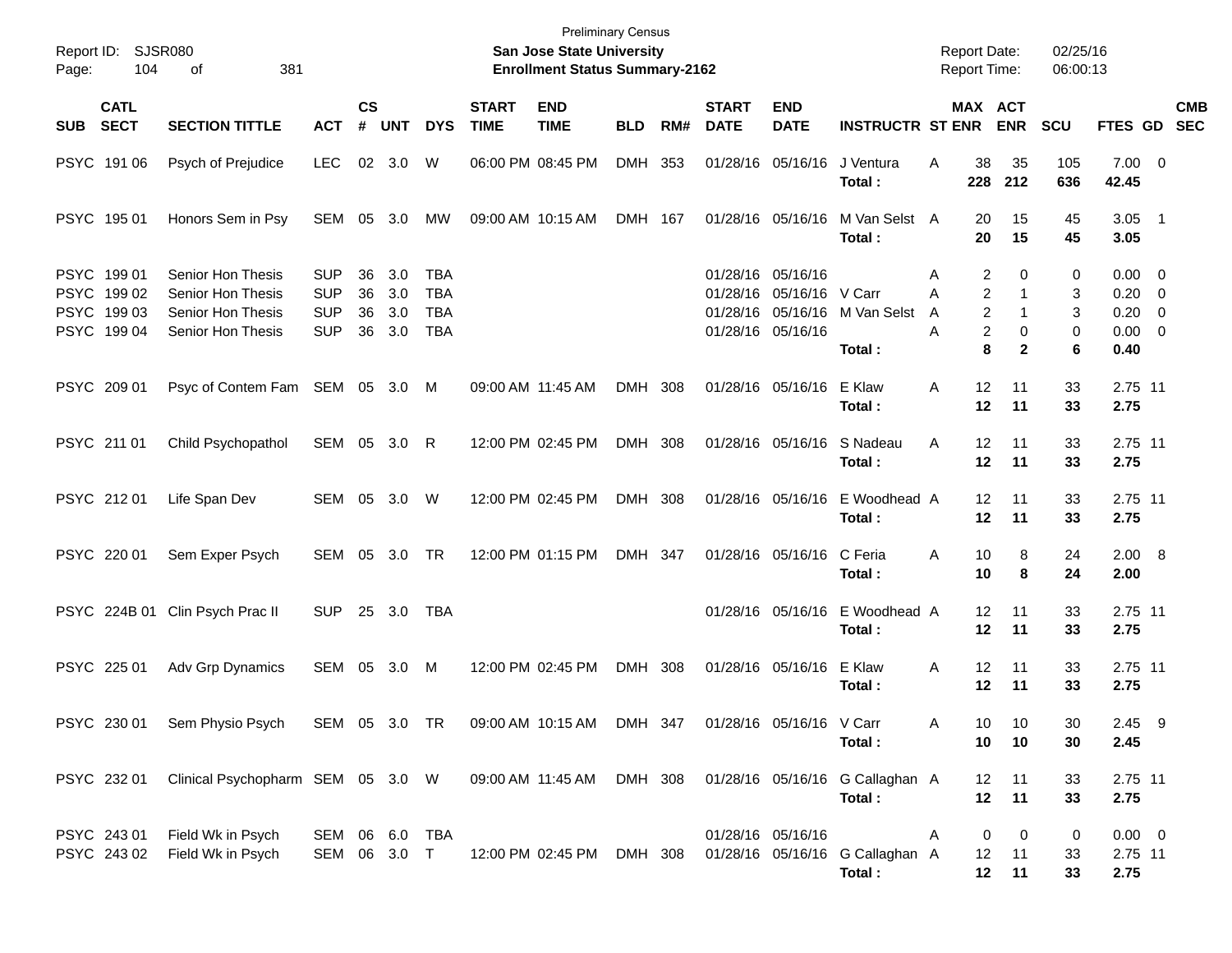Preliminary Census

**San Jose State University**

**Enrollment Status Summary-2162**

Report ID: SJSR080

Report Date: 02/25/16

Report Time: 06:00:13

| SUB | CATL SECT | SECTION TITTLE | ACT | CS # | UNT | DYS | START TIME | END TIME | BLD | RM# | START DATE | END DATE | INSTRUCTR | ST | MAX ENR | ACT ENR | SCU | FTES | GD | CMB SEC |
|---|---|---|---|---|---|---|---|---|---|---|---|---|---|---|---|---|---|---|---|---|
| PSYC | 191 06 | Psych of Prejudice | LEC | 02 | 3.0 | W | 06:00 PM | 08:45 PM | DMH | 353 | 01/28/16 | 05/16/16 | J Ventura | A | 38 | 35 | 105 | 7.00 | 0 | |
| | | | | | | | | | | | | | **Total :** | | **228** | **212** | **636** | **42.45** | | |
| PSYC | 195 01 | Honors Sem in Psy | SEM | 05 | 3.0 | MW | 09:00 AM | 10:15 AM | DMH | 167 | 01/28/16 | 05/16/16 | M Van Selst | A | 20 | 15 | 45 | 3.05 | 1 | |
| | | | | | | | | | | | | | **Total :** | | **20** | **15** | **45** | **3.05** | | |
| PSYC | 199 01 | Senior Hon Thesis | SUP | 36 | 3.0 | TBA | | | | | 01/28/16 | 05/16/16 | | A | 2 | 0 | 0 | 0.00 | 0 | |
| PSYC | 199 02 | Senior Hon Thesis | SUP | 36 | 3.0 | TBA | | | | | 01/28/16 | 05/16/16 | V Carr | A | 2 | 1 | 3 | 0.20 | 0 | |
| PSYC | 199 03 | Senior Hon Thesis | SUP | 36 | 3.0 | TBA | | | | | 01/28/16 | 05/16/16 | M Van Selst | A | 2 | 1 | 3 | 0.20 | 0 | |
| PSYC | 199 04 | Senior Hon Thesis | SUP | 36 | 3.0 | TBA | | | | | 01/28/16 | 05/16/16 | | A | 2 | 0 | 0 | 0.00 | 0 | |
| | | | | | | | | | | | | | **Total :** | | **8** | **2** | **6** | **0.40** | | |
| PSYC | 209 01 | Psyc of Contem Fam | SEM | 05 | 3.0 | M | 09:00 AM | 11:45 AM | DMH | 308 | 01/28/16 | 05/16/16 | E Klaw | A | 12 | 11 | 33 | 2.75 | 11 | |
| | | | | | | | | | | | | | **Total :** | | **12** | **11** | **33** | **2.75** | | |
| PSYC | 211 01 | Child Psychopathol | SEM | 05 | 3.0 | R | 12:00 PM | 02:45 PM | DMH | 308 | 01/28/16 | 05/16/16 | S Nadeau | A | 12 | 11 | 33 | 2.75 | 11 | |
| | | | | | | | | | | | | | **Total :** | | **12** | **11** | **33** | **2.75** | | |
| PSYC | 212 01 | Life Span Dev | SEM | 05 | 3.0 | W | 12:00 PM | 02:45 PM | DMH | 308 | 01/28/16 | 05/16/16 | E Woodhead | A | 12 | 11 | 33 | 2.75 | 11 | |
| | | | | | | | | | | | | | **Total :** | | **12** | **11** | **33** | **2.75** | | |
| PSYC | 220 01 | Sem Exper Psych | SEM | 05 | 3.0 | TR | 12:00 PM | 01:15 PM | DMH | 347 | 01/28/16 | 05/16/16 | C Feria | A | 10 | 8 | 24 | 2.00 | 8 | |
| | | | | | | | | | | | | | **Total :** | | **10** | **8** | **24** | **2.00** | | |
| PSYC | 224B 01 | Clin Psych Prac II | SUP | 25 | 3.0 | TBA | | | | | 01/28/16 | 05/16/16 | E Woodhead | A | 12 | 11 | 33 | 2.75 | 11 | |
| | | | | | | | | | | | | | **Total :** | | **12** | **11** | **33** | **2.75** | | |
| PSYC | 225 01 | Adv Grp Dynamics | SEM | 05 | 3.0 | M | 12:00 PM | 02:45 PM | DMH | 308 | 01/28/16 | 05/16/16 | E Klaw | A | 12 | 11 | 33 | 2.75 | 11 | |
| | | | | | | | | | | | | | **Total :** | | **12** | **11** | **33** | **2.75** | | |
| PSYC | 230 01 | Sem Physio Psych | SEM | 05 | 3.0 | TR | 09:00 AM | 10:15 AM | DMH | 347 | 01/28/16 | 05/16/16 | V Carr | A | 10 | 10 | 30 | 2.45 | 9 | |
| | | | | | | | | | | | | | **Total :** | | **10** | **10** | **30** | **2.45** | | |
| PSYC | 232 01 | Clinical Psychopharm | SEM | 05 | 3.0 | W | 09:00 AM | 11:45 AM | DMH | 308 | 01/28/16 | 05/16/16 | G Callaghan | A | 12 | 11 | 33 | 2.75 | 11 | |
| | | | | | | | | | | | | | **Total :** | | **12** | **11** | **33** | **2.75** | | |
| PSYC | 243 01 | Field Wk in Psych | SEM | 06 | 6.0 | TBA | | | | | 01/28/16 | 05/16/16 | | A | 0 | 0 | 0 | 0.00 | 0 | |
| PSYC | 243 02 | Field Wk in Psych | SEM | 06 | 3.0 | T | 12:00 PM | 02:45 PM | DMH | 308 | 01/28/16 | 05/16/16 | G Callaghan | A | 12 | 11 | 33 | 2.75 | 11 | |
| | | | | | | | | | | | | | **Total :** | | **12** | **11** | **33** | **2.75** | | |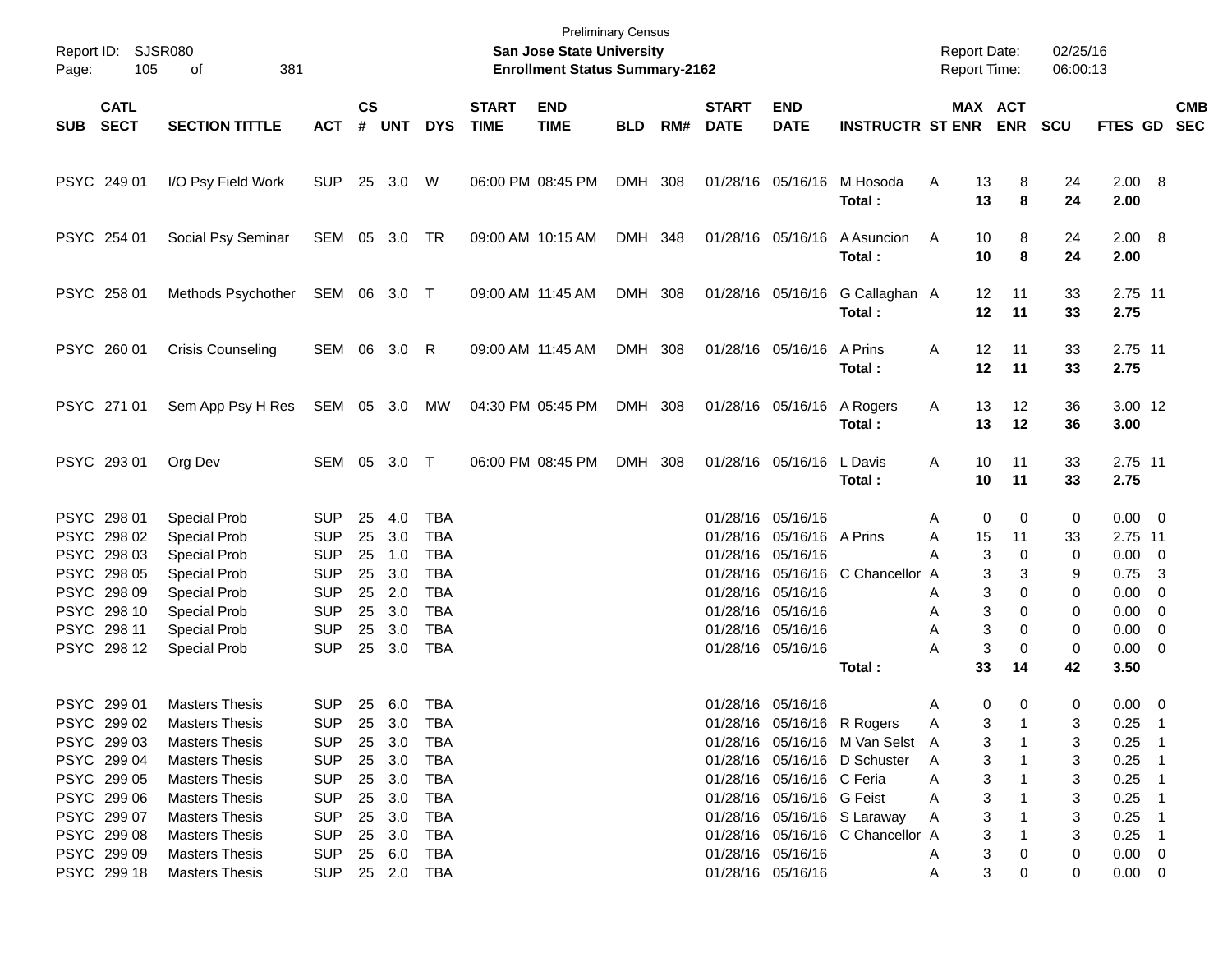Preliminary Census
**San Jose State University**
**Enrollment Status Summary-2162**

Report ID: SJSR080
Report Date: 02/25/16
Report Time: 06:00:13

| SUB | CATL SECT | SECTION TITTLE | ACT | CS # | UNT | DYS | START TIME | END TIME | BLD | RM# | START DATE | END DATE | INSTRUCTR | ST | MAX ENR | ACT ENR | SCU | FTES | GD | CMB SEC |
|---|---|---|---|---|---|---|---|---|---|---|---|---|---|---|---|---|---|---|---|---|
| PSYC | 249 01 | I/O Psy Field Work | SUP | 25 | 3.0 | W | 06:00 PM | 08:45 PM | DMH | 308 | 01/28/16 | 05/16/16 | M Hosoda | A | 13 | 8 | 24 | 2.00 | 8 | |
| | | | | | | | | | | | | | **Total :** | | **13** | **8** | **24** | **2.00** | | |
| PSYC | 254 01 | Social Psy Seminar | SEM | 05 | 3.0 | TR | 09:00 AM | 10:15 AM | DMH | 348 | 01/28/16 | 05/16/16 | A Asuncion | A | 10 | 8 | 24 | 2.00 | 8 | |
| | | | | | | | | | | | | | **Total :** | | **10** | **8** | **24** | **2.00** | | |
| PSYC | 258 01 | Methods Psychother | SEM | 06 | 3.0 | T | 09:00 AM | 11:45 AM | DMH | 308 | 01/28/16 | 05/16/16 | G Callaghan | A | 12 | 11 | 33 | 2.75 | 11 | |
| | | | | | | | | | | | | | **Total :** | | **12** | **11** | **33** | **2.75** | | |
| PSYC | 260 01 | Crisis Counseling | SEM | 06 | 3.0 | R | 09:00 AM | 11:45 AM | DMH | 308 | 01/28/16 | 05/16/16 | A Prins | A | 12 | 11 | 33 | 2.75 | 11 | |
| | | | | | | | | | | | | | **Total :** | | **12** | **11** | **33** | **2.75** | | |
| PSYC | 271 01 | Sem App Psy H Res | SEM | 05 | 3.0 | MW | 04:30 PM | 05:45 PM | DMH | 308 | 01/28/16 | 05/16/16 | A Rogers | A | 13 | 12 | 36 | 3.00 | 12 | |
| | | | | | | | | | | | | | **Total :** | | **13** | **12** | **36** | **3.00** | | |
| PSYC | 293 01 | Org Dev | SEM | 05 | 3.0 | T | 06:00 PM | 08:45 PM | DMH | 308 | 01/28/16 | 05/16/16 | L Davis | A | 10 | 11 | 33 | 2.75 | 11 | |
| | | | | | | | | | | | | | **Total :** | | **10** | **11** | **33** | **2.75** | | |
| PSYC | 298 01 | Special Prob | SUP | 25 | 4.0 | TBA | | | | | 01/28/16 | 05/16/16 | | A | 0 | 0 | 0 | 0.00 | 0 | |
| PSYC | 298 02 | Special Prob | SUP | 25 | 3.0 | TBA | | | | | 01/28/16 | 05/16/16 | A Prins | A | 15 | 11 | 33 | 2.75 | 11 | |
| PSYC | 298 03 | Special Prob | SUP | 25 | 1.0 | TBA | | | | | 01/28/16 | 05/16/16 | | A | 3 | 0 | 0 | 0.00 | 0 | |
| PSYC | 298 05 | Special Prob | SUP | 25 | 3.0 | TBA | | | | | 01/28/16 | 05/16/16 | C Chancellor | A | 3 | 3 | 9 | 0.75 | 3 | |
| PSYC | 298 09 | Special Prob | SUP | 25 | 2.0 | TBA | | | | | 01/28/16 | 05/16/16 | | A | 3 | 0 | 0 | 0.00 | 0 | |
| PSYC | 298 10 | Special Prob | SUP | 25 | 3.0 | TBA | | | | | 01/28/16 | 05/16/16 | | A | 3 | 0 | 0 | 0.00 | 0 | |
| PSYC | 298 11 | Special Prob | SUP | 25 | 3.0 | TBA | | | | | 01/28/16 | 05/16/16 | | A | 3 | 0 | 0 | 0.00 | 0 | |
| PSYC | 298 12 | Special Prob | SUP | 25 | 3.0 | TBA | | | | | 01/28/16 | 05/16/16 | | A | 3 | 0 | 0 | 0.00 | 0 | |
| | | | | | | | | | | | | | **Total :** | | **33** | **14** | **42** | **3.50** | | |
| PSYC | 299 01 | Masters Thesis | SUP | 25 | 6.0 | TBA | | | | | 01/28/16 | 05/16/16 | | A | 0 | 0 | 0 | 0.00 | 0 | |
| PSYC | 299 02 | Masters Thesis | SUP | 25 | 3.0 | TBA | | | | | 01/28/16 | 05/16/16 | R Rogers | A | 3 | 1 | 3 | 0.25 | 1 | |
| PSYC | 299 03 | Masters Thesis | SUP | 25 | 3.0 | TBA | | | | | 01/28/16 | 05/16/16 | M Van Selst | A | 3 | 1 | 3 | 0.25 | 1 | |
| PSYC | 299 04 | Masters Thesis | SUP | 25 | 3.0 | TBA | | | | | 01/28/16 | 05/16/16 | D Schuster | A | 3 | 1 | 3 | 0.25 | 1 | |
| PSYC | 299 05 | Masters Thesis | SUP | 25 | 3.0 | TBA | | | | | 01/28/16 | 05/16/16 | C Feria | A | 3 | 1 | 3 | 0.25 | 1 | |
| PSYC | 299 06 | Masters Thesis | SUP | 25 | 3.0 | TBA | | | | | 01/28/16 | 05/16/16 | G Feist | A | 3 | 1 | 3 | 0.25 | 1 | |
| PSYC | 299 07 | Masters Thesis | SUP | 25 | 3.0 | TBA | | | | | 01/28/16 | 05/16/16 | S Laraway | A | 3 | 1 | 3 | 0.25 | 1 | |
| PSYC | 299 08 | Masters Thesis | SUP | 25 | 3.0 | TBA | | | | | 01/28/16 | 05/16/16 | C Chancellor | A | 3 | 1 | 3 | 0.25 | 1 | |
| PSYC | 299 09 | Masters Thesis | SUP | 25 | 6.0 | TBA | | | | | 01/28/16 | 05/16/16 | | A | 3 | 0 | 0 | 0.00 | 0 | |
| PSYC | 299 18 | Masters Thesis | SUP | 25 | 2.0 | TBA | | | | | 01/28/16 | 05/16/16 | | A | 3 | 0 | 0 | 0.00 | 0 | |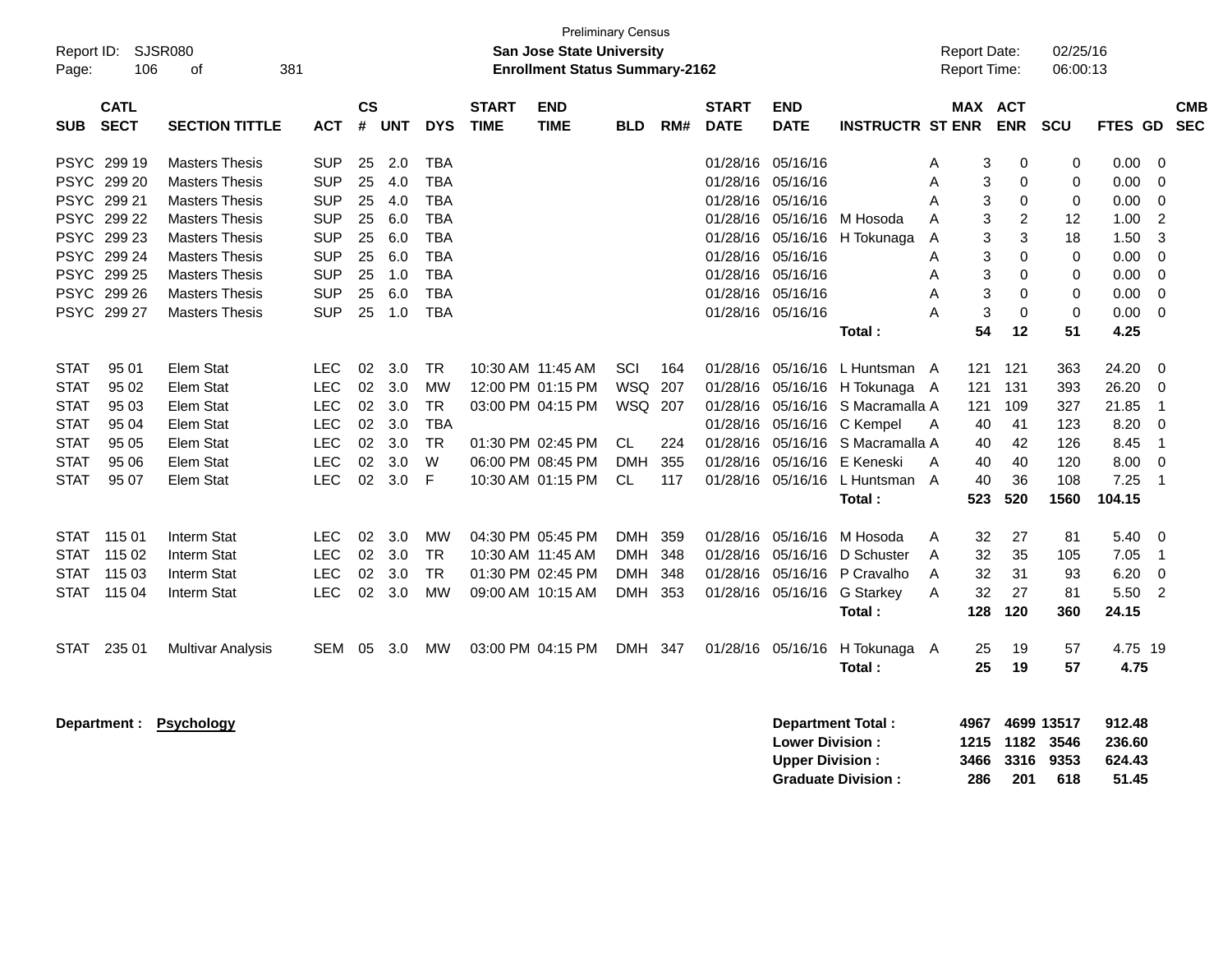Preliminary Census

**San Jose State University**
**Enrollment Status Summary-2162**

Report ID: SJSR080
Report Date: 02/25/16
Report Time: 06:00:13

| SUB | CATL SECT | SECTION TITTLE | ACT | CS # | UNT | DYS | START TIME | END TIME | BLD | RM# | START DATE | END DATE | INSTRUCTR | ST | MAX ENR | ACT ENR | SCU | FTES | GD | CMB SEC |
|---|---|---|---|---|---|---|---|---|---|---|---|---|---|---|---|---|---|---|---|---|
| PSYC | 299 19 | Masters Thesis | SUP | 25 | 2.0 | TBA | | | | | 01/28/16 | 05/16/16 | | A | 3 | 0 | 0 | 0.00 | 0 | |
| PSYC | 299 20 | Masters Thesis | SUP | 25 | 4.0 | TBA | | | | | 01/28/16 | 05/16/16 | | A | 3 | 0 | 0 | 0.00 | 0 | |
| PSYC | 299 21 | Masters Thesis | SUP | 25 | 4.0 | TBA | | | | | 01/28/16 | 05/16/16 | | A | 3 | 0 | 0 | 0.00 | 0 | |
| PSYC | 299 22 | Masters Thesis | SUP | 25 | 6.0 | TBA | | | | | 01/28/16 | 05/16/16 | M Hosoda | A | 3 | 2 | 12 | 1.00 | 2 | |
| PSYC | 299 23 | Masters Thesis | SUP | 25 | 6.0 | TBA | | | | | 01/28/16 | 05/16/16 | H Tokunaga | A | 3 | 3 | 18 | 1.50 | 3 | |
| PSYC | 299 24 | Masters Thesis | SUP | 25 | 6.0 | TBA | | | | | 01/28/16 | 05/16/16 | | A | 3 | 0 | 0 | 0.00 | 0 | |
| PSYC | 299 25 | Masters Thesis | SUP | 25 | 1.0 | TBA | | | | | 01/28/16 | 05/16/16 | | A | 3 | 0 | 0 | 0.00 | 0 | |
| PSYC | 299 26 | Masters Thesis | SUP | 25 | 6.0 | TBA | | | | | 01/28/16 | 05/16/16 | | A | 3 | 0 | 0 | 0.00 | 0 | |
| PSYC | 299 27 | Masters Thesis | SUP | 25 | 1.0 | TBA | | | | | 01/28/16 | 05/16/16 | | A | 3 | 0 | 0 | 0.00 | 0 | |
| | | | | | | | | | | | | | **Total :** | | **54** | **12** | **51** | **4.25** | | |
| STAT | 95 01 | Elem Stat | LEC | 02 | 3.0 | TR | 10:30 AM | 11:45 AM | SCI | 164 | 01/28/16 | 05/16/16 | L Huntsman | A | 121 | 121 | 363 | 24.20 | 0 | |
| STAT | 95 02 | Elem Stat | LEC | 02 | 3.0 | MW | 12:00 PM | 01:15 PM | WSQ | 207 | 01/28/16 | 05/16/16 | H Tokunaga | A | 121 | 131 | 393 | 26.20 | 0 | |
| STAT | 95 03 | Elem Stat | LEC | 02 | 3.0 | TR | 03:00 PM | 04:15 PM | WSQ | 207 | 01/28/16 | 05/16/16 | S Macramalla | A | 121 | 109 | 327 | 21.85 | 1 | |
| STAT | 95 04 | Elem Stat | LEC | 02 | 3.0 | TBA | | | | | 01/28/16 | 05/16/16 | C Kempel | A | 40 | 41 | 123 | 8.20 | 0 | |
| STAT | 95 05 | Elem Stat | LEC | 02 | 3.0 | TR | 01:30 PM | 02:45 PM | CL | 224 | 01/28/16 | 05/16/16 | S Macramalla | A | 40 | 42 | 126 | 8.45 | 1 | |
| STAT | 95 06 | Elem Stat | LEC | 02 | 3.0 | W | 06:00 PM | 08:45 PM | DMH | 355 | 01/28/16 | 05/16/16 | E Keneski | A | 40 | 40 | 120 | 8.00 | 0 | |
| STAT | 95 07 | Elem Stat | LEC | 02 | 3.0 | F | 10:30 AM | 01:15 PM | CL | 117 | 01/28/16 | 05/16/16 | L Huntsman | A | 40 | 36 | 108 | 7.25 | 1 | |
| | | | | | | | | | | | | | **Total :** | | **523** | **520** | **1560** | **104.15** | | |
| STAT | 115 01 | Interm Stat | LEC | 02 | 3.0 | MW | 04:30 PM | 05:45 PM | DMH | 359 | 01/28/16 | 05/16/16 | M Hosoda | A | 32 | 27 | 81 | 5.40 | 0 | |
| STAT | 115 02 | Interm Stat | LEC | 02 | 3.0 | TR | 10:30 AM | 11:45 AM | DMH | 348 | 01/28/16 | 05/16/16 | D Schuster | A | 32 | 35 | 105 | 7.05 | 1 | |
| STAT | 115 03 | Interm Stat | LEC | 02 | 3.0 | TR | 01:30 PM | 02:45 PM | DMH | 348 | 01/28/16 | 05/16/16 | P Cravalho | A | 32 | 31 | 93 | 6.20 | 0 | |
| STAT | 115 04 | Interm Stat | LEC | 02 | 3.0 | MW | 09:00 AM | 10:15 AM | DMH | 353 | 01/28/16 | 05/16/16 | G Starkey | A | 32 | 27 | 81 | 5.50 | 2 | |
| | | | | | | | | | | | | | **Total :** | | **128** | **120** | **360** | **24.15** | | |
| STAT | 235 01 | Multivar Analysis | SEM | 05 | 3.0 | MW | 03:00 PM | 04:15 PM | DMH | 347 | 01/28/16 | 05/16/16 | H Tokunaga | A | 25 | 19 | 57 | 4.75 | 19 | |
| | | | | | | | | | | | | | **Total :** | | **25** | **19** | **57** | **4.75** | | |

**Department : Psychology**

| | MAX ENR | ACT ENR | SCU | FTES |
|---|---|---|---|---|
| **Department Total :** | **4967** | **4699** | **13517** | **912.48** |
| **Lower Division :** | **1215** | **1182** | **3546** | **236.60** |
| **Upper Division :** | **3466** | **3316** | **9353** | **624.43** |
| **Graduate Division :** | **286** | **201** | **618** | **51.45** |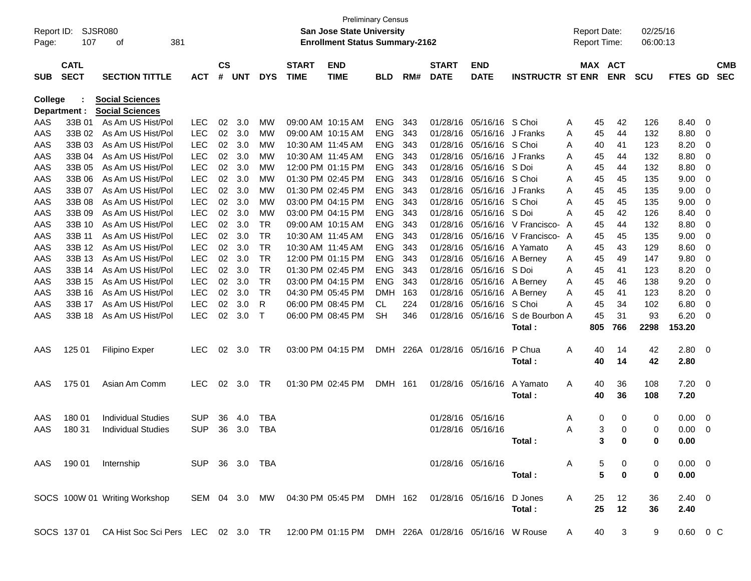Preliminary Census

Report ID: SJSR080 **San Jose State University** Report Date: 02/25/16

**Enrollment Status Summary-2162** Report Time: 06:00:13

**College : Social Sciences**

**Department : Social Sciences**

| SUB | CATL SECT | SECTION TITTLE | ACT | CS # | UNT | DYS | START TIME | END TIME | BLD | RM# | START DATE | END DATE | INSTRUCTR | ST | MAX ENR | ACT ENR | SCU | FTES | GD | CMB SEC |
|---|---|---|---|---|---|---|---|---|---|---|---|---|---|---|---|---|---|---|---|---|
| AAS | 33B 01 | As Am US Hist/Pol | LEC | 02 | 3.0 | MW | 09:00 AM | 10:15 AM | ENG | 343 | 01/28/16 | 05/16/16 | S Choi | A | 45 | 42 | 126 | 8.40 | 0 | |
| AAS | 33B 02 | As Am US Hist/Pol | LEC | 02 | 3.0 | MW | 09:00 AM | 10:15 AM | ENG | 343 | 01/28/16 | 05/16/16 | J Franks | A | 45 | 44 | 132 | 8.80 | 0 | |
| AAS | 33B 03 | As Am US Hist/Pol | LEC | 02 | 3.0 | MW | 10:30 AM | 11:45 AM | ENG | 343 | 01/28/16 | 05/16/16 | S Choi | A | 40 | 41 | 123 | 8.20 | 0 | |
| AAS | 33B 04 | As Am US Hist/Pol | LEC | 02 | 3.0 | MW | 10:30 AM | 11:45 AM | ENG | 343 | 01/28/16 | 05/16/16 | J Franks | A | 45 | 44 | 132 | 8.80 | 0 | |
| AAS | 33B 05 | As Am US Hist/Pol | LEC | 02 | 3.0 | MW | 12:00 PM | 01:15 PM | ENG | 343 | 01/28/16 | 05/16/16 | S Doi | A | 45 | 44 | 132 | 8.80 | 0 | |
| AAS | 33B 06 | As Am US Hist/Pol | LEC | 02 | 3.0 | MW | 01:30 PM | 02:45 PM | ENG | 343 | 01/28/16 | 05/16/16 | S Choi | A | 45 | 45 | 135 | 9.00 | 0 | |
| AAS | 33B 07 | As Am US Hist/Pol | LEC | 02 | 3.0 | MW | 01:30 PM | 02:45 PM | ENG | 343 | 01/28/16 | 05/16/16 | J Franks | A | 45 | 45 | 135 | 9.00 | 0 | |
| AAS | 33B 08 | As Am US Hist/Pol | LEC | 02 | 3.0 | MW | 03:00 PM | 04:15 PM | ENG | 343 | 01/28/16 | 05/16/16 | S Choi | A | 45 | 45 | 135 | 9.00 | 0 | |
| AAS | 33B 09 | As Am US Hist/Pol | LEC | 02 | 3.0 | MW | 03:00 PM | 04:15 PM | ENG | 343 | 01/28/16 | 05/16/16 | S Doi | A | 45 | 42 | 126 | 8.40 | 0 | |
| AAS | 33B 10 | As Am US Hist/Pol | LEC | 02 | 3.0 | TR | 09:00 AM | 10:15 AM | ENG | 343 | 01/28/16 | 05/16/16 | V Francisco- | A | 45 | 44 | 132 | 8.80 | 0 | |
| AAS | 33B 11 | As Am US Hist/Pol | LEC | 02 | 3.0 | TR | 10:30 AM | 11:45 AM | ENG | 343 | 01/28/16 | 05/16/16 | V Francisco- | A | 45 | 45 | 135 | 9.00 | 0 | |
| AAS | 33B 12 | As Am US Hist/Pol | LEC | 02 | 3.0 | TR | 10:30 AM | 11:45 AM | ENG | 343 | 01/28/16 | 05/16/16 | A Yamato | A | 45 | 43 | 129 | 8.60 | 0 | |
| AAS | 33B 13 | As Am US Hist/Pol | LEC | 02 | 3.0 | TR | 12:00 PM | 01:15 PM | ENG | 343 | 01/28/16 | 05/16/16 | A Berney | A | 45 | 49 | 147 | 9.80 | 0 | |
| AAS | 33B 14 | As Am US Hist/Pol | LEC | 02 | 3.0 | TR | 01:30 PM | 02:45 PM | ENG | 343 | 01/28/16 | 05/16/16 | S Doi | A | 45 | 41 | 123 | 8.20 | 0 | |
| AAS | 33B 15 | As Am US Hist/Pol | LEC | 02 | 3.0 | TR | 03:00 PM | 04:15 PM | ENG | 343 | 01/28/16 | 05/16/16 | A Berney | A | 45 | 46 | 138 | 9.20 | 0 | |
| AAS | 33B 16 | As Am US Hist/Pol | LEC | 02 | 3.0 | TR | 04:30 PM | 05:45 PM | DMH | 163 | 01/28/16 | 05/16/16 | A Berney | A | 45 | 41 | 123 | 8.20 | 0 | |
| AAS | 33B 17 | As Am US Hist/Pol | LEC | 02 | 3.0 | R | 06:00 PM | 08:45 PM | CL | 224 | 01/28/16 | 05/16/16 | S Choi | A | 45 | 34 | 102 | 6.80 | 0 | |
| AAS | 33B 18 | As Am US Hist/Pol | LEC | 02 | 3.0 | T | 06:00 PM | 08:45 PM | SH | 346 | 01/28/16 | 05/16/16 | S de Bourbon | A | 45 | 31 | 93 | 6.20 | 0 | |
| | | | | | | | | | | | | | **Total :** | | **805** | **766** | **2298** | **153.20** | | |
| AAS | 125 01 | Filipino Exper | LEC | 02 | 3.0 | TR | 03:00 PM | 04:15 PM | DMH | 226A | 01/28/16 | 05/16/16 | P Chua | A | 40 | 14 | 42 | 2.80 | 0 | |
| | | | | | | | | | | | | | **Total :** | | **40** | **14** | **42** | **2.80** | | |
| AAS | 175 01 | Asian Am Comm | LEC | 02 | 3.0 | TR | 01:30 PM | 02:45 PM | DMH | 161 | 01/28/16 | 05/16/16 | A Yamato | A | 40 | 36 | 108 | 7.20 | 0 | |
| | | | | | | | | | | | | | **Total :** | | **40** | **36** | **108** | **7.20** | | |
| AAS | 180 01 | Individual Studies | SUP | 36 | 4.0 | TBA | | | | | 01/28/16 | 05/16/16 | | A | 0 | 0 | 0 | 0.00 | 0 | |
| AAS | 180 31 | Individual Studies | SUP | 36 | 3.0 | TBA | | | | | 01/28/16 | 05/16/16 | | A | 3 | 0 | 0 | 0.00 | 0 | |
| | | | | | | | | | | | | | **Total :** | | **3** | **0** | **0** | **0.00** | | |
| AAS | 190 01 | Internship | SUP | 36 | 3.0 | TBA | | | | | 01/28/16 | 05/16/16 | | A | 5 | 0 | 0 | 0.00 | 0 | |
| | | | | | | | | | | | | | **Total :** | | **5** | **0** | **0** | **0.00** | | |
| SOCS | 100W 01 | Writing Workshop | SEM | 04 | 3.0 | MW | 04:30 PM | 05:45 PM | DMH | 162 | 01/28/16 | 05/16/16 | D Jones | A | 25 | 12 | 36 | 2.40 | 0 | |
| | | | | | | | | | | | | | **Total :** | | **25** | **12** | **36** | **2.40** | | |
| SOCS | 137 01 | CA Hist Soc Sci Pers | LEC | 02 | 3.0 | TR | 12:00 PM | 01:15 PM | DMH | 226A | 01/28/16 | 05/16/16 | W Rouse | A | 40 | 3 | 9 | 0.60 | 0 | C |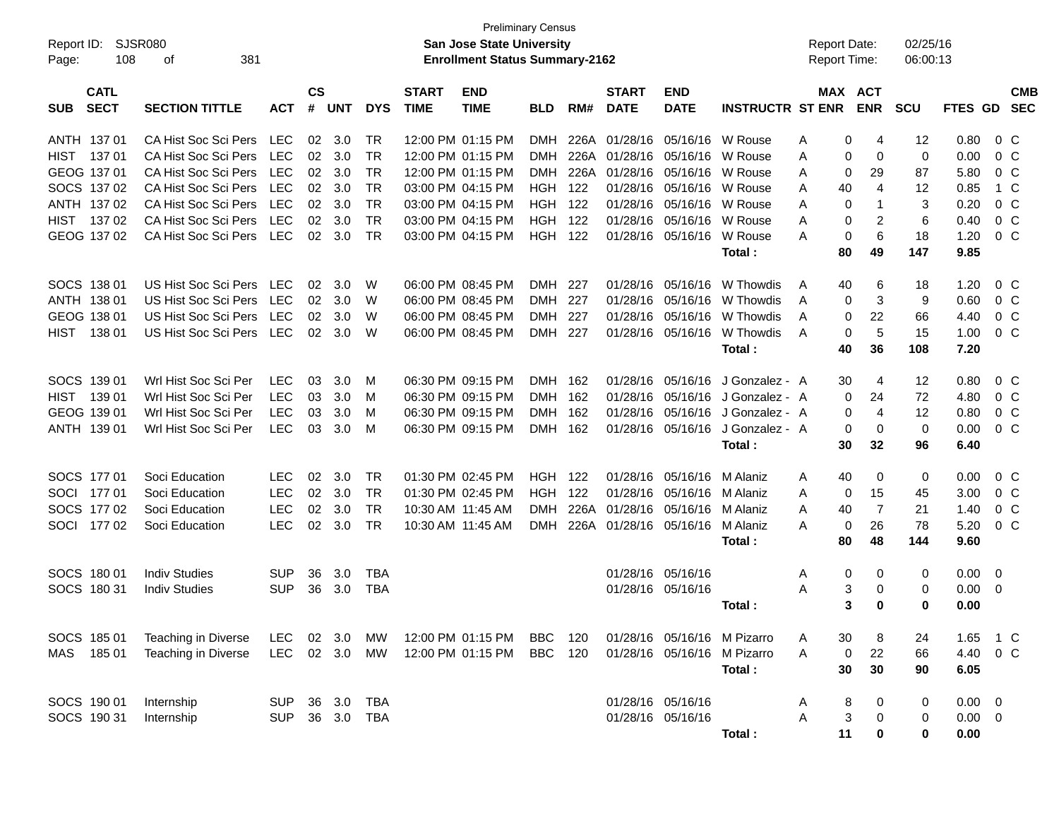Preliminary Census

**San Jose State University**

**Enrollment Status Summary-2162**

Report ID: SJSR080

Report Date: 02/25/16

Report Time: 06:00:13

| SUB | CATL SECT | SECTION TITTLE | ACT | CS # | UNT | DYS | START TIME | END TIME | BLD | RM# | START DATE | END DATE | INSTRUCTR | ST | MAX ENR | ACT ENR | SCU | FTES | GD | CMB SEC |
|---|---|---|---|---|---|---|---|---|---|---|---|---|---|---|---|---|---|---|---|---|
| ANTH | 137 01 | CA Hist Soc Sci Pers | LEC | 02 | 3.0 | TR | 12:00 PM | 01:15 PM | DMH | 226A | 01/28/16 | 05/16/16 | W Rouse | A | 0 | 4 | 12 | 0.80 | 0 | C |
| HIST | 137 01 | CA Hist Soc Sci Pers | LEC | 02 | 3.0 | TR | 12:00 PM | 01:15 PM | DMH | 226A | 01/28/16 | 05/16/16 | W Rouse | A | 0 | 0 | 0 | 0.00 | 0 | C |
| GEOG | 137 01 | CA Hist Soc Sci Pers | LEC | 02 | 3.0 | TR | 12:00 PM | 01:15 PM | DMH | 226A | 01/28/16 | 05/16/16 | W Rouse | A | 0 | 29 | 87 | 5.80 | 0 | C |
| SOCS | 137 02 | CA Hist Soc Sci Pers | LEC | 02 | 3.0 | TR | 03:00 PM | 04:15 PM | HGH | 122 | 01/28/16 | 05/16/16 | W Rouse | A | 40 | 4 | 12 | 0.85 | 1 | C |
| ANTH | 137 02 | CA Hist Soc Sci Pers | LEC | 02 | 3.0 | TR | 03:00 PM | 04:15 PM | HGH | 122 | 01/28/16 | 05/16/16 | W Rouse | A | 0 | 1 | 3 | 0.20 | 0 | C |
| HIST | 137 02 | CA Hist Soc Sci Pers | LEC | 02 | 3.0 | TR | 03:00 PM | 04:15 PM | HGH | 122 | 01/28/16 | 05/16/16 | W Rouse | A | 0 | 2 | 6 | 0.40 | 0 | C |
| GEOG | 137 02 | CA Hist Soc Sci Pers | LEC | 02 | 3.0 | TR | 03:00 PM | 04:15 PM | HGH | 122 | 01/28/16 | 05/16/16 | W Rouse | A | 0 | 6 | 18 | 1.20 | 0 | C |
| | | | | | | | | | | | | | **Total :** | | **80** | **49** | **147** | **9.85** | | |
| SOCS | 138 01 | US Hist Soc Sci Pers | LEC | 02 | 3.0 | W | 06:00 PM | 08:45 PM | DMH | 227 | 01/28/16 | 05/16/16 | W Thowdis | A | 40 | 6 | 18 | 1.20 | 0 | C |
| ANTH | 138 01 | US Hist Soc Sci Pers | LEC | 02 | 3.0 | W | 06:00 PM | 08:45 PM | DMH | 227 | 01/28/16 | 05/16/16 | W Thowdis | A | 0 | 3 | 9 | 0.60 | 0 | C |
| GEOG | 138 01 | US Hist Soc Sci Pers | LEC | 02 | 3.0 | W | 06:00 PM | 08:45 PM | DMH | 227 | 01/28/16 | 05/16/16 | W Thowdis | A | 0 | 22 | 66 | 4.40 | 0 | C |
| HIST | 138 01 | US Hist Soc Sci Pers | LEC | 02 | 3.0 | W | 06:00 PM | 08:45 PM | DMH | 227 | 01/28/16 | 05/16/16 | W Thowdis | A | 0 | 5 | 15 | 1.00 | 0 | C |
| | | | | | | | | | | | | | **Total :** | | **40** | **36** | **108** | **7.20** | | |
| SOCS | 139 01 | Wrl Hist Soc Sci Per | LEC | 03 | 3.0 | M | 06:30 PM | 09:15 PM | DMH | 162 | 01/28/16 | 05/16/16 | J Gonzalez - | A | 30 | 4 | 12 | 0.80 | 0 | C |
| HIST | 139 01 | Wrl Hist Soc Sci Per | LEC | 03 | 3.0 | M | 06:30 PM | 09:15 PM | DMH | 162 | 01/28/16 | 05/16/16 | J Gonzalez - | A | 0 | 24 | 72 | 4.80 | 0 | C |
| GEOG | 139 01 | Wrl Hist Soc Sci Per | LEC | 03 | 3.0 | M | 06:30 PM | 09:15 PM | DMH | 162 | 01/28/16 | 05/16/16 | J Gonzalez - | A | 0 | 4 | 12 | 0.80 | 0 | C |
| ANTH | 139 01 | Wrl Hist Soc Sci Per | LEC | 03 | 3.0 | M | 06:30 PM | 09:15 PM | DMH | 162 | 01/28/16 | 05/16/16 | J Gonzalez - | A | 0 | 0 | 0 | 0.00 | 0 | C |
| | | | | | | | | | | | | | **Total :** | | **30** | **32** | **96** | **6.40** | | |
| SOCS | 177 01 | Soci Education | LEC | 02 | 3.0 | TR | 01:30 PM | 02:45 PM | HGH | 122 | 01/28/16 | 05/16/16 | M Alaniz | A | 40 | 0 | 0 | 0.00 | 0 | C |
| SOCI | 177 01 | Soci Education | LEC | 02 | 3.0 | TR | 01:30 PM | 02:45 PM | HGH | 122 | 01/28/16 | 05/16/16 | M Alaniz | A | 0 | 15 | 45 | 3.00 | 0 | C |
| SOCS | 177 02 | Soci Education | LEC | 02 | 3.0 | TR | 10:30 AM | 11:45 AM | DMH | 226A | 01/28/16 | 05/16/16 | M Alaniz | A | 40 | 7 | 21 | 1.40 | 0 | C |
| SOCI | 177 02 | Soci Education | LEC | 02 | 3.0 | TR | 10:30 AM | 11:45 AM | DMH | 226A | 01/28/16 | 05/16/16 | M Alaniz | A | 0 | 26 | 78 | 5.20 | 0 | C |
| | | | | | | | | | | | | | **Total :** | | **80** | **48** | **144** | **9.60** | | |
| SOCS | 180 01 | Indiv Studies | SUP | 36 | 3.0 | TBA | | | | | 01/28/16 | 05/16/16 | | A | 0 | 0 | 0 | 0.00 | 0 | |
| SOCS | 180 31 | Indiv Studies | SUP | 36 | 3.0 | TBA | | | | | 01/28/16 | 05/16/16 | | A | 3 | 0 | 0 | 0.00 | 0 | |
| | | | | | | | | | | | | | **Total :** | | **3** | **0** | **0** | **0.00** | | |
| SOCS | 185 01 | Teaching in Diverse | LEC | 02 | 3.0 | MW | 12:00 PM | 01:15 PM | BBC | 120 | 01/28/16 | 05/16/16 | M Pizarro | A | 30 | 8 | 24 | 1.65 | 1 | C |
| MAS | 185 01 | Teaching in Diverse | LEC | 02 | 3.0 | MW | 12:00 PM | 01:15 PM | BBC | 120 | 01/28/16 | 05/16/16 | M Pizarro | A | 0 | 22 | 66 | 4.40 | 0 | C |
| | | | | | | | | | | | | | **Total :** | | **30** | **30** | **90** | **6.05** | | |
| SOCS | 190 01 | Internship | SUP | 36 | 3.0 | TBA | | | | | 01/28/16 | 05/16/16 | | A | 8 | 0 | 0 | 0.00 | 0 | |
| SOCS | 190 31 | Internship | SUP | 36 | 3.0 | TBA | | | | | 01/28/16 | 05/16/16 | | A | 3 | 0 | 0 | 0.00 | 0 | |
| | | | | | | | | | | | | | **Total :** | | **11** | **0** | **0** | **0.00** | | |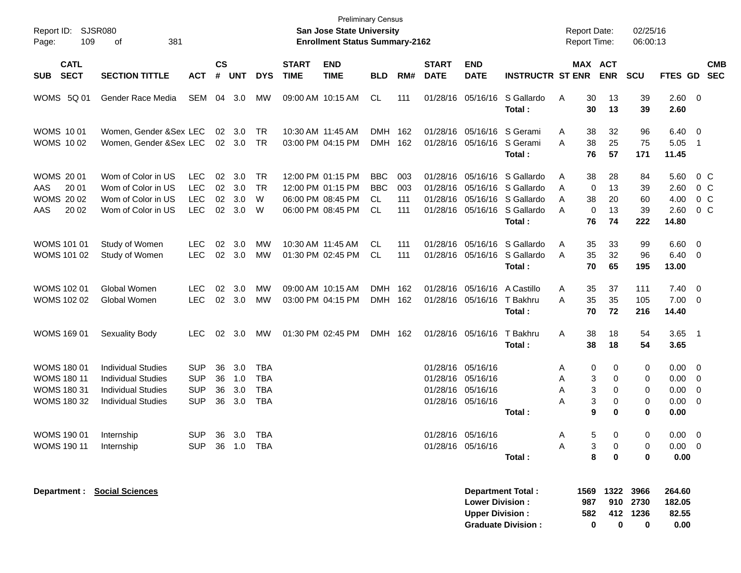Preliminary Census
**San Jose State University**
**Enrollment Status Summary-2162**

Report ID: SJSR080
Report Date: 02/25/16
Report Time: 06:00:13

| SUB | CATL SECT | SECTION TITTLE | ACT | CS # | UNT | DYS | START TIME | END TIME | BLD | RM# | START DATE | END DATE | INSTRUCTR | ST | MAX ENR | ACT ENR | SCU | FTES | GD | CMB SEC |
|---|---|---|---|---|---|---|---|---|---|---|---|---|---|---|---|---|---|---|---|---|
| WOMS | 5Q 01 | Gender Race Media | SEM | 04 | 3.0 | MW | 09:00 AM | 10:15 AM | CL | 111 | 01/28/16 | 05/16/16 | S Gallardo | A | 30 | 13 | 39 | 2.60 | 0 | |
| | | | | | | | | | | | | | **Total :** | | **30** | **13** | **39** | **2.60** | | |
| WOMS | 10 01 | Women, Gender &Sex | LEC | 02 | 3.0 | TR | 10:30 AM | 11:45 AM | DMH | 162 | 01/28/16 | 05/16/16 | S Gerami | A | 38 | 32 | 96 | 6.40 | 0 | |
| WOMS | 10 02 | Women, Gender &Sex | LEC | 02 | 3.0 | TR | 03:00 PM | 04:15 PM | DMH | 162 | 01/28/16 | 05/16/16 | S Gerami | A | 38 | 25 | 75 | 5.05 | 1 | |
| | | | | | | | | | | | | | **Total :** | | **76** | **57** | **171** | **11.45** | | |
| WOMS | 20 01 | Wom of Color in US | LEC | 02 | 3.0 | TR | 12:00 PM | 01:15 PM | BBC | 003 | 01/28/16 | 05/16/16 | S Gallardo | A | 38 | 28 | 84 | 5.60 | 0 | C |
| AAS | 20 01 | Wom of Color in US | LEC | 02 | 3.0 | TR | 12:00 PM | 01:15 PM | BBC | 003 | 01/28/16 | 05/16/16 | S Gallardo | A | 0 | 13 | 39 | 2.60 | 0 | C |
| WOMS | 20 02 | Wom of Color in US | LEC | 02 | 3.0 | W | 06:00 PM | 08:45 PM | CL | 111 | 01/28/16 | 05/16/16 | S Gallardo | A | 38 | 20 | 60 | 4.00 | 0 | C |
| AAS | 20 02 | Wom of Color in US | LEC | 02 | 3.0 | W | 06:00 PM | 08:45 PM | CL | 111 | 01/28/16 | 05/16/16 | S Gallardo | A | 0 | 13 | 39 | 2.60 | 0 | C |
| | | | | | | | | | | | | | **Total :** | | **76** | **74** | **222** | **14.80** | | |
| WOMS | 101 01 | Study of Women | LEC | 02 | 3.0 | MW | 10:30 AM | 11:45 AM | CL | 111 | 01/28/16 | 05/16/16 | S Gallardo | A | 35 | 33 | 99 | 6.60 | 0 | |
| WOMS | 101 02 | Study of Women | LEC | 02 | 3.0 | MW | 01:30 PM | 02:45 PM | CL | 111 | 01/28/16 | 05/16/16 | S Gallardo | A | 35 | 32 | 96 | 6.40 | 0 | |
| | | | | | | | | | | | | | **Total :** | | **70** | **65** | **195** | **13.00** | | |
| WOMS | 102 01 | Global Women | LEC | 02 | 3.0 | MW | 09:00 AM | 10:15 AM | DMH | 162 | 01/28/16 | 05/16/16 | A Castillo | A | 35 | 37 | 111 | 7.40 | 0 | |
| WOMS | 102 02 | Global Women | LEC | 02 | 3.0 | MW | 03:00 PM | 04:15 PM | DMH | 162 | 01/28/16 | 05/16/16 | T Bakhru | A | 35 | 35 | 105 | 7.00 | 0 | |
| | | | | | | | | | | | | | **Total :** | | **70** | **72** | **216** | **14.40** | | |
| WOMS | 169 01 | Sexuality Body | LEC | 02 | 3.0 | MW | 01:30 PM | 02:45 PM | DMH | 162 | 01/28/16 | 05/16/16 | T Bakhru | A | 38 | 18 | 54 | 3.65 | 1 | |
| | | | | | | | | | | | | | **Total :** | | **38** | **18** | **54** | **3.65** | | |
| WOMS | 180 01 | Individual Studies | SUP | 36 | 3.0 | TBA | | | | | 01/28/16 | 05/16/16 | | A | 0 | 0 | 0 | 0.00 | 0 | |
| WOMS | 180 11 | Individual Studies | SUP | 36 | 1.0 | TBA | | | | | 01/28/16 | 05/16/16 | | A | 3 | 0 | 0 | 0.00 | 0 | |
| WOMS | 180 31 | Individual Studies | SUP | 36 | 3.0 | TBA | | | | | 01/28/16 | 05/16/16 | | A | 3 | 0 | 0 | 0.00 | 0 | |
| WOMS | 180 32 | Individual Studies | SUP | 36 | 3.0 | TBA | | | | | 01/28/16 | 05/16/16 | | A | 3 | 0 | 0 | 0.00 | 0 | |
| | | | | | | | | | | | | | **Total :** | | **9** | **0** | **0** | **0.00** | | |
| WOMS | 190 01 | Internship | SUP | 36 | 3.0 | TBA | | | | | 01/28/16 | 05/16/16 | | A | 5 | 0 | 0 | 0.00 | 0 | |
| WOMS | 190 11 | Internship | SUP | 36 | 1.0 | TBA | | | | | 01/28/16 | 05/16/16 | | A | 3 | 0 | 0 | 0.00 | 0 | |
| | | | | | | | | | | | | | **Total :** | | **8** | **0** | **0** | **0.00** | | |

**Department :** **Social Sciences**

| | MAX ENR | ACT ENR | SCU | FTES |
|---|---|---|---|---|
| **Department Total :** | **1569** | **1322** | **3966** | **264.60** |
| **Lower Division :** | **987** | **910** | **2730** | **182.05** |
| **Upper Division :** | **582** | **412** | **1236** | **82.55** |
| **Graduate Division :** | **0** | **0** | **0** | **0.00** |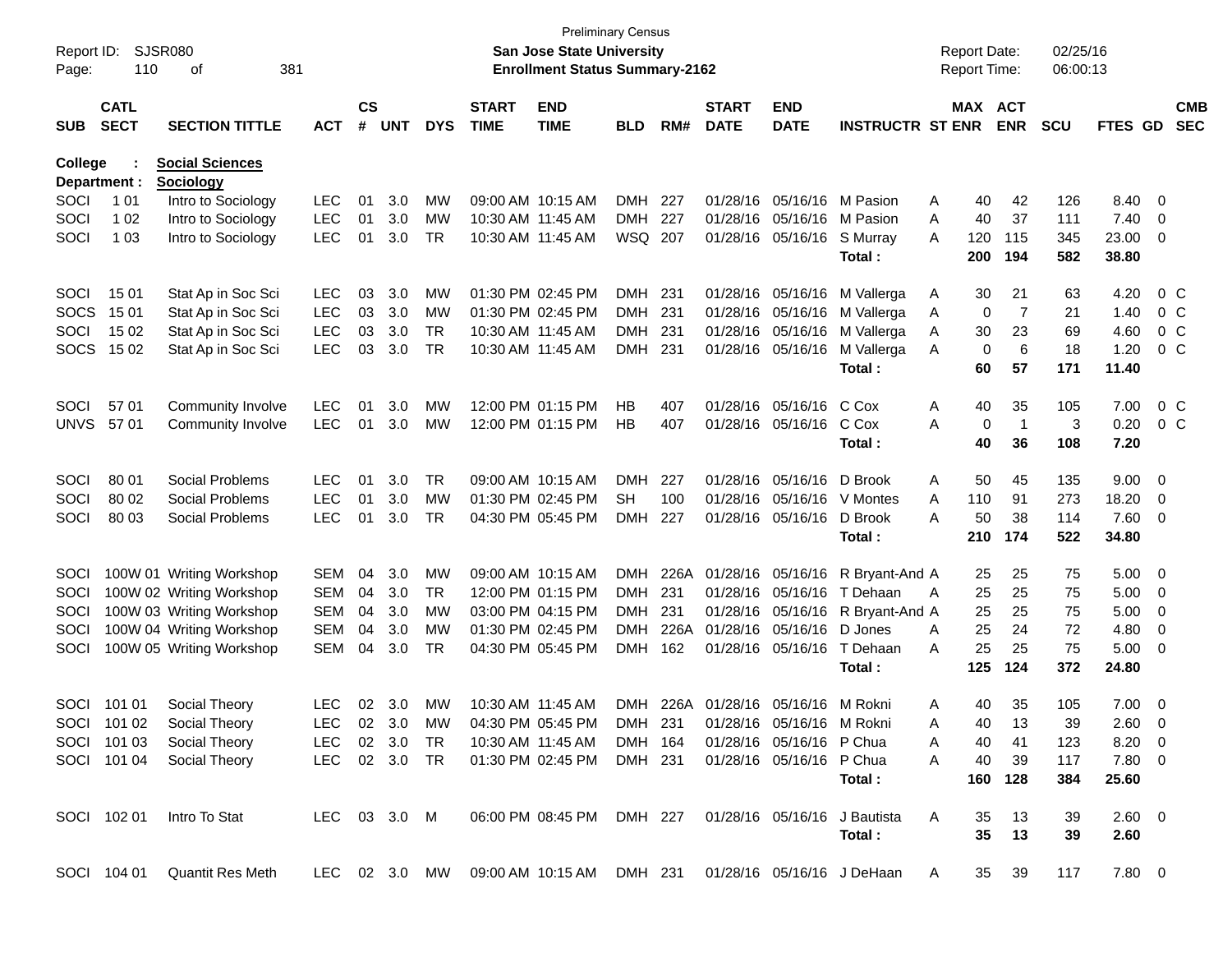Preliminary Census

**San Jose State University**

**Enrollment Status Summary-2162**

Report ID: SJSR080
Report Date: 02/25/16
Report Time: 06:00:13

College : **Social Sciences**
Department : **Sociology**

| SUB | CATL SECT | SECTION TITTLE | ACT | CS # | UNT | DYS | START TIME | END TIME | BLD | RM# | START DATE | END DATE | INSTRUCTR | ST | MAX ENR | ACT ENR | SCU | FTES | GD | CMB SEC |
|---|---|---|---|---|---|---|---|---|---|---|---|---|---|---|---|---|---|---|---|---|
| SOCI | 1 01 | Intro to Sociology | LEC | 01 | 3.0 | MW | 09:00 AM | 10:15 AM | DMH | 227 | 01/28/16 | 05/16/16 | M Pasion | A | 40 | 42 | 126 | 8.40 | 0 | |
| SOCI | 1 02 | Intro to Sociology | LEC | 01 | 3.0 | MW | 10:30 AM | 11:45 AM | DMH | 227 | 01/28/16 | 05/16/16 | M Pasion | A | 40 | 37 | 111 | 7.40 | 0 | |
| SOCI | 1 03 | Intro to Sociology | LEC | 01 | 3.0 | TR | 10:30 AM | 11:45 AM | WSQ | 207 | 01/28/16 | 05/16/16 | S Murray | A | 120 | 115 | 345 | 23.00 | 0 | |
| | | | | | | | | | | | | | **Total :** | | **200** | **194** | **582** | **38.80** | | |
| SOCI | 15 01 | Stat Ap in Soc Sci | LEC | 03 | 3.0 | MW | 01:30 PM | 02:45 PM | DMH | 231 | 01/28/16 | 05/16/16 | M Vallerga | A | 30 | 21 | 63 | 4.20 | 0 | C |
| SOCS | 15 01 | Stat Ap in Soc Sci | LEC | 03 | 3.0 | MW | 01:30 PM | 02:45 PM | DMH | 231 | 01/28/16 | 05/16/16 | M Vallerga | A | 0 | 7 | 21 | 1.40 | 0 | C |
| SOCI | 15 02 | Stat Ap in Soc Sci | LEC | 03 | 3.0 | TR | 10:30 AM | 11:45 AM | DMH | 231 | 01/28/16 | 05/16/16 | M Vallerga | A | 30 | 23 | 69 | 4.60 | 0 | C |
| SOCS | 15 02 | Stat Ap in Soc Sci | LEC | 03 | 3.0 | TR | 10:30 AM | 11:45 AM | DMH | 231 | 01/28/16 | 05/16/16 | M Vallerga | A | 0 | 6 | 18 | 1.20 | 0 | C |
| | | | | | | | | | | | | | **Total :** | | **60** | **57** | **171** | **11.40** | | |
| SOCI | 57 01 | Community Involve | LEC | 01 | 3.0 | MW | 12:00 PM | 01:15 PM | HB | 407 | 01/28/16 | 05/16/16 | C Cox | A | 40 | 35 | 105 | 7.00 | 0 | C |
| UNVS | 57 01 | Community Involve | LEC | 01 | 3.0 | MW | 12:00 PM | 01:15 PM | HB | 407 | 01/28/16 | 05/16/16 | C Cox | A | 0 | 1 | 3 | 0.20 | 0 | C |
| | | | | | | | | | | | | | **Total :** | | **40** | **36** | **108** | **7.20** | | |
| SOCI | 80 01 | Social Problems | LEC | 01 | 3.0 | TR | 09:00 AM | 10:15 AM | DMH | 227 | 01/28/16 | 05/16/16 | D Brook | A | 50 | 45 | 135 | 9.00 | 0 | |
| SOCI | 80 02 | Social Problems | LEC | 01 | 3.0 | MW | 01:30 PM | 02:45 PM | SH | 100 | 01/28/16 | 05/16/16 | V Montes | A | 110 | 91 | 273 | 18.20 | 0 | |
| SOCI | 80 03 | Social Problems | LEC | 01 | 3.0 | TR | 04:30 PM | 05:45 PM | DMH | 227 | 01/28/16 | 05/16/16 | D Brook | A | 50 | 38 | 114 | 7.60 | 0 | |
| | | | | | | | | | | | | | **Total :** | | **210** | **174** | **522** | **34.80** | | |
| SOCI | 100W 01 | Writing Workshop | SEM | 04 | 3.0 | MW | 09:00 AM | 10:15 AM | DMH | 226A | 01/28/16 | 05/16/16 | R Bryant-And | A | 25 | 25 | 75 | 5.00 | 0 | |
| SOCI | 100W 02 | Writing Workshop | SEM | 04 | 3.0 | TR | 12:00 PM | 01:15 PM | DMH | 231 | 01/28/16 | 05/16/16 | T Dehaan | A | 25 | 25 | 75 | 5.00 | 0 | |
| SOCI | 100W 03 | Writing Workshop | SEM | 04 | 3.0 | MW | 03:00 PM | 04:15 PM | DMH | 231 | 01/28/16 | 05/16/16 | R Bryant-And | A | 25 | 25 | 75 | 5.00 | 0 | |
| SOCI | 100W 04 | Writing Workshop | SEM | 04 | 3.0 | MW | 01:30 PM | 02:45 PM | DMH | 226A | 01/28/16 | 05/16/16 | D Jones | A | 25 | 24 | 72 | 4.80 | 0 | |
| SOCI | 100W 05 | Writing Workshop | SEM | 04 | 3.0 | TR | 04:30 PM | 05:45 PM | DMH | 162 | 01/28/16 | 05/16/16 | T Dehaan | A | 25 | 25 | 75 | 5.00 | 0 | |
| | | | | | | | | | | | | | **Total :** | | **125** | **124** | **372** | **24.80** | | |
| SOCI | 101 01 | Social Theory | LEC | 02 | 3.0 | MW | 10:30 AM | 11:45 AM | DMH | 226A | 01/28/16 | 05/16/16 | M Rokni | A | 40 | 35 | 105 | 7.00 | 0 | |
| SOCI | 101 02 | Social Theory | LEC | 02 | 3.0 | MW | 04:30 PM | 05:45 PM | DMH | 231 | 01/28/16 | 05/16/16 | M Rokni | A | 40 | 13 | 39 | 2.60 | 0 | |
| SOCI | 101 03 | Social Theory | LEC | 02 | 3.0 | TR | 10:30 AM | 11:45 AM | DMH | 164 | 01/28/16 | 05/16/16 | P Chua | A | 40 | 41 | 123 | 8.20 | 0 | |
| SOCI | 101 04 | Social Theory | LEC | 02 | 3.0 | TR | 01:30 PM | 02:45 PM | DMH | 231 | 01/28/16 | 05/16/16 | P Chua | A | 40 | 39 | 117 | 7.80 | 0 | |
| | | | | | | | | | | | | | **Total :** | | **160** | **128** | **384** | **25.60** | | |
| SOCI | 102 01 | Intro To Stat | LEC | 03 | 3.0 | M | 06:00 PM | 08:45 PM | DMH | 227 | 01/28/16 | 05/16/16 | J Bautista | A | 35 | 13 | 39 | 2.60 | 0 | |
| | | | | | | | | | | | | | **Total :** | | **35** | **13** | **39** | **2.60** | | |
| SOCI | 104 01 | Quantit Res Meth | LEC | 02 | 3.0 | MW | 09:00 AM | 10:15 AM | DMH | 231 | 01/28/16 | 05/16/16 | J DeHaan | A | 35 | 39 | 117 | 7.80 | 0 | |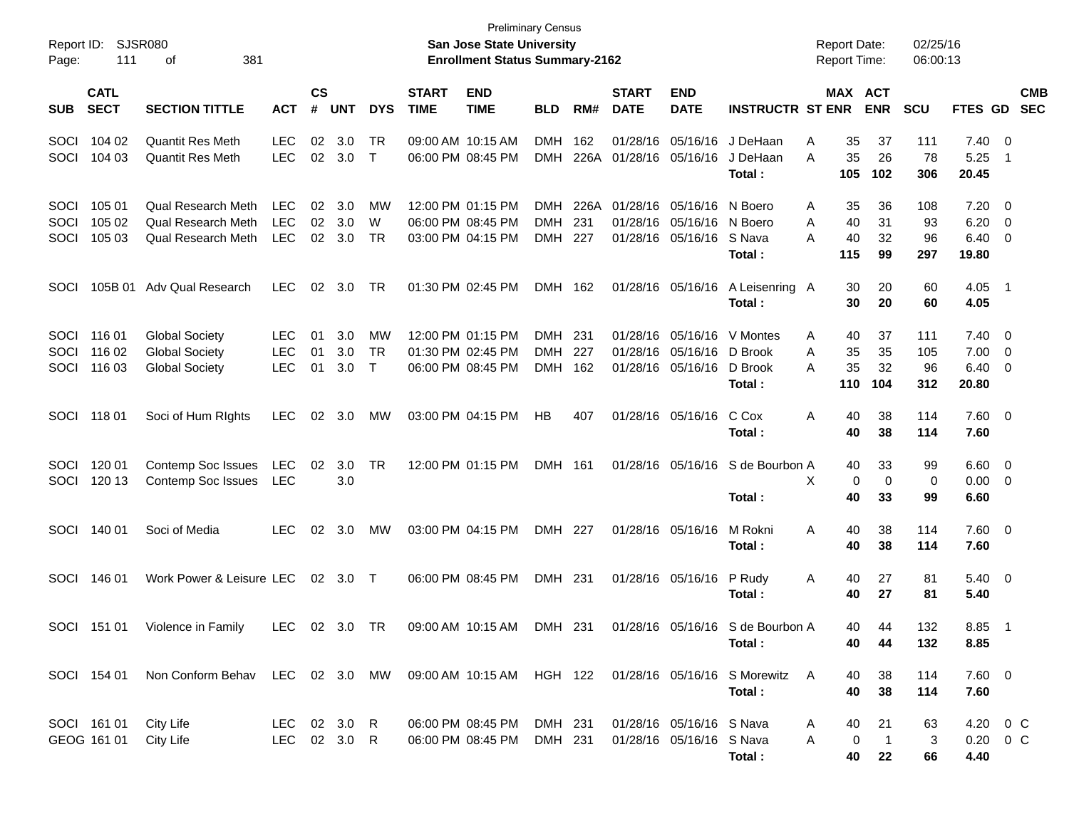Preliminary Census

**San Jose State University**

**Enrollment Status Summary-2162**

Report ID: SJSR080
Report Date: 02/25/16
Report Time: 06:00:13

| SUB | CATL SECT | SECTION TITTLE | ACT | CS # | UNT | DYS | START TIME | END TIME | BLD | RM# | START DATE | END DATE | INSTRUCTR | ST | MAX ENR | ACT ENR | SCU | FTES | GD | CMB SEC |
|---|---|---|---|---|---|---|---|---|---|---|---|---|---|---|---|---|---|---|---|---|
| SOCI | 104 02 | Quantit Res Meth | LEC | 02 | 3.0 | TR | 09:00 AM | 10:15 AM | DMH | 162 | 01/28/16 | 05/16/16 | J DeHaan | A | 35 | 37 | 111 | 7.40 | 0 | |
| SOCI | 104 03 | Quantit Res Meth | LEC | 02 | 3.0 | T | 06:00 PM | 08:45 PM | DMH | 226A | 01/28/16 | 05/16/16 | J DeHaan | A | 35 | 26 | 78 | 5.25 | 1 | |
| | | | | | | | | | | | | | **Total :** | | **105** | **102** | **306** | **20.45** | | |
| SOCI | 105 01 | Qual Research Meth | LEC | 02 | 3.0 | MW | 12:00 PM | 01:15 PM | DMH | 226A | 01/28/16 | 05/16/16 | N Boero | A | 35 | 36 | 108 | 7.20 | 0 | |
| SOCI | 105 02 | Qual Research Meth | LEC | 02 | 3.0 | W | 06:00 PM | 08:45 PM | DMH | 231 | 01/28/16 | 05/16/16 | N Boero | A | 40 | 31 | 93 | 6.20 | 0 | |
| SOCI | 105 03 | Qual Research Meth | LEC | 02 | 3.0 | TR | 03:00 PM | 04:15 PM | DMH | 227 | 01/28/16 | 05/16/16 | S Nava | A | 40 | 32 | 96 | 6.40 | 0 | |
| | | | | | | | | | | | | | **Total :** | | **115** | **99** | **297** | **19.80** | | |
| SOCI | 105B 01 | Adv Qual Research | LEC | 02 | 3.0 | TR | 01:30 PM | 02:45 PM | DMH | 162 | 01/28/16 | 05/16/16 | A Leisenring | A | 30 | 20 | 60 | 4.05 | 1 | |
| | | | | | | | | | | | | | **Total :** | | **30** | **20** | **60** | **4.05** | | |
| SOCI | 116 01 | Global Society | LEC | 01 | 3.0 | MW | 12:00 PM | 01:15 PM | DMH | 231 | 01/28/16 | 05/16/16 | V Montes | A | 40 | 37 | 111 | 7.40 | 0 | |
| SOCI | 116 02 | Global Society | LEC | 01 | 3.0 | TR | 01:30 PM | 02:45 PM | DMH | 227 | 01/28/16 | 05/16/16 | D Brook | A | 35 | 35 | 105 | 7.00 | 0 | |
| SOCI | 116 03 | Global Society | LEC | 01 | 3.0 | T | 06:00 PM | 08:45 PM | DMH | 162 | 01/28/16 | 05/16/16 | D Brook | A | 35 | 32 | 96 | 6.40 | 0 | |
| | | | | | | | | | | | | | **Total :** | | **110** | **104** | **312** | **20.80** | | |
| SOCI | 118 01 | Soci of Hum RIghts | LEC | 02 | 3.0 | MW | 03:00 PM | 04:15 PM | HB | 407 | 01/28/16 | 05/16/16 | C Cox | A | 40 | 38 | 114 | 7.60 | 0 | |
| | | | | | | | | | | | | | **Total :** | | **40** | **38** | **114** | **7.60** | | |
| SOCI | 120 01 | Contemp Soc Issues | LEC | 02 | 3.0 | TR | 12:00 PM | 01:15 PM | DMH | 161 | 01/28/16 | 05/16/16 | S de Bourbon | A | 40 | 33 | 99 | 6.60 | 0 | |
| SOCI | 120 13 | Contemp Soc Issues | LEC | | 3.0 | | | | | | | | | X | 0 | 0 | 0 | 0.00 | 0 | |
| | | | | | | | | | | | | | **Total :** | | **40** | **33** | **99** | **6.60** | | |
| SOCI | 140 01 | Soci of Media | LEC | 02 | 3.0 | MW | 03:00 PM | 04:15 PM | DMH | 227 | 01/28/16 | 05/16/16 | M Rokni | A | 40 | 38 | 114 | 7.60 | 0 | |
| | | | | | | | | | | | | | **Total :** | | **40** | **38** | **114** | **7.60** | | |
| SOCI | 146 01 | Work Power & Leisure | LEC | 02 | 3.0 | T | 06:00 PM | 08:45 PM | DMH | 231 | 01/28/16 | 05/16/16 | P Rudy | A | 40 | 27 | 81 | 5.40 | 0 | |
| | | | | | | | | | | | | | **Total :** | | **40** | **27** | **81** | **5.40** | | |
| SOCI | 151 01 | Violence in Family | LEC | 02 | 3.0 | TR | 09:00 AM | 10:15 AM | DMH | 231 | 01/28/16 | 05/16/16 | S de Bourbon | A | 40 | 44 | 132 | 8.85 | 1 | |
| | | | | | | | | | | | | | **Total :** | | **40** | **44** | **132** | **8.85** | | |
| SOCI | 154 01 | Non Conform Behav | LEC | 02 | 3.0 | MW | 09:00 AM | 10:15 AM | HGH | 122 | 01/28/16 | 05/16/16 | S Morewitz | A | 40 | 38 | 114 | 7.60 | 0 | |
| | | | | | | | | | | | | | **Total :** | | **40** | **38** | **114** | **7.60** | | |
| SOCI | 161 01 | City Life | LEC | 02 | 3.0 | R | 06:00 PM | 08:45 PM | DMH | 231 | 01/28/16 | 05/16/16 | S Nava | A | 40 | 21 | 63 | 4.20 | 0 | C |
| GEOG | 161 01 | City Life | LEC | 02 | 3.0 | R | 06:00 PM | 08:45 PM | DMH | 231 | 01/28/16 | 05/16/16 | S Nava | A | 0 | 1 | 3 | 0.20 | 0 | C |
| | | | | | | | | | | | | | **Total :** | | **40** | **22** | **66** | **4.40** | | |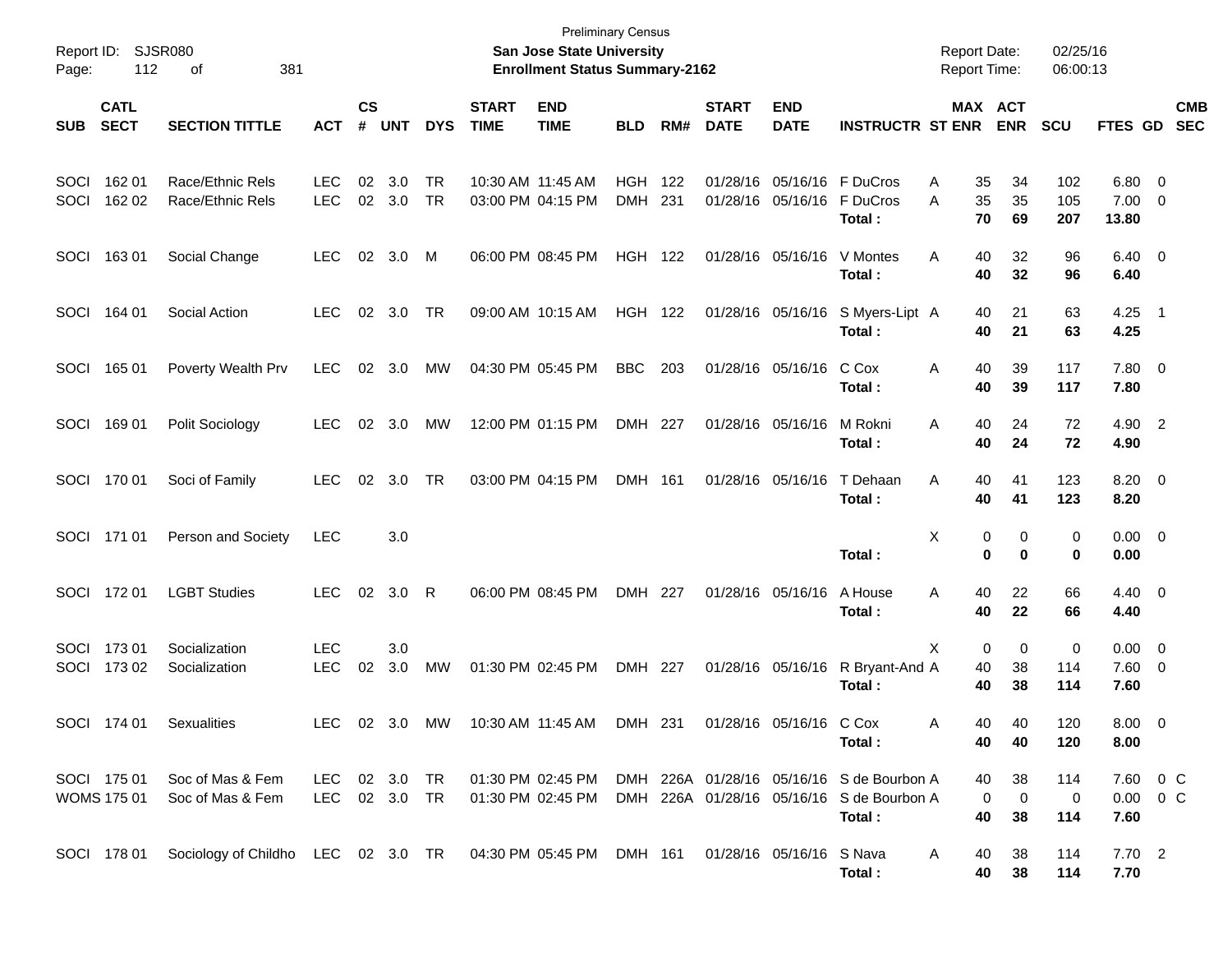Preliminary Census

**San Jose State University**

**Enrollment Status Summary-2162**

Report ID: SJSR080
Report Date: 02/25/16
Report Time: 06:00:13

| SUB | CATL SECT | SECTION TITTLE | ACT | CS # | UNT | DYS | START TIME | END TIME | BLD | RM# | START DATE | END DATE | INSTRUCTR | ST | MAX ENR | ACT ENR | SCU | FTES | GD | CMB SEC |
|---|---|---|---|---|---|---|---|---|---|---|---|---|---|---|---|---|---|---|---|---|
| SOCI | 162 01 | Race/Ethnic Rels | LEC | 02 | 3.0 | TR | 10:30 AM | 11:45 AM | HGH | 122 | 01/28/16 | 05/16/16 | F DuCros | A | 35 | 34 | 102 | 6.80 | 0 | |
| SOCI | 162 02 | Race/Ethnic Rels | LEC | 02 | 3.0 | TR | 03:00 PM | 04:15 PM | DMH | 231 | 01/28/16 | 05/16/16 | F DuCros | A | 35 | 35 | 105 | 7.00 | 0 | |
| | | | | | | | | | | | | | **Total :** | | **70** | **69** | **207** | **13.80** | | |
| SOCI | 163 01 | Social Change | LEC | 02 | 3.0 | M | 06:00 PM | 08:45 PM | HGH | 122 | 01/28/16 | 05/16/16 | V Montes | A | 40 | 32 | 96 | 6.40 | 0 | |
| | | | | | | | | | | | | | **Total :** | | **40** | **32** | **96** | **6.40** | | |
| SOCI | 164 01 | Social Action | LEC | 02 | 3.0 | TR | 09:00 AM | 10:15 AM | HGH | 122 | 01/28/16 | 05/16/16 | S Myers-Lipt | A | 40 | 21 | 63 | 4.25 | 1 | |
| | | | | | | | | | | | | | **Total :** | | **40** | **21** | **63** | **4.25** | | |
| SOCI | 165 01 | Poverty Wealth Prv | LEC | 02 | 3.0 | MW | 04:30 PM | 05:45 PM | BBC | 203 | 01/28/16 | 05/16/16 | C Cox | A | 40 | 39 | 117 | 7.80 | 0 | |
| | | | | | | | | | | | | | **Total :** | | **40** | **39** | **117** | **7.80** | | |
| SOCI | 169 01 | Polit Sociology | LEC | 02 | 3.0 | MW | 12:00 PM | 01:15 PM | DMH | 227 | 01/28/16 | 05/16/16 | M Rokni | A | 40 | 24 | 72 | 4.90 | 2 | |
| | | | | | | | | | | | | | **Total :** | | **40** | **24** | **72** | **4.90** | | |
| SOCI | 170 01 | Soci of Family | LEC | 02 | 3.0 | TR | 03:00 PM | 04:15 PM | DMH | 161 | 01/28/16 | 05/16/16 | T Dehaan | A | 40 | 41 | 123 | 8.20 | 0 | |
| | | | | | | | | | | | | | **Total :** | | **40** | **41** | **123** | **8.20** | | |
| SOCI | 171 01 | Person and Society | LEC | | 3.0 | | | | | | | | | X | 0 | 0 | 0 | 0.00 | 0 | |
| | | | | | | | | | | | | | **Total :** | | **0** | **0** | **0** | **0.00** | | |
| SOCI | 172 01 | LGBT Studies | LEC | 02 | 3.0 | R | 06:00 PM | 08:45 PM | DMH | 227 | 01/28/16 | 05/16/16 | A House | A | 40 | 22 | 66 | 4.40 | 0 | |
| | | | | | | | | | | | | | **Total :** | | **40** | **22** | **66** | **4.40** | | |
| SOCI | 173 01 | Socialization | LEC | | 3.0 | | | | | | | | | X | 0 | 0 | 0 | 0.00 | 0 | |
| SOCI | 173 02 | Socialization | LEC | 02 | 3.0 | MW | 01:30 PM | 02:45 PM | DMH | 227 | 01/28/16 | 05/16/16 | R Bryant-And | A | 40 | 38 | 114 | 7.60 | 0 | |
| | | | | | | | | | | | | | **Total :** | | **40** | **38** | **114** | **7.60** | | |
| SOCI | 174 01 | Sexualities | LEC | 02 | 3.0 | MW | 10:30 AM | 11:45 AM | DMH | 231 | 01/28/16 | 05/16/16 | C Cox | A | 40 | 40 | 120 | 8.00 | 0 | |
| | | | | | | | | | | | | | **Total :** | | **40** | **40** | **120** | **8.00** | | |
| SOCI | 175 01 | Soc of Mas & Fem | LEC | 02 | 3.0 | TR | 01:30 PM | 02:45 PM | DMH | 226A | 01/28/16 | 05/16/16 | S de Bourbon | A | 40 | 38 | 114 | 7.60 | 0 | C |
| WOMS | 175 01 | Soc of Mas & Fem | LEC | 02 | 3.0 | TR | 01:30 PM | 02:45 PM | DMH | 226A | 01/28/16 | 05/16/16 | S de Bourbon | A | 0 | 0 | 0 | 0.00 | 0 | C |
| | | | | | | | | | | | | | **Total :** | | **40** | **38** | **114** | **7.60** | | |
| SOCI | 178 01 | Sociology of Childho | LEC | 02 | 3.0 | TR | 04:30 PM | 05:45 PM | DMH | 161 | 01/28/16 | 05/16/16 | S Nava | A | 40 | 38 | 114 | 7.70 | 2 | |
| | | | | | | | | | | | | | **Total :** | | **40** | **38** | **114** | **7.70** | | |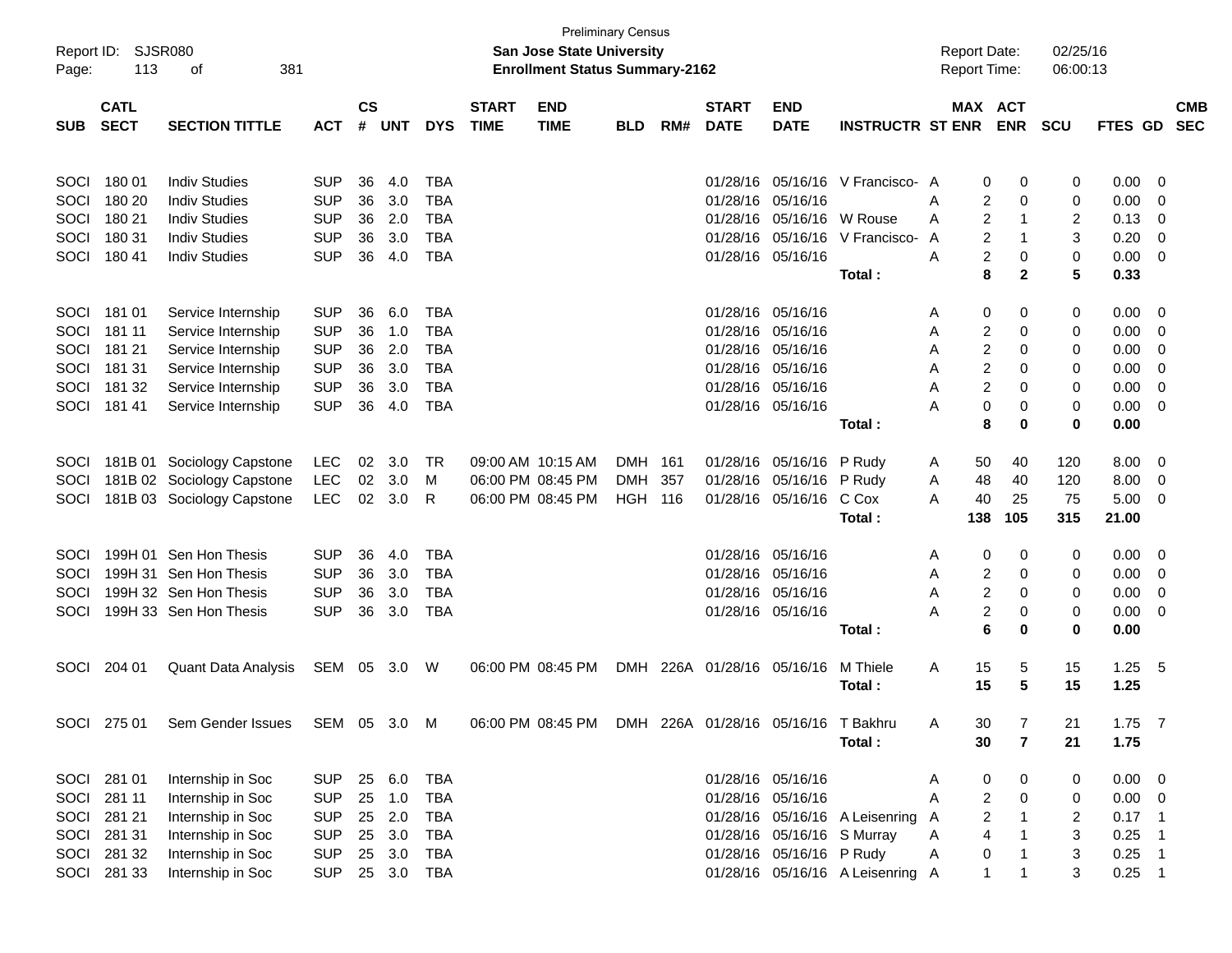Preliminary Census

**San Jose State University**

**Enrollment Status Summary-2162**

Report ID: SJSR080

Report Date: 02/25/16

Report Time: 06:00:13

| SUB | CATL SECT | SECTION TITTLE | ACT | CS # | UNT | DYS | START TIME | END TIME | BLD | RM# | START DATE | END DATE | INSTRUCTR | ST | MAX ENR | ACT ENR | SCU | FTES | GD | CMB SEC |
|---|---|---|---|---|---|---|---|---|---|---|---|---|---|---|---|---|---|---|---|---|
| SOCI | 180 01 | Indiv Studies | SUP | 36 | 4.0 | TBA | | | | | 01/28/16 | 05/16/16 | V Francisco- | A | 0 | 0 | 0 | 0.00 | 0 | |
| SOCI | 180 20 | Indiv Studies | SUP | 36 | 3.0 | TBA | | | | | 01/28/16 | 05/16/16 | | A | 2 | 0 | 0 | 0.00 | 0 | |
| SOCI | 180 21 | Indiv Studies | SUP | 36 | 2.0 | TBA | | | | | 01/28/16 | 05/16/16 | W Rouse | A | 2 | 1 | 2 | 0.13 | 0 | |
| SOCI | 180 31 | Indiv Studies | SUP | 36 | 3.0 | TBA | | | | | 01/28/16 | 05/16/16 | V Francisco- | A | 2 | 1 | 3 | 0.20 | 0 | |
| SOCI | 180 41 | Indiv Studies | SUP | 36 | 4.0 | TBA | | | | | 01/28/16 | 05/16/16 | | A | 2 | 0 | 0 | 0.00 | 0 | |
| | | | | | | | | | | | | | **Total :** | | **8** | **2** | **5** | **0.33** | | |
| SOCI | 181 01 | Service Internship | SUP | 36 | 6.0 | TBA | | | | | 01/28/16 | 05/16/16 | | A | 0 | 0 | 0 | 0.00 | 0 | |
| SOCI | 181 11 | Service Internship | SUP | 36 | 1.0 | TBA | | | | | 01/28/16 | 05/16/16 | | A | 2 | 0 | 0 | 0.00 | 0 | |
| SOCI | 181 21 | Service Internship | SUP | 36 | 2.0 | TBA | | | | | 01/28/16 | 05/16/16 | | A | 2 | 0 | 0 | 0.00 | 0 | |
| SOCI | 181 31 | Service Internship | SUP | 36 | 3.0 | TBA | | | | | 01/28/16 | 05/16/16 | | A | 2 | 0 | 0 | 0.00 | 0 | |
| SOCI | 181 32 | Service Internship | SUP | 36 | 3.0 | TBA | | | | | 01/28/16 | 05/16/16 | | A | 2 | 0 | 0 | 0.00 | 0 | |
| SOCI | 181 41 | Service Internship | SUP | 36 | 4.0 | TBA | | | | | 01/28/16 | 05/16/16 | | A | 0 | 0 | 0 | 0.00 | 0 | |
| | | | | | | | | | | | | | **Total :** | | **8** | **0** | **0** | **0.00** | | |
| SOCI | 181B 01 | Sociology Capstone | LEC | 02 | 3.0 | TR | 09:00 AM | 10:15 AM | DMH | 161 | 01/28/16 | 05/16/16 | P Rudy | A | 50 | 40 | 120 | 8.00 | 0 | |
| SOCI | 181B 02 | Sociology Capstone | LEC | 02 | 3.0 | M | 06:00 PM | 08:45 PM | DMH | 357 | 01/28/16 | 05/16/16 | P Rudy | A | 48 | 40 | 120 | 8.00 | 0 | |
| SOCI | 181B 03 | Sociology Capstone | LEC | 02 | 3.0 | R | 06:00 PM | 08:45 PM | HGH | 116 | 01/28/16 | 05/16/16 | C Cox | A | 40 | 25 | 75 | 5.00 | 0 | |
| | | | | | | | | | | | | | **Total :** | | **138** | **105** | **315** | **21.00** | | |
| SOCI | 199H 01 | Sen Hon Thesis | SUP | 36 | 4.0 | TBA | | | | | 01/28/16 | 05/16/16 | | A | 0 | 0 | 0 | 0.00 | 0 | |
| SOCI | 199H 31 | Sen Hon Thesis | SUP | 36 | 3.0 | TBA | | | | | 01/28/16 | 05/16/16 | | A | 2 | 0 | 0 | 0.00 | 0 | |
| SOCI | 199H 32 | Sen Hon Thesis | SUP | 36 | 3.0 | TBA | | | | | 01/28/16 | 05/16/16 | | A | 2 | 0 | 0 | 0.00 | 0 | |
| SOCI | 199H 33 | Sen Hon Thesis | SUP | 36 | 3.0 | TBA | | | | | 01/28/16 | 05/16/16 | | A | 2 | 0 | 0 | 0.00 | 0 | |
| | | | | | | | | | | | | | **Total :** | | **6** | **0** | **0** | **0.00** | | |
| SOCI | 204 01 | Quant Data Analysis | SEM | 05 | 3.0 | W | 06:00 PM | 08:45 PM | DMH | 226A | 01/28/16 | 05/16/16 | M Thiele | A | 15 | 5 | 15 | 1.25 | 5 | |
| | | | | | | | | | | | | | **Total :** | | **15** | **5** | **15** | **1.25** | | |
| SOCI | 275 01 | Sem Gender Issues | SEM | 05 | 3.0 | M | 06:00 PM | 08:45 PM | DMH | 226A | 01/28/16 | 05/16/16 | T Bakhru | A | 30 | 7 | 21 | 1.75 | 7 | |
| | | | | | | | | | | | | | **Total :** | | **30** | **7** | **21** | **1.75** | | |
| SOCI | 281 01 | Internship in Soc | SUP | 25 | 6.0 | TBA | | | | | 01/28/16 | 05/16/16 | | A | 0 | 0 | 0 | 0.00 | 0 | |
| SOCI | 281 11 | Internship in Soc | SUP | 25 | 1.0 | TBA | | | | | 01/28/16 | 05/16/16 | | A | 2 | 0 | 0 | 0.00 | 0 | |
| SOCI | 281 21 | Internship in Soc | SUP | 25 | 2.0 | TBA | | | | | 01/28/16 | 05/16/16 | A Leisenring | A | 2 | 1 | 2 | 0.17 | 1 | |
| SOCI | 281 31 | Internship in Soc | SUP | 25 | 3.0 | TBA | | | | | 01/28/16 | 05/16/16 | S Murray | A | 4 | 1 | 3 | 0.25 | 1 | |
| SOCI | 281 32 | Internship in Soc | SUP | 25 | 3.0 | TBA | | | | | 01/28/16 | 05/16/16 | P Rudy | A | 0 | 1 | 3 | 0.25 | 1 | |
| SOCI | 281 33 | Internship in Soc | SUP | 25 | 3.0 | TBA | | | | | 01/28/16 | 05/16/16 | A Leisenring | A | 1 | 1 | 3 | 0.25 | 1 | |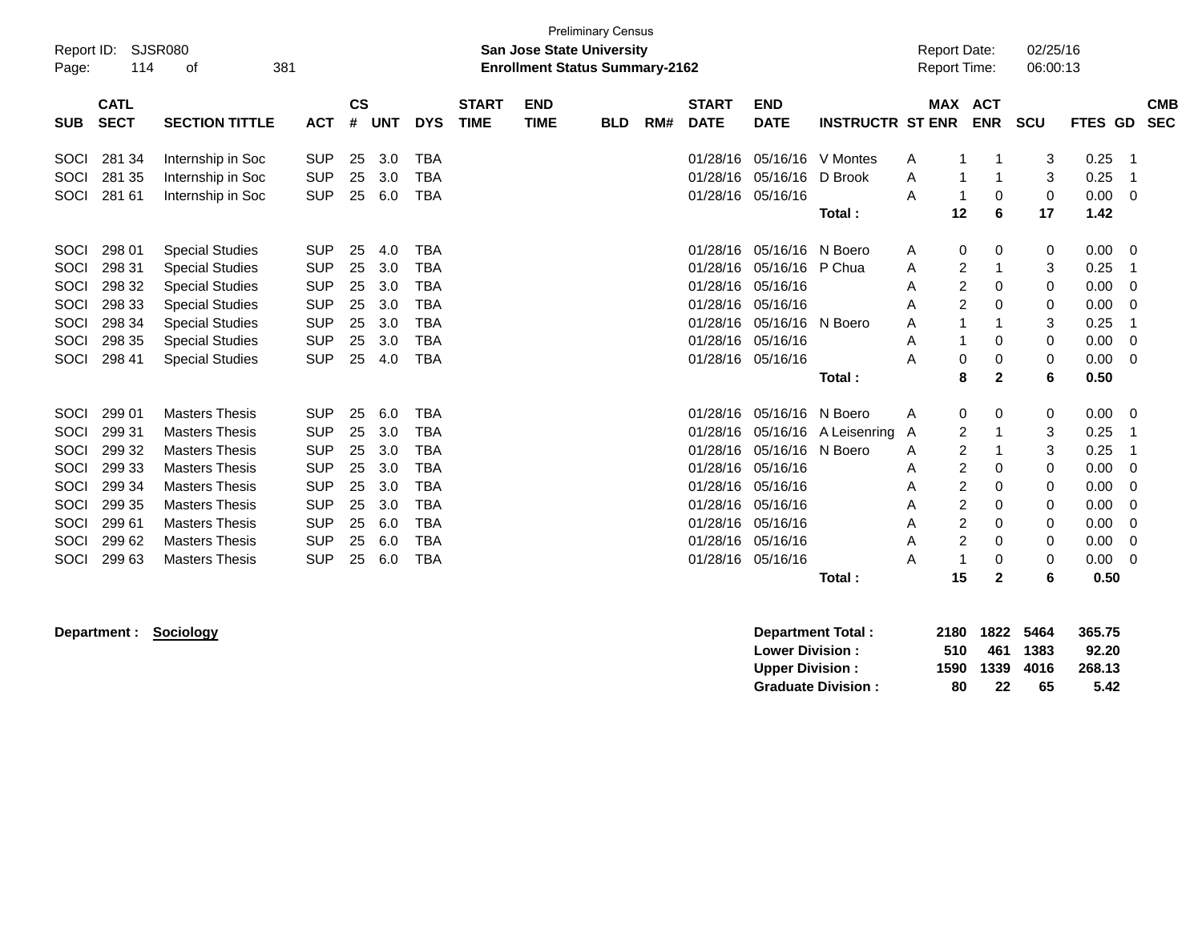Preliminary Census

Report ID: SJSR080

**San Jose State University**

**Enrollment Status Summary-2162**

Report Date: 02/25/16
Report Time: 06:00:13

| SUB | CATL SECT | SECTION TITTLE | ACT | CS # | UNT | DYS | START TIME | END TIME | BLD | RM# | START DATE | END DATE | INSTRUCTR | ST | MAX ENR | ACT ENR | SCU | FTES | GD | CMB SEC |
|---|---|---|---|---|---|---|---|---|---|---|---|---|---|---|---|---|---|---|---|---|
| SOCI | 281 34 | Internship in Soc | SUP | 25 | 3.0 | TBA | | | | | 01/28/16 | 05/16/16 | V Montes | A | 1 | 1 | 3 | 0.25 | 1 | |
| SOCI | 281 35 | Internship in Soc | SUP | 25 | 3.0 | TBA | | | | | 01/28/16 | 05/16/16 | D Brook | A | 1 | 1 | 3 | 0.25 | 1 | |
| SOCI | 281 61 | Internship in Soc | SUP | 25 | 6.0 | TBA | | | | | 01/28/16 | 05/16/16 | | A | 1 | 0 | 0 | 0.00 | 0 | |
| | | | | | | | | | | | | | **Total :** | | **12** | **6** | **17** | **1.42** | | |
| SOCI | 298 01 | Special Studies | SUP | 25 | 4.0 | TBA | | | | | 01/28/16 | 05/16/16 | N Boero | A | 0 | 0 | 0 | 0.00 | 0 | |
| SOCI | 298 31 | Special Studies | SUP | 25 | 3.0 | TBA | | | | | 01/28/16 | 05/16/16 | P Chua | A | 2 | 1 | 3 | 0.25 | 1 | |
| SOCI | 298 32 | Special Studies | SUP | 25 | 3.0 | TBA | | | | | 01/28/16 | 05/16/16 | | A | 2 | 0 | 0 | 0.00 | 0 | |
| SOCI | 298 33 | Special Studies | SUP | 25 | 3.0 | TBA | | | | | 01/28/16 | 05/16/16 | | A | 2 | 0 | 0 | 0.00 | 0 | |
| SOCI | 298 34 | Special Studies | SUP | 25 | 3.0 | TBA | | | | | 01/28/16 | 05/16/16 | N Boero | A | 1 | 1 | 3 | 0.25 | 1 | |
| SOCI | 298 35 | Special Studies | SUP | 25 | 3.0 | TBA | | | | | 01/28/16 | 05/16/16 | | A | 1 | 0 | 0 | 0.00 | 0 | |
| SOCI | 298 41 | Special Studies | SUP | 25 | 4.0 | TBA | | | | | 01/28/16 | 05/16/16 | | A | 0 | 0 | 0 | 0.00 | 0 | |
| | | | | | | | | | | | | | **Total :** | | **8** | **2** | **6** | **0.50** | | |
| SOCI | 299 01 | Masters Thesis | SUP | 25 | 6.0 | TBA | | | | | 01/28/16 | 05/16/16 | N Boero | A | 0 | 0 | 0 | 0.00 | 0 | |
| SOCI | 299 31 | Masters Thesis | SUP | 25 | 3.0 | TBA | | | | | 01/28/16 | 05/16/16 | A Leisenring | A | 2 | 1 | 3 | 0.25 | 1 | |
| SOCI | 299 32 | Masters Thesis | SUP | 25 | 3.0 | TBA | | | | | 01/28/16 | 05/16/16 | N Boero | A | 2 | 1 | 3 | 0.25 | 1 | |
| SOCI | 299 33 | Masters Thesis | SUP | 25 | 3.0 | TBA | | | | | 01/28/16 | 05/16/16 | | A | 2 | 0 | 0 | 0.00 | 0 | |
| SOCI | 299 34 | Masters Thesis | SUP | 25 | 3.0 | TBA | | | | | 01/28/16 | 05/16/16 | | A | 2 | 0 | 0 | 0.00 | 0 | |
| SOCI | 299 35 | Masters Thesis | SUP | 25 | 3.0 | TBA | | | | | 01/28/16 | 05/16/16 | | A | 2 | 0 | 0 | 0.00 | 0 | |
| SOCI | 299 61 | Masters Thesis | SUP | 25 | 6.0 | TBA | | | | | 01/28/16 | 05/16/16 | | A | 2 | 0 | 0 | 0.00 | 0 | |
| SOCI | 299 62 | Masters Thesis | SUP | 25 | 6.0 | TBA | | | | | 01/28/16 | 05/16/16 | | A | 2 | 0 | 0 | 0.00 | 0 | |
| SOCI | 299 63 | Masters Thesis | SUP | 25 | 6.0 | TBA | | | | | 01/28/16 | 05/16/16 | | A | 1 | 0 | 0 | 0.00 | 0 | |
| | | | | | | | | | | | | | **Total :** | | **15** | **2** | **6** | **0.50** | | |

**Department : Sociology**

| | MAX ENR | ACT ENR | SCU | FTES |
|---|---|---|---|---|
| **Department Total :** | **2180** | **1822** | **5464** | **365.75** |
| **Lower Division :** | **510** | **461** | **1383** | **92.20** |
| **Upper Division :** | **1590** | **1339** | **4016** | **268.13** |
| **Graduate Division :** | **80** | **22** | **65** | **5.42** |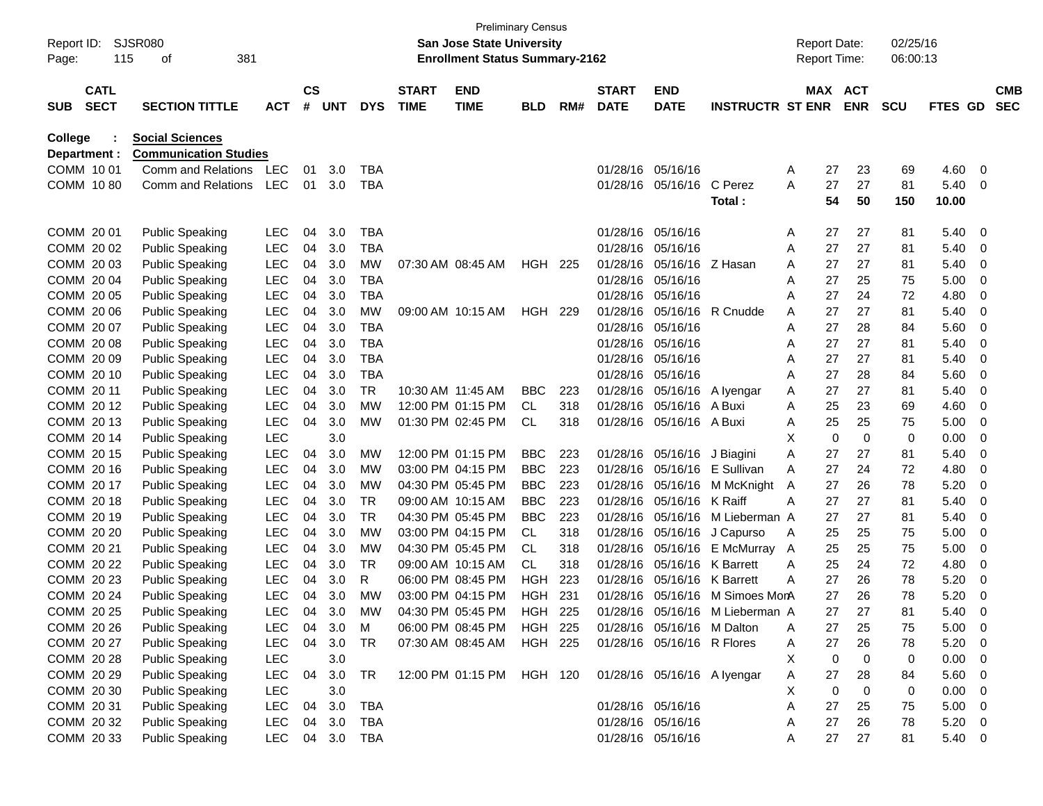Preliminary Census

**San Jose State University**

**Enrollment Status Summary-2162**

Report ID: SJSR080

Report Date: 02/25/16

Report Time: 06:00:13

**College : Social Sciences**

**Department : Communication Studies**

| SUB | CATL SECT | SECTION TITTLE | ACT | CS # | UNT | DYS | START TIME | END TIME | BLD | RM# | START DATE | END DATE | INSTRUCTR | ST | MAX ENR | ACT ENR | SCU | FTES | GD | CMB SEC |
|---|---|---|---|---|---|---|---|---|---|---|---|---|---|---|---|---|---|---|---|---|
| COMM | 10 01 | Comm and Relations | LEC | 01 | 3.0 | TBA | | | | | 01/28/16 | 05/16/16 | | A | 27 | 23 | 69 | 4.60 | 0 | |
| COMM | 10 80 | Comm and Relations | LEC | 01 | 3.0 | TBA | | | | | 01/28/16 | 05/16/16 | C Perez | A | 27 | 27 | 81 | 5.40 | 0 | |
| | | | | | | | | | | | | | **Total :** | | **54** | **50** | **150** | **10.00** | | |
| COMM | 20 01 | Public Speaking | LEC | 04 | 3.0 | TBA | | | | | 01/28/16 | 05/16/16 | | A | 27 | 27 | 81 | 5.40 | 0 | |
| COMM | 20 02 | Public Speaking | LEC | 04 | 3.0 | TBA | | | | | 01/28/16 | 05/16/16 | | A | 27 | 27 | 81 | 5.40 | 0 | |
| COMM | 20 03 | Public Speaking | LEC | 04 | 3.0 | MW | 07:30 AM | 08:45 AM | HGH | 225 | 01/28/16 | 05/16/16 | Z Hasan | A | 27 | 27 | 81 | 5.40 | 0 | |
| COMM | 20 04 | Public Speaking | LEC | 04 | 3.0 | TBA | | | | | 01/28/16 | 05/16/16 | | A | 27 | 25 | 75 | 5.00 | 0 | |
| COMM | 20 05 | Public Speaking | LEC | 04 | 3.0 | TBA | | | | | 01/28/16 | 05/16/16 | | A | 27 | 24 | 72 | 4.80 | 0 | |
| COMM | 20 06 | Public Speaking | LEC | 04 | 3.0 | MW | 09:00 AM | 10:15 AM | HGH | 229 | 01/28/16 | 05/16/16 | R Cnudde | A | 27 | 27 | 81 | 5.40 | 0 | |
| COMM | 20 07 | Public Speaking | LEC | 04 | 3.0 | TBA | | | | | 01/28/16 | 05/16/16 | | A | 27 | 28 | 84 | 5.60 | 0 | |
| COMM | 20 08 | Public Speaking | LEC | 04 | 3.0 | TBA | | | | | 01/28/16 | 05/16/16 | | A | 27 | 27 | 81 | 5.40 | 0 | |
| COMM | 20 09 | Public Speaking | LEC | 04 | 3.0 | TBA | | | | | 01/28/16 | 05/16/16 | | A | 27 | 27 | 81 | 5.40 | 0 | |
| COMM | 20 10 | Public Speaking | LEC | 04 | 3.0 | TBA | | | | | 01/28/16 | 05/16/16 | | A | 27 | 28 | 84 | 5.60 | 0 | |
| COMM | 20 11 | Public Speaking | LEC | 04 | 3.0 | TR | 10:30 AM | 11:45 AM | BBC | 223 | 01/28/16 | 05/16/16 | A Iyengar | A | 27 | 27 | 81 | 5.40 | 0 | |
| COMM | 20 12 | Public Speaking | LEC | 04 | 3.0 | MW | 12:00 PM | 01:15 PM | CL | 318 | 01/28/16 | 05/16/16 | A Buxi | A | 25 | 23 | 69 | 4.60 | 0 | |
| COMM | 20 13 | Public Speaking | LEC | 04 | 3.0 | MW | 01:30 PM | 02:45 PM | CL | 318 | 01/28/16 | 05/16/16 | A Buxi | A | 25 | 25 | 75 | 5.00 | 0 | |
| COMM | 20 14 | Public Speaking | LEC | | 3.0 | | | | | | | | | X | 0 | 0 | 0 | 0.00 | 0 | |
| COMM | 20 15 | Public Speaking | LEC | 04 | 3.0 | MW | 12:00 PM | 01:15 PM | BBC | 223 | 01/28/16 | 05/16/16 | J Biagini | A | 27 | 27 | 81 | 5.40 | 0 | |
| COMM | 20 16 | Public Speaking | LEC | 04 | 3.0 | MW | 03:00 PM | 04:15 PM | BBC | 223 | 01/28/16 | 05/16/16 | E Sullivan | A | 27 | 24 | 72 | 4.80 | 0 | |
| COMM | 20 17 | Public Speaking | LEC | 04 | 3.0 | MW | 04:30 PM | 05:45 PM | BBC | 223 | 01/28/16 | 05/16/16 | M McKnight | A | 27 | 26 | 78 | 5.20 | 0 | |
| COMM | 20 18 | Public Speaking | LEC | 04 | 3.0 | TR | 09:00 AM | 10:15 AM | BBC | 223 | 01/28/16 | 05/16/16 | K Raiff | A | 27 | 27 | 81 | 5.40 | 0 | |
| COMM | 20 19 | Public Speaking | LEC | 04 | 3.0 | TR | 04:30 PM | 05:45 PM | BBC | 223 | 01/28/16 | 05/16/16 | M Lieberman | A | 27 | 27 | 81 | 5.40 | 0 | |
| COMM | 20 20 | Public Speaking | LEC | 04 | 3.0 | MW | 03:00 PM | 04:15 PM | CL | 318 | 01/28/16 | 05/16/16 | J Capurso | A | 25 | 25 | 75 | 5.00 | 0 | |
| COMM | 20 21 | Public Speaking | LEC | 04 | 3.0 | MW | 04:30 PM | 05:45 PM | CL | 318 | 01/28/16 | 05/16/16 | E McMurray | A | 25 | 25 | 75 | 5.00 | 0 | |
| COMM | 20 22 | Public Speaking | LEC | 04 | 3.0 | TR | 09:00 AM | 10:15 AM | CL | 318 | 01/28/16 | 05/16/16 | K Barrett | A | 25 | 24 | 72 | 4.80 | 0 | |
| COMM | 20 23 | Public Speaking | LEC | 04 | 3.0 | R | 06:00 PM | 08:45 PM | HGH | 223 | 01/28/16 | 05/16/16 | K Barrett | A | 27 | 26 | 78 | 5.20 | 0 | |
| COMM | 20 24 | Public Speaking | LEC | 04 | 3.0 | MW | 03:00 PM | 04:15 PM | HGH | 231 | 01/28/16 | 05/16/16 | M Simoes Mon | A | 27 | 26 | 78 | 5.20 | 0 | |
| COMM | 20 25 | Public Speaking | LEC | 04 | 3.0 | MW | 04:30 PM | 05:45 PM | HGH | 225 | 01/28/16 | 05/16/16 | M Lieberman | A | 27 | 27 | 81 | 5.40 | 0 | |
| COMM | 20 26 | Public Speaking | LEC | 04 | 3.0 | M | 06:00 PM | 08:45 PM | HGH | 225 | 01/28/16 | 05/16/16 | M Dalton | A | 27 | 25 | 75 | 5.00 | 0 | |
| COMM | 20 27 | Public Speaking | LEC | 04 | 3.0 | TR | 07:30 AM | 08:45 AM | HGH | 225 | 01/28/16 | 05/16/16 | R Flores | A | 27 | 26 | 78 | 5.20 | 0 | |
| COMM | 20 28 | Public Speaking | LEC | | 3.0 | | | | | | | | | X | 0 | 0 | 0 | 0.00 | 0 | |
| COMM | 20 29 | Public Speaking | LEC | 04 | 3.0 | TR | 12:00 PM | 01:15 PM | HGH | 120 | 01/28/16 | 05/16/16 | A Iyengar | A | 27 | 28 | 84 | 5.60 | 0 | |
| COMM | 20 30 | Public Speaking | LEC | | 3.0 | | | | | | | | | X | 0 | 0 | 0 | 0.00 | 0 | |
| COMM | 20 31 | Public Speaking | LEC | 04 | 3.0 | TBA | | | | | 01/28/16 | 05/16/16 | | A | 27 | 25 | 75 | 5.00 | 0 | |
| COMM | 20 32 | Public Speaking | LEC | 04 | 3.0 | TBA | | | | | 01/28/16 | 05/16/16 | | A | 27 | 26 | 78 | 5.20 | 0 | |
| COMM | 20 33 | Public Speaking | LEC | 04 | 3.0 | TBA | | | | | 01/28/16 | 05/16/16 | | A | 27 | 27 | 81 | 5.40 | 0 | |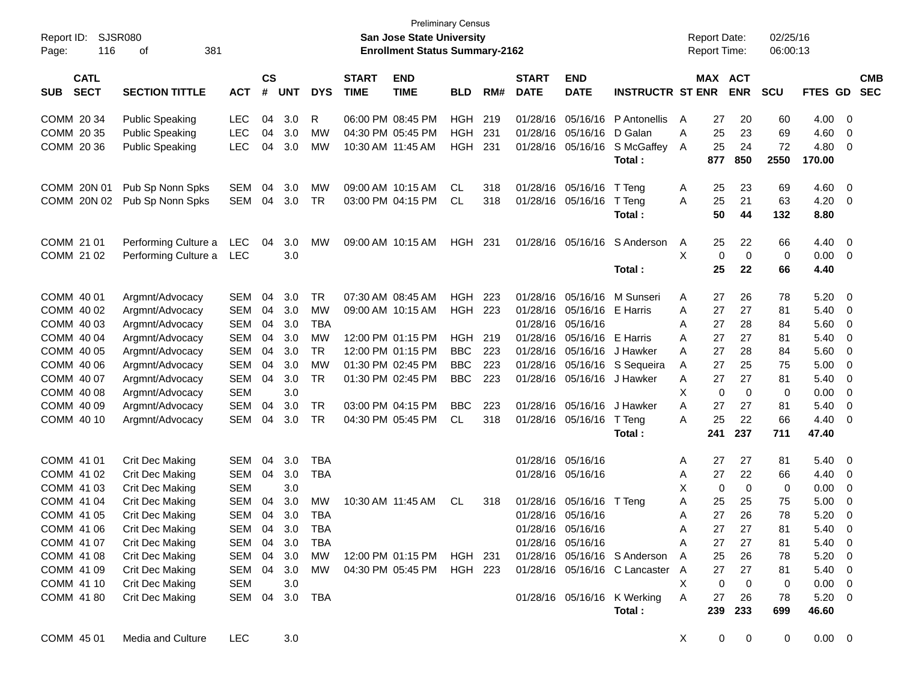Preliminary Census

Report ID: SJSR080 **San Jose State University** Report Date: 02/25/16

Page: 116 of 381 **Enrollment Status Summary-2162** Report Time: 06:00:13

| SUB | CATL SECT | SECTION TITTLE | ACT | CS # | UNT | DYS | START TIME | END TIME | BLD | RM# | START DATE | END DATE | INSTRUCTR | ST | MAX ENR | ACT ENR | SCU | FTES | GD | CMB SEC |
|---|---|---|---|---|---|---|---|---|---|---|---|---|---|---|---|---|---|---|---|---|
| COMM | 20 34 | Public Speaking | LEC | 04 | 3.0 | R | 06:00 PM | 08:45 PM | HGH | 219 | 01/28/16 | 05/16/16 | P Antonellis | A | 27 | 20 | 60 | 4.00 | 0 | |
| COMM | 20 35 | Public Speaking | LEC | 04 | 3.0 | MW | 04:30 PM | 05:45 PM | HGH | 231 | 01/28/16 | 05/16/16 | D Galan | A | 25 | 23 | 69 | 4.60 | 0 | |
| COMM | 20 36 | Public Speaking | LEC | 04 | 3.0 | MW | 10:30 AM | 11:45 AM | HGH | 231 | 01/28/16 | 05/16/16 | S McGaffey | A | 25 | 24 | 72 | 4.80 | 0 | |
| | | | | | | | | | | | | | **Total :** | | **877** | **850** | **2550** | **170.00** | | |
| COMM | 20N 01 | Pub Sp Nonn Spks | SEM | 04 | 3.0 | MW | 09:00 AM | 10:15 AM | CL | 318 | 01/28/16 | 05/16/16 | T Teng | A | 25 | 23 | 69 | 4.60 | 0 | |
| COMM | 20N 02 | Pub Sp Nonn Spks | SEM | 04 | 3.0 | TR | 03:00 PM | 04:15 PM | CL | 318 | 01/28/16 | 05/16/16 | T Teng | A | 25 | 21 | 63 | 4.20 | 0 | |
| | | | | | | | | | | | | | **Total :** | | **50** | **44** | **132** | **8.80** | | |
| COMM | 21 01 | Performing Culture a | LEC | 04 | 3.0 | MW | 09:00 AM | 10:15 AM | HGH | 231 | 01/28/16 | 05/16/16 | S Anderson | A | 25 | 22 | 66 | 4.40 | 0 | |
| COMM | 21 02 | Performing Culture a | LEC | | 3.0 | | | | | | | | | X | 0 | 0 | 0 | 0.00 | 0 | |
| | | | | | | | | | | | | | **Total :** | | **25** | **22** | **66** | **4.40** | | |
| COMM | 40 01 | Argmnt/Advocacy | SEM | 04 | 3.0 | TR | 07:30 AM | 08:45 AM | HGH | 223 | 01/28/16 | 05/16/16 | M Sunseri | A | 27 | 26 | 78 | 5.20 | 0 | |
| COMM | 40 02 | Argmnt/Advocacy | SEM | 04 | 3.0 | MW | 09:00 AM | 10:15 AM | HGH | 223 | 01/28/16 | 05/16/16 | E Harris | A | 27 | 27 | 81 | 5.40 | 0 | |
| COMM | 40 03 | Argmnt/Advocacy | SEM | 04 | 3.0 | TBA | | | | | 01/28/16 | 05/16/16 | | A | 27 | 28 | 84 | 5.60 | 0 | |
| COMM | 40 04 | Argmnt/Advocacy | SEM | 04 | 3.0 | MW | 12:00 PM | 01:15 PM | HGH | 219 | 01/28/16 | 05/16/16 | E Harris | A | 27 | 27 | 81 | 5.40 | 0 | |
| COMM | 40 05 | Argmnt/Advocacy | SEM | 04 | 3.0 | TR | 12:00 PM | 01:15 PM | BBC | 223 | 01/28/16 | 05/16/16 | J Hawker | A | 27 | 28 | 84 | 5.60 | 0 | |
| COMM | 40 06 | Argmnt/Advocacy | SEM | 04 | 3.0 | MW | 01:30 PM | 02:45 PM | BBC | 223 | 01/28/16 | 05/16/16 | S Sequeira | A | 27 | 25 | 75 | 5.00 | 0 | |
| COMM | 40 07 | Argmnt/Advocacy | SEM | 04 | 3.0 | TR | 01:30 PM | 02:45 PM | BBC | 223 | 01/28/16 | 05/16/16 | J Hawker | A | 27 | 27 | 81 | 5.40 | 0 | |
| COMM | 40 08 | Argmnt/Advocacy | SEM | | 3.0 | | | | | | | | | X | 0 | 0 | 0 | 0.00 | 0 | |
| COMM | 40 09 | Argmnt/Advocacy | SEM | 04 | 3.0 | TR | 03:00 PM | 04:15 PM | BBC | 223 | 01/28/16 | 05/16/16 | J Hawker | A | 27 | 27 | 81 | 5.40 | 0 | |
| COMM | 40 10 | Argmnt/Advocacy | SEM | 04 | 3.0 | TR | 04:30 PM | 05:45 PM | CL | 318 | 01/28/16 | 05/16/16 | T Teng | A | 25 | 22 | 66 | 4.40 | 0 | |
| | | | | | | | | | | | | | **Total :** | | **241** | **237** | **711** | **47.40** | | |
| COMM | 41 01 | Crit Dec Making | SEM | 04 | 3.0 | TBA | | | | | 01/28/16 | 05/16/16 | | A | 27 | 27 | 81 | 5.40 | 0 | |
| COMM | 41 02 | Crit Dec Making | SEM | 04 | 3.0 | TBA | | | | | 01/28/16 | 05/16/16 | | A | 27 | 22 | 66 | 4.40 | 0 | |
| COMM | 41 03 | Crit Dec Making | SEM | | 3.0 | | | | | | | | | X | 0 | 0 | 0 | 0.00 | 0 | |
| COMM | 41 04 | Crit Dec Making | SEM | 04 | 3.0 | MW | 10:30 AM | 11:45 AM | CL | 318 | 01/28/16 | 05/16/16 | T Teng | A | 25 | 25 | 75 | 5.00 | 0 | |
| COMM | 41 05 | Crit Dec Making | SEM | 04 | 3.0 | TBA | | | | | 01/28/16 | 05/16/16 | | A | 27 | 26 | 78 | 5.20 | 0 | |
| COMM | 41 06 | Crit Dec Making | SEM | 04 | 3.0 | TBA | | | | | 01/28/16 | 05/16/16 | | A | 27 | 27 | 81 | 5.40 | 0 | |
| COMM | 41 07 | Crit Dec Making | SEM | 04 | 3.0 | TBA | | | | | 01/28/16 | 05/16/16 | | A | 27 | 27 | 81 | 5.40 | 0 | |
| COMM | 41 08 | Crit Dec Making | SEM | 04 | 3.0 | MW | 12:00 PM | 01:15 PM | HGH | 231 | 01/28/16 | 05/16/16 | S Anderson | A | 25 | 26 | 78 | 5.20 | 0 | |
| COMM | 41 09 | Crit Dec Making | SEM | 04 | 3.0 | MW | 04:30 PM | 05:45 PM | HGH | 223 | 01/28/16 | 05/16/16 | C Lancaster | A | 27 | 27 | 81 | 5.40 | 0 | |
| COMM | 41 10 | Crit Dec Making | SEM | | 3.0 | | | | | | | | | X | 0 | 0 | 0 | 0.00 | 0 | |
| COMM | 41 80 | Crit Dec Making | SEM | 04 | 3.0 | TBA | | | | | 01/28/16 | 05/16/16 | K Werking | A | 27 | 26 | 78 | 5.20 | 0 | |
| | | | | | | | | | | | | | **Total :** | | **239** | **233** | **699** | **46.60** | | |
| COMM | 45 01 | Media and Culture | LEC | | 3.0 | | | | | | | | | X | 0 | 0 | 0 | 0.00 | 0 | |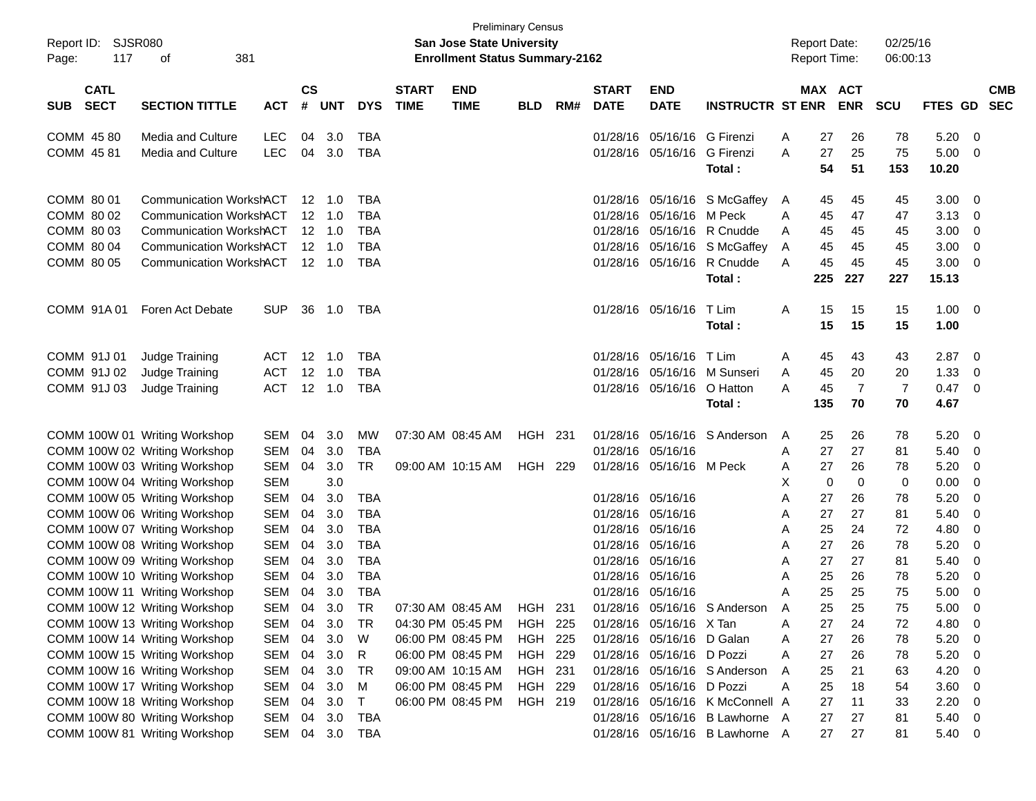Preliminary Census

**San Jose State University**
**Enrollment Status Summary-2162**

Report ID: SJSR080
Report Date: 02/25/16
Report Time: 06:00:13

| SUB | CATL SECT | SECTION TITTLE | ACT | CS # | UNT | DYS | START TIME | END TIME | BLD | RM# | START DATE | END DATE | INSTRUCTR | ST | MAX ENR | ACT ENR | SCU | FTES | GD | CMB SEC |
|---|---|---|---|---|---|---|---|---|---|---|---|---|---|---|---|---|---|---|---|---|
| COMM | 45 80 | Media and Culture | LEC | 04 | 3.0 | TBA | | | | | 01/28/16 | 05/16/16 | G Firenzi | A | 27 | 26 | 78 | 5.20 | 0 | |
| COMM | 45 81 | Media and Culture | LEC | 04 | 3.0 | TBA | | | | | 01/28/16 | 05/16/16 | G Firenzi | A | 27 | 25 | 75 | 5.00 | 0 | |
| | | | | | | | | | | | | | **Total :** | | **54** | **51** | **153** | **10.20** | | |
| COMM | 80 01 | Communication WorkshACT | | 12 | 1.0 | TBA | | | | | 01/28/16 | 05/16/16 | S McGaffey | A | 45 | 45 | 45 | 3.00 | 0 | |
| COMM | 80 02 | Communication WorkshACT | | 12 | 1.0 | TBA | | | | | 01/28/16 | 05/16/16 | M Peck | A | 45 | 47 | 47 | 3.13 | 0 | |
| COMM | 80 03 | Communication WorkshACT | | 12 | 1.0 | TBA | | | | | 01/28/16 | 05/16/16 | R Cnudde | A | 45 | 45 | 45 | 3.00 | 0 | |
| COMM | 80 04 | Communication WorkshACT | | 12 | 1.0 | TBA | | | | | 01/28/16 | 05/16/16 | S McGaffey | A | 45 | 45 | 45 | 3.00 | 0 | |
| COMM | 80 05 | Communication WorkshACT | | 12 | 1.0 | TBA | | | | | 01/28/16 | 05/16/16 | R Cnudde | A | 45 | 45 | 45 | 3.00 | 0 | |
| | | | | | | | | | | | | | **Total :** | | **225** | **227** | **227** | **15.13** | | |
| COMM | 91A 01 | Foren Act Debate | SUP | 36 | 1.0 | TBA | | | | | 01/28/16 | 05/16/16 | T Lim | A | 15 | 15 | 15 | 1.00 | 0 | |
| | | | | | | | | | | | | | **Total :** | | **15** | **15** | **15** | **1.00** | | |
| COMM | 91J 01 | Judge Training | ACT | 12 | 1.0 | TBA | | | | | 01/28/16 | 05/16/16 | T Lim | A | 45 | 43 | 43 | 2.87 | 0 | |
| COMM | 91J 02 | Judge Training | ACT | 12 | 1.0 | TBA | | | | | 01/28/16 | 05/16/16 | M Sunseri | A | 45 | 20 | 20 | 1.33 | 0 | |
| COMM | 91J 03 | Judge Training | ACT | 12 | 1.0 | TBA | | | | | 01/28/16 | 05/16/16 | O Hatton | A | 45 | 7 | 7 | 0.47 | 0 | |
| | | | | | | | | | | | | | **Total :** | | **135** | **70** | **70** | **4.67** | | |
| COMM | 100W 01 | Writing Workshop | SEM | 04 | 3.0 | MW | 07:30 AM | 08:45 AM | HGH | 231 | 01/28/16 | 05/16/16 | S Anderson | A | 25 | 26 | 78 | 5.20 | 0 | |
| COMM | 100W 02 | Writing Workshop | SEM | 04 | 3.0 | TBA | | | | | 01/28/16 | 05/16/16 | | A | 27 | 27 | 81 | 5.40 | 0 | |
| COMM | 100W 03 | Writing Workshop | SEM | 04 | 3.0 | TR | 09:00 AM | 10:15 AM | HGH | 229 | 01/28/16 | 05/16/16 | M Peck | A | 27 | 26 | 78 | 5.20 | 0 | |
| COMM | 100W 04 | Writing Workshop | SEM | | 3.0 | | | | | | | | | X | 0 | 0 | 0 | 0.00 | 0 | |
| COMM | 100W 05 | Writing Workshop | SEM | 04 | 3.0 | TBA | | | | | 01/28/16 | 05/16/16 | | A | 27 | 26 | 78 | 5.20 | 0 | |
| COMM | 100W 06 | Writing Workshop | SEM | 04 | 3.0 | TBA | | | | | 01/28/16 | 05/16/16 | | A | 27 | 27 | 81 | 5.40 | 0 | |
| COMM | 100W 07 | Writing Workshop | SEM | 04 | 3.0 | TBA | | | | | 01/28/16 | 05/16/16 | | A | 25 | 24 | 72 | 4.80 | 0 | |
| COMM | 100W 08 | Writing Workshop | SEM | 04 | 3.0 | TBA | | | | | 01/28/16 | 05/16/16 | | A | 27 | 26 | 78 | 5.20 | 0 | |
| COMM | 100W 09 | Writing Workshop | SEM | 04 | 3.0 | TBA | | | | | 01/28/16 | 05/16/16 | | A | 27 | 27 | 81 | 5.40 | 0 | |
| COMM | 100W 10 | Writing Workshop | SEM | 04 | 3.0 | TBA | | | | | 01/28/16 | 05/16/16 | | A | 25 | 26 | 78 | 5.20 | 0 | |
| COMM | 100W 11 | Writing Workshop | SEM | 04 | 3.0 | TBA | | | | | 01/28/16 | 05/16/16 | | A | 25 | 25 | 75 | 5.00 | 0 | |
| COMM | 100W 12 | Writing Workshop | SEM | 04 | 3.0 | TR | 07:30 AM | 08:45 AM | HGH | 231 | 01/28/16 | 05/16/16 | S Anderson | A | 25 | 25 | 75 | 5.00 | 0 | |
| COMM | 100W 13 | Writing Workshop | SEM | 04 | 3.0 | TR | 04:30 PM | 05:45 PM | HGH | 225 | 01/28/16 | 05/16/16 | X Tan | A | 27 | 24 | 72 | 4.80 | 0 | |
| COMM | 100W 14 | Writing Workshop | SEM | 04 | 3.0 | W | 06:00 PM | 08:45 PM | HGH | 225 | 01/28/16 | 05/16/16 | D Galan | A | 27 | 26 | 78 | 5.20 | 0 | |
| COMM | 100W 15 | Writing Workshop | SEM | 04 | 3.0 | R | 06:00 PM | 08:45 PM | HGH | 229 | 01/28/16 | 05/16/16 | D Pozzi | A | 27 | 26 | 78 | 5.20 | 0 | |
| COMM | 100W 16 | Writing Workshop | SEM | 04 | 3.0 | TR | 09:00 AM | 10:15 AM | HGH | 231 | 01/28/16 | 05/16/16 | S Anderson | A | 25 | 21 | 63 | 4.20 | 0 | |
| COMM | 100W 17 | Writing Workshop | SEM | 04 | 3.0 | M | 06:00 PM | 08:45 PM | HGH | 229 | 01/28/16 | 05/16/16 | D Pozzi | A | 25 | 18 | 54 | 3.60 | 0 | |
| COMM | 100W 18 | Writing Workshop | SEM | 04 | 3.0 | T | 06:00 PM | 08:45 PM | HGH | 219 | 01/28/16 | 05/16/16 | K McConnell | A | 27 | 11 | 33 | 2.20 | 0 | |
| COMM | 100W 80 | Writing Workshop | SEM | 04 | 3.0 | TBA | | | | | 01/28/16 | 05/16/16 | B Lawhorne | A | 27 | 27 | 81 | 5.40 | 0 | |
| COMM | 100W 81 | Writing Workshop | SEM | 04 | 3.0 | TBA | | | | | 01/28/16 | 05/16/16 | B Lawhorne | A | 27 | 27 | 81 | 5.40 | 0 | |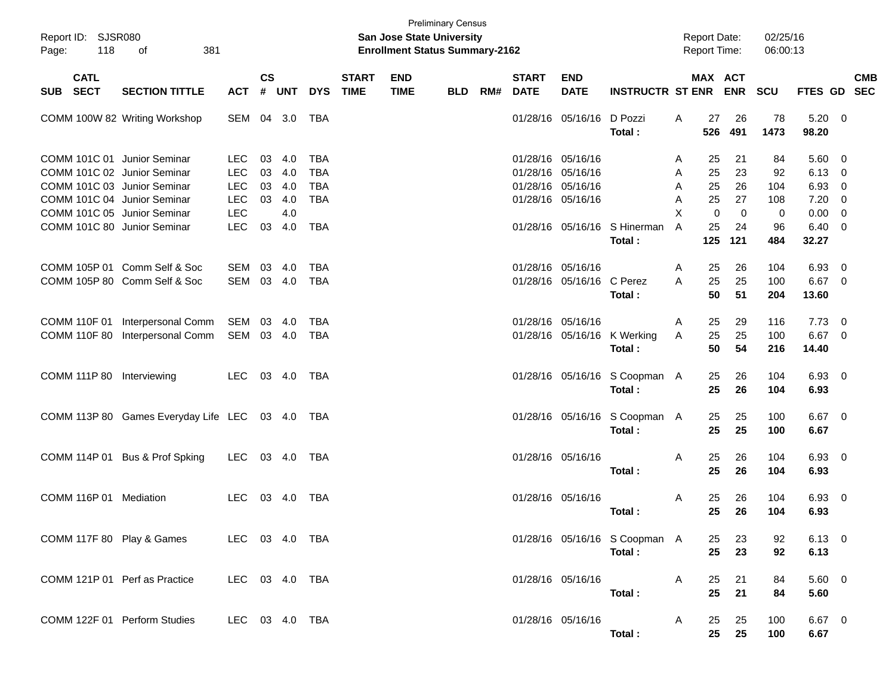Preliminary Census
**San Jose State University**
**Enrollment Status Summary-2162**

Report ID: SJSR080
Report Date: 02/25/16
Report Time: 06:00:13

| SUB | CATL SECT | SECTION TITTLE | ACT | CS # | UNT | DYS | START TIME | END TIME | BLD | RM# | START DATE | END DATE | INSTRUCTR | ST | MAX ENR | ACT ENR | SCU | FTES | GD | CMB SEC |
|---|---|---|---|---|---|---|---|---|---|---|---|---|---|---|---|---|---|---|---|---|
| COMM | 100W 82 | Writing Workshop | SEM | 04 | 3.0 | TBA | | | | | 01/28/16 | 05/16/16 | D Pozzi | A | 27 | 26 | 78 | 5.20 | 0 | |
| | | | | | | | | | | | | | **Total :** | | **526** | **491** | **1473** | **98.20** | | |
| COMM | 101C 01 | Junior Seminar | LEC | 03 | 4.0 | TBA | | | | | 01/28/16 | 05/16/16 | | A | 25 | 21 | 84 | 5.60 | 0 | |
| COMM | 101C 02 | Junior Seminar | LEC | 03 | 4.0 | TBA | | | | | 01/28/16 | 05/16/16 | | A | 25 | 23 | 92 | 6.13 | 0 | |
| COMM | 101C 03 | Junior Seminar | LEC | 03 | 4.0 | TBA | | | | | 01/28/16 | 05/16/16 | | A | 25 | 26 | 104 | 6.93 | 0 | |
| COMM | 101C 04 | Junior Seminar | LEC | 03 | 4.0 | TBA | | | | | 01/28/16 | 05/16/16 | | A | 25 | 27 | 108 | 7.20 | 0 | |
| COMM | 101C 05 | Junior Seminar | LEC | | 4.0 | | | | | | | | | X | 0 | 0 | 0 | 0.00 | 0 | |
| COMM | 101C 80 | Junior Seminar | LEC | 03 | 4.0 | TBA | | | | | 01/28/16 | 05/16/16 | S Hinerman | A | 25 | 24 | 96 | 6.40 | 0 | |
| | | | | | | | | | | | | | **Total :** | | **125** | **121** | **484** | **32.27** | | |
| COMM | 105P 01 | Comm Self & Soc | SEM | 03 | 4.0 | TBA | | | | | 01/28/16 | 05/16/16 | | A | 25 | 26 | 104 | 6.93 | 0 | |
| COMM | 105P 80 | Comm Self & Soc | SEM | 03 | 4.0 | TBA | | | | | 01/28/16 | 05/16/16 | C Perez | A | 25 | 25 | 100 | 6.67 | 0 | |
| | | | | | | | | | | | | | **Total :** | | **50** | **51** | **204** | **13.60** | | |
| COMM | 110F 01 | Interpersonal Comm | SEM | 03 | 4.0 | TBA | | | | | 01/28/16 | 05/16/16 | | A | 25 | 29 | 116 | 7.73 | 0 | |
| COMM | 110F 80 | Interpersonal Comm | SEM | 03 | 4.0 | TBA | | | | | 01/28/16 | 05/16/16 | K Werking | A | 25 | 25 | 100 | 6.67 | 0 | |
| | | | | | | | | | | | | | **Total :** | | **50** | **54** | **216** | **14.40** | | |
| COMM | 111P 80 | Interviewing | LEC | 03 | 4.0 | TBA | | | | | 01/28/16 | 05/16/16 | S Coopman | A | 25 | 26 | 104 | 6.93 | 0 | |
| | | | | | | | | | | | | | **Total :** | | **25** | **26** | **104** | **6.93** | | |
| COMM | 113P 80 | Games Everyday Life | LEC | 03 | 4.0 | TBA | | | | | 01/28/16 | 05/16/16 | S Coopman | A | 25 | 25 | 100 | 6.67 | 0 | |
| | | | | | | | | | | | | | **Total :** | | **25** | **25** | **100** | **6.67** | | |
| COMM | 114P 01 | Bus & Prof Spking | LEC | 03 | 4.0 | TBA | | | | | 01/28/16 | 05/16/16 | | A | 25 | 26 | 104 | 6.93 | 0 | |
| | | | | | | | | | | | | | **Total :** | | **25** | **26** | **104** | **6.93** | | |
| COMM | 116P 01 | Mediation | LEC | 03 | 4.0 | TBA | | | | | 01/28/16 | 05/16/16 | | A | 25 | 26 | 104 | 6.93 | 0 | |
| | | | | | | | | | | | | | **Total :** | | **25** | **26** | **104** | **6.93** | | |
| COMM | 117F 80 | Play & Games | LEC | 03 | 4.0 | TBA | | | | | 01/28/16 | 05/16/16 | S Coopman | A | 25 | 23 | 92 | 6.13 | 0 | |
| | | | | | | | | | | | | | **Total :** | | **25** | **23** | **92** | **6.13** | | |
| COMM | 121P 01 | Perf as Practice | LEC | 03 | 4.0 | TBA | | | | | 01/28/16 | 05/16/16 | | A | 25 | 21 | 84 | 5.60 | 0 | |
| | | | | | | | | | | | | | **Total :** | | **25** | **21** | **84** | **5.60** | | |
| COMM | 122F 01 | Perform Studies | LEC | 03 | 4.0 | TBA | | | | | 01/28/16 | 05/16/16 | | A | 25 | 25 | 100 | 6.67 | 0 | |
| | | | | | | | | | | | | | **Total :** | | **25** | **25** | **100** | **6.67** | | |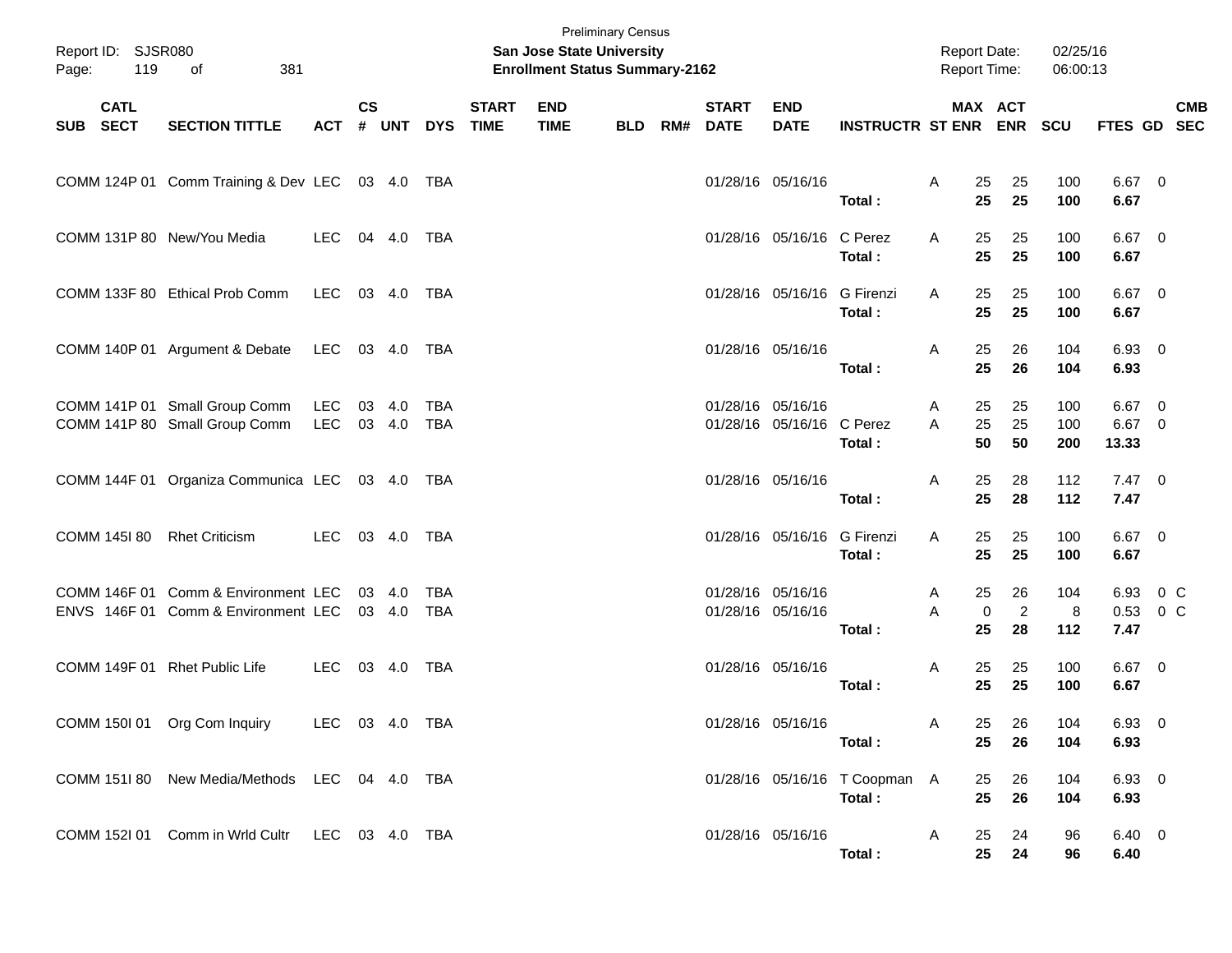Preliminary Census

**San Jose State University**

**Enrollment Status Summary-2162**

Report ID: SJSR080

Report Date: 02/25/16

Report Time: 06:00:13

| SUB | CATL SECT | SECTION TITTLE | ACT | CS # | UNT | DYS | START TIME | END TIME | BLD | RM# | START DATE | END DATE | INSTRUCTR | ST | MAX ENR | ACT ENR | SCU | FTES | GD | CMB SEC |
|---|---|---|---|---|---|---|---|---|---|---|---|---|---|---|---|---|---|---|---|---|
| COMM | 124P 01 | Comm Training & Dev | LEC | 03 | 4.0 | TBA | | | | | 01/28/16 | 05/16/16 | | A | 25 | 25 | 100 | 6.67 | 0 | |
| | | | | | | | | | | | | | **Total :** | | **25** | **25** | **100** | **6.67** | | |
| COMM | 131P 80 | New/You Media | LEC | 04 | 4.0 | TBA | | | | | 01/28/16 | 05/16/16 | C Perez | A | 25 | 25 | 100 | 6.67 | 0 | |
| | | | | | | | | | | | | | **Total :** | | **25** | **25** | **100** | **6.67** | | |
| COMM | 133F 80 | Ethical Prob Comm | LEC | 03 | 4.0 | TBA | | | | | 01/28/16 | 05/16/16 | G Firenzi | A | 25 | 25 | 100 | 6.67 | 0 | |
| | | | | | | | | | | | | | **Total :** | | **25** | **25** | **100** | **6.67** | | |
| COMM | 140P 01 | Argument & Debate | LEC | 03 | 4.0 | TBA | | | | | 01/28/16 | 05/16/16 | | A | 25 | 26 | 104 | 6.93 | 0 | |
| | | | | | | | | | | | | | **Total :** | | **25** | **26** | **104** | **6.93** | | |
| COMM | 141P 01 | Small Group Comm | LEC | 03 | 4.0 | TBA | | | | | 01/28/16 | 05/16/16 | | A | 25 | 25 | 100 | 6.67 | 0 | |
| COMM | 141P 80 | Small Group Comm | LEC | 03 | 4.0 | TBA | | | | | 01/28/16 | 05/16/16 | C Perez | A | 25 | 25 | 100 | 6.67 | 0 | |
| | | | | | | | | | | | | | **Total :** | | **50** | **50** | **200** | **13.33** | | |
| COMM | 144F 01 | Organiza Communica | LEC | 03 | 4.0 | TBA | | | | | 01/28/16 | 05/16/16 | | A | 25 | 28 | 112 | 7.47 | 0 | |
| | | | | | | | | | | | | | **Total :** | | **25** | **28** | **112** | **7.47** | | |
| COMM | 145I 80 | Rhet Criticism | LEC | 03 | 4.0 | TBA | | | | | 01/28/16 | 05/16/16 | G Firenzi | A | 25 | 25 | 100 | 6.67 | 0 | |
| | | | | | | | | | | | | | **Total :** | | **25** | **25** | **100** | **6.67** | | |
| COMM | 146F 01 | Comm & Environment | LEC | 03 | 4.0 | TBA | | | | | 01/28/16 | 05/16/16 | | A | 25 | 26 | 104 | 6.93 | 0 | C |
| ENVS | 146F 01 | Comm & Environment | LEC | 03 | 4.0 | TBA | | | | | 01/28/16 | 05/16/16 | | A | 0 | 2 | 8 | 0.53 | 0 | C |
| | | | | | | | | | | | | | **Total :** | | **25** | **28** | **112** | **7.47** | | |
| COMM | 149F 01 | Rhet Public Life | LEC | 03 | 4.0 | TBA | | | | | 01/28/16 | 05/16/16 | | A | 25 | 25 | 100 | 6.67 | 0 | |
| | | | | | | | | | | | | | **Total :** | | **25** | **25** | **100** | **6.67** | | |
| COMM | 150I 01 | Org Com Inquiry | LEC | 03 | 4.0 | TBA | | | | | 01/28/16 | 05/16/16 | | A | 25 | 26 | 104 | 6.93 | 0 | |
| | | | | | | | | | | | | | **Total :** | | **25** | **26** | **104** | **6.93** | | |
| COMM | 151I 80 | New Media/Methods | LEC | 04 | 4.0 | TBA | | | | | 01/28/16 | 05/16/16 | T Coopman | A | 25 | 26 | 104 | 6.93 | 0 | |
| | | | | | | | | | | | | | **Total :** | | **25** | **26** | **104** | **6.93** | | |
| COMM | 152I 01 | Comm in Wrld Cultr | LEC | 03 | 4.0 | TBA | | | | | 01/28/16 | 05/16/16 | | A | 25 | 24 | 96 | 6.40 | 0 | |
| | | | | | | | | | | | | | **Total :** | | **25** | **24** | **96** | **6.40** | | |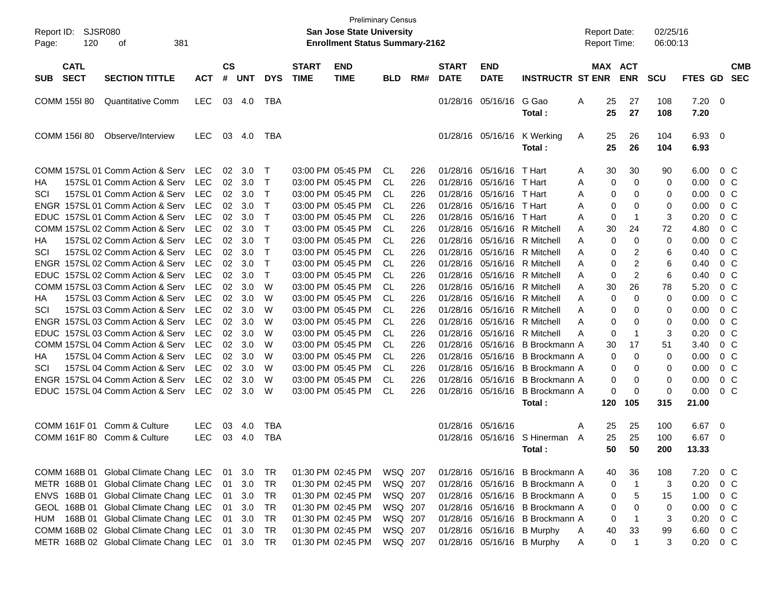Preliminary Census

Report ID: SJSR080 **San Jose State University** Report Date: 02/25/16

**Enrollment Status Summary-2162** Report Time: 06:00:13

| SUB | CATL SECT | SECTION TITTLE | ACT | CS # | UNT | DYS | START TIME | END TIME | BLD | RM# | START DATE | END DATE | INSTRUCTR | ST | MAX ENR | ACT ENR | SCU | FTES | GD | CMB SEC |
|---|---|---|---|---|---|---|---|---|---|---|---|---|---|---|---|---|---|---|---|---|
| COMM | 155I 80 | Quantitative Comm | LEC | 03 | 4.0 | TBA | | | | | 01/28/16 | 05/16/16 | G Gao | A | 25 | 27 | 108 | 7.20 | 0 | |
| | | | | | | | | | | | | | **Total :** | | **25** | **27** | **108** | **7.20** | | |
| COMM | 156I 80 | Observe/Interview | LEC | 03 | 4.0 | TBA | | | | | 01/28/16 | 05/16/16 | K Werking | A | 25 | 26 | 104 | 6.93 | 0 | |
| | | | | | | | | | | | | | **Total :** | | **25** | **26** | **104** | **6.93** | | |
| COMM | 157SL 01 | Comm Action & Serv | LEC | 02 | 3.0 | T | 03:00 PM | 05:45 PM | CL | 226 | 01/28/16 | 05/16/16 | T Hart | A | 30 | 30 | 90 | 6.00 | 0 | C |
| HA | 157SL 01 | Comm Action & Serv | LEC | 02 | 3.0 | T | 03:00 PM | 05:45 PM | CL | 226 | 01/28/16 | 05/16/16 | T Hart | A | 0 | 0 | 0 | 0.00 | 0 | C |
| SCI | 157SL 01 | Comm Action & Serv | LEC | 02 | 3.0 | T | 03:00 PM | 05:45 PM | CL | 226 | 01/28/16 | 05/16/16 | T Hart | A | 0 | 0 | 0 | 0.00 | 0 | C |
| ENGR | 157SL 01 | Comm Action & Serv | LEC | 02 | 3.0 | T | 03:00 PM | 05:45 PM | CL | 226 | 01/28/16 | 05/16/16 | T Hart | A | 0 | 0 | 0 | 0.00 | 0 | C |
| EDUC | 157SL 01 | Comm Action & Serv | LEC | 02 | 3.0 | T | 03:00 PM | 05:45 PM | CL | 226 | 01/28/16 | 05/16/16 | T Hart | A | 0 | 1 | 3 | 0.20 | 0 | C |
| COMM | 157SL 02 | Comm Action & Serv | LEC | 02 | 3.0 | T | 03:00 PM | 05:45 PM | CL | 226 | 01/28/16 | 05/16/16 | R Mitchell | A | 30 | 24 | 72 | 4.80 | 0 | C |
| HA | 157SL 02 | Comm Action & Serv | LEC | 02 | 3.0 | T | 03:00 PM | 05:45 PM | CL | 226 | 01/28/16 | 05/16/16 | R Mitchell | A | 0 | 0 | 0 | 0.00 | 0 | C |
| SCI | 157SL 02 | Comm Action & Serv | LEC | 02 | 3.0 | T | 03:00 PM | 05:45 PM | CL | 226 | 01/28/16 | 05/16/16 | R Mitchell | A | 0 | 2 | 6 | 0.40 | 0 | C |
| ENGR | 157SL 02 | Comm Action & Serv | LEC | 02 | 3.0 | T | 03:00 PM | 05:45 PM | CL | 226 | 01/28/16 | 05/16/16 | R Mitchell | A | 0 | 2 | 6 | 0.40 | 0 | C |
| EDUC | 157SL 02 | Comm Action & Serv | LEC | 02 | 3.0 | T | 03:00 PM | 05:45 PM | CL | 226 | 01/28/16 | 05/16/16 | R Mitchell | A | 0 | 2 | 6 | 0.40 | 0 | C |
| COMM | 157SL 03 | Comm Action & Serv | LEC | 02 | 3.0 | W | 03:00 PM | 05:45 PM | CL | 226 | 01/28/16 | 05/16/16 | R Mitchell | A | 30 | 26 | 78 | 5.20 | 0 | C |
| HA | 157SL 03 | Comm Action & Serv | LEC | 02 | 3.0 | W | 03:00 PM | 05:45 PM | CL | 226 | 01/28/16 | 05/16/16 | R Mitchell | A | 0 | 0 | 0 | 0.00 | 0 | C |
| SCI | 157SL 03 | Comm Action & Serv | LEC | 02 | 3.0 | W | 03:00 PM | 05:45 PM | CL | 226 | 01/28/16 | 05/16/16 | R Mitchell | A | 0 | 0 | 0 | 0.00 | 0 | C |
| ENGR | 157SL 03 | Comm Action & Serv | LEC | 02 | 3.0 | W | 03:00 PM | 05:45 PM | CL | 226 | 01/28/16 | 05/16/16 | R Mitchell | A | 0 | 0 | 0 | 0.00 | 0 | C |
| EDUC | 157SL 03 | Comm Action & Serv | LEC | 02 | 3.0 | W | 03:00 PM | 05:45 PM | CL | 226 | 01/28/16 | 05/16/16 | R Mitchell | A | 0 | 1 | 3 | 0.20 | 0 | C |
| COMM | 157SL 04 | Comm Action & Serv | LEC | 02 | 3.0 | W | 03:00 PM | 05:45 PM | CL | 226 | 01/28/16 | 05/16/16 | B Brockmann | A | 30 | 17 | 51 | 3.40 | 0 | C |
| HA | 157SL 04 | Comm Action & Serv | LEC | 02 | 3.0 | W | 03:00 PM | 05:45 PM | CL | 226 | 01/28/16 | 05/16/16 | B Brockmann | A | 0 | 0 | 0 | 0.00 | 0 | C |
| SCI | 157SL 04 | Comm Action & Serv | LEC | 02 | 3.0 | W | 03:00 PM | 05:45 PM | CL | 226 | 01/28/16 | 05/16/16 | B Brockmann | A | 0 | 0 | 0 | 0.00 | 0 | C |
| ENGR | 157SL 04 | Comm Action & Serv | LEC | 02 | 3.0 | W | 03:00 PM | 05:45 PM | CL | 226 | 01/28/16 | 05/16/16 | B Brockmann | A | 0 | 0 | 0 | 0.00 | 0 | C |
| EDUC | 157SL 04 | Comm Action & Serv | LEC | 02 | 3.0 | W | 03:00 PM | 05:45 PM | CL | 226 | 01/28/16 | 05/16/16 | B Brockmann | A | 0 | 0 | 0 | 0.00 | 0 | C |
| | | | | | | | | | | | | | **Total :** | | **120** | **105** | **315** | **21.00** | | |
| COMM | 161F 01 | Comm & Culture | LEC | 03 | 4.0 | TBA | | | | | 01/28/16 | 05/16/16 | | A | 25 | 25 | 100 | 6.67 | 0 | |
| COMM | 161F 80 | Comm & Culture | LEC | 03 | 4.0 | TBA | | | | | 01/28/16 | 05/16/16 | S Hinerman | A | 25 | 25 | 100 | 6.67 | 0 | |
| | | | | | | | | | | | | | **Total :** | | **50** | **50** | **200** | **13.33** | | |
| COMM | 168B 01 | Global Climate Chang | LEC | 01 | 3.0 | TR | 01:30 PM | 02:45 PM | WSQ | 207 | 01/28/16 | 05/16/16 | B Brockmann | A | 40 | 36 | 108 | 7.20 | 0 | C |
| METR | 168B 01 | Global Climate Chang | LEC | 01 | 3.0 | TR | 01:30 PM | 02:45 PM | WSQ | 207 | 01/28/16 | 05/16/16 | B Brockmann | A | 0 | 1 | 3 | 0.20 | 0 | C |
| ENVS | 168B 01 | Global Climate Chang | LEC | 01 | 3.0 | TR | 01:30 PM | 02:45 PM | WSQ | 207 | 01/28/16 | 05/16/16 | B Brockmann | A | 0 | 5 | 15 | 1.00 | 0 | C |
| GEOL | 168B 01 | Global Climate Chang | LEC | 01 | 3.0 | TR | 01:30 PM | 02:45 PM | WSQ | 207 | 01/28/16 | 05/16/16 | B Brockmann | A | 0 | 0 | 0 | 0.00 | 0 | C |
| HUM | 168B 01 | Global Climate Chang | LEC | 01 | 3.0 | TR | 01:30 PM | 02:45 PM | WSQ | 207 | 01/28/16 | 05/16/16 | B Brockmann | A | 0 | 1 | 3 | 0.20 | 0 | C |
| COMM | 168B 02 | Global Climate Chang | LEC | 01 | 3.0 | TR | 01:30 PM | 02:45 PM | WSQ | 207 | 01/28/16 | 05/16/16 | B Murphy | A | 40 | 33 | 99 | 6.60 | 0 | C |
| METR | 168B 02 | Global Climate Chang | LEC | 01 | 3.0 | TR | 01:30 PM | 02:45 PM | WSQ | 207 | 01/28/16 | 05/16/16 | B Murphy | A | 0 | 1 | 3 | 0.20 | 0 | C |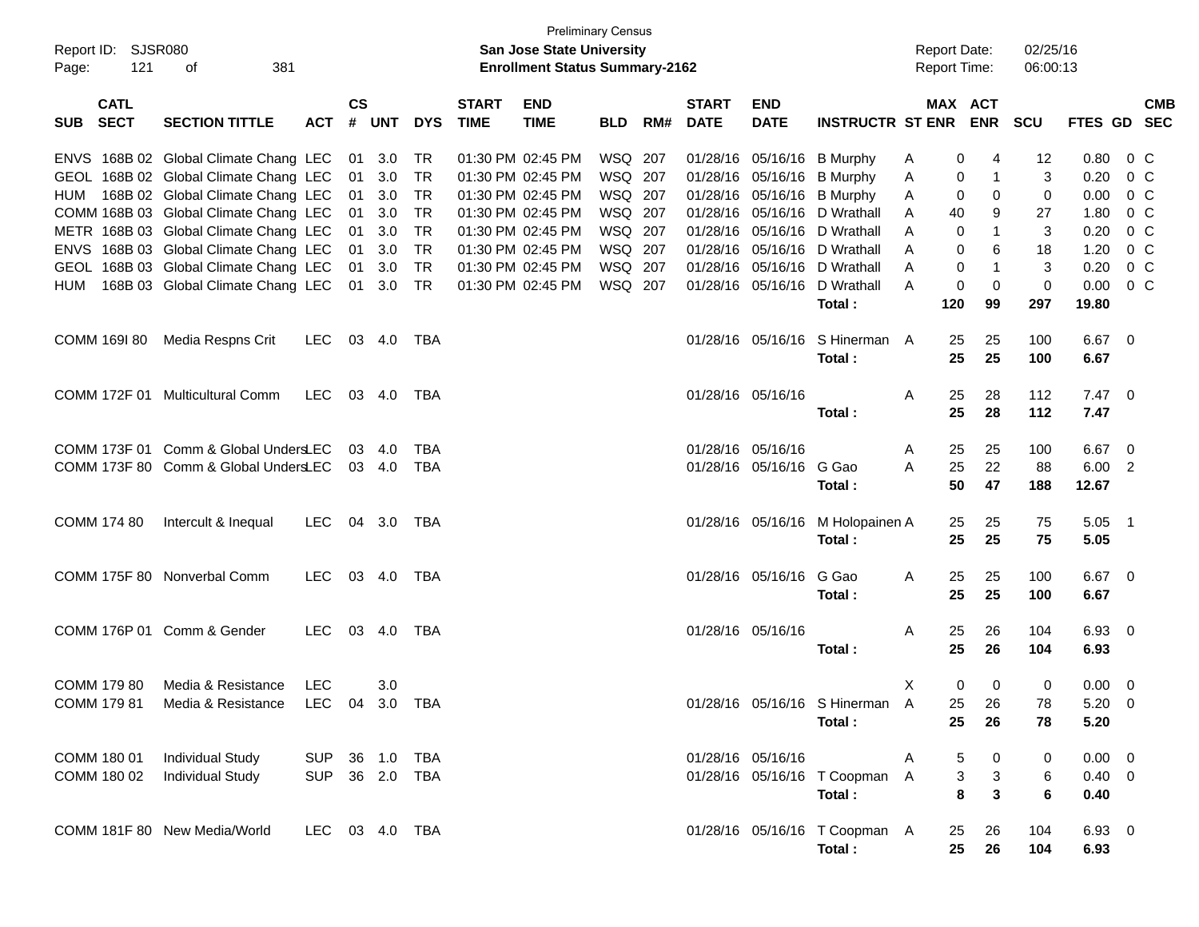Preliminary Census

**San Jose State University**

**Enrollment Status Summary-2162**

Report ID: SJSR080

Report Date: 02/25/16

Report Time: 06:00:13

| SUB | CATL SECT | SECTION TITTLE | ACT | CS # | UNT | DYS | START TIME | END TIME | BLD | RM# | START DATE | END DATE | INSTRUCTR | ST | MAX ENR | ACT ENR | SCU | FTES | GD | CMB SEC |
|---|---|---|---|---|---|---|---|---|---|---|---|---|---|---|---|---|---|---|---|---|
| ENVS | 168B 02 | Global Climate Chang | LEC | 01 | 3.0 | TR | 01:30 PM | 02:45 PM | WSQ | 207 | 01/28/16 | 05/16/16 | B Murphy | A | 0 | 4 | 12 | 0.80 | 0 | C |
| GEOL | 168B 02 | Global Climate Chang | LEC | 01 | 3.0 | TR | 01:30 PM | 02:45 PM | WSQ | 207 | 01/28/16 | 05/16/16 | B Murphy | A | 0 | 1 | 3 | 0.20 | 0 | C |
| HUM | 168B 02 | Global Climate Chang | LEC | 01 | 3.0 | TR | 01:30 PM | 02:45 PM | WSQ | 207 | 01/28/16 | 05/16/16 | B Murphy | A | 0 | 0 | 0 | 0.00 | 0 | C |
| COMM | 168B 03 | Global Climate Chang | LEC | 01 | 3.0 | TR | 01:30 PM | 02:45 PM | WSQ | 207 | 01/28/16 | 05/16/16 | D Wrathall | A | 40 | 9 | 27 | 1.80 | 0 | C |
| METR | 168B 03 | Global Climate Chang | LEC | 01 | 3.0 | TR | 01:30 PM | 02:45 PM | WSQ | 207 | 01/28/16 | 05/16/16 | D Wrathall | A | 0 | 1 | 3 | 0.20 | 0 | C |
| ENVS | 168B 03 | Global Climate Chang | LEC | 01 | 3.0 | TR | 01:30 PM | 02:45 PM | WSQ | 207 | 01/28/16 | 05/16/16 | D Wrathall | A | 0 | 6 | 18 | 1.20 | 0 | C |
| GEOL | 168B 03 | Global Climate Chang | LEC | 01 | 3.0 | TR | 01:30 PM | 02:45 PM | WSQ | 207 | 01/28/16 | 05/16/16 | D Wrathall | A | 0 | 1 | 3 | 0.20 | 0 | C |
| HUM | 168B 03 | Global Climate Chang | LEC | 01 | 3.0 | TR | 01:30 PM | 02:45 PM | WSQ | 207 | 01/28/16 | 05/16/16 | D Wrathall | A | 0 | 0 | 0 | 0.00 | 0 | C |
| | | | | | | | | | | | | | **Total :** | | **120** | **99** | **297** | **19.80** | | |
| COMM | 169I 80 | Media Respns Crit | LEC | 03 | 4.0 | TBA | | | | | 01/28/16 | 05/16/16 | S Hinerman | A | 25 | 25 | 100 | 6.67 | 0 | |
| | | | | | | | | | | | | | **Total :** | | **25** | **25** | **100** | **6.67** | | |
| COMM | 172F 01 | Multicultural Comm | LEC | 03 | 4.0 | TBA | | | | | 01/28/16 | 05/16/16 | | A | 25 | 28 | 112 | 7.47 | 0 | |
| | | | | | | | | | | | | | **Total :** | | **25** | **28** | **112** | **7.47** | | |
| COMM | 173F 01 | Comm & Global Unders | LEC | 03 | 4.0 | TBA | | | | | 01/28/16 | 05/16/16 | | A | 25 | 25 | 100 | 6.67 | 0 | |
| COMM | 173F 80 | Comm & Global Unders | LEC | 03 | 4.0 | TBA | | | | | 01/28/16 | 05/16/16 | G Gao | A | 25 | 22 | 88 | 6.00 | 2 | |
| | | | | | | | | | | | | | **Total :** | | **50** | **47** | **188** | **12.67** | | |
| COMM | 174 80 | Intercult & Inequal | LEC | 04 | 3.0 | TBA | | | | | 01/28/16 | 05/16/16 | M Holopainen | A | 25 | 25 | 75 | 5.05 | 1 | |
| | | | | | | | | | | | | | **Total :** | | **25** | **25** | **75** | **5.05** | | |
| COMM | 175F 80 | Nonverbal Comm | LEC | 03 | 4.0 | TBA | | | | | 01/28/16 | 05/16/16 | G Gao | A | 25 | 25 | 100 | 6.67 | 0 | |
| | | | | | | | | | | | | | **Total :** | | **25** | **25** | **100** | **6.67** | | |
| COMM | 176P 01 | Comm & Gender | LEC | 03 | 4.0 | TBA | | | | | 01/28/16 | 05/16/16 | | A | 25 | 26 | 104 | 6.93 | 0 | |
| | | | | | | | | | | | | | **Total :** | | **25** | **26** | **104** | **6.93** | | |
| COMM | 179 80 | Media & Resistance | LEC | | 3.0 | | | | | | | | | X | 0 | 0 | 0 | 0.00 | 0 | |
| COMM | 179 81 | Media & Resistance | LEC | 04 | 3.0 | TBA | | | | | 01/28/16 | 05/16/16 | S Hinerman | A | 25 | 26 | 78 | 5.20 | 0 | |
| | | | | | | | | | | | | | **Total :** | | **25** | **26** | **78** | **5.20** | | |
| COMM | 180 01 | Individual Study | SUP | 36 | 1.0 | TBA | | | | | 01/28/16 | 05/16/16 | | A | 5 | 0 | 0 | 0.00 | 0 | |
| COMM | 180 02 | Individual Study | SUP | 36 | 2.0 | TBA | | | | | 01/28/16 | 05/16/16 | T Coopman | A | 3 | 3 | 6 | 0.40 | 0 | |
| | | | | | | | | | | | | | **Total :** | | **8** | **3** | **6** | **0.40** | | |
| COMM | 181F 80 | New Media/World | LEC | 03 | 4.0 | TBA | | | | | 01/28/16 | 05/16/16 | T Coopman | A | 25 | 26 | 104 | 6.93 | 0 | |
| | | | | | | | | | | | | | **Total :** | | **25** | **26** | **104** | **6.93** | | |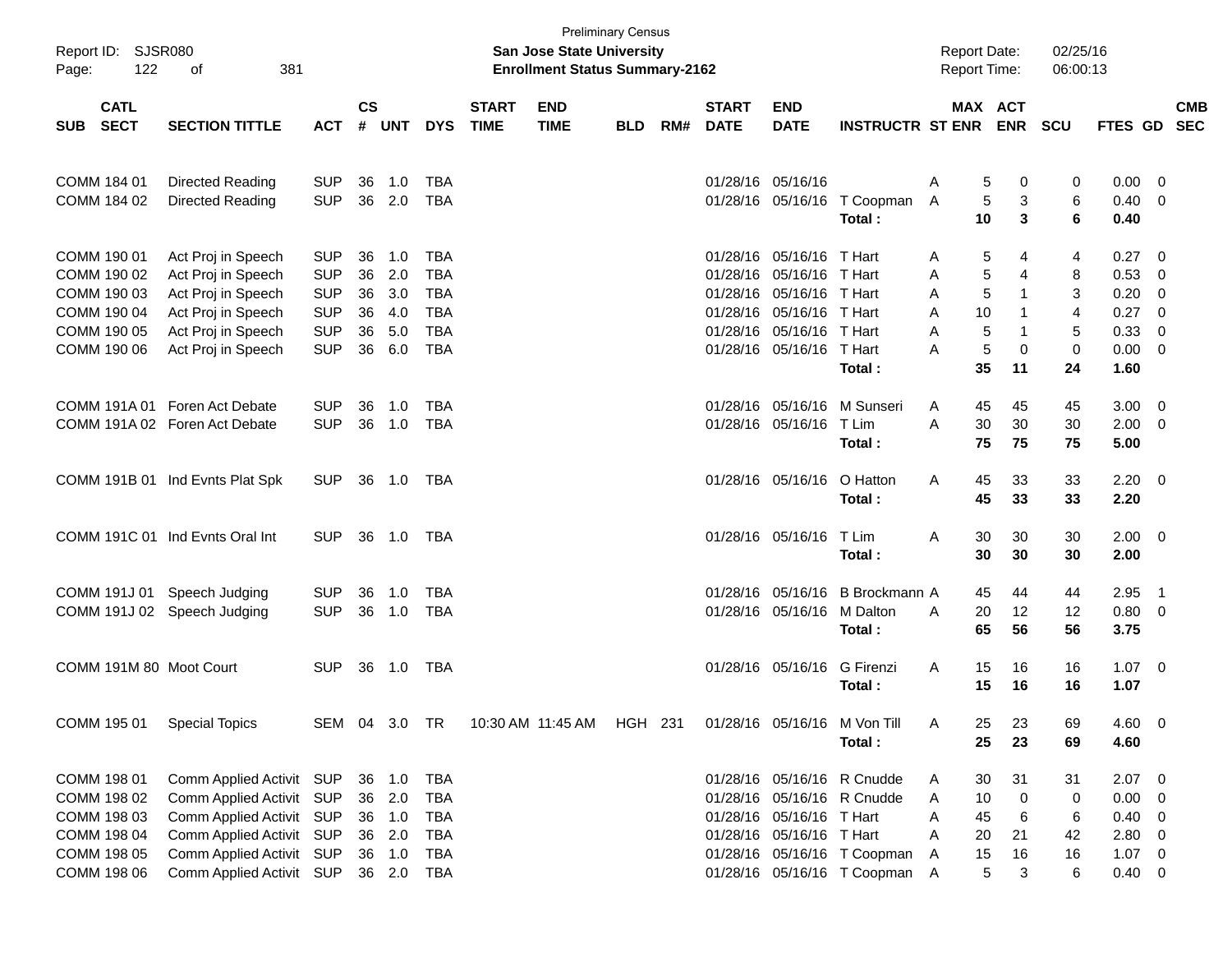Preliminary Census

**San Jose State University**

**Enrollment Status Summary-2162**

Report ID: SJSR080

Report Date: 02/25/16

Report Time: 06:00:13

| SUB | CATL SECT | SECTION TITTLE | ACT | CS # | UNT | DYS | START TIME | END TIME | BLD | RM# | START DATE | END DATE | INSTRUCTR | ST | MAX ENR | ACT ENR | SCU | FTES | GD | CMB SEC |
|---|---|---|---|---|---|---|---|---|---|---|---|---|---|---|---|---|---|---|---|---|
| COMM | 184 01 | Directed Reading | SUP | 36 | 1.0 | TBA | | | | | 01/28/16 | 05/16/16 | | A | 5 | 0 | 0 | 0.00 | 0 | |
| COMM | 184 02 | Directed Reading | SUP | 36 | 2.0 | TBA | | | | | 01/28/16 | 05/16/16 | T Coopman | A | 5 | 3 | 6 | 0.40 | 0 | |
| | | | | | | | | | | | | | **Total :** | | **10** | **3** | **6** | **0.40** | | |
| COMM | 190 01 | Act Proj in Speech | SUP | 36 | 1.0 | TBA | | | | | 01/28/16 | 05/16/16 | T Hart | A | 5 | 4 | 4 | 0.27 | 0 | |
| COMM | 190 02 | Act Proj in Speech | SUP | 36 | 2.0 | TBA | | | | | 01/28/16 | 05/16/16 | T Hart | A | 5 | 4 | 8 | 0.53 | 0 | |
| COMM | 190 03 | Act Proj in Speech | SUP | 36 | 3.0 | TBA | | | | | 01/28/16 | 05/16/16 | T Hart | A | 5 | 1 | 3 | 0.20 | 0 | |
| COMM | 190 04 | Act Proj in Speech | SUP | 36 | 4.0 | TBA | | | | | 01/28/16 | 05/16/16 | T Hart | A | 10 | 1 | 4 | 0.27 | 0 | |
| COMM | 190 05 | Act Proj in Speech | SUP | 36 | 5.0 | TBA | | | | | 01/28/16 | 05/16/16 | T Hart | A | 5 | 1 | 5 | 0.33 | 0 | |
| COMM | 190 06 | Act Proj in Speech | SUP | 36 | 6.0 | TBA | | | | | 01/28/16 | 05/16/16 | T Hart | A | 5 | 0 | 0 | 0.00 | 0 | |
| | | | | | | | | | | | | | **Total :** | | **35** | **11** | **24** | **1.60** | | |
| COMM | 191A 01 | Foren Act Debate | SUP | 36 | 1.0 | TBA | | | | | 01/28/16 | 05/16/16 | M Sunseri | A | 45 | 45 | 45 | 3.00 | 0 | |
| COMM | 191A 02 | Foren Act Debate | SUP | 36 | 1.0 | TBA | | | | | 01/28/16 | 05/16/16 | T Lim | A | 30 | 30 | 30 | 2.00 | 0 | |
| | | | | | | | | | | | | | **Total :** | | **75** | **75** | **75** | **5.00** | | |
| COMM | 191B 01 | Ind Evnts Plat Spk | SUP | 36 | 1.0 | TBA | | | | | 01/28/16 | 05/16/16 | O Hatton | A | 45 | 33 | 33 | 2.20 | 0 | |
| | | | | | | | | | | | | | **Total :** | | **45** | **33** | **33** | **2.20** | | |
| COMM | 191C 01 | Ind Evnts Oral Int | SUP | 36 | 1.0 | TBA | | | | | 01/28/16 | 05/16/16 | T Lim | A | 30 | 30 | 30 | 2.00 | 0 | |
| | | | | | | | | | | | | | **Total :** | | **30** | **30** | **30** | **2.00** | | |
| COMM | 191J 01 | Speech Judging | SUP | 36 | 1.0 | TBA | | | | | 01/28/16 | 05/16/16 | B Brockmann | A | 45 | 44 | 44 | 2.95 | 1 | |
| COMM | 191J 02 | Speech Judging | SUP | 36 | 1.0 | TBA | | | | | 01/28/16 | 05/16/16 | M Dalton | A | 20 | 12 | 12 | 0.80 | 0 | |
| | | | | | | | | | | | | | **Total :** | | **65** | **56** | **56** | **3.75** | | |
| COMM | 191M 80 | Moot Court | SUP | 36 | 1.0 | TBA | | | | | 01/28/16 | 05/16/16 | G Firenzi | A | 15 | 16 | 16 | 1.07 | 0 | |
| | | | | | | | | | | | | | **Total :** | | **15** | **16** | **16** | **1.07** | | |
| COMM | 195 01 | Special Topics | SEM | 04 | 3.0 | TR | 10:30 AM | 11:45 AM | HGH | 231 | 01/28/16 | 05/16/16 | M Von Till | A | 25 | 23 | 69 | 4.60 | 0 | |
| | | | | | | | | | | | | | **Total :** | | **25** | **23** | **69** | **4.60** | | |
| COMM | 198 01 | Comm Applied Activit | SUP | 36 | 1.0 | TBA | | | | | 01/28/16 | 05/16/16 | R Cnudde | A | 30 | 31 | 31 | 2.07 | 0 | |
| COMM | 198 02 | Comm Applied Activit | SUP | 36 | 2.0 | TBA | | | | | 01/28/16 | 05/16/16 | R Cnudde | A | 10 | 0 | 0 | 0.00 | 0 | |
| COMM | 198 03 | Comm Applied Activit | SUP | 36 | 1.0 | TBA | | | | | 01/28/16 | 05/16/16 | T Hart | A | 45 | 6 | 6 | 0.40 | 0 | |
| COMM | 198 04 | Comm Applied Activit | SUP | 36 | 2.0 | TBA | | | | | 01/28/16 | 05/16/16 | T Hart | A | 20 | 21 | 42 | 2.80 | 0 | |
| COMM | 198 05 | Comm Applied Activit | SUP | 36 | 1.0 | TBA | | | | | 01/28/16 | 05/16/16 | T Coopman | A | 15 | 16 | 16 | 1.07 | 0 | |
| COMM | 198 06 | Comm Applied Activit | SUP | 36 | 2.0 | TBA | | | | | 01/28/16 | 05/16/16 | T Coopman | A | 5 | 3 | 6 | 0.40 | 0 | |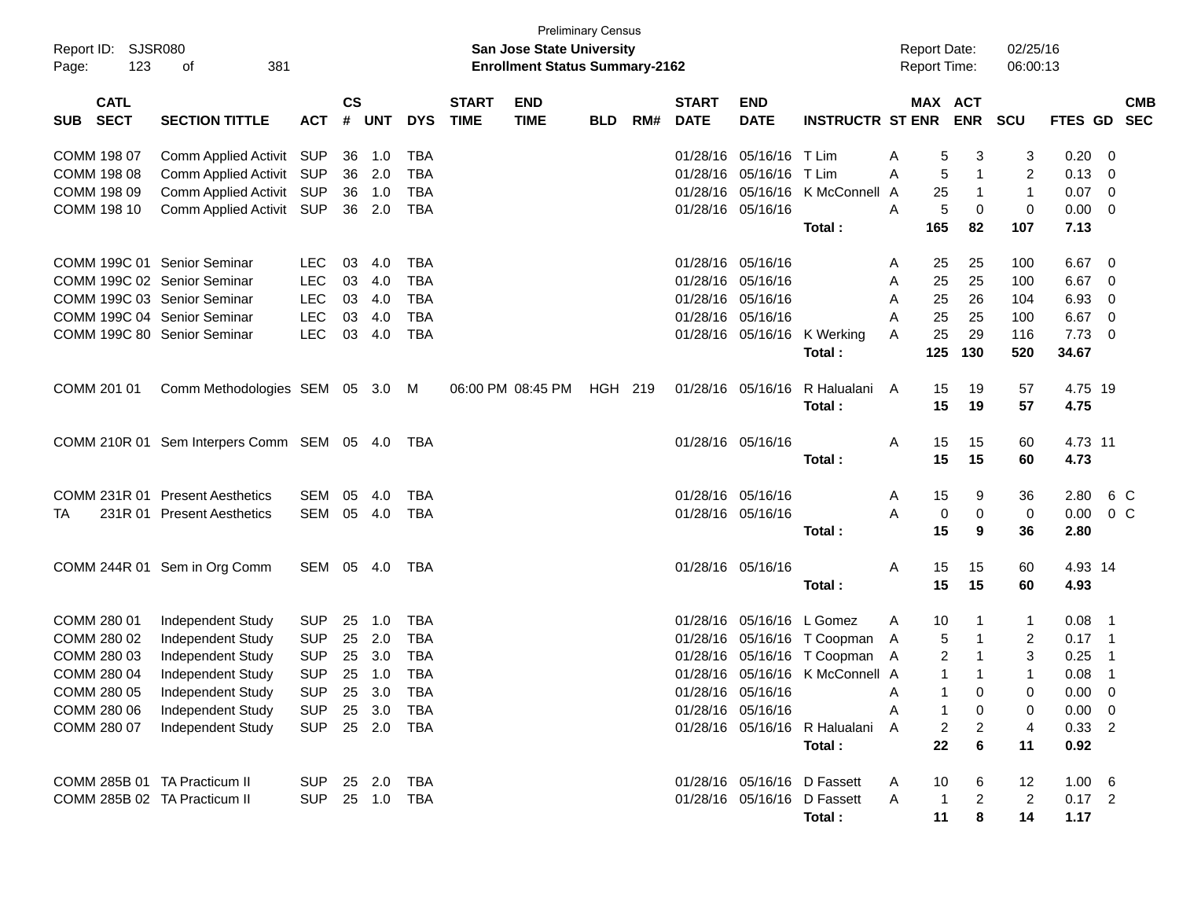Preliminary Census
**San Jose State University**
**Enrollment Status Summary-2162**

Report ID: SJSR080
Report Date: 02/25/16
Report Time: 06:00:13

| SUB | CATL SECT | SECTION TITTLE | ACT | CS # | UNT | DYS | START TIME | END TIME | BLD | RM# | START DATE | END DATE | INSTRUCTR | ST | MAX ENR | ACT ENR | SCU | FTES | GD | CMB SEC |
|---|---|---|---|---|---|---|---|---|---|---|---|---|---|---|---|---|---|---|---|---|
| COMM | 198 07 | Comm Applied Activit | SUP | 36 | 1.0 | TBA | | | | | 01/28/16 | 05/16/16 | T Lim | A | 5 | 3 | 3 | 0.20 | 0 | |
| COMM | 198 08 | Comm Applied Activit | SUP | 36 | 2.0 | TBA | | | | | 01/28/16 | 05/16/16 | T Lim | A | 5 | 1 | 2 | 0.13 | 0 | |
| COMM | 198 09 | Comm Applied Activit | SUP | 36 | 1.0 | TBA | | | | | 01/28/16 | 05/16/16 | K McConnell | A | 25 | 1 | 1 | 0.07 | 0 | |
| COMM | 198 10 | Comm Applied Activit | SUP | 36 | 2.0 | TBA | | | | | 01/28/16 | 05/16/16 | | A | 5 | 0 | 0 | 0.00 | 0 | |
| | | | | | | | | | | | | | **Total :** | | **165** | **82** | **107** | **7.13** | | |
| COMM | 199C 01 | Senior Seminar | LEC | 03 | 4.0 | TBA | | | | | 01/28/16 | 05/16/16 | | A | 25 | 25 | 100 | 6.67 | 0 | |
| COMM | 199C 02 | Senior Seminar | LEC | 03 | 4.0 | TBA | | | | | 01/28/16 | 05/16/16 | | A | 25 | 25 | 100 | 6.67 | 0 | |
| COMM | 199C 03 | Senior Seminar | LEC | 03 | 4.0 | TBA | | | | | 01/28/16 | 05/16/16 | | A | 25 | 26 | 104 | 6.93 | 0 | |
| COMM | 199C 04 | Senior Seminar | LEC | 03 | 4.0 | TBA | | | | | 01/28/16 | 05/16/16 | | A | 25 | 25 | 100 | 6.67 | 0 | |
| COMM | 199C 80 | Senior Seminar | LEC | 03 | 4.0 | TBA | | | | | 01/28/16 | 05/16/16 | K Werking | A | 25 | 29 | 116 | 7.73 | 0 | |
| | | | | | | | | | | | | | **Total :** | | **125** | **130** | **520** | **34.67** | | |
| COMM | 201 01 | Comm Methodologies | SEM | 05 | 3.0 | M | 06:00 PM | 08:45 PM | HGH | 219 | 01/28/16 | 05/16/16 | R Halualani | A | 15 | 19 | 57 | 4.75 | 19 | |
| | | | | | | | | | | | | | **Total :** | | **15** | **19** | **57** | **4.75** | | |
| COMM | 210R 01 | Sem Interpers Comm | SEM | 05 | 4.0 | TBA | | | | | 01/28/16 | 05/16/16 | | A | 15 | 15 | 60 | 4.73 | 11 | |
| | | | | | | | | | | | | | **Total :** | | **15** | **15** | **60** | **4.73** | | |
| COMM | 231R 01 | Present Aesthetics | SEM | 05 | 4.0 | TBA | | | | | 01/28/16 | 05/16/16 | | A | 15 | 9 | 36 | 2.80 | 6 | C |
| TA | 231R 01 | Present Aesthetics | SEM | 05 | 4.0 | TBA | | | | | 01/28/16 | 05/16/16 | | A | 0 | 0 | 0 | 0.00 | 0 | C |
| | | | | | | | | | | | | | **Total :** | | **15** | **9** | **36** | **2.80** | | |
| COMM | 244R 01 | Sem in Org Comm | SEM | 05 | 4.0 | TBA | | | | | 01/28/16 | 05/16/16 | | A | 15 | 15 | 60 | 4.93 | 14 | |
| | | | | | | | | | | | | | **Total :** | | **15** | **15** | **60** | **4.93** | | |
| COMM | 280 01 | Independent Study | SUP | 25 | 1.0 | TBA | | | | | 01/28/16 | 05/16/16 | L Gomez | A | 10 | 1 | 1 | 0.08 | 1 | |
| COMM | 280 02 | Independent Study | SUP | 25 | 2.0 | TBA | | | | | 01/28/16 | 05/16/16 | T Coopman | A | 5 | 1 | 2 | 0.17 | 1 | |
| COMM | 280 03 | Independent Study | SUP | 25 | 3.0 | TBA | | | | | 01/28/16 | 05/16/16 | T Coopman | A | 2 | 1 | 3 | 0.25 | 1 | |
| COMM | 280 04 | Independent Study | SUP | 25 | 1.0 | TBA | | | | | 01/28/16 | 05/16/16 | K McConnell | A | 1 | 1 | 1 | 0.08 | 1 | |
| COMM | 280 05 | Independent Study | SUP | 25 | 3.0 | TBA | | | | | 01/28/16 | 05/16/16 | | A | 1 | 0 | 0 | 0.00 | 0 | |
| COMM | 280 06 | Independent Study | SUP | 25 | 3.0 | TBA | | | | | 01/28/16 | 05/16/16 | | A | 1 | 0 | 0 | 0.00 | 0 | |
| COMM | 280 07 | Independent Study | SUP | 25 | 2.0 | TBA | | | | | 01/28/16 | 05/16/16 | R Halualani | A | 2 | 2 | 4 | 0.33 | 2 | |
| | | | | | | | | | | | | | **Total :** | | **22** | **6** | **11** | **0.92** | | |
| COMM | 285B 01 | TA Practicum II | SUP | 25 | 2.0 | TBA | | | | | 01/28/16 | 05/16/16 | D Fassett | A | 10 | 6 | 12 | 1.00 | 6 | |
| COMM | 285B 02 | TA Practicum II | SUP | 25 | 1.0 | TBA | | | | | 01/28/16 | 05/16/16 | D Fassett | A | 1 | 2 | 2 | 0.17 | 2 | |
| | | | | | | | | | | | | | **Total :** | | **11** | **8** | **14** | **1.17** | | |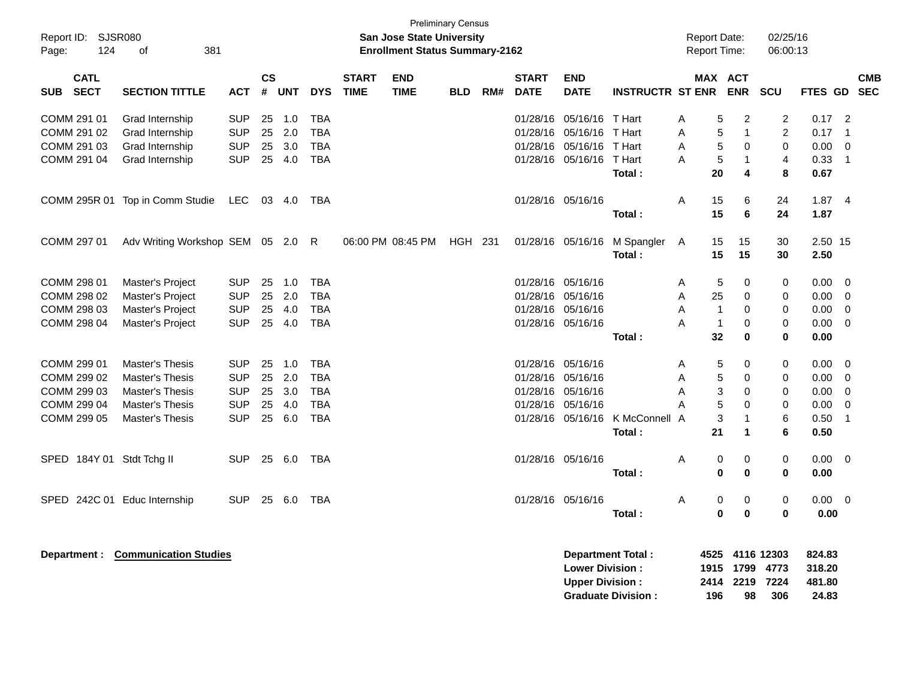Preliminary Census

**San Jose State University**

**Enrollment Status Summary-2162**

Report ID: SJSR080

Report Date: 02/25/16

Report Time: 06:00:13

| SUB | CATL SECT | SECTION TITTLE | ACT | CS # | UNT | DYS | START TIME | END TIME | BLD | RM# | START DATE | END DATE | INSTRUCTR | ST | MAX ENR | ACT ENR | SCU | FTES | GD | CMB SEC |
|---|---|---|---|---|---|---|---|---|---|---|---|---|---|---|---|---|---|---|---|---|
| COMM | 291 01 | Grad Internship | SUP | 25 | 1.0 | TBA | | | | | 01/28/16 | 05/16/16 | T Hart | A | 5 | 2 | 2 | 0.17 | 2 | |
| COMM | 291 02 | Grad Internship | SUP | 25 | 2.0 | TBA | | | | | 01/28/16 | 05/16/16 | T Hart | A | 5 | 1 | 2 | 0.17 | 1 | |
| COMM | 291 03 | Grad Internship | SUP | 25 | 3.0 | TBA | | | | | 01/28/16 | 05/16/16 | T Hart | A | 5 | 0 | 0 | 0.00 | 0 | |
| COMM | 291 04 | Grad Internship | SUP | 25 | 4.0 | TBA | | | | | 01/28/16 | 05/16/16 | T Hart | A | 5 | 1 | 4 | 0.33 | 1 | |
| | | | | | | | | | | | | | **Total :** | | **20** | **4** | **8** | **0.67** | | |
| COMM | 295R 01 | Top in Comm Studie | LEC | 03 | 4.0 | TBA | | | | | 01/28/16 | 05/16/16 | | A | 15 | 6 | 24 | 1.87 | 4 | |
| | | | | | | | | | | | | | **Total :** | | **15** | **6** | **24** | **1.87** | | |
| COMM | 297 01 | Adv Writing Workshop | SEM | 05 | 2.0 | R | 06:00 PM | 08:45 PM | HGH | 231 | 01/28/16 | 05/16/16 | M Spangler | A | 15 | 15 | 30 | 2.50 | 15 | |
| | | | | | | | | | | | | | **Total :** | | **15** | **15** | **30** | **2.50** | | |
| COMM | 298 01 | Master's Project | SUP | 25 | 1.0 | TBA | | | | | 01/28/16 | 05/16/16 | | A | 5 | 0 | 0 | 0.00 | 0 | |
| COMM | 298 02 | Master's Project | SUP | 25 | 2.0 | TBA | | | | | 01/28/16 | 05/16/16 | | A | 25 | 0 | 0 | 0.00 | 0 | |
| COMM | 298 03 | Master's Project | SUP | 25 | 4.0 | TBA | | | | | 01/28/16 | 05/16/16 | | A | 1 | 0 | 0 | 0.00 | 0 | |
| COMM | 298 04 | Master's Project | SUP | 25 | 4.0 | TBA | | | | | 01/28/16 | 05/16/16 | | A | 1 | 0 | 0 | 0.00 | 0 | |
| | | | | | | | | | | | | | **Total :** | | **32** | **0** | **0** | **0.00** | | |
| COMM | 299 01 | Master's Thesis | SUP | 25 | 1.0 | TBA | | | | | 01/28/16 | 05/16/16 | | A | 5 | 0 | 0 | 0.00 | 0 | |
| COMM | 299 02 | Master's Thesis | SUP | 25 | 2.0 | TBA | | | | | 01/28/16 | 05/16/16 | | A | 5 | 0 | 0 | 0.00 | 0 | |
| COMM | 299 03 | Master's Thesis | SUP | 25 | 3.0 | TBA | | | | | 01/28/16 | 05/16/16 | | A | 3 | 0 | 0 | 0.00 | 0 | |
| COMM | 299 04 | Master's Thesis | SUP | 25 | 4.0 | TBA | | | | | 01/28/16 | 05/16/16 | | A | 5 | 0 | 0 | 0.00 | 0 | |
| COMM | 299 05 | Master's Thesis | SUP | 25 | 6.0 | TBA | | | | | 01/28/16 | 05/16/16 | K McConnell | A | 3 | 1 | 6 | 0.50 | 1 | |
| | | | | | | | | | | | | | **Total :** | | **21** | **1** | **6** | **0.50** | | |
| SPED | 184Y 01 | Stdt Tchg II | SUP | 25 | 6.0 | TBA | | | | | 01/28/16 | 05/16/16 | | A | 0 | 0 | 0 | 0.00 | 0 | |
| | | | | | | | | | | | | | **Total :** | | **0** | **0** | **0** | **0.00** | | |
| SPED | 242C 01 | Educ Internship | SUP | 25 | 6.0 | TBA | | | | | 01/28/16 | 05/16/16 | | A | 0 | 0 | 0 | 0.00 | 0 | |
| | | | | | | | | | | | | | **Total :** | | **0** | **0** | **0** | **0.00** | | |

**Department : Communication Studies**

| | MAX ENR | ACT ENR | SCU | FTES |
|---|---|---|---|---|
| **Department Total :** | **4525** | **4116** | **12303** | **824.83** |
| **Lower Division :** | **1915** | **1799** | **4773** | **318.20** |
| **Upper Division :** | **2414** | **2219** | **7224** | **481.80** |
| **Graduate Division :** | **196** | **98** | **306** | **24.83** |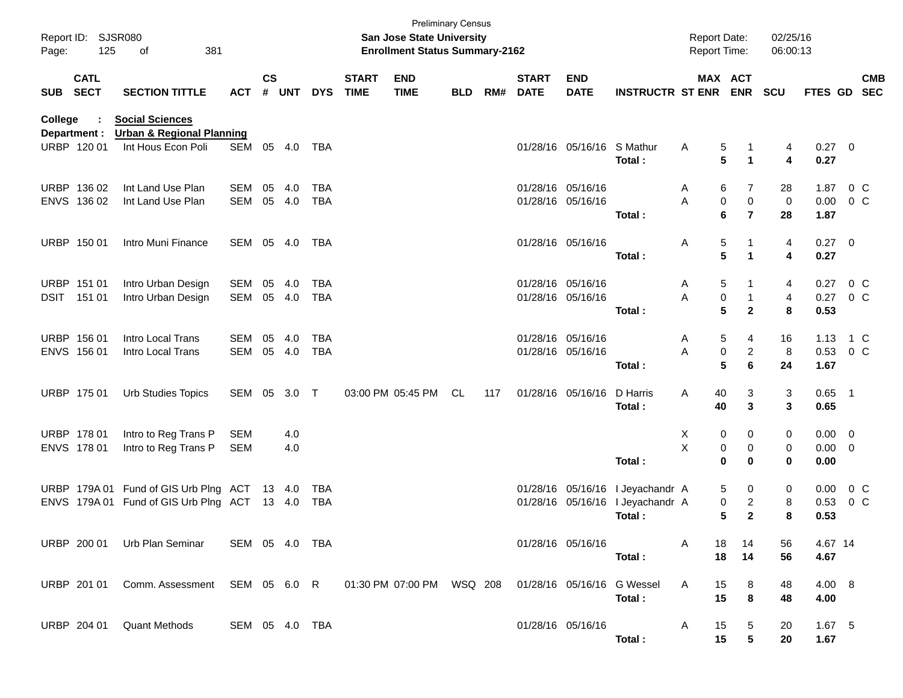Preliminary Census

**San Jose State University**

**Enrollment Status Summary-2162**

Report ID: SJSR080 | Report Date: 02/25/16 | Report Time: 06:00:13

**College : Social Sciences**

**Department : Urban & Regional Planning**

| SUB | CATL SECT | SECTION TITTLE | ACT | CS # | UNT | DYS | START TIME | END TIME | BLD | RM# | START DATE | END DATE | INSTRUCTR | ST | MAX ENR | ACT ENR | SCU | FTES | GD | CMB SEC |
|---|---|---|---|---|---|---|---|---|---|---|---|---|---|---|---|---|---|---|---|---|
| URBP | 120 01 | Int Hous Econ Poli | SEM | 05 | 4.0 | TBA | | | | | 01/28/16 | 05/16/16 | S Mathur | A | 5 | 1 | 4 | 0.27 | 0 | |
| | | | | | | | | | | | | | **Total :** | | **5** | **1** | **4** | **0.27** | | |
| URBP | 136 02 | Int Land Use Plan | SEM | 05 | 4.0 | TBA | | | | | 01/28/16 | 05/16/16 | | A | 6 | 7 | 28 | 1.87 | 0 | C |
| ENVS | 136 02 | Int Land Use Plan | SEM | 05 | 4.0 | TBA | | | | | 01/28/16 | 05/16/16 | | A | 0 | 0 | 0 | 0.00 | 0 | C |
| | | | | | | | | | | | | | **Total :** | | **6** | **7** | **28** | **1.87** | | |
| URBP | 150 01 | Intro Muni Finance | SEM | 05 | 4.0 | TBA | | | | | 01/28/16 | 05/16/16 | | A | 5 | 1 | 4 | 0.27 | 0 | |
| | | | | | | | | | | | | | **Total :** | | **5** | **1** | **4** | **0.27** | | |
| URBP | 151 01 | Intro Urban Design | SEM | 05 | 4.0 | TBA | | | | | 01/28/16 | 05/16/16 | | A | 5 | 1 | 4 | 0.27 | 0 | C |
| DSIT | 151 01 | Intro Urban Design | SEM | 05 | 4.0 | TBA | | | | | 01/28/16 | 05/16/16 | | A | 0 | 1 | 4 | 0.27 | 0 | C |
| | | | | | | | | | | | | | **Total :** | | **5** | **2** | **8** | **0.53** | | |
| URBP | 156 01 | Intro Local Trans | SEM | 05 | 4.0 | TBA | | | | | 01/28/16 | 05/16/16 | | A | 5 | 4 | 16 | 1.13 | 1 | C |
| ENVS | 156 01 | Intro Local Trans | SEM | 05 | 4.0 | TBA | | | | | 01/28/16 | 05/16/16 | | A | 0 | 2 | 8 | 0.53 | 0 | C |
| | | | | | | | | | | | | | **Total :** | | **5** | **6** | **24** | **1.67** | | |
| URBP | 175 01 | Urb Studies Topics | SEM | 05 | 3.0 | T | 03:00 PM | 05:45 PM | CL | 117 | 01/28/16 | 05/16/16 | D Harris | A | 40 | 3 | 3 | 0.65 | 1 | |
| | | | | | | | | | | | | | **Total :** | | **40** | **3** | **3** | **0.65** | | |
| URBP | 178 01 | Intro to Reg Trans P | SEM | | 4.0 | | | | | | | | | X | 0 | 0 | 0 | 0.00 | 0 | |
| ENVS | 178 01 | Intro to Reg Trans P | SEM | | 4.0 | | | | | | | | | X | 0 | 0 | 0 | 0.00 | 0 | |
| | | | | | | | | | | | | | **Total :** | | **0** | **0** | **0** | **0.00** | | |
| URBP | 179A 01 | Fund of GIS Urb Plng | ACT | 13 | 4.0 | TBA | | | | | 01/28/16 | 05/16/16 | I Jeyachandr | A | 5 | 0 | 0 | 0.00 | 0 | C |
| ENVS | 179A 01 | Fund of GIS Urb Plng | ACT | 13 | 4.0 | TBA | | | | | 01/28/16 | 05/16/16 | I Jeyachandr | A | 0 | 2 | 8 | 0.53 | 0 | C |
| | | | | | | | | | | | | | **Total :** | | **5** | **2** | **8** | **0.53** | | |
| URBP | 200 01 | Urb Plan Seminar | SEM | 05 | 4.0 | TBA | | | | | 01/28/16 | 05/16/16 | | A | 18 | 14 | 56 | 4.67 | 14 | |
| | | | | | | | | | | | | | **Total :** | | **18** | **14** | **56** | **4.67** | | |
| URBP | 201 01 | Comm. Assessment | SEM | 05 | 6.0 | R | 01:30 PM | 07:00 PM | WSQ | 208 | 01/28/16 | 05/16/16 | G Wessel | A | 15 | 8 | 48 | 4.00 | 8 | |
| | | | | | | | | | | | | | **Total :** | | **15** | **8** | **48** | **4.00** | | |
| URBP | 204 01 | Quant Methods | SEM | 05 | 4.0 | TBA | | | | | 01/28/16 | 05/16/16 | | A | 15 | 5 | 20 | 1.67 | 5 | |
| | | | | | | | | | | | | | **Total :** | | **15** | **5** | **20** | **1.67** | | |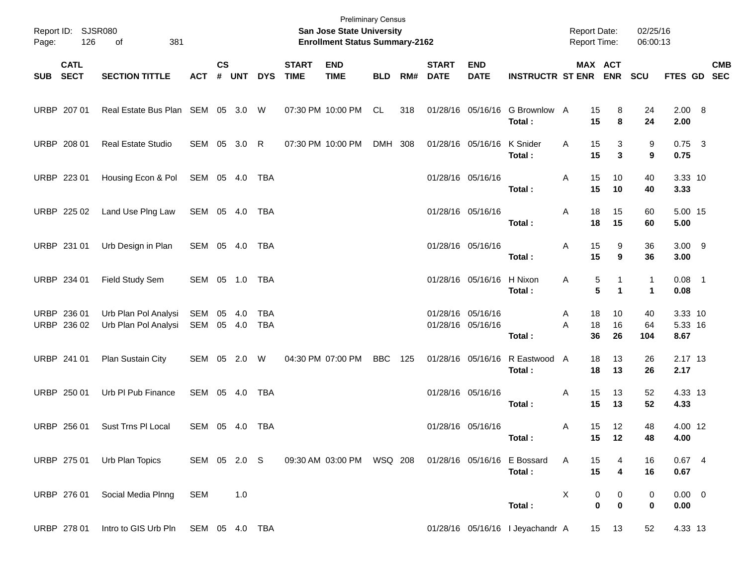Preliminary Census
**San Jose State University**
**Enrollment Status Summary-2162**

Report ID: SJSR080
Report Date: 02/25/16
Report Time: 06:00:13

| SUB | CATL SECT | SECTION TITTLE | ACT | CS # | UNT | DYS | START TIME | END TIME | BLD | RM# | START DATE | END DATE | INSTRUCTR | ST | MAX ENR | ACT ENR | SCU | FTES | GD | CMB SEC |
|---|---|---|---|---|---|---|---|---|---|---|---|---|---|---|---|---|---|---|---|---|
| URBP | 207 01 | Real Estate Bus Plan | SEM | 05 | 3.0 | W | 07:30 PM | 10:00 PM | CL | 318 | 01/28/16 | 05/16/16 | G Brownlow | A | 15 | 8 | 24 | 2.00 | 8 | |
| | | | | | | | | | | | | | **Total :** | | **15** | **8** | **24** | **2.00** | | |
| URBP | 208 01 | Real Estate Studio | SEM | 05 | 3.0 | R | 07:30 PM | 10:00 PM | DMH | 308 | 01/28/16 | 05/16/16 | K Snider | A | 15 | 3 | 9 | 0.75 | 3 | |
| | | | | | | | | | | | | | **Total :** | | **15** | **3** | **9** | **0.75** | | |
| URBP | 223 01 | Housing Econ & Pol | SEM | 05 | 4.0 | TBA | | | | | 01/28/16 | 05/16/16 | | A | 15 | 10 | 40 | 3.33 | 10 | |
| | | | | | | | | | | | | | **Total :** | | **15** | **10** | **40** | **3.33** | | |
| URBP | 225 02 | Land Use Plng Law | SEM | 05 | 4.0 | TBA | | | | | 01/28/16 | 05/16/16 | | A | 18 | 15 | 60 | 5.00 | 15 | |
| | | | | | | | | | | | | | **Total :** | | **18** | **15** | **60** | **5.00** | | |
| URBP | 231 01 | Urb Design in Plan | SEM | 05 | 4.0 | TBA | | | | | 01/28/16 | 05/16/16 | | A | 15 | 9 | 36 | 3.00 | 9 | |
| | | | | | | | | | | | | | **Total :** | | **15** | **9** | **36** | **3.00** | | |
| URBP | 234 01 | Field Study Sem | SEM | 05 | 1.0 | TBA | | | | | 01/28/16 | 05/16/16 | H Nixon | A | 5 | 1 | 1 | 0.08 | 1 | |
| | | | | | | | | | | | | | **Total :** | | **5** | **1** | **1** | **0.08** | | |
| URBP | 236 01 | Urb Plan Pol Analysi | SEM | 05 | 4.0 | TBA | | | | | 01/28/16 | 05/16/16 | | A | 18 | 10 | 40 | 3.33 | 10 | |
| URBP | 236 02 | Urb Plan Pol Analysi | SEM | 05 | 4.0 | TBA | | | | | 01/28/16 | 05/16/16 | | A | 18 | 16 | 64 | 5.33 | 16 | |
| | | | | | | | | | | | | | **Total :** | | **36** | **26** | **104** | **8.67** | | |
| URBP | 241 01 | Plan Sustain City | SEM | 05 | 2.0 | W | 04:30 PM | 07:00 PM | BBC | 125 | 01/28/16 | 05/16/16 | R Eastwood | A | 18 | 13 | 26 | 2.17 | 13 | |
| | | | | | | | | | | | | | **Total :** | | **18** | **13** | **26** | **2.17** | | |
| URBP | 250 01 | Urb Pl Pub Finance | SEM | 05 | 4.0 | TBA | | | | | 01/28/16 | 05/16/16 | | A | 15 | 13 | 52 | 4.33 | 13 | |
| | | | | | | | | | | | | | **Total :** | | **15** | **13** | **52** | **4.33** | | |
| URBP | 256 01 | Sust Trns Pl Local | SEM | 05 | 4.0 | TBA | | | | | 01/28/16 | 05/16/16 | | A | 15 | 12 | 48 | 4.00 | 12 | |
| | | | | | | | | | | | | | **Total :** | | **15** | **12** | **48** | **4.00** | | |
| URBP | 275 01 | Urb Plan Topics | SEM | 05 | 2.0 | S | 09:30 AM | 03:00 PM | WSQ | 208 | 01/28/16 | 05/16/16 | E Bossard | A | 15 | 4 | 16 | 0.67 | 4 | |
| | | | | | | | | | | | | | **Total :** | | **15** | **4** | **16** | **0.67** | | |
| URBP | 276 01 | Social Media Plnng | SEM | | 1.0 | | | | | | | | | X | 0 | 0 | 0 | 0.00 | 0 | |
| | | | | | | | | | | | | | **Total :** | | **0** | **0** | **0** | **0.00** | | |
| URBP | 278 01 | Intro to GIS Urb Pln | SEM | 05 | 4.0 | TBA | | | | | 01/28/16 | 05/16/16 | I Jeyachandr | A | 15 | 13 | 52 | 4.33 | 13 | |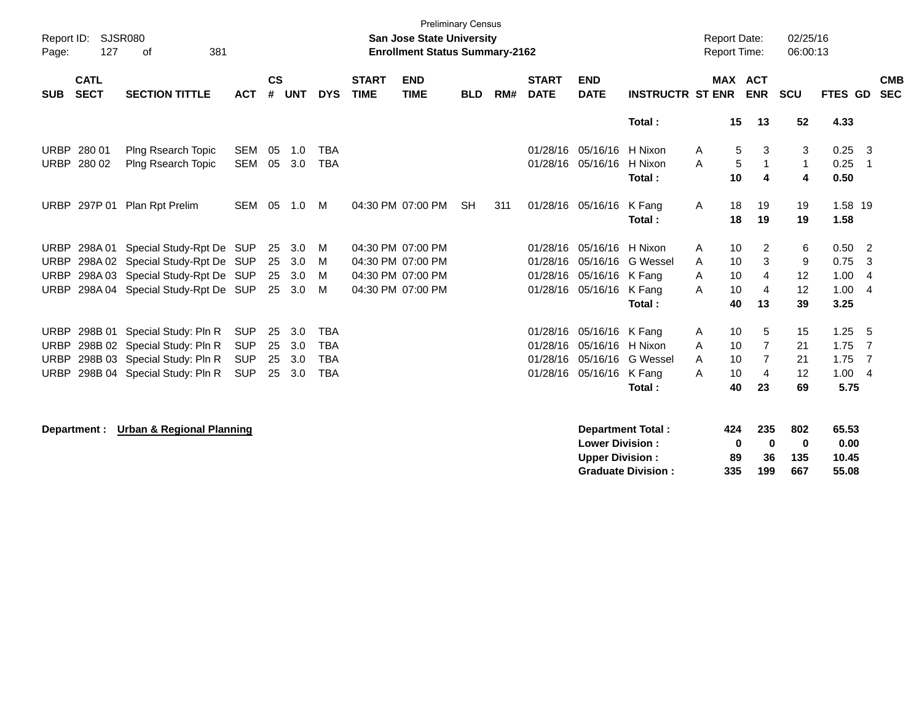Preliminary Census

**San Jose State University**
**Enrollment Status Summary-2162**

Report ID: SJSR080
Page: 127 of 381

Report Date: 02/25/16
Report Time: 06:00:13

| SUB | CATL SECT | SECTION TITTLE | ACT | CS # | UNT | DYS | START TIME | END TIME | BLD | RM# | START DATE | END DATE | INSTRUCTR | ST | MAX ENR | ACT ENR | SCU | FTES | GD | CMB SEC |
|---|---|---|---|---|---|---|---|---|---|---|---|---|---|---|---|---|---|---|---|---|
| | | | | | | | | | | | | | **Total :** | | **15** | **13** | **52** | **4.33** | | |
| URBP | 280 01 | Plng Rsearch Topic | SEM | 05 | 1.0 | TBA | | | | | 01/28/16 | 05/16/16 | H Nixon | A | 5 | 3 | 3 | 0.25 | 3 | |
| URBP | 280 02 | Plng Rsearch Topic | SEM | 05 | 3.0 | TBA | | | | | 01/28/16 | 05/16/16 | H Nixon | A | 5 | 1 | 1 | 0.25 | 1 | |
| | | | | | | | | | | | | | **Total :** | | **10** | **4** | **4** | **0.50** | | |
| URBP | 297P 01 | Plan Rpt Prelim | SEM | 05 | 1.0 | M | 04:30 PM | 07:00 PM | SH | 311 | 01/28/16 | 05/16/16 | K Fang | A | 18 | 19 | 19 | 1.58 | 19 | |
| | | | | | | | | | | | | | **Total :** | | **18** | **19** | **19** | **1.58** | | |
| URBP | 298A 01 | Special Study-Rpt De | SUP | 25 | 3.0 | M | 04:30 PM | 07:00 PM | | | 01/28/16 | 05/16/16 | H Nixon | A | 10 | 2 | 6 | 0.50 | 2 | |
| URBP | 298A 02 | Special Study-Rpt De | SUP | 25 | 3.0 | M | 04:30 PM | 07:00 PM | | | 01/28/16 | 05/16/16 | G Wessel | A | 10 | 3 | 9 | 0.75 | 3 | |
| URBP | 298A 03 | Special Study-Rpt De | SUP | 25 | 3.0 | M | 04:30 PM | 07:00 PM | | | 01/28/16 | 05/16/16 | K Fang | A | 10 | 4 | 12 | 1.00 | 4 | |
| URBP | 298A 04 | Special Study-Rpt De | SUP | 25 | 3.0 | M | 04:30 PM | 07:00 PM | | | 01/28/16 | 05/16/16 | K Fang | A | 10 | 4 | 12 | 1.00 | 4 | |
| | | | | | | | | | | | | | **Total :** | | **40** | **13** | **39** | **3.25** | | |
| URBP | 298B 01 | Special Study: Pln R | SUP | 25 | 3.0 | TBA | | | | | 01/28/16 | 05/16/16 | K Fang | A | 10 | 5 | 15 | 1.25 | 5 | |
| URBP | 298B 02 | Special Study: Pln R | SUP | 25 | 3.0 | TBA | | | | | 01/28/16 | 05/16/16 | H Nixon | A | 10 | 7 | 21 | 1.75 | 7 | |
| URBP | 298B 03 | Special Study: Pln R | SUP | 25 | 3.0 | TBA | | | | | 01/28/16 | 05/16/16 | G Wessel | A | 10 | 7 | 21 | 1.75 | 7 | |
| URBP | 298B 04 | Special Study: Pln R | SUP | 25 | 3.0 | TBA | | | | | 01/28/16 | 05/16/16 | K Fang | A | 10 | 4 | 12 | 1.00 | 4 | |
| | | | | | | | | | | | | | **Total :** | | **40** | **23** | **69** | **5.75** | | |

**Department : Urban & Regional Planning**

| | MAX ENR | ACT ENR | SCU | FTES |
|---|---|---|---|---|
| **Department Total :** | **424** | **235** | **802** | **65.53** |
| **Lower Division :** | **0** | **0** | **0** | **0.00** |
| **Upper Division :** | **89** | **36** | **135** | **10.45** |
| **Graduate Division :** | **335** | **199** | **667** | **55.08** |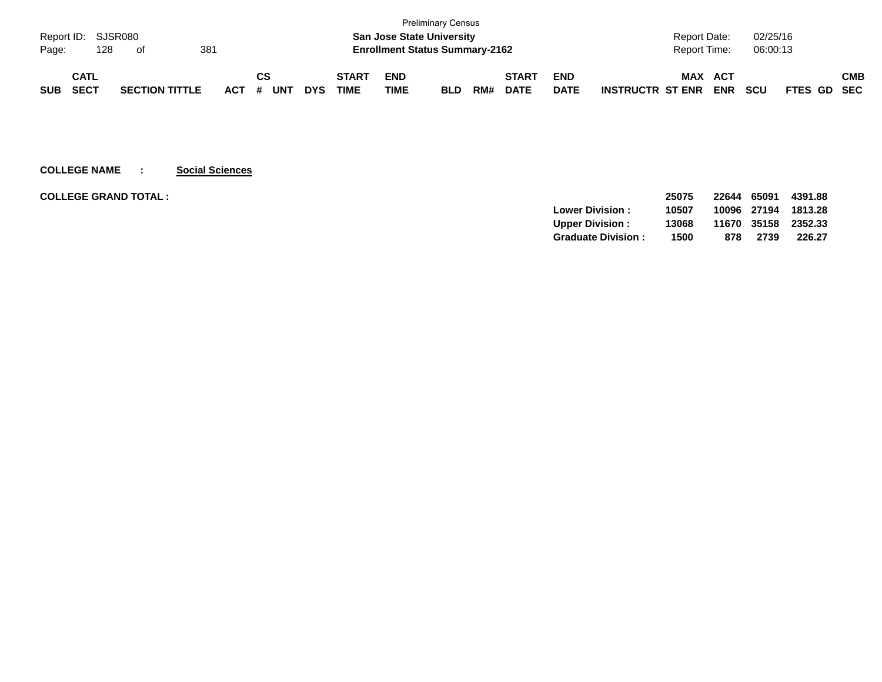Preliminary Census

Report ID: SJSR080

**San Jose State University**

**Enrollment Status Summary-2162**

Report Date: 02/25/16

Report Time: 06:00:13

| SUB | CATL SECT | SECTION TITTLE | ACT | CS # | UNT | DYS | START TIME | END TIME | BLD | RM# | START DATE | END DATE | INSTRUCTR | MAX ST ENR | ACT ENR | SCU | FTES | GD | CMB SEC |
|---|---|---|---|---|---|---|---|---|---|---|---|---|---|---|---|---|---|---|---|

**COLLEGE NAME :** **Social Sciences**

**COLLEGE GRAND TOTAL :**

| | MAX ST ENR | ACT ENR | SCU | FTES |
|---|---|---|---|---|
| | **25075** | **22644** | **65091** | **4391.88** |
| **Lower Division :** | **10507** | **10096** | **27194** | **1813.28** |
| **Upper Division :** | **13068** | **11670** | **35158** | **2352.33** |
| **Graduate Division :** | **1500** | **878** | **2739** | **226.27** |